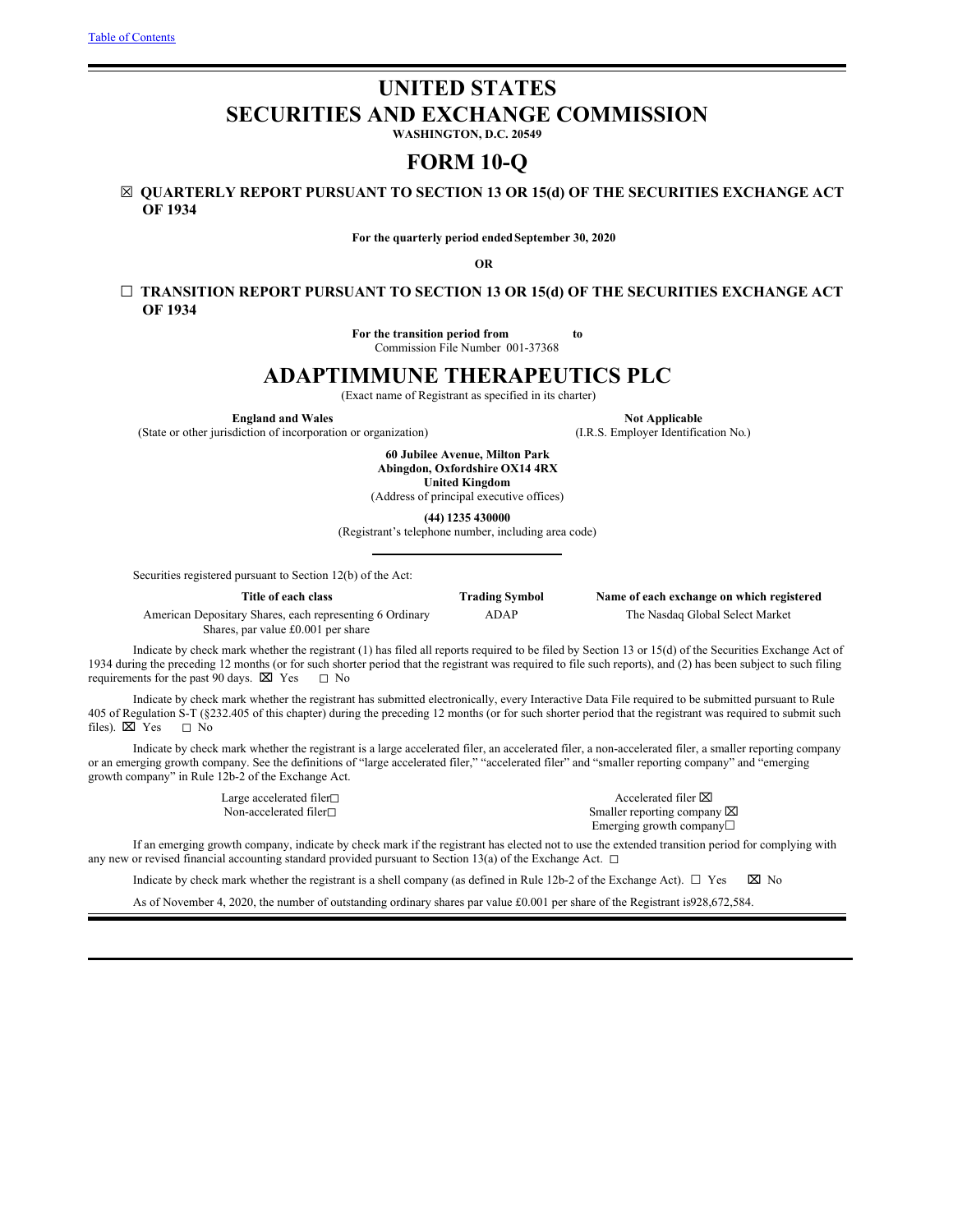Table of Contents

# UNITED STATES
# SECURITIES AND EXCHANGE COMMISSION

**WASHINGTON, D.C. 20549**

# FORM 10-Q

☒ **QUARTERLY REPORT PURSUANT TO SECTION 13 OR 15(d) OF THE SECURITIES EXCHANGE ACT OF 1934**

**For the quarterly period ended September 30, 2020**

**OR**

☐ **TRANSITION REPORT PURSUANT TO SECTION 13 OR 15(d) OF THE SECURITIES EXCHANGE ACT OF 1934**

**For the transition period from to**

Commission File Number 001-37368

# ADAPTIMMUNE THERAPEUTICS PLC

(Exact name of Registrant as specified in its charter)

| **England and Wales** | **Not Applicable** |
|---|---|
| (State or other jurisdiction of incorporation or organization) | (I.R.S. Employer Identification No.) |

**60 Jubilee Avenue, Milton Park**
**Abingdon, Oxfordshire OX14 4RX**
**United Kingdom**
(Address of principal executive offices)

**(44) 1235 430000**
(Registrant's telephone number, including area code)

Securities registered pursuant to Section 12(b) of the Act:

| Title of each class | Trading Symbol | Name of each exchange on which registered |
|---|---|---|
| American Depositary Shares, each representing 6 Ordinary Shares, par value £0.001 per share | ADAP | The Nasdaq Global Select Market |

Indicate by check mark whether the registrant (1) has filed all reports required to be filed by Section 13 or 15(d) of the Securities Exchange Act of 1934 during the preceding 12 months (or for such shorter period that the registrant was required to file such reports), and (2) has been subject to such filing requirements for the past 90 days. ☒ Yes ☐ No

Indicate by check mark whether the registrant has submitted electronically, every Interactive Data File required to be submitted pursuant to Rule 405 of Regulation S-T (§232.405 of this chapter) during the preceding 12 months (or for such shorter period that the registrant was required to submit such files). ☒ Yes ☐ No

Indicate by check mark whether the registrant is a large accelerated filer, an accelerated filer, a non-accelerated filer, a smaller reporting company or an emerging growth company. See the definitions of "large accelerated filer," "accelerated filer" and "smaller reporting company" and "emerging growth company" in Rule 12b-2 of the Exchange Act.

| | |
|---|---|
| Large accelerated filer☐ | Accelerated filer ☒ |
| Non-accelerated filer☐ | Smaller reporting company ☒ |
| | Emerging growth company☐ |

If an emerging growth company, indicate by check mark if the registrant has elected not to use the extended transition period for complying with any new or revised financial accounting standard provided pursuant to Section 13(a) of the Exchange Act. ☐

Indicate by check mark whether the registrant is a shell company (as defined in Rule 12b-2 of the Exchange Act). ☐ Yes ☒ No

As of November 4, 2020, the number of outstanding ordinary shares par value £0.001 per share of the Registrant is928,672,584.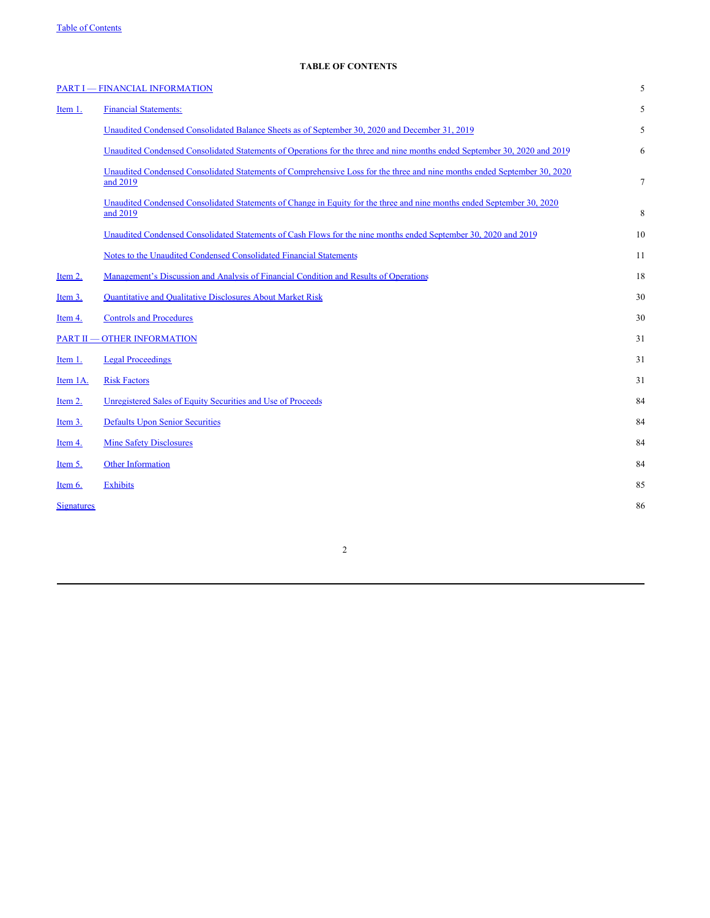**TABLE OF CONTENTS**

| | | |
|---|---|---|
| PART I — FINANCIAL INFORMATION | | 5 |
| Item 1. | Financial Statements: | 5 |
| | Unaudited Condensed Consolidated Balance Sheets as of September 30, 2020 and December 31, 2019 | 5 |
| | Unaudited Condensed Consolidated Statements of Operations for the three and nine months ended September 30, 2020 and 2019 | 6 |
| | Unaudited Condensed Consolidated Statements of Comprehensive Loss for the three and nine months ended September 30, 2020 and 2019 | 7 |
| | Unaudited Condensed Consolidated Statements of Change in Equity for the three and nine months ended September 30, 2020 and 2019 | 8 |
| | Unaudited Condensed Consolidated Statements of Cash Flows for the nine months ended September 30, 2020 and 2019 | 10 |
| | Notes to the Unaudited Condensed Consolidated Financial Statements | 11 |
| Item 2. | Management's Discussion and Analysis of Financial Condition and Results of Operations | 18 |
| Item 3. | Quantitative and Qualitative Disclosures About Market Risk | 30 |
| Item 4. | Controls and Procedures | 30 |
| PART II — OTHER INFORMATION | | 31 |
| Item 1. | Legal Proceedings | 31 |
| Item 1A. | Risk Factors | 31 |
| Item 2. | Unregistered Sales of Equity Securities and Use of Proceeds | 84 |
| Item 3. | Defaults Upon Senior Securities | 84 |
| Item 4. | Mine Safety Disclosures | 84 |
| Item 5. | Other Information | 84 |
| Item 6. | Exhibits | 85 |
| Signatures | | 86 |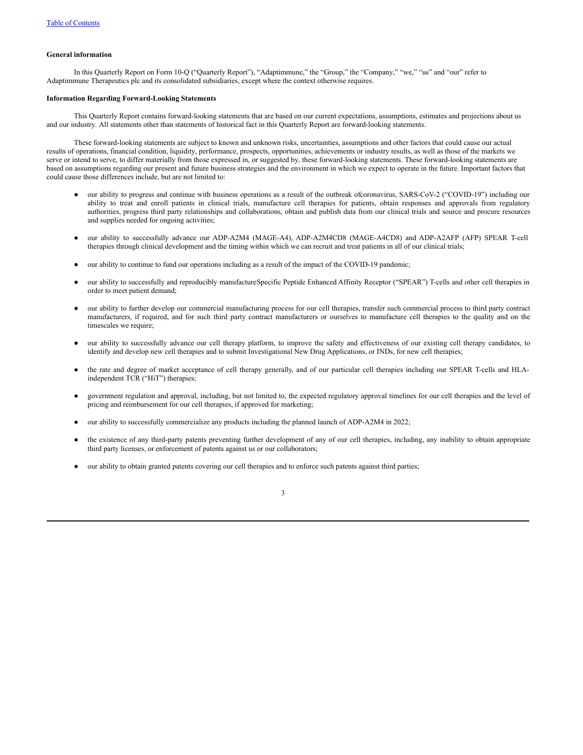### General information

In this Quarterly Report on Form 10-Q ("Quarterly Report"), "Adaptimmune," the "Group," the "Company," "we," "us" and "our" refer to Adaptimmune Therapeutics plc and its consolidated subsidiaries, except where the context otherwise requires.

### Information Regarding Forward-Looking Statements

This Quarterly Report contains forward-looking statements that are based on our current expectations, assumptions, estimates and projections about us and our industry. All statements other than statements of historical fact in this Quarterly Report are forward-looking statements.

These forward-looking statements are subject to known and unknown risks, uncertainties, assumptions and other factors that could cause our actual results of operations, financial condition, liquidity, performance, prospects, opportunities, achievements or industry results, as well as those of the markets we serve or intend to serve, to differ materially from those expressed in, or suggested by, these forward-looking statements. These forward-looking statements are based on assumptions regarding our present and future business strategies and the environment in which we expect to operate in the future. Important factors that could cause those differences include, but are not limited to:

- our ability to progress and continue with business operations as a result of the outbreak ofcoronavirus, SARS-CoV-2 ("COVID-19") including our ability to treat and enroll patients in clinical trials, manufacture cell therapies for patients, obtain responses and approvals from regulatory authorities, progress third party relationships and collaborations, obtain and publish data from our clinical trials and source and procure resources and supplies needed for ongoing activities;

- our ability to successfully advance our ADP-A2M4 (MAGE-A4), ADP-A2M4CD8 (MAGE-A4CD8) and ADP-A2AFP (AFP) SPEAR T-cell therapies through clinical development and the timing within which we can recruit and treat patients in all of our clinical trials;

- our ability to continue to fund our operations including as a result of the impact of the COVID-19 pandemic;

- our ability to successfully and reproducibly manufactureSpecific Peptide Enhanced Affinity Receptor ("SPEAR") T-cells and other cell therapies in order to meet patient demand;

- our ability to further develop our commercial manufacturing process for our cell therapies, transfer such commercial process to third party contract manufacturers, if required, and for such third party contract manufacturers or ourselves to manufacture cell therapies to the quality and on the timescales we require;

- our ability to successfully advance our cell therapy platform, to improve the safety and effectiveness of our existing cell therapy candidates, to identify and develop new cell therapies and to submit Investigational New Drug Applications, or INDs, for new cell therapies;

- the rate and degree of market acceptance of cell therapy generally, and of our particular cell therapies including our SPEAR T-cells and HLA-independent TCR ("HiT") therapies;

- government regulation and approval, including, but not limited to, the expected regulatory approval timelines for our cell therapies and the level of pricing and reimbursement for our cell therapies, if approved for marketing;

- our ability to successfully commercialize any products including the planned launch of ADP-A2M4 in 2022;

- the existence of any third-party patents preventing further development of any of our cell therapies, including, any inability to obtain appropriate third party licenses, or enforcement of patents against us or our collaborators;

- our ability to obtain granted patents covering our cell therapies and to enforce such patents against third parties;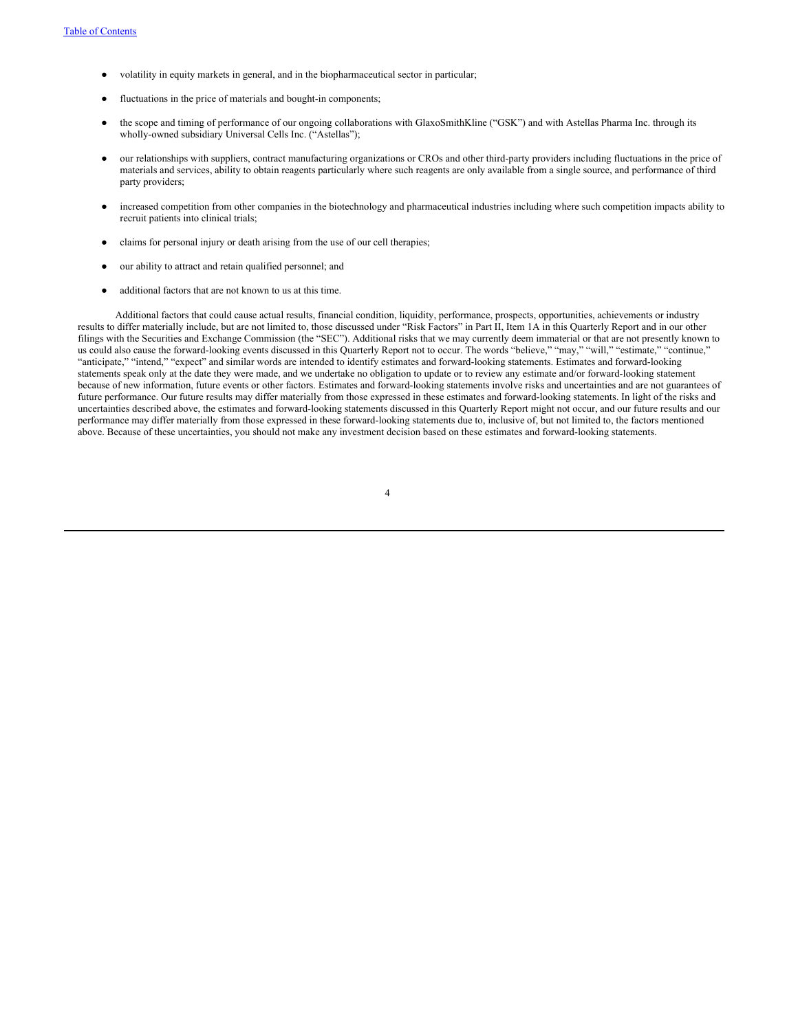- volatility in equity markets in general, and in the biopharmaceutical sector in particular;
- fluctuations in the price of materials and bought-in components;
- the scope and timing of performance of our ongoing collaborations with GlaxoSmithKline ("GSK") and with Astellas Pharma Inc. through its wholly-owned subsidiary Universal Cells Inc. ("Astellas");
- our relationships with suppliers, contract manufacturing organizations or CROs and other third-party providers including fluctuations in the price of materials and services, ability to obtain reagents particularly where such reagents are only available from a single source, and performance of third party providers;
- increased competition from other companies in the biotechnology and pharmaceutical industries including where such competition impacts ability to recruit patients into clinical trials;
- claims for personal injury or death arising from the use of our cell therapies;
- our ability to attract and retain qualified personnel; and
- additional factors that are not known to us at this time.

Additional factors that could cause actual results, financial condition, liquidity, performance, prospects, opportunities, achievements or industry results to differ materially include, but are not limited to, those discussed under "Risk Factors" in Part II, Item 1A in this Quarterly Report and in our other filings with the Securities and Exchange Commission (the "SEC"). Additional risks that we may currently deem immaterial or that are not presently known to us could also cause the forward-looking events discussed in this Quarterly Report not to occur. The words "believe," "may," "will," "estimate," "continue," "anticipate," "intend," "expect" and similar words are intended to identify estimates and forward-looking statements. Estimates and forward-looking statements speak only at the date they were made, and we undertake no obligation to update or to review any estimate and/or forward-looking statement because of new information, future events or other factors. Estimates and forward-looking statements involve risks and uncertainties and are not guarantees of future performance. Our future results may differ materially from those expressed in these estimates and forward-looking statements. In light of the risks and uncertainties described above, the estimates and forward-looking statements discussed in this Quarterly Report might not occur, and our future results and our performance may differ materially from those expressed in these forward-looking statements due to, inclusive of, but not limited to, the factors mentioned above. Because of these uncertainties, you should not make any investment decision based on these estimates and forward-looking statements.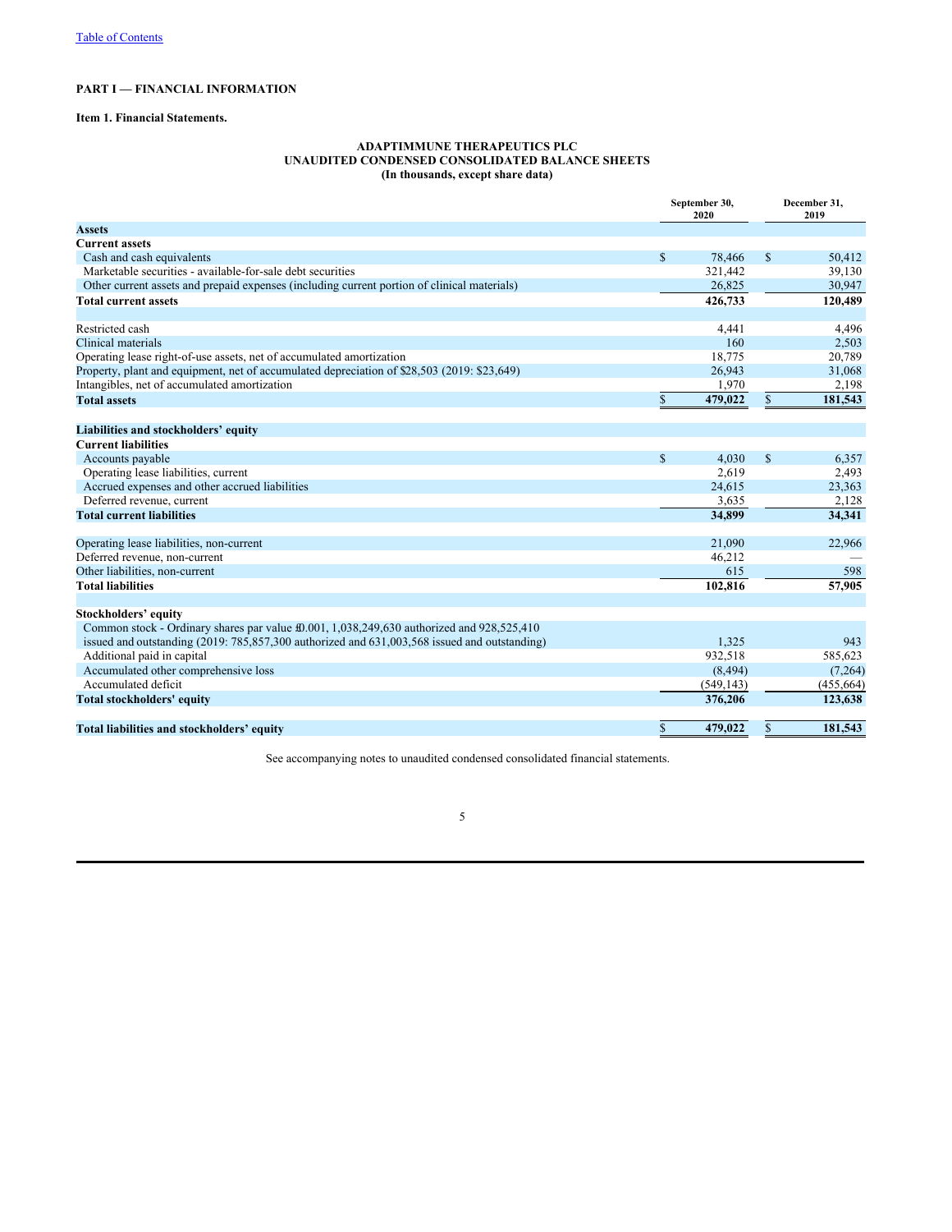Table of Contents

## PART I — FINANCIAL INFORMATION

### Item 1. Financial Statements.

**ADAPTIMMUNE THERAPEUTICS PLC**
**UNAUDITED CONDENSED CONSOLIDATED BALANCE SHEETS**
**(In thousands, except share data)**

| | September 30, 2020 | December 31, 2019 |
|---|---|---|
| **Assets** | | |
| **Current assets** | | |
| Cash and cash equivalents | $ 78,466 | $ 50,412 |
| Marketable securities - available-for-sale debt securities | 321,442 | 39,130 |
| Other current assets and prepaid expenses (including current portion of clinical materials) | 26,825 | 30,947 |
| **Total current assets** | **426,733** | **120,489** |
| | | |
| Restricted cash | 4,441 | 4,496 |
| Clinical materials | 160 | 2,503 |
| Operating lease right-of-use assets, net of accumulated amortization | 18,775 | 20,789 |
| Property, plant and equipment, net of accumulated depreciation of $28,503 (2019: $23,649) | 26,943 | 31,068 |
| Intangibles, net of accumulated amortization | 1,970 | 2,198 |
| **Total assets** | **$ 479,022** | **$ 181,543** |
| | | |
| **Liabilities and stockholders' equity** | | |
| **Current liabilities** | | |
| Accounts payable | $ 4,030 | $ 6,357 |
| Operating lease liabilities, current | 2,619 | 2,493 |
| Accrued expenses and other accrued liabilities | 24,615 | 23,363 |
| Deferred revenue, current | 3,635 | 2,128 |
| **Total current liabilities** | **34,899** | **34,341** |
| | | |
| Operating lease liabilities, non-current | 21,090 | 22,966 |
| Deferred revenue, non-current | 46,212 | — |
| Other liabilities, non-current | 615 | 598 |
| **Total liabilities** | **102,816** | **57,905** |
| | | |
| **Stockholders' equity** | | |
| Common stock - Ordinary shares par value £0.001, 1,038,249,630 authorized and 928,525,410 issued and outstanding (2019: 785,857,300 authorized and 631,003,568 issued and outstanding) | 1,325 | 943 |
| Additional paid in capital | 932,518 | 585,623 |
| Accumulated other comprehensive loss | (8,494) | (7,264) |
| Accumulated deficit | (549,143) | (455,664) |
| **Total stockholders' equity** | **376,206** | **123,638** |
| | | |
| **Total liabilities and stockholders' equity** | **$ 479,022** | **$ 181,543** |

See accompanying notes to unaudited condensed consolidated financial statements.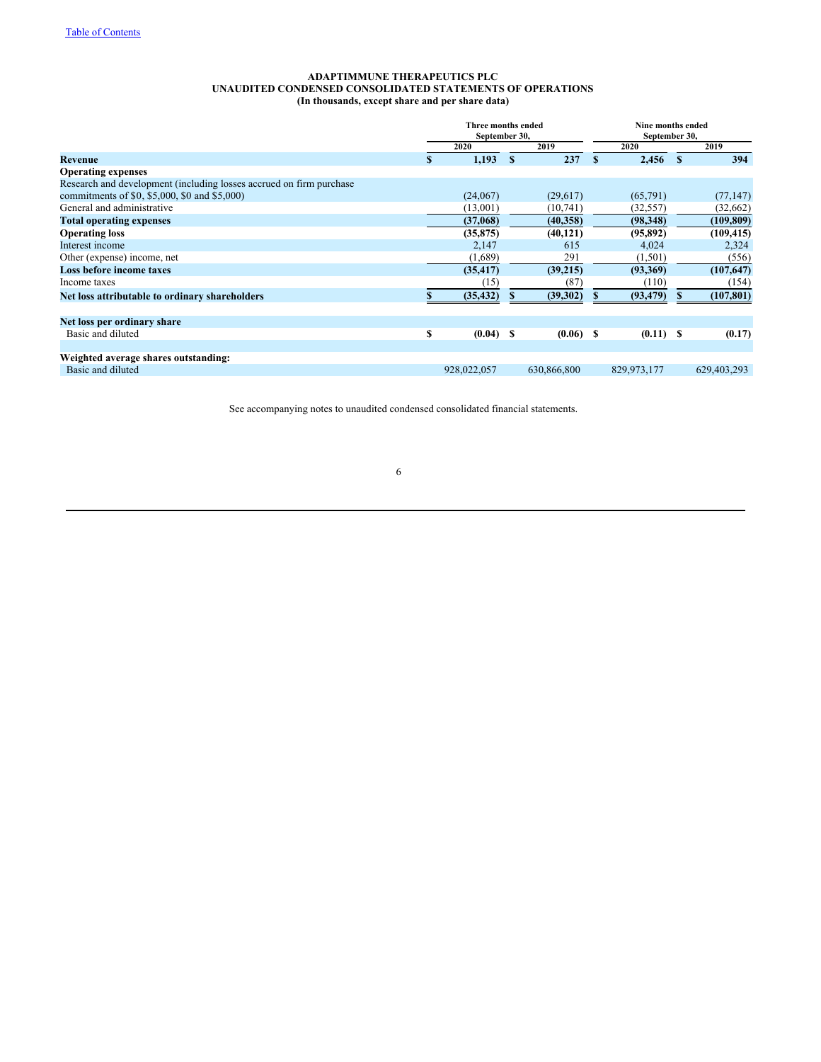[Table of Contents](#)

# ADAPTIMMUNE THERAPEUTICS PLC
## UNAUDITED CONDENSED CONSOLIDATED STATEMENTS OF OPERATIONS
### (In thousands, except share and per share data)

| | Three months ended September 30, | | Nine months ended September 30, | |
|---|---|---|---|---|
| | 2020 | 2019 | 2020 | 2019 |
| **Revenue** | **$ 1,193** | **$ 237** | **$ 2,456** | **$ 394** |
| **Operating expenses** | | | | |
| Research and development (including losses accrued on firm purchase commitments of $0, $5,000, $0 and $5,000) | (24,067) | (29,617) | (65,791) | (77,147) |
| General and administrative | (13,001) | (10,741) | (32,557) | (32,662) |
| **Total operating expenses** | **(37,068)** | **(40,358)** | **(98,348)** | **(109,809)** |
| **Operating loss** | **(35,875)** | **(40,121)** | **(95,892)** | **(109,415)** |
| Interest income | 2,147 | 615 | 4,024 | 2,324 |
| Other (expense) income, net | (1,689) | 291 | (1,501) | (556) |
| **Loss before income taxes** | **(35,417)** | **(39,215)** | **(93,369)** | **(107,647)** |
| Income taxes | (15) | (87) | (110) | (154) |
| **Net loss attributable to ordinary shareholders** | **$ (35,432)** | **$ (39,302)** | **$ (93,479)** | **$ (107,801)** |
| | | | | |
| **Net loss per ordinary share** | | | | |
| Basic and diluted | **$ (0.04)** | **$ (0.06)** | **$ (0.11)** | **$ (0.17)** |
| | | | | |
| **Weighted average shares outstanding:** | | | | |
| Basic and diluted | 928,022,057 | 630,866,800 | 829,973,177 | 629,403,293 |

See accompanying notes to unaudited condensed consolidated financial statements.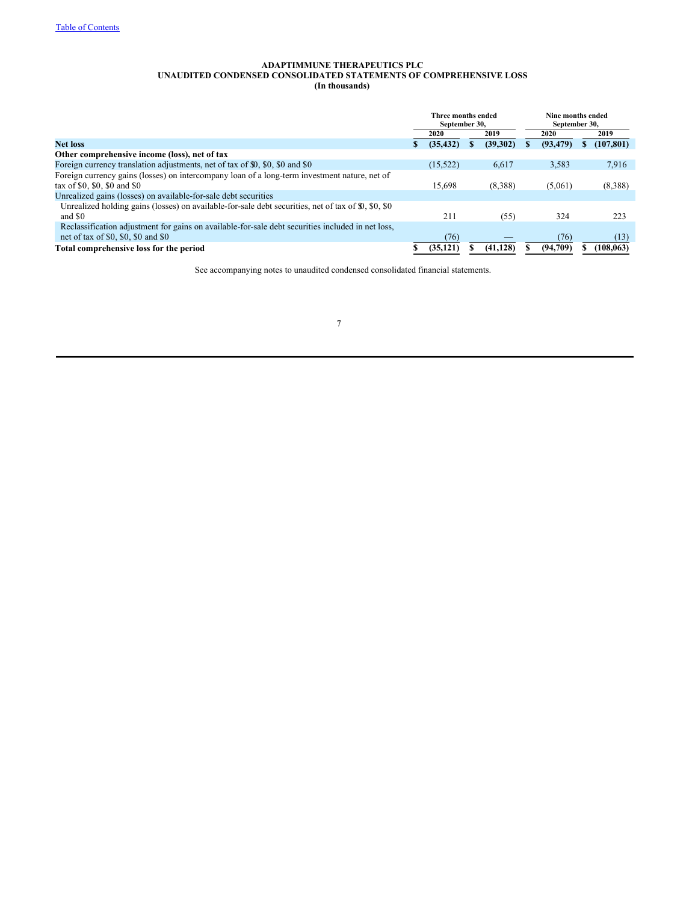[Table of Contents](#)

**ADAPTIMMUNE THERAPEUTICS PLC**
**UNAUDITED CONDENSED CONSOLIDATED STATEMENTS OF COMPREHENSIVE LOSS**
**(In thousands)**

| | Three months ended September 30, | | Nine months ended September 30, | |
|---|---|---|---|---|
| | 2020 | 2019 | 2020 | 2019 |
| **Net loss** | **$ (35,432)** | **$ (39,302)** | **$ (93,479)** | **$ (107,801)** |
| **Other comprehensive income (loss), net of tax** | | | | |
| Foreign currency translation adjustments, net of tax of $0, $0, $0 and $0 | (15,522) | 6,617 | 3,583 | 7,916 |
| Foreign currency gains (losses) on intercompany loan of a long-term investment nature, net of tax of $0, $0, $0 and $0 | 15,698 | (8,388) | (5,061) | (8,388) |
| Unrealized gains (losses) on available-for-sale debt securities | | | | |
| Unrealized holding gains (losses) on available-for-sale debt securities, net of tax of $0, $0, $0 and $0 | 211 | (55) | 324 | 223 |
| Reclassification adjustment for gains on available-for-sale debt securities included in net loss, net of tax of $0, $0, $0 and $0 | (76) | — | (76) | (13) |
| **Total comprehensive loss for the period** | **$ (35,121)** | **$ (41,128)** | **$ (94,709)** | **$ (108,063)** |

See accompanying notes to unaudited condensed consolidated financial statements.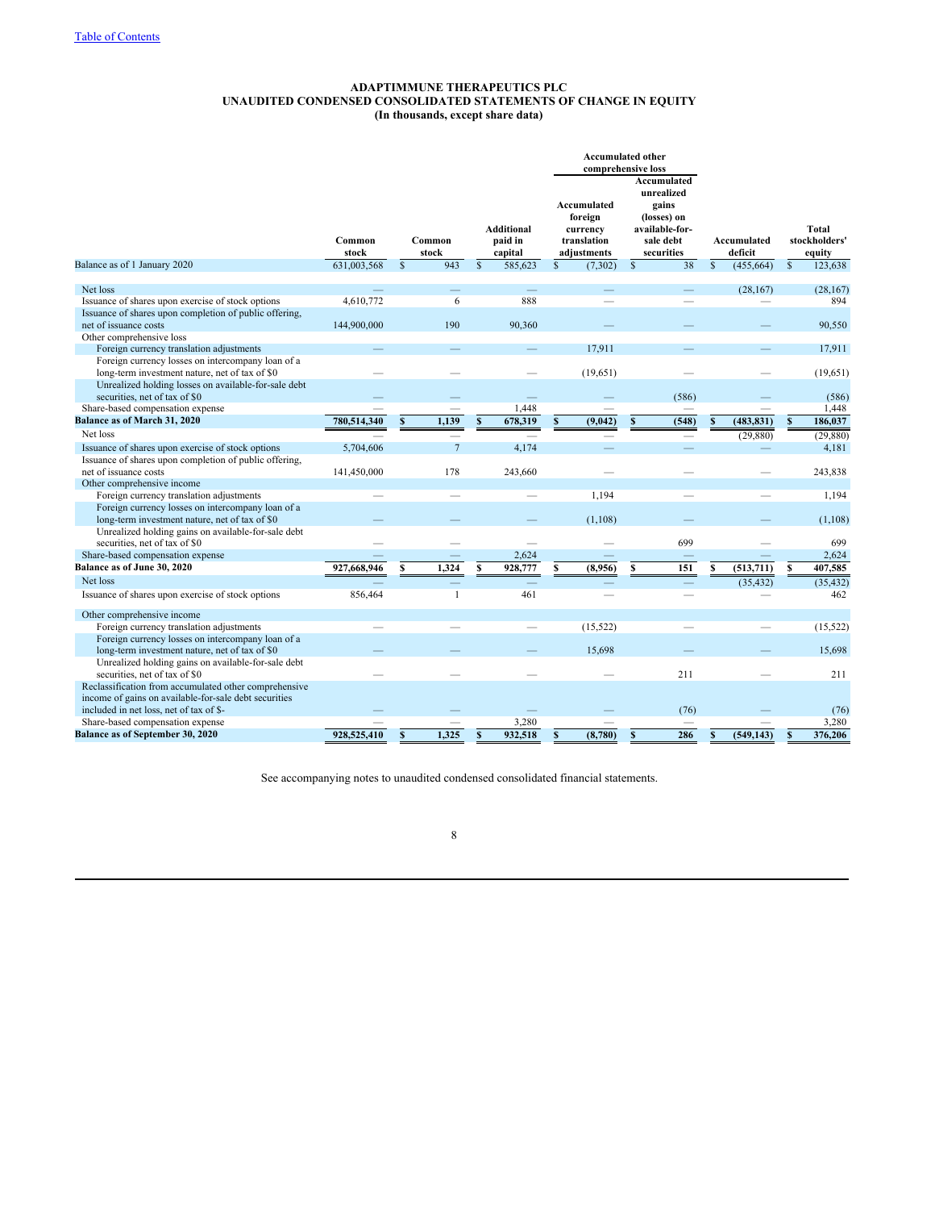[Table of Contents](#)

# ADAPTIMMUNE THERAPEUTICS PLC
## UNAUDITED CONDENSED CONSOLIDATED STATEMENTS OF CHANGE IN EQUITY
### (In thousands, except share data)

| | | | | Accumulated other comprehensive loss | | | |
|---|---|---|---|---|---|---|---|
| | Common stock | Common stock | Additional paid in capital | Accumulated foreign currency translation adjustments | Accumulated unrealized gains (losses) on available-for-sale debt securities | Accumulated deficit | Total stockholders' equity |
| Balance as of 1 January 2020 | 631,003,568 | $ 943 | $ 585,623 | $ (7,302) | $ 38 | $ (455,664) | $ 123,638 |
| Net loss | — | — | — | — | — | (28,167) | (28,167) |
| Issuance of shares upon exercise of stock options | 4,610,772 | 6 | 888 | — | — | — | 894 |
| Issuance of shares upon completion of public offering, net of issuance costs | 144,900,000 | 190 | 90,360 | — | — | — | 90,550 |
| Other comprehensive loss | | | | | | | |
| Foreign currency translation adjustments | — | — | — | 17,911 | — | — | 17,911 |
| Foreign currency losses on intercompany loan of a long-term investment nature, net of tax of $0 | — | — | — | (19,651) | — | — | (19,651) |
| Unrealized holding losses on available-for-sale debt securities, net of tax of $0 | — | — | — | — | (586) | — | (586) |
| Share-based compensation expense | — | — | 1,448 | — | — | — | 1,448 |
| **Balance as of March 31, 2020** | **780,514,340** | **$ 1,139** | **$ 678,319** | **$ (9,042)** | **$ (548)** | **$ (483,831)** | **$ 186,037** |
| Net loss | — | — | — | — | — | (29,880) | (29,880) |
| Issuance of shares upon exercise of stock options | 5,704,606 | 7 | 4,174 | — | — | — | 4,181 |
| Issuance of shares upon completion of public offering, net of issuance costs | 141,450,000 | 178 | 243,660 | — | — | — | 243,838 |
| Other comprehensive income | | | | | | | |
| Foreign currency translation adjustments | — | — | — | 1,194 | — | — | 1,194 |
| Foreign currency losses on intercompany loan of a long-term investment nature, net of tax of $0 | — | — | — | (1,108) | — | — | (1,108) |
| Unrealized holding gains on available-for-sale debt securities, net of tax of $0 | — | — | — | — | 699 | — | 699 |
| Share-based compensation expense | — | — | 2,624 | — | — | — | 2,624 |
| **Balance as of June 30, 2020** | **927,668,946** | **$ 1,324** | **$ 928,777** | **$ (8,956)** | **$ 151** | **$ (513,711)** | **$ 407,585** |
| Net loss | — | — | — | — | — | (35,432) | (35,432) |
| Issuance of shares upon exercise of stock options | 856,464 | 1 | 461 | — | — | — | 462 |
| Other comprehensive income | | | | | | | |
| Foreign currency translation adjustments | — | — | — | (15,522) | — | — | (15,522) |
| Foreign currency losses on intercompany loan of a long-term investment nature, net of tax of $0 | — | — | — | 15,698 | — | — | 15,698 |
| Unrealized holding gains on available-for-sale debt securities, net of tax of $0 | — | — | — | — | 211 | — | 211 |
| Reclassification from accumulated other comprehensive income of gains on available-for-sale debt securities included in net loss, net of tax of $- | — | — | — | — | (76) | — | (76) |
| Share-based compensation expense | — | — | 3,280 | — | — | — | 3,280 |
| **Balance as of September 30, 2020** | **928,525,410** | **$ 1,325** | **$ 932,518** | **$ (8,780)** | **$ 286** | **$ (549,143)** | **$ 376,206** |

See accompanying notes to unaudited condensed consolidated financial statements.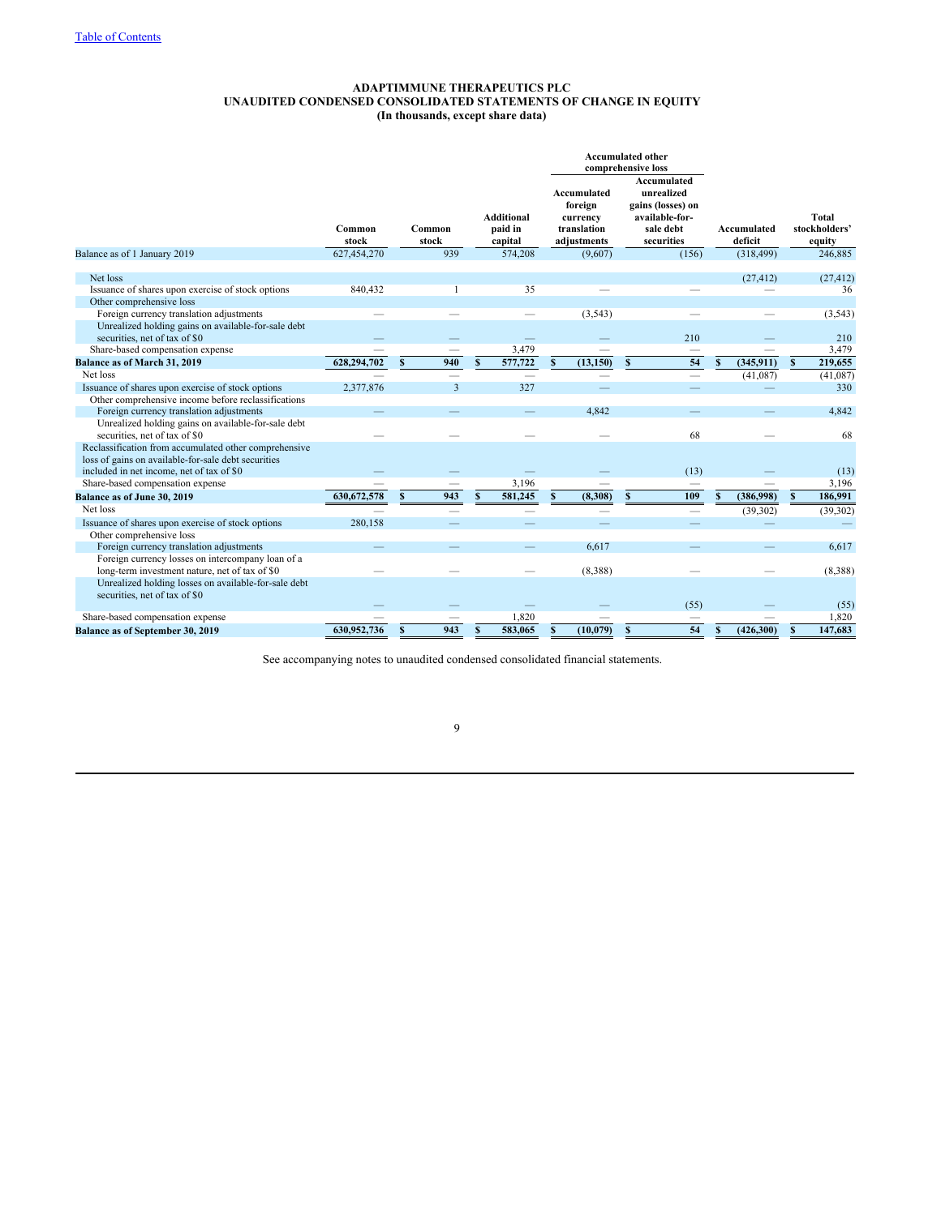[Table of Contents](#)

**ADAPTIMMUNE THERAPEUTICS PLC**
**UNAUDITED CONDENSED CONSOLIDATED STATEMENTS OF CHANGE IN EQUITY**
**(In thousands, except share data)**

| | Common stock | Common stock | Additional paid in capital | Accumulated other comprehensive loss | | Accumulated deficit | Total stockholders' equity |
|---|---|---|---|---|---|---|---|
| | | | | Accumulated foreign currency translation adjustments | Accumulated unrealized gains (losses) on available-for-sale debt securities | | |
| Balance as of 1 January 2019 | 627,454,270 | 939 | 574,208 | (9,607) | (156) | (318,499) | 246,885 |
| Net loss | | | | | | (27,412) | (27,412) |
| Issuance of shares upon exercise of stock options | 840,432 | 1 | 35 | — | — | — | 36 |
| Other comprehensive loss | | | | | | | |
| Foreign currency translation adjustments | — | — | — | (3,543) | — | — | (3,543) |
| Unrealized holding gains on available-for-sale debt securities, net of tax of $0 | — | — | — | — | 210 | — | 210 |
| Share-based compensation expense | — | — | 3,479 | — | — | — | 3,479 |
| **Balance as of March 31, 2019** | **628,294,702** | **$ 940** | **$ 577,722** | **$ (13,150)** | **$ 54** | **$ (345,911)** | **$ 219,655** |
| Net loss | — | — | — | — | — | (41,087) | (41,087) |
| Issuance of shares upon exercise of stock options | 2,377,876 | 3 | 327 | — | — | — | 330 |
| Other comprehensive income before reclassifications | | | | | | | |
| Foreign currency translation adjustments | — | — | — | 4,842 | — | — | 4,842 |
| Unrealized holding gains on available-for-sale debt securities, net of tax of $0 | — | — | — | — | 68 | — | 68 |
| Reclassification from accumulated other comprehensive loss of gains on available-for-sale debt securities included in net income, net of tax of $0 | — | — | — | — | (13) | — | (13) |
| Share-based compensation expense | — | — | 3,196 | — | — | — | 3,196 |
| **Balance as of June 30, 2019** | **630,672,578** | **$ 943** | **$ 581,245** | **$ (8,308)** | **$ 109** | **$ (386,998)** | **$ 186,991** |
| Net loss | — | — | — | — | — | (39,302) | (39,302) |
| Issuance of shares upon exercise of stock options | 280,158 | — | — | — | — | — | — |
| Other comprehensive loss | | | | | | | |
| Foreign currency translation adjustments | — | — | — | 6,617 | — | — | 6,617 |
| Foreign currency losses on intercompany loan of a long-term investment nature, net of tax of $0 | — | — | — | (8,388) | — | — | (8,388) |
| Unrealized holding losses on available-for-sale debt securities, net of tax of $0 | — | — | — | — | (55) | — | (55) |
| Share-based compensation expense | — | — | 1,820 | — | — | — | 1,820 |
| **Balance as of September 30, 2019** | **630,952,736** | **$ 943** | **$ 583,065** | **$ (10,079)** | **$ 54** | **$ (426,300)** | **$ 147,683** |

See accompanying notes to unaudited condensed consolidated financial statements.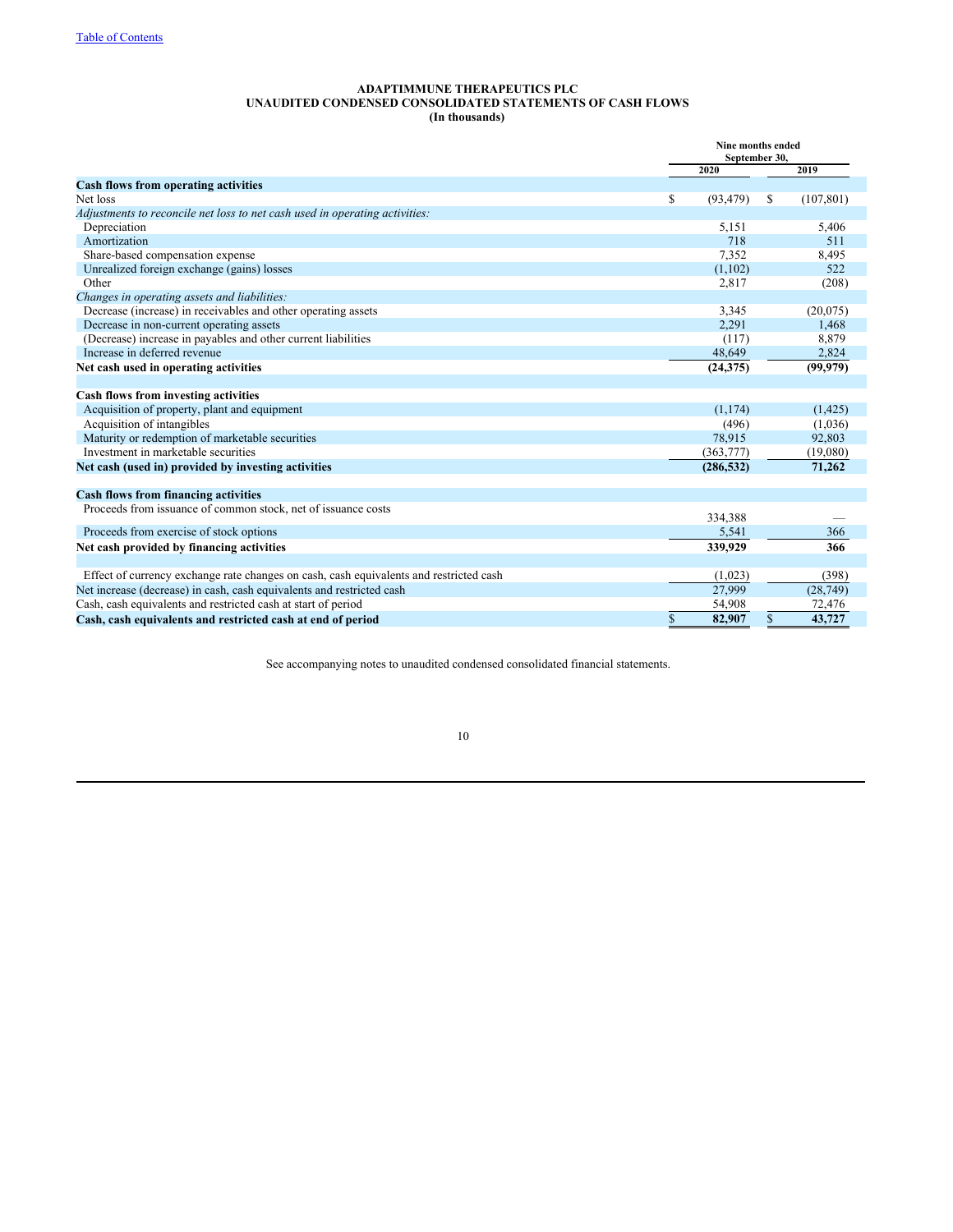[Table of Contents](#)

**ADAPTIMMUNE THERAPEUTICS PLC**
**UNAUDITED CONDENSED CONSOLIDATED STATEMENTS OF CASH FLOWS**
**(In thousands)**

| | Nine months ended September 30, | |
|---|---|---|
| | 2020 | 2019 |
| **Cash flows from operating activities** | | |
| Net loss | $ (93,479) | $ (107,801) |
| *Adjustments to reconcile net loss to net cash used in operating activities:* | | |
| Depreciation | 5,151 | 5,406 |
| Amortization | 718 | 511 |
| Share-based compensation expense | 7,352 | 8,495 |
| Unrealized foreign exchange (gains) losses | (1,102) | 522 |
| Other | 2,817 | (208) |
| *Changes in operating assets and liabilities:* | | |
| Decrease (increase) in receivables and other operating assets | 3,345 | (20,075) |
| Decrease in non-current operating assets | 2,291 | 1,468 |
| (Decrease) increase in payables and other current liabilities | (117) | 8,879 |
| Increase in deferred revenue | 48,649 | 2,824 |
| **Net cash used in operating activities** | **(24,375)** | **(99,979)** |
| | | |
| **Cash flows from investing activities** | | |
| Acquisition of property, plant and equipment | (1,174) | (1,425) |
| Acquisition of intangibles | (496) | (1,036) |
| Maturity or redemption of marketable securities | 78,915 | 92,803 |
| Investment in marketable securities | (363,777) | (19,080) |
| **Net cash (used in) provided by investing activities** | **(286,532)** | **71,262** |
| | | |
| **Cash flows from financing activities** | | |
| Proceeds from issuance of common stock, net of issuance costs | 334,388 | — |
| Proceeds from exercise of stock options | 5,541 | 366 |
| **Net cash provided by financing activities** | **339,929** | **366** |
| | | |
| Effect of currency exchange rate changes on cash, cash equivalents and restricted cash | (1,023) | (398) |
| Net increase (decrease) in cash, cash equivalents and restricted cash | 27,999 | (28,749) |
| Cash, cash equivalents and restricted cash at start of period | 54,908 | 72,476 |
| **Cash, cash equivalents and restricted cash at end of period** | **$ 82,907** | **$ 43,727** |

See accompanying notes to unaudited condensed consolidated financial statements.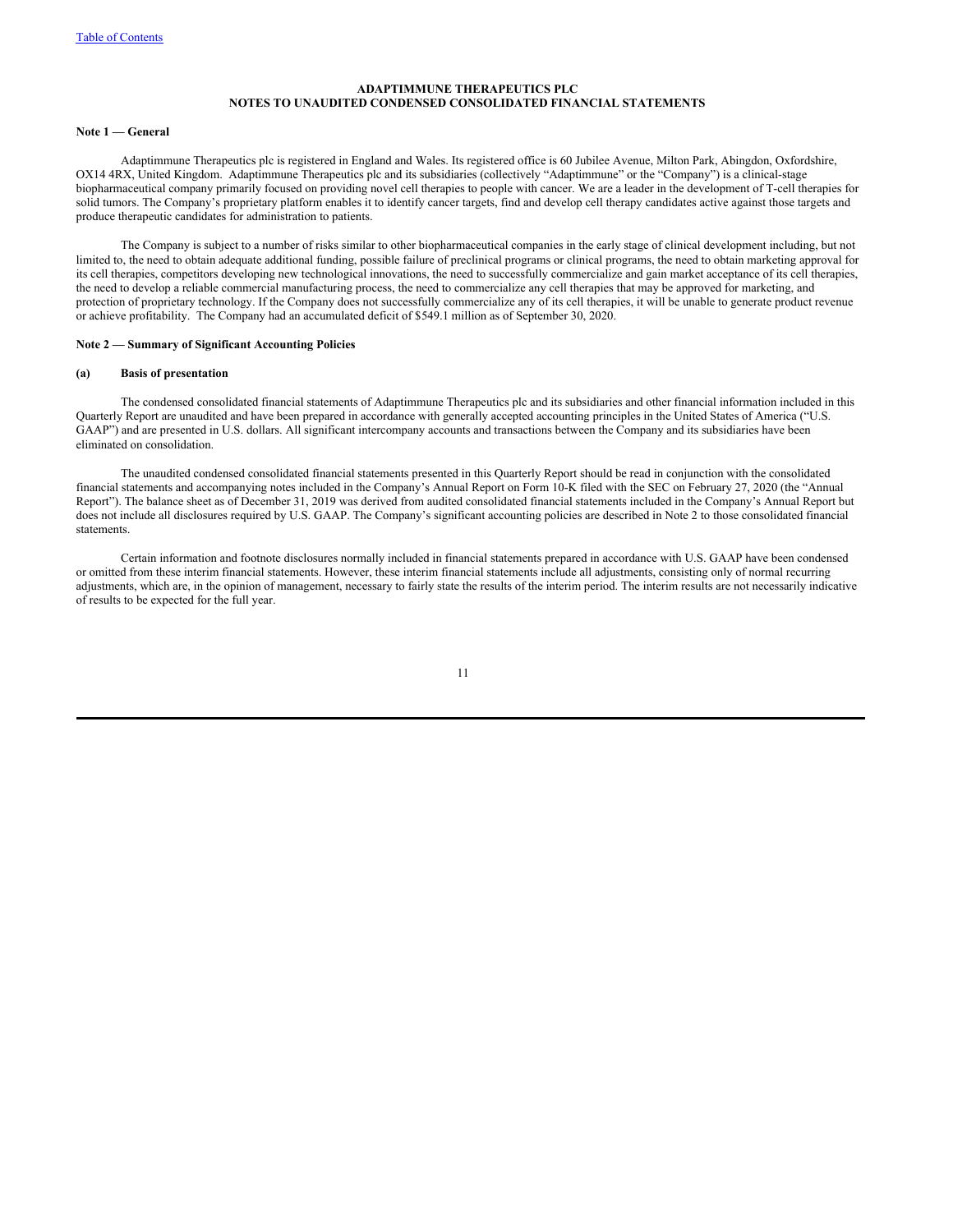**ADAPTIMMUNE THERAPEUTICS PLC**
**NOTES TO UNAUDITED CONDENSED CONSOLIDATED FINANCIAL STATEMENTS**

**Note 1 — General**

Adaptimmune Therapeutics plc is registered in England and Wales. Its registered office is 60 Jubilee Avenue, Milton Park, Abingdon, Oxfordshire, OX14 4RX, United Kingdom. Adaptimmune Therapeutics plc and its subsidiaries (collectively "Adaptimmune" or the "Company") is a clinical-stage biopharmaceutical company primarily focused on providing novel cell therapies to people with cancer. We are a leader in the development of T-cell therapies for solid tumors. The Company's proprietary platform enables it to identify cancer targets, find and develop cell therapy candidates active against those targets and produce therapeutic candidates for administration to patients.

The Company is subject to a number of risks similar to other biopharmaceutical companies in the early stage of clinical development including, but not limited to, the need to obtain adequate additional funding, possible failure of preclinical programs or clinical programs, the need to obtain marketing approval for its cell therapies, competitors developing new technological innovations, the need to successfully commercialize and gain market acceptance of its cell therapies, the need to develop a reliable commercial manufacturing process, the need to commercialize any cell therapies that may be approved for marketing, and protection of proprietary technology. If the Company does not successfully commercialize any of its cell therapies, it will be unable to generate product revenue or achieve profitability. The Company had an accumulated deficit of $549.1 million as of September 30, 2020.

**Note 2 — Summary of Significant Accounting Policies**

**(a) Basis of presentation**

The condensed consolidated financial statements of Adaptimmune Therapeutics plc and its subsidiaries and other financial information included in this Quarterly Report are unaudited and have been prepared in accordance with generally accepted accounting principles in the United States of America ("U.S. GAAP") and are presented in U.S. dollars. All significant intercompany accounts and transactions between the Company and its subsidiaries have been eliminated on consolidation.

The unaudited condensed consolidated financial statements presented in this Quarterly Report should be read in conjunction with the consolidated financial statements and accompanying notes included in the Company's Annual Report on Form 10-K filed with the SEC on February 27, 2020 (the "Annual Report"). The balance sheet as of December 31, 2019 was derived from audited consolidated financial statements included in the Company's Annual Report but does not include all disclosures required by U.S. GAAP. The Company's significant accounting policies are described in Note 2 to those consolidated financial statements.

Certain information and footnote disclosures normally included in financial statements prepared in accordance with U.S. GAAP have been condensed or omitted from these interim financial statements. However, these interim financial statements include all adjustments, consisting only of normal recurring adjustments, which are, in the opinion of management, necessary to fairly state the results of the interim period. The interim results are not necessarily indicative of results to be expected for the full year.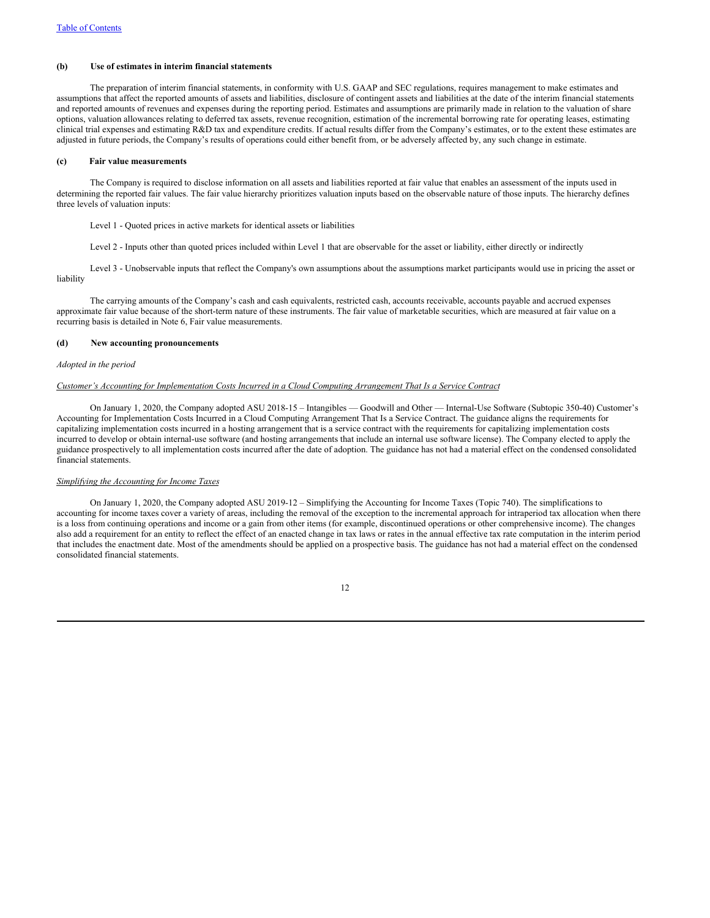#### (b) Use of estimates in interim financial statements

The preparation of interim financial statements, in conformity with U.S. GAAP and SEC regulations, requires management to make estimates and assumptions that affect the reported amounts of assets and liabilities, disclosure of contingent assets and liabilities at the date of the interim financial statements and reported amounts of revenues and expenses during the reporting period. Estimates and assumptions are primarily made in relation to the valuation of share options, valuation allowances relating to deferred tax assets, revenue recognition, estimation of the incremental borrowing rate for operating leases, estimating clinical trial expenses and estimating R&D tax and expenditure credits. If actual results differ from the Company's estimates, or to the extent these estimates are adjusted in future periods, the Company's results of operations could either benefit from, or be adversely affected by, any such change in estimate.

#### (c) Fair value measurements

The Company is required to disclose information on all assets and liabilities reported at fair value that enables an assessment of the inputs used in determining the reported fair values. The fair value hierarchy prioritizes valuation inputs based on the observable nature of those inputs. The hierarchy defines three levels of valuation inputs:

Level 1 - Quoted prices in active markets for identical assets or liabilities

Level 2 - Inputs other than quoted prices included within Level 1 that are observable for the asset or liability, either directly or indirectly

Level 3 - Unobservable inputs that reflect the Company's own assumptions about the assumptions market participants would use in pricing the asset or liability

The carrying amounts of the Company's cash and cash equivalents, restricted cash, accounts receivable, accounts payable and accrued expenses approximate fair value because of the short-term nature of these instruments. The fair value of marketable securities, which are measured at fair value on a recurring basis is detailed in Note 6, Fair value measurements.

#### (d) New accounting pronouncements

*Adopted in the period*

*Customer's Accounting for Implementation Costs Incurred in a Cloud Computing Arrangement That Is a Service Contract*

On January 1, 2020, the Company adopted ASU 2018-15 – Intangibles — Goodwill and Other — Internal-Use Software (Subtopic 350-40) Customer's Accounting for Implementation Costs Incurred in a Cloud Computing Arrangement That Is a Service Contract. The guidance aligns the requirements for capitalizing implementation costs incurred in a hosting arrangement that is a service contract with the requirements for capitalizing implementation costs incurred to develop or obtain internal-use software (and hosting arrangements that include an internal use software license). The Company elected to apply the guidance prospectively to all implementation costs incurred after the date of adoption. The guidance has not had a material effect on the condensed consolidated financial statements.

*Simplifying the Accounting for Income Taxes*

On January 1, 2020, the Company adopted ASU 2019-12 – Simplifying the Accounting for Income Taxes (Topic 740). The simplifications to accounting for income taxes cover a variety of areas, including the removal of the exception to the incremental approach for intraperiod tax allocation when there is a loss from continuing operations and income or a gain from other items (for example, discontinued operations or other comprehensive income). The changes also add a requirement for an entity to reflect the effect of an enacted change in tax laws or rates in the annual effective tax rate computation in the interim period that includes the enactment date. Most of the amendments should be applied on a prospective basis. The guidance has not had a material effect on the condensed consolidated financial statements.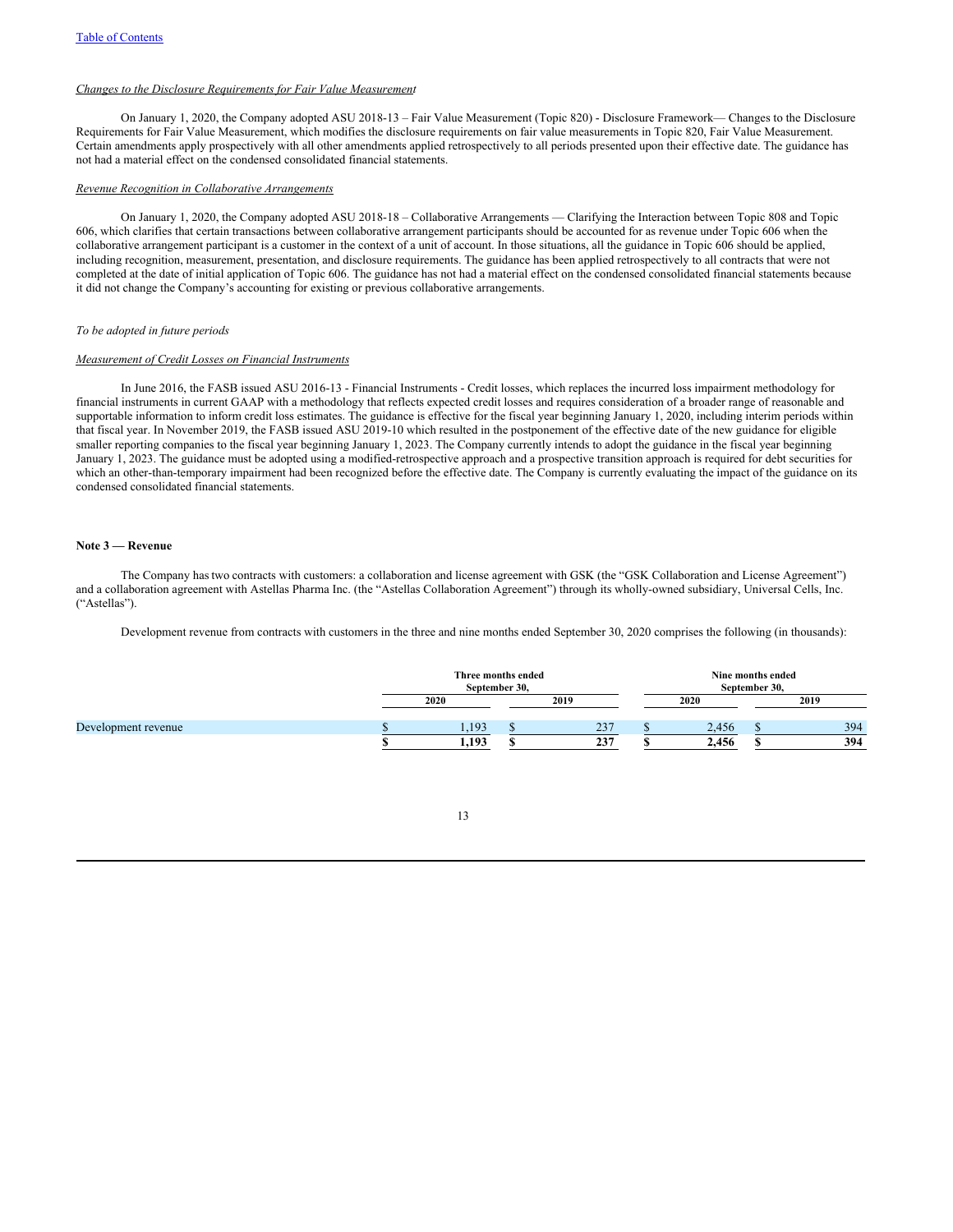*Changes to the Disclosure Requirements for Fair Value Measurement*

On January 1, 2020, the Company adopted ASU 2018-13 – Fair Value Measurement (Topic 820) - Disclosure Framework— Changes to the Disclosure Requirements for Fair Value Measurement, which modifies the disclosure requirements on fair value measurements in Topic 820, Fair Value Measurement. Certain amendments apply prospectively with all other amendments applied retrospectively to all periods presented upon their effective date. The guidance has not had a material effect on the condensed consolidated financial statements.

*Revenue Recognition in Collaborative Arrangements*

On January 1, 2020, the Company adopted ASU 2018-18 – Collaborative Arrangements — Clarifying the Interaction between Topic 808 and Topic 606, which clarifies that certain transactions between collaborative arrangement participants should be accounted for as revenue under Topic 606 when the collaborative arrangement participant is a customer in the context of a unit of account. In those situations, all the guidance in Topic 606 should be applied, including recognition, measurement, presentation, and disclosure requirements. The guidance has been applied retrospectively to all contracts that were not completed at the date of initial application of Topic 606. The guidance has not had a material effect on the condensed consolidated financial statements because it did not change the Company's accounting for existing or previous collaborative arrangements.

*To be adopted in future periods*

*Measurement of Credit Losses on Financial Instruments*

In June 2016, the FASB issued ASU 2016-13 - Financial Instruments - Credit losses, which replaces the incurred loss impairment methodology for financial instruments in current GAAP with a methodology that reflects expected credit losses and requires consideration of a broader range of reasonable and supportable information to inform credit loss estimates. The guidance is effective for the fiscal year beginning January 1, 2020, including interim periods within that fiscal year. In November 2019, the FASB issued ASU 2019-10 which resulted in the postponement of the effective date of the new guidance for eligible smaller reporting companies to the fiscal year beginning January 1, 2023. The Company currently intends to adopt the guidance in the fiscal year beginning January 1, 2023. The guidance must be adopted using a modified-retrospective approach and a prospective transition approach is required for debt securities for which an other-than-temporary impairment had been recognized before the effective date. The Company is currently evaluating the impact of the guidance on its condensed consolidated financial statements.

**Note 3 — Revenue**

The Company has two contracts with customers: a collaboration and license agreement with GSK (the "GSK Collaboration and License Agreement") and a collaboration agreement with Astellas Pharma Inc. (the "Astellas Collaboration Agreement") through its wholly-owned subsidiary, Universal Cells, Inc. ("Astellas").

Development revenue from contracts with customers in the three and nine months ended September 30, 2020 comprises the following (in thousands):

| | Three months ended September 30, | | Nine months ended September 30, | |
|---|---|---|---|---|
| | 2020 | 2019 | 2020 | 2019 |
| Development revenue | $ 1,193 | $ 237 | $ 2,456 | $ 394 |
| | **$ 1,193** | **$ 237** | **$ 2,456** | **$ 394** |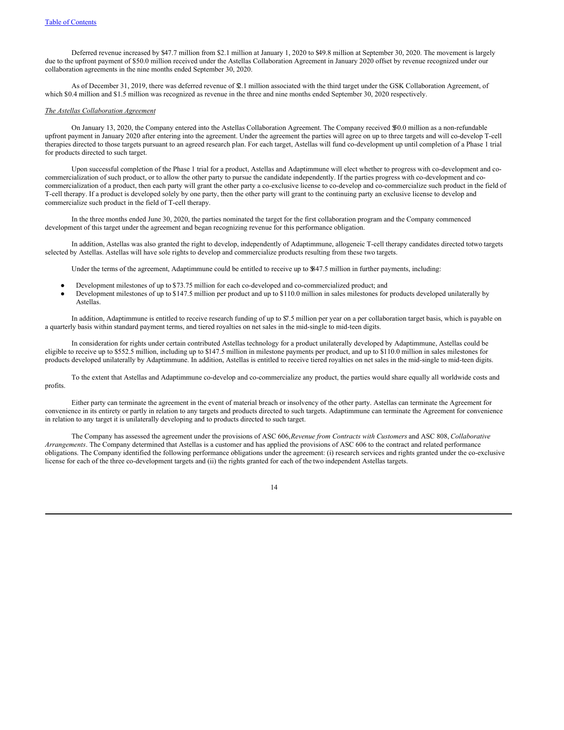Deferred revenue increased by $47.7 million from $2.1 million at January 1, 2020 to $49.8 million at September 30, 2020. The movement is largely due to the upfront payment of $50.0 million received under the Astellas Collaboration Agreement in January 2020 offset by revenue recognized under our collaboration agreements in the nine months ended September 30, 2020.

As of December 31, 2019, there was deferred revenue of $2.1 million associated with the third target under the GSK Collaboration Agreement, of which $0.4 million and $1.5 million was recognized as revenue in the three and nine months ended September 30, 2020 respectively.

*The Astellas Collaboration Agreement*

On January 13, 2020, the Company entered into the Astellas Collaboration Agreement. The Company received $50.0 million as a non-refundable upfront payment in January 2020 after entering into the agreement. Under the agreement the parties will agree on up to three targets and will co-develop T-cell therapies directed to those targets pursuant to an agreed research plan. For each target, Astellas will fund co-development up until completion of a Phase 1 trial for products directed to such target.

Upon successful completion of the Phase 1 trial for a product, Astellas and Adaptimmune will elect whether to progress with co-development and co-commercialization of such product, or to allow the other party to pursue the candidate independently. If the parties progress with co-development and co-commercialization of a product, then each party will grant the other party a co-exclusive license to co-develop and co-commercialize such product in the field of T-cell therapy. If a product is developed solely by one party, then the other party will grant to the continuing party an exclusive license to develop and commercialize such product in the field of T-cell therapy.

In the three months ended June 30, 2020, the parties nominated the target for the first collaboration program and the Company commenced development of this target under the agreement and began recognizing revenue for this performance obligation.

In addition, Astellas was also granted the right to develop, independently of Adaptimmune, allogeneic T-cell therapy candidates directed to two targets selected by Astellas. Astellas will have sole rights to develop and commercialize products resulting from these two targets.

Under the terms of the agreement, Adaptimmune could be entitled to receive up to $847.5 million in further payments, including:

- Development milestones of up to $73.75 million for each co-developed and co-commercialized product; and
- Development milestones of up to $147.5 million per product and up to $110.0 million in sales milestones for products developed unilaterally by Astellas.

In addition, Adaptimmune is entitled to receive research funding of up to $7.5 million per year on a per collaboration target basis, which is payable on a quarterly basis within standard payment terms, and tiered royalties on net sales in the mid-single to mid-teen digits.

In consideration for rights under certain contributed Astellas technology for a product unilaterally developed by Adaptimmune, Astellas could be eligible to receive up to $552.5 million, including up to $147.5 million in milestone payments per product, and up to $110.0 million in sales milestones for products developed unilaterally by Adaptimmune. In addition, Astellas is entitled to receive tiered royalties on net sales in the mid-single to mid-teen digits.

To the extent that Astellas and Adaptimmune co-develop and co-commercialize any product, the parties would share equally all worldwide costs and profits.

Either party can terminate the agreement in the event of material breach or insolvency of the other party. Astellas can terminate the Agreement for convenience in its entirety or partly in relation to any targets and products directed to such targets. Adaptimmune can terminate the Agreement for convenience in relation to any target it is unilaterally developing and to products directed to such target.

The Company has assessed the agreement under the provisions of ASC 606, *Revenue from Contracts with Customers* and ASC 808, *Collaborative Arrangements*. The Company determined that Astellas is a customer and has applied the provisions of ASC 606 to the contract and related performance obligations. The Company identified the following performance obligations under the agreement: (i) research services and rights granted under the co-exclusive license for each of the three co-development targets and (ii) the rights granted for each of the two independent Astellas targets.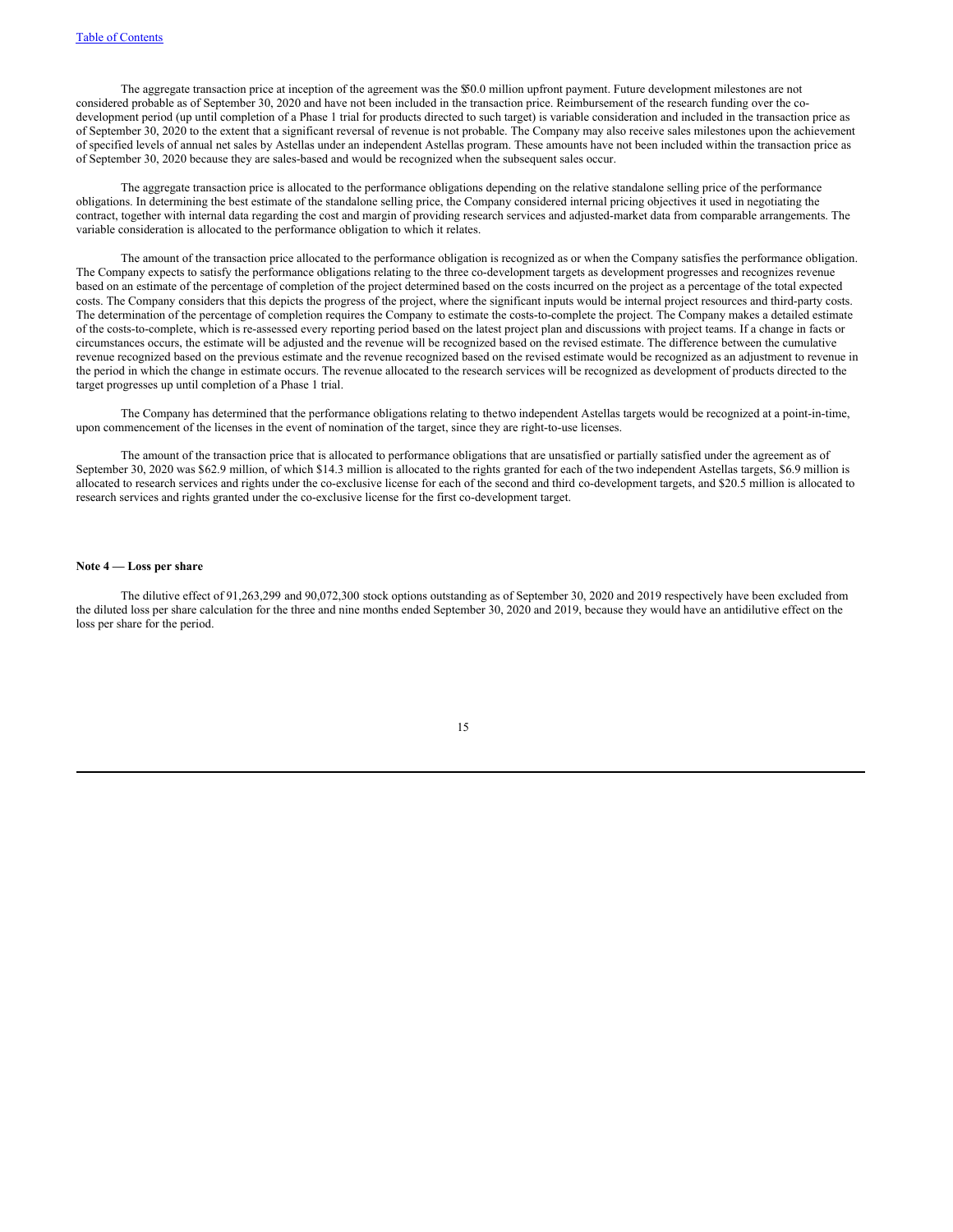The aggregate transaction price at inception of the agreement was the $50.0 million upfront payment. Future development milestones are not considered probable as of September 30, 2020 and have not been included in the transaction price. Reimbursement of the research funding over the co-development period (up until completion of a Phase 1 trial for products directed to such target) is variable consideration and included in the transaction price as of September 30, 2020 to the extent that a significant reversal of revenue is not probable. The Company may also receive sales milestones upon the achievement of specified levels of annual net sales by Astellas under an independent Astellas program. These amounts have not been included within the transaction price as of September 30, 2020 because they are sales-based and would be recognized when the subsequent sales occur.

The aggregate transaction price is allocated to the performance obligations depending on the relative standalone selling price of the performance obligations. In determining the best estimate of the standalone selling price, the Company considered internal pricing objectives it used in negotiating the contract, together with internal data regarding the cost and margin of providing research services and adjusted-market data from comparable arrangements. The variable consideration is allocated to the performance obligation to which it relates.

The amount of the transaction price allocated to the performance obligation is recognized as or when the Company satisfies the performance obligation. The Company expects to satisfy the performance obligations relating to the three co-development targets as development progresses and recognizes revenue based on an estimate of the percentage of completion of the project determined based on the costs incurred on the project as a percentage of the total expected costs. The Company considers that this depicts the progress of the project, where the significant inputs would be internal project resources and third-party costs. The determination of the percentage of completion requires the Company to estimate the costs-to-complete the project. The Company makes a detailed estimate of the costs-to-complete, which is re-assessed every reporting period based on the latest project plan and discussions with project teams. If a change in facts or circumstances occurs, the estimate will be adjusted and the revenue will be recognized based on the revised estimate. The difference between the cumulative revenue recognized based on the previous estimate and the revenue recognized based on the revised estimate would be recognized as an adjustment to revenue in the period in which the change in estimate occurs. The revenue allocated to the research services will be recognized as development of products directed to the target progresses up until completion of a Phase 1 trial.

The Company has determined that the performance obligations relating to the two independent Astellas targets would be recognized at a point-in-time, upon commencement of the licenses in the event of nomination of the target, since they are right-to-use licenses.

The amount of the transaction price that is allocated to performance obligations that are unsatisfied or partially satisfied under the agreement as of September 30, 2020 was $62.9 million, of which $14.3 million is allocated to the rights granted for each of the two independent Astellas targets, $6.9 million is allocated to research services and rights under the co-exclusive license for each of the second and third co-development targets, and $20.5 million is allocated to research services and rights granted under the co-exclusive license for the first co-development target.

**Note 4 — Loss per share**

The dilutive effect of 91,263,299 and 90,072,300 stock options outstanding as of September 30, 2020 and 2019 respectively have been excluded from the diluted loss per share calculation for the three and nine months ended September 30, 2020 and 2019, because they would have an antidilutive effect on the loss per share for the period.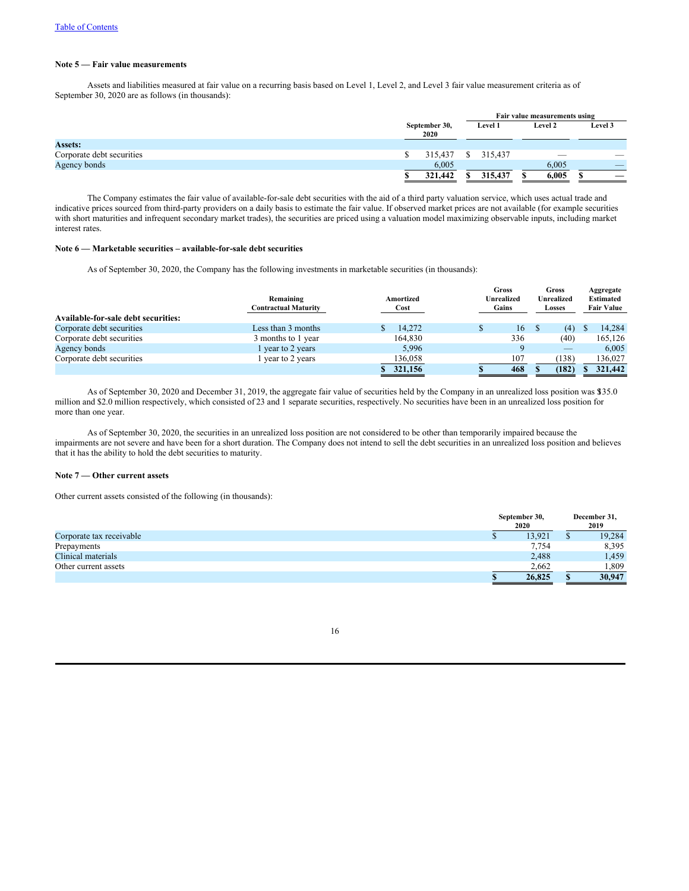[Table of Contents](#)

### Note 5 — Fair value measurements

Assets and liabilities measured at fair value on a recurring basis based on Level 1, Level 2, and Level 3 fair value measurement criteria as of September 30, 2020 are as follows (in thousands):

| | September 30, 2020 | Fair value measurements using | | |
|---|---|---|---|---|
| | | Level 1 | Level 2 | Level 3 |
| **Assets:** | | | | |
| Corporate debt securities | $ 315,437 | $ 315,437 | — | — |
| Agency bonds | 6,005 | | 6,005 | — |
| | **$ 321,442** | **$ 315,437** | **$ 6,005** | **$ —** |

The Company estimates the fair value of available-for-sale debt securities with the aid of a third party valuation service, which uses actual trade and indicative prices sourced from third-party providers on a daily basis to estimate the fair value. If observed market prices are not available (for example securities with short maturities and infrequent secondary market trades), the securities are priced using a valuation model maximizing observable inputs, including market interest rates.

### Note 6 — Marketable securities – available-for-sale debt securities

As of September 30, 2020, the Company has the following investments in marketable securities (in thousands):

| | Remaining Contractual Maturity | Amortized Cost | Gross Unrealized Gains | Gross Unrealized Losses | Aggregate Estimated Fair Value |
|---|---|---|---|---|---|
| **Available-for-sale debt securities:** | | | | | |
| Corporate debt securities | Less than 3 months | $ 14,272 | $ 16 | $ (4) | $ 14,284 |
| Corporate debt securities | 3 months to 1 year | 164,830 | 336 | (40) | 165,126 |
| Agency bonds | 1 year to 2 years | 5,996 | 9 | — | 6,005 |
| Corporate debt securities | 1 year to 2 years | 136,058 | 107 | (138) | 136,027 |
| | | **$ 321,156** | **$ 468** | **$ (182)** | **$ 321,442** |

As of September 30, 2020 and December 31, 2019, the aggregate fair value of securities held by the Company in an unrealized loss position was $135.0 million and $2.0 million respectively, which consisted of 23 and 1 separate securities, respectively. No securities have been in an unrealized loss position for more than one year.

As of September 30, 2020, the securities in an unrealized loss position are not considered to be other than temporarily impaired because the impairments are not severe and have been for a short duration. The Company does not intend to sell the debt securities in an unrealized loss position and believes that it has the ability to hold the debt securities to maturity.

### Note 7 — Other current assets

Other current assets consisted of the following (in thousands):

| | September 30, 2020 | December 31, 2019 |
|---|---|---|
| Corporate tax receivable | $ 13,921 | $ 19,284 |
| Prepayments | 7,754 | 8,395 |
| Clinical materials | 2,488 | 1,459 |
| Other current assets | 2,662 | 1,809 |
| | **$ 26,825** | **$ 30,947** |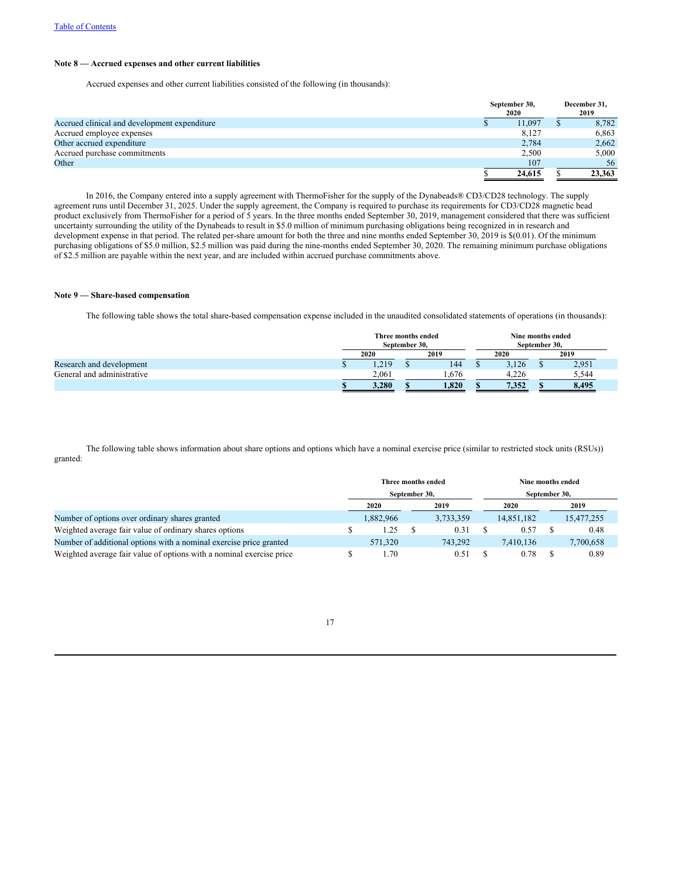### Note 8 — Accrued expenses and other current liabilities

Accrued expenses and other current liabilities consisted of the following (in thousands):

| | September 30, 2020 | December 31, 2019 |
|---|---|---|
| Accrued clinical and development expenditure | $ 11,097 | $ 8,782 |
| Accrued employee expenses | 8,127 | 6,863 |
| Other accrued expenditure | 2,784 | 2,662 |
| Accrued purchase commitments | 2,500 | 5,000 |
| Other | 107 | 56 |
| | **$ 24,615** | **$ 23,363** |

In 2016, the Company entered into a supply agreement with ThermoFisher for the supply of the Dynabeads® CD3/CD28 technology. The supply agreement runs until December 31, 2025. Under the supply agreement, the Company is required to purchase its requirements for CD3/CD28 magnetic bead product exclusively from ThermoFisher for a period of 5 years. In the three months ended September 30, 2019, management considered that there was sufficient uncertainty surrounding the utility of the Dynabeads to result in $5.0 million of minimum purchasing obligations being recognized in in research and development expense in that period. The related per-share amount for both the three and nine months ended September 30, 2019 is $(0.01). Of the minimum purchasing obligations of $5.0 million, $2.5 million was paid during the nine-months ended September 30, 2020. The remaining minimum purchase obligations of $2.5 million are payable within the next year, and are included within accrued purchase commitments above.

### Note 9 — Share-based compensation

The following table shows the total share-based compensation expense included in the unaudited consolidated statements of operations (in thousands):

| | Three months ended September 30, | | Nine months ended September 30, | |
|---|---|---|---|---|
| | 2020 | 2019 | 2020 | 2019 |
| Research and development | $ 1,219 | $ 144 | $ 3,126 | $ 2,951 |
| General and administrative | 2,061 | 1,676 | 4,226 | 5,544 |
| | **$ 3,280** | **$ 1,820** | **$ 7,352** | **$ 8,495** |

The following table shows information about share options and options which have a nominal exercise price (similar to restricted stock units (RSUs)) granted:

| | Three months ended September 30, | | Nine months ended September 30, | |
|---|---|---|---|---|
| | 2020 | 2019 | 2020 | 2019 |
| Number of options over ordinary shares granted | 1,882,966 | 3,733,359 | 14,851,182 | 15,477,255 |
| Weighted average fair value of ordinary shares options | $ 1.25 | $ 0.31 | $ 0.57 | $ 0.48 |
| Number of additional options with a nominal exercise price granted | 571,320 | 743,292 | 7,410,136 | 7,700,658 |
| Weighted average fair value of options with a nominal exercise price | $ 1.70 | 0.51 | $ 0.78 | $ 0.89 |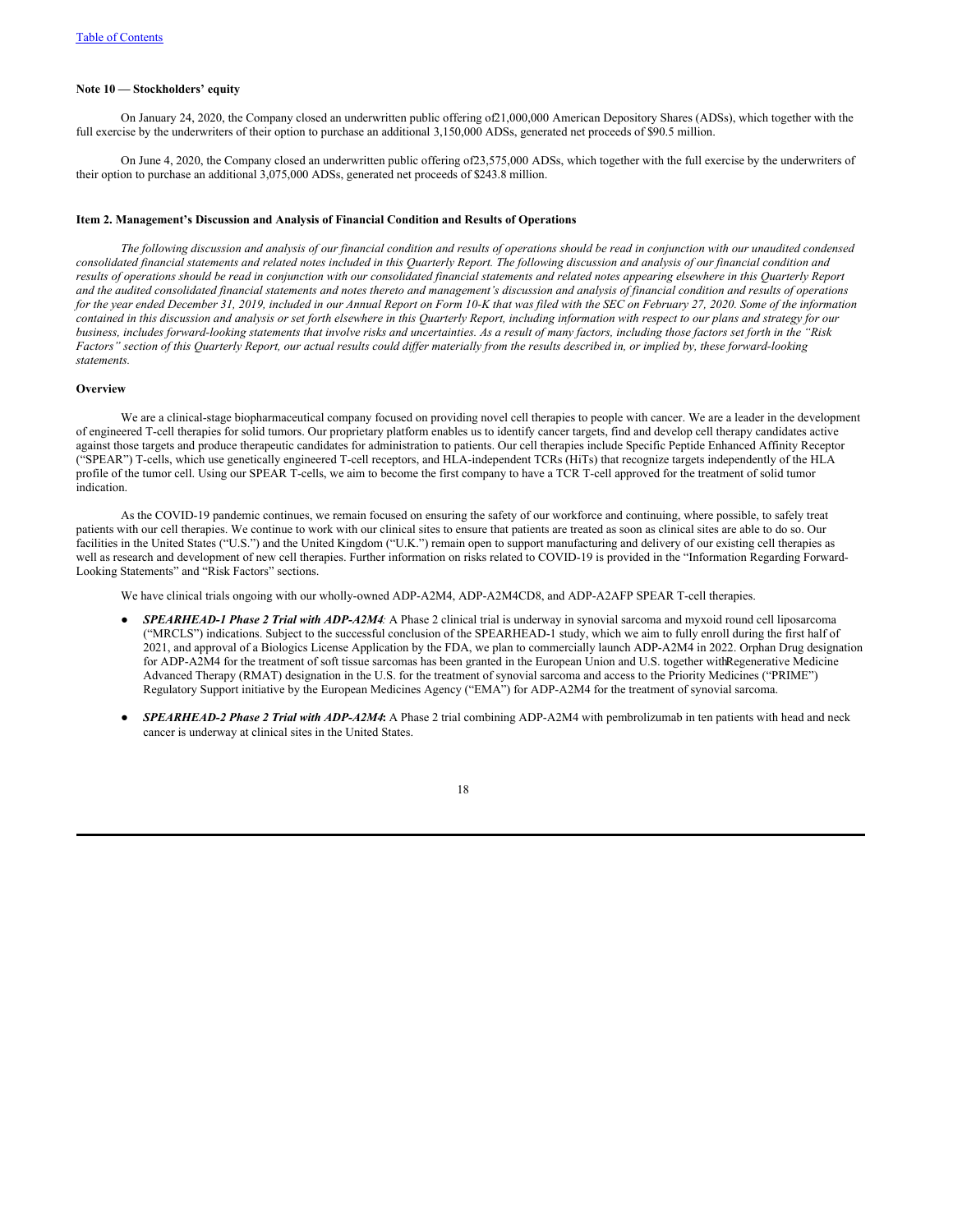Table of Contents

### Note 10 — Stockholders' equity

On January 24, 2020, the Company closed an underwritten public offering of 21,000,000 American Depository Shares (ADSs), which together with the full exercise by the underwriters of their option to purchase an additional 3,150,000 ADSs, generated net proceeds of $90.5 million.

On June 4, 2020, the Company closed an underwritten public offering of 23,575,000 ADSs, which together with the full exercise by the underwriters of their option to purchase an additional 3,075,000 ADSs, generated net proceeds of $243.8 million.

## Item 2. Management's Discussion and Analysis of Financial Condition and Results of Operations

*The following discussion and analysis of our financial condition and results of operations should be read in conjunction with our unaudited condensed consolidated financial statements and related notes included in this Quarterly Report. The following discussion and analysis of our financial condition and results of operations should be read in conjunction with our consolidated financial statements and related notes appearing elsewhere in this Quarterly Report and the audited consolidated financial statements and notes thereto and management's discussion and analysis of financial condition and results of operations for the year ended December 31, 2019, included in our Annual Report on Form 10-K that was filed with the SEC on February 27, 2020. Some of the information contained in this discussion and analysis or set forth elsewhere in this Quarterly Report, including information with respect to our plans and strategy for our business, includes forward-looking statements that involve risks and uncertainties. As a result of many factors, including those factors set forth in the "Risk Factors" section of this Quarterly Report, our actual results could differ materially from the results described in, or implied by, these forward-looking statements.*

### Overview

We are a clinical-stage biopharmaceutical company focused on providing novel cell therapies to people with cancer. We are a leader in the development of engineered T-cell therapies for solid tumors. Our proprietary platform enables us to identify cancer targets, find and develop cell therapy candidates active against those targets and produce therapeutic candidates for administration to patients. Our cell therapies include Specific Peptide Enhanced Affinity Receptor ("SPEAR") T-cells, which use genetically engineered T-cell receptors, and HLA-independent TCRs (HiTs) that recognize targets independently of the HLA profile of the tumor cell. Using our SPEAR T-cells, we aim to become the first company to have a TCR T-cell approved for the treatment of solid tumor indication.

As the COVID-19 pandemic continues, we remain focused on ensuring the safety of our workforce and continuing, where possible, to safely treat patients with our cell therapies. We continue to work with our clinical sites to ensure that patients are treated as soon as clinical sites are able to do so. Our facilities in the United States ("U.S.") and the United Kingdom ("U.K.") remain open to support manufacturing and delivery of our existing cell therapies as well as research and development of new cell therapies. Further information on risks related to COVID-19 is provided in the "Information Regarding Forward-Looking Statements" and "Risk Factors" sections.

We have clinical trials ongoing with our wholly-owned ADP-A2M4, ADP-A2M4CD8, and ADP-A2AFP SPEAR T-cell therapies.

- ***SPEARHEAD-1 Phase 2 Trial with ADP-A2M4:*** A Phase 2 clinical trial is underway in synovial sarcoma and myxoid round cell liposarcoma ("MRCLS") indications. Subject to the successful conclusion of the SPEARHEAD-1 study, which we aim to fully enroll during the first half of 2021, and approval of a Biologics License Application by the FDA, we plan to commercially launch ADP-A2M4 in 2022. Orphan Drug designation for ADP-A2M4 for the treatment of soft tissue sarcomas has been granted in the European Union and U.S. together with Regenerative Medicine Advanced Therapy (RMAT) designation in the U.S. for the treatment of synovial sarcoma and access to the Priority Medicines ("PRIME") Regulatory Support initiative by the European Medicines Agency ("EMA") for ADP-A2M4 for the treatment of synovial sarcoma.
- ***SPEARHEAD-2 Phase 2 Trial with ADP-A2M4*:** A Phase 2 trial combining ADP-A2M4 with pembrolizumab in ten patients with head and neck cancer is underway at clinical sites in the United States.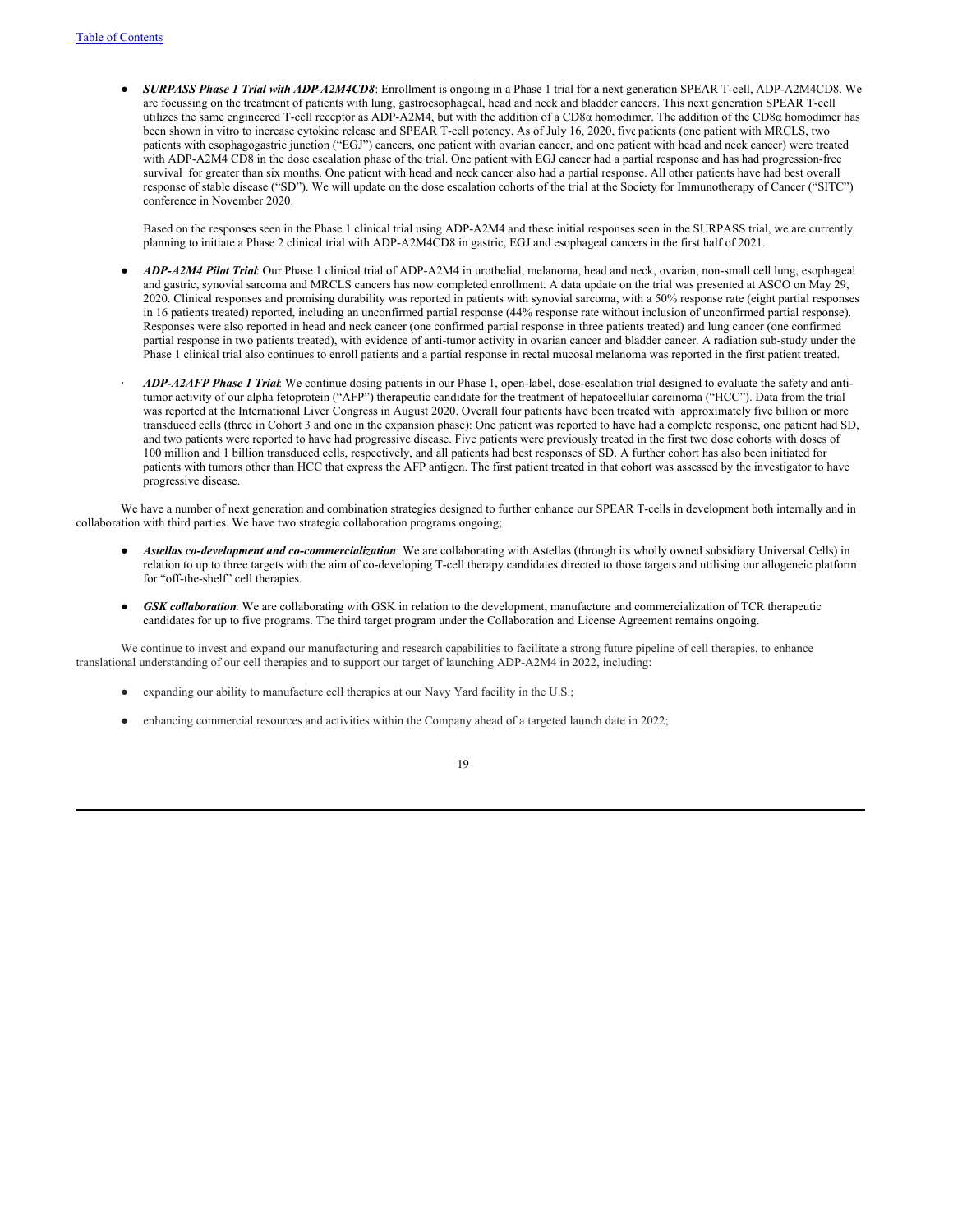- ***SURPASS Phase 1 Trial with ADP-A2M4CD8***: Enrollment is ongoing in a Phase 1 trial for a next generation SPEAR T-cell, ADP-A2M4CD8. We are focussing on the treatment of patients with lung, gastroesophageal, head and neck and bladder cancers. This next generation SPEAR T-cell utilizes the same engineered T-cell receptor as ADP-A2M4, but with the addition of a CD8α homodimer. The addition of the CD8α homodimer has been shown in vitro to increase cytokine release and SPEAR T-cell potency. As of July 16, 2020, five patients (one patient with MRCLS, two patients with esophagogastric junction ("EGJ") cancers, one patient with ovarian cancer, and one patient with head and neck cancer) were treated with ADP-A2M4 CD8 in the dose escalation phase of the trial. One patient with EGJ cancer had a partial response and has had progression-free survival for greater than six months. One patient with head and neck cancer also had a partial response. All other patients have had best overall response of stable disease ("SD"). We will update on the dose escalation cohorts of the trial at the Society for Immunotherapy of Cancer ("SITC") conference in November 2020.

  Based on the responses seen in the Phase 1 clinical trial using ADP-A2M4 and these initial responses seen in the SURPASS trial, we are currently planning to initiate a Phase 2 clinical trial with ADP-A2M4CD8 in gastric, EGJ and esophageal cancers in the first half of 2021.

- ***ADP-A2M4 Pilot Trial***: Our Phase 1 clinical trial of ADP-A2M4 in urothelial, melanoma, head and neck, ovarian, non-small cell lung, esophageal and gastric, synovial sarcoma and MRCLS cancers has now completed enrollment. A data update on the trial was presented at ASCO on May 29, 2020. Clinical responses and promising durability was reported in patients with synovial sarcoma, with a 50% response rate (eight partial responses in 16 patients treated) reported, including an unconfirmed partial response (44% response rate without inclusion of unconfirmed partial response). Responses were also reported in head and neck cancer (one confirmed partial response in three patients treated) and lung cancer (one confirmed partial response in two patients treated), with evidence of anti-tumor activity in ovarian cancer and bladder cancer. A radiation sub-study under the Phase 1 clinical trial also continues to enroll patients and a partial response in rectal mucosal melanoma was reported in the first patient treated.

- ***ADP-A2AFP Phase 1 Trial***: We continue dosing patients in our Phase 1, open-label, dose-escalation trial designed to evaluate the safety and anti-tumor activity of our alpha fetoprotein ("AFP") therapeutic candidate for the treatment of hepatocellular carcinoma ("HCC"). Data from the trial was reported at the International Liver Congress in August 2020. Overall four patients have been treated with approximately five billion or more transduced cells (three in Cohort 3 and one in the expansion phase): One patient was reported to have had a complete response, one patient had SD, and two patients were reported to have had progressive disease. Five patients were previously treated in the first two dose cohorts with doses of 100 million and 1 billion transduced cells, respectively, and all patients had best responses of SD. A further cohort has also been initiated for patients with tumors other than HCC that express the AFP antigen. The first patient treated in that cohort was assessed by the investigator to have progressive disease.

We have a number of next generation and combination strategies designed to further enhance our SPEAR T-cells in development both internally and in collaboration with third parties. We have two strategic collaboration programs ongoing;

- ***Astellas co-development and co-commercialization***: We are collaborating with Astellas (through its wholly owned subsidiary Universal Cells) in relation to up to three targets with the aim of co-developing T-cell therapy candidates directed to those targets and utilising our allogeneic platform for "off-the-shelf" cell therapies.

- ***GSK collaboration***: We are collaborating with GSK in relation to the development, manufacture and commercialization of TCR therapeutic candidates for up to five programs. The third target program under the Collaboration and License Agreement remains ongoing.

We continue to invest and expand our manufacturing and research capabilities to facilitate a strong future pipeline of cell therapies, to enhance translational understanding of our cell therapies and to support our target of launching ADP-A2M4 in 2022, including:

- expanding our ability to manufacture cell therapies at our Navy Yard facility in the U.S.;

- enhancing commercial resources and activities within the Company ahead of a targeted launch date in 2022;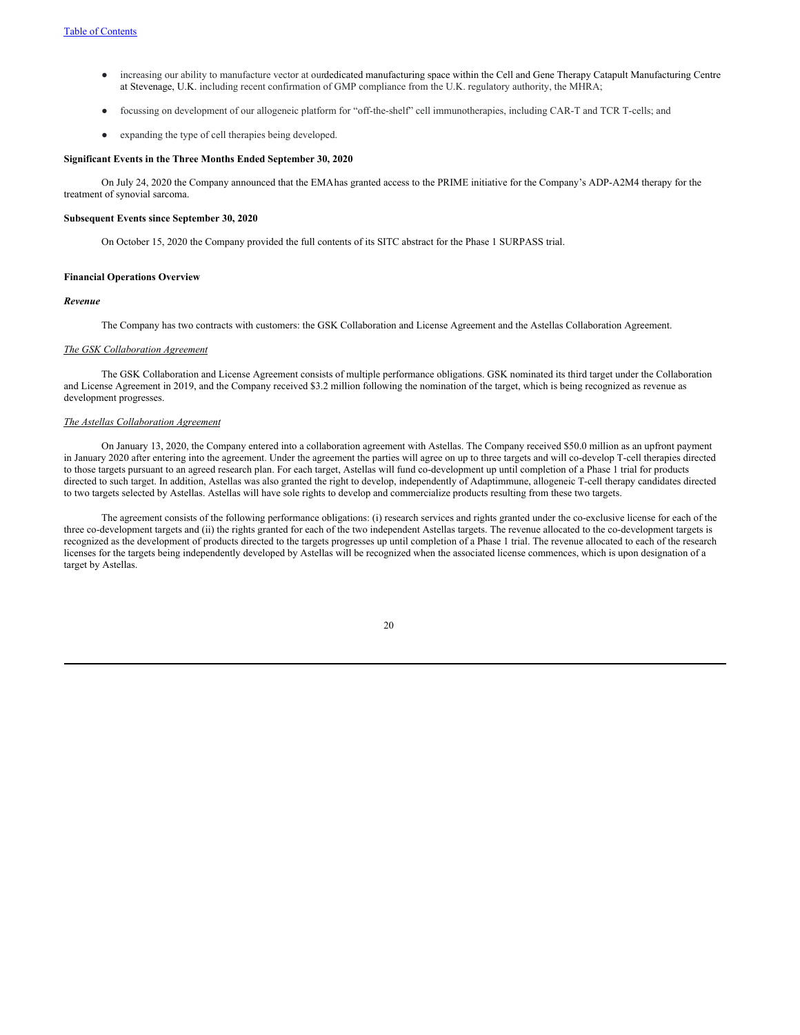- increasing our ability to manufacture vector at our dedicated manufacturing space within the Cell and Gene Therapy Catapult Manufacturing Centre at Stevenage, U.K. including recent confirmation of GMP compliance from the U.K. regulatory authority, the MHRA;
- focussing on development of our allogeneic platform for "off-the-shelf" cell immunotherapies, including CAR-T and TCR T-cells; and
- expanding the type of cell therapies being developed.

**Significant Events in the Three Months Ended September 30, 2020**

On July 24, 2020 the Company announced that the EMA has granted access to the PRIME initiative for the Company's ADP-A2M4 therapy for the treatment of synovial sarcoma.

**Subsequent Events since September 30, 2020**

On October 15, 2020 the Company provided the full contents of its SITC abstract for the Phase 1 SURPASS trial.

**Financial Operations Overview**

***Revenue***

The Company has two contracts with customers: the GSK Collaboration and License Agreement and the Astellas Collaboration Agreement.

*The GSK Collaboration Agreement*

The GSK Collaboration and License Agreement consists of multiple performance obligations. GSK nominated its third target under the Collaboration and License Agreement in 2019, and the Company received $3.2 million following the nomination of the target, which is being recognized as revenue as development progresses.

*The Astellas Collaboration Agreement*

On January 13, 2020, the Company entered into a collaboration agreement with Astellas. The Company received $50.0 million as an upfront payment in January 2020 after entering into the agreement. Under the agreement the parties will agree on up to three targets and will co-develop T-cell therapies directed to those targets pursuant to an agreed research plan. For each target, Astellas will fund co-development up until completion of a Phase 1 trial for products directed to such target. In addition, Astellas was also granted the right to develop, independently of Adaptimmune, allogeneic T-cell therapy candidates directed to two targets selected by Astellas. Astellas will have sole rights to develop and commercialize products resulting from these two targets.

The agreement consists of the following performance obligations: (i) research services and rights granted under the co-exclusive license for each of the three co-development targets and (ii) the rights granted for each of the two independent Astellas targets. The revenue allocated to the co-development targets is recognized as the development of products directed to the targets progresses up until completion of a Phase 1 trial. The revenue allocated to each of the research licenses for the targets being independently developed by Astellas will be recognized when the associated license commences, which is upon designation of a target by Astellas.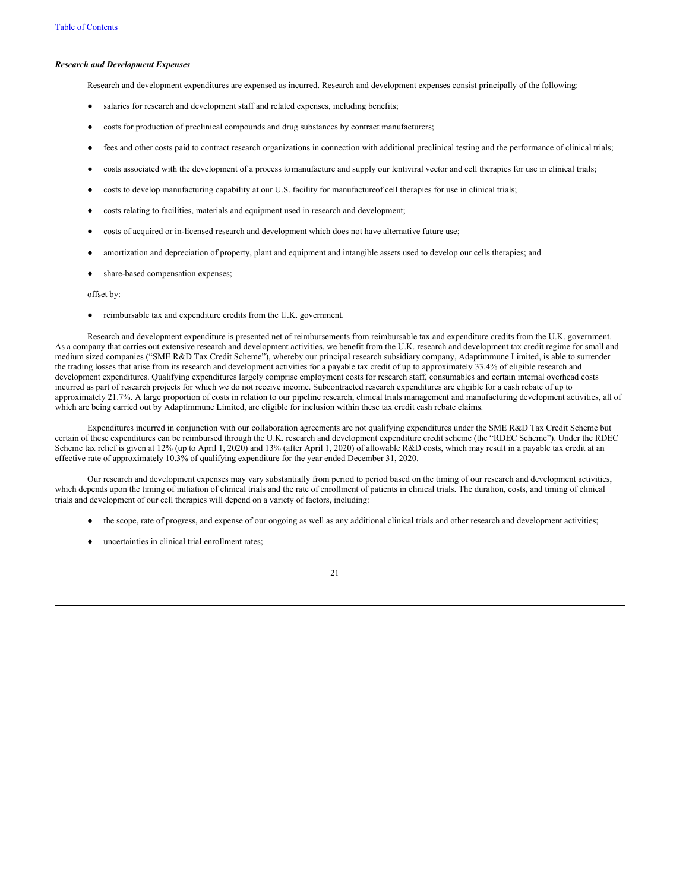***Research and Development Expenses***

Research and development expenditures are expensed as incurred. Research and development expenses consist principally of the following:

- salaries for research and development staff and related expenses, including benefits;
- costs for production of preclinical compounds and drug substances by contract manufacturers;
- fees and other costs paid to contract research organizations in connection with additional preclinical testing and the performance of clinical trials;
- costs associated with the development of a process tomanufacture and supply our lentiviral vector and cell therapies for use in clinical trials;
- costs to develop manufacturing capability at our U.S. facility for manufactureof cell therapies for use in clinical trials;
- costs relating to facilities, materials and equipment used in research and development;
- costs of acquired or in-licensed research and development which does not have alternative future use;
- amortization and depreciation of property, plant and equipment and intangible assets used to develop our cells therapies; and
- share-based compensation expenses;

offset by:

- reimbursable tax and expenditure credits from the U.K. government.

Research and development expenditure is presented net of reimbursements from reimbursable tax and expenditure credits from the U.K. government. As a company that carries out extensive research and development activities, we benefit from the U.K. research and development tax credit regime for small and medium sized companies ("SME R&D Tax Credit Scheme"), whereby our principal research subsidiary company, Adaptimmune Limited, is able to surrender the trading losses that arise from its research and development activities for a payable tax credit of up to approximately 33.4% of eligible research and development expenditures. Qualifying expenditures largely comprise employment costs for research staff, consumables and certain internal overhead costs incurred as part of research projects for which we do not receive income. Subcontracted research expenditures are eligible for a cash rebate of up to approximately 21.7%. A large proportion of costs in relation to our pipeline research, clinical trials management and manufacturing development activities, all of which are being carried out by Adaptimmune Limited, are eligible for inclusion within these tax credit cash rebate claims.

Expenditures incurred in conjunction with our collaboration agreements are not qualifying expenditures under the SME R&D Tax Credit Scheme but certain of these expenditures can be reimbursed through the U.K. research and development expenditure credit scheme (the "RDEC Scheme"). Under the RDEC Scheme tax relief is given at 12% (up to April 1, 2020) and 13% (after April 1, 2020) of allowable R&D costs, which may result in a payable tax credit at an effective rate of approximately 10.3% of qualifying expenditure for the year ended December 31, 2020.

Our research and development expenses may vary substantially from period to period based on the timing of our research and development activities, which depends upon the timing of initiation of clinical trials and the rate of enrollment of patients in clinical trials. The duration, costs, and timing of clinical trials and development of our cell therapies will depend on a variety of factors, including:

- the scope, rate of progress, and expense of our ongoing as well as any additional clinical trials and other research and development activities;
- uncertainties in clinical trial enrollment rates;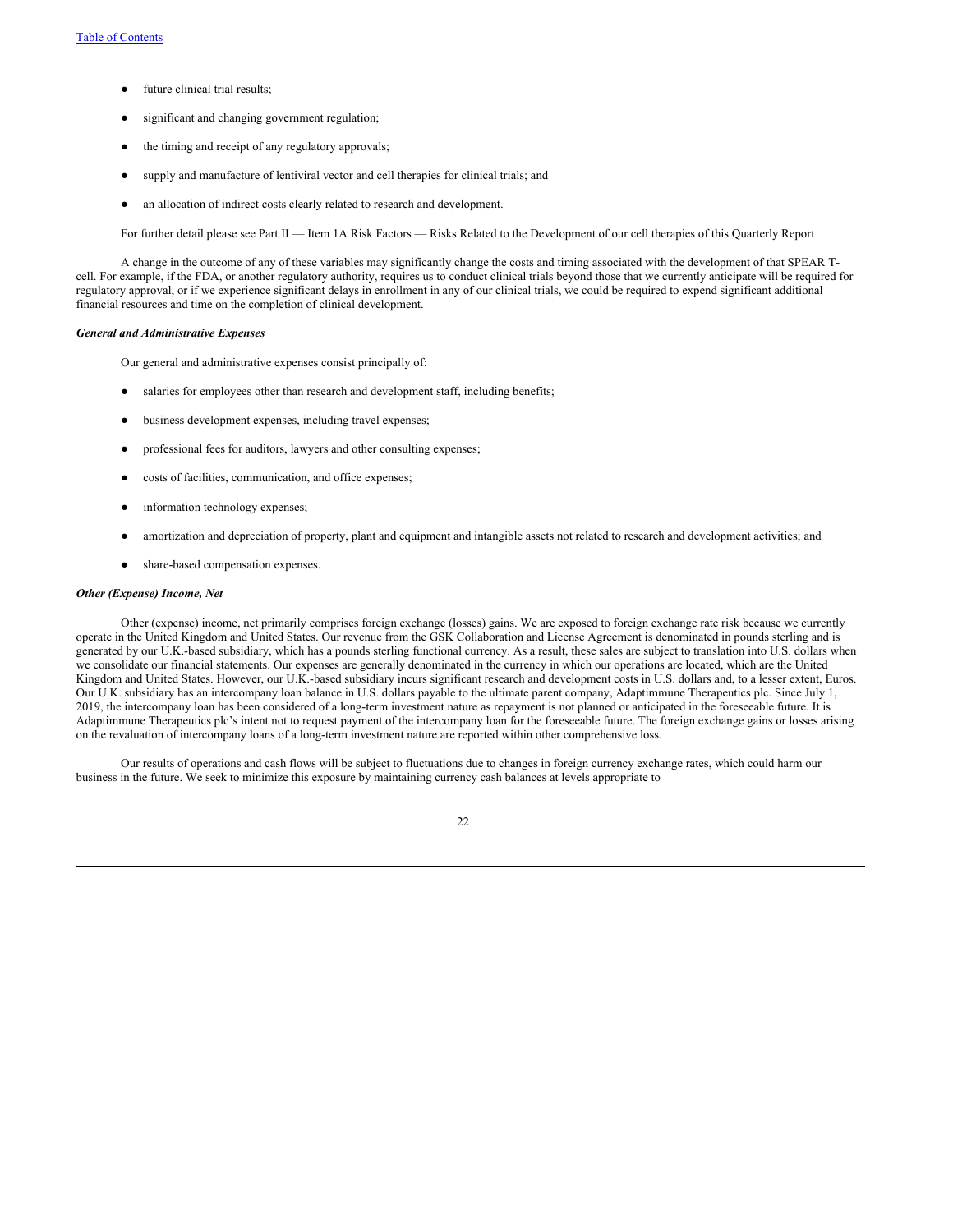- future clinical trial results;
- significant and changing government regulation;
- the timing and receipt of any regulatory approvals;
- supply and manufacture of lentiviral vector and cell therapies for clinical trials; and
- an allocation of indirect costs clearly related to research and development.

For further detail please see Part II — Item 1A Risk Factors — Risks Related to the Development of our cell therapies of this Quarterly Report

A change in the outcome of any of these variables may significantly change the costs and timing associated with the development of that SPEAR T-cell. For example, if the FDA, or another regulatory authority, requires us to conduct clinical trials beyond those that we currently anticipate will be required for regulatory approval, or if we experience significant delays in enrollment in any of our clinical trials, we could be required to expend significant additional financial resources and time on the completion of clinical development.

***General and Administrative Expenses***

Our general and administrative expenses consist principally of:

- salaries for employees other than research and development staff, including benefits;
- business development expenses, including travel expenses;
- professional fees for auditors, lawyers and other consulting expenses;
- costs of facilities, communication, and office expenses;
- information technology expenses;
- amortization and depreciation of property, plant and equipment and intangible assets not related to research and development activities; and
- share-based compensation expenses.

***Other (Expense) Income, Net***

Other (expense) income, net primarily comprises foreign exchange (losses) gains. We are exposed to foreign exchange rate risk because we currently operate in the United Kingdom and United States. Our revenue from the GSK Collaboration and License Agreement is denominated in pounds sterling and is generated by our U.K.-based subsidiary, which has a pounds sterling functional currency. As a result, these sales are subject to translation into U.S. dollars when we consolidate our financial statements. Our expenses are generally denominated in the currency in which our operations are located, which are the United Kingdom and United States. However, our U.K.-based subsidiary incurs significant research and development costs in U.S. dollars and, to a lesser extent, Euros. Our U.K. subsidiary has an intercompany loan balance in U.S. dollars payable to the ultimate parent company, Adaptimmune Therapeutics plc. Since July 1, 2019, the intercompany loan has been considered of a long-term investment nature as repayment is not planned or anticipated in the foreseeable future. It is Adaptimmune Therapeutics plc's intent not to request payment of the intercompany loan for the foreseeable future. The foreign exchange gains or losses arising on the revaluation of intercompany loans of a long-term investment nature are reported within other comprehensive loss.

Our results of operations and cash flows will be subject to fluctuations due to changes in foreign currency exchange rates, which could harm our business in the future. We seek to minimize this exposure by maintaining currency cash balances at levels appropriate to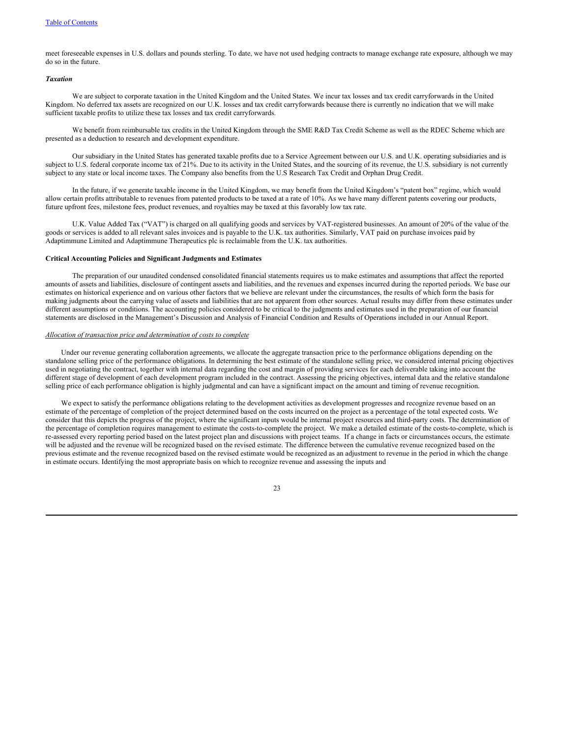meet foreseeable expenses in U.S. dollars and pounds sterling. To date, we have not used hedging contracts to manage exchange rate exposure, although we may do so in the future.

***Taxation***

We are subject to corporate taxation in the United Kingdom and the United States. We incur tax losses and tax credit carryforwards in the United Kingdom. No deferred tax assets are recognized on our U.K. losses and tax credit carryforwards because there is currently no indication that we will make sufficient taxable profits to utilize these tax losses and tax credit carryforwards.

We benefit from reimbursable tax credits in the United Kingdom through the SME R&D Tax Credit Scheme as well as the RDEC Scheme which are presented as a deduction to research and development expenditure.

Our subsidiary in the United States has generated taxable profits due to a Service Agreement between our U.S. and U.K. operating subsidiaries and is subject to U.S. federal corporate income tax of 21%. Due to its activity in the United States, and the sourcing of its revenue, the U.S. subsidiary is not currently subject to any state or local income taxes. The Company also benefits from the U.S Research Tax Credit and Orphan Drug Credit.

In the future, if we generate taxable income in the United Kingdom, we may benefit from the United Kingdom's "patent box" regime, which would allow certain profits attributable to revenues from patented products to be taxed at a rate of 10%. As we have many different patents covering our products, future upfront fees, milestone fees, product revenues, and royalties may be taxed at this favorably low tax rate.

U.K. Value Added Tax ("VAT") is charged on all qualifying goods and services by VAT-registered businesses. An amount of 20% of the value of the goods or services is added to all relevant sales invoices and is payable to the U.K. tax authorities. Similarly, VAT paid on purchase invoices paid by Adaptimmune Limited and Adaptimmune Therapeutics plc is reclaimable from the U.K. tax authorities.

**Critical Accounting Policies and Significant Judgments and Estimates**

The preparation of our unaudited condensed consolidated financial statements requires us to make estimates and assumptions that affect the reported amounts of assets and liabilities, disclosure of contingent assets and liabilities, and the revenues and expenses incurred during the reported periods. We base our estimates on historical experience and on various other factors that we believe are relevant under the circumstances, the results of which form the basis for making judgments about the carrying value of assets and liabilities that are not apparent from other sources. Actual results may differ from these estimates under different assumptions or conditions. The accounting policies considered to be critical to the judgments and estimates used in the preparation of our financial statements are disclosed in the Management's Discussion and Analysis of Financial Condition and Results of Operations included in our Annual Report.

*Allocation of transaction price and determination of costs to complete*

Under our revenue generating collaboration agreements, we allocate the aggregate transaction price to the performance obligations depending on the standalone selling price of the performance obligations. In determining the best estimate of the standalone selling price, we considered internal pricing objectives used in negotiating the contract, together with internal data regarding the cost and margin of providing services for each deliverable taking into account the different stage of development of each development program included in the contract. Assessing the pricing objectives, internal data and the relative standalone selling price of each performance obligation is highly judgmental and can have a significant impact on the amount and timing of revenue recognition.

We expect to satisfy the performance obligations relating to the development activities as development progresses and recognize revenue based on an estimate of the percentage of completion of the project determined based on the costs incurred on the project as a percentage of the total expected costs. We consider that this depicts the progress of the project, where the significant inputs would be internal project resources and third-party costs. The determination of the percentage of completion requires management to estimate the costs-to-complete the project. We make a detailed estimate of the costs-to-complete, which is re-assessed every reporting period based on the latest project plan and discussions with project teams. If a change in facts or circumstances occurs, the estimate will be adjusted and the revenue will be recognized based on the revised estimate. The difference between the cumulative revenue recognized based on the previous estimate and the revenue recognized based on the revised estimate would be recognized as an adjustment to revenue in the period in which the change in estimate occurs. Identifying the most appropriate basis on which to recognize revenue and assessing the inputs and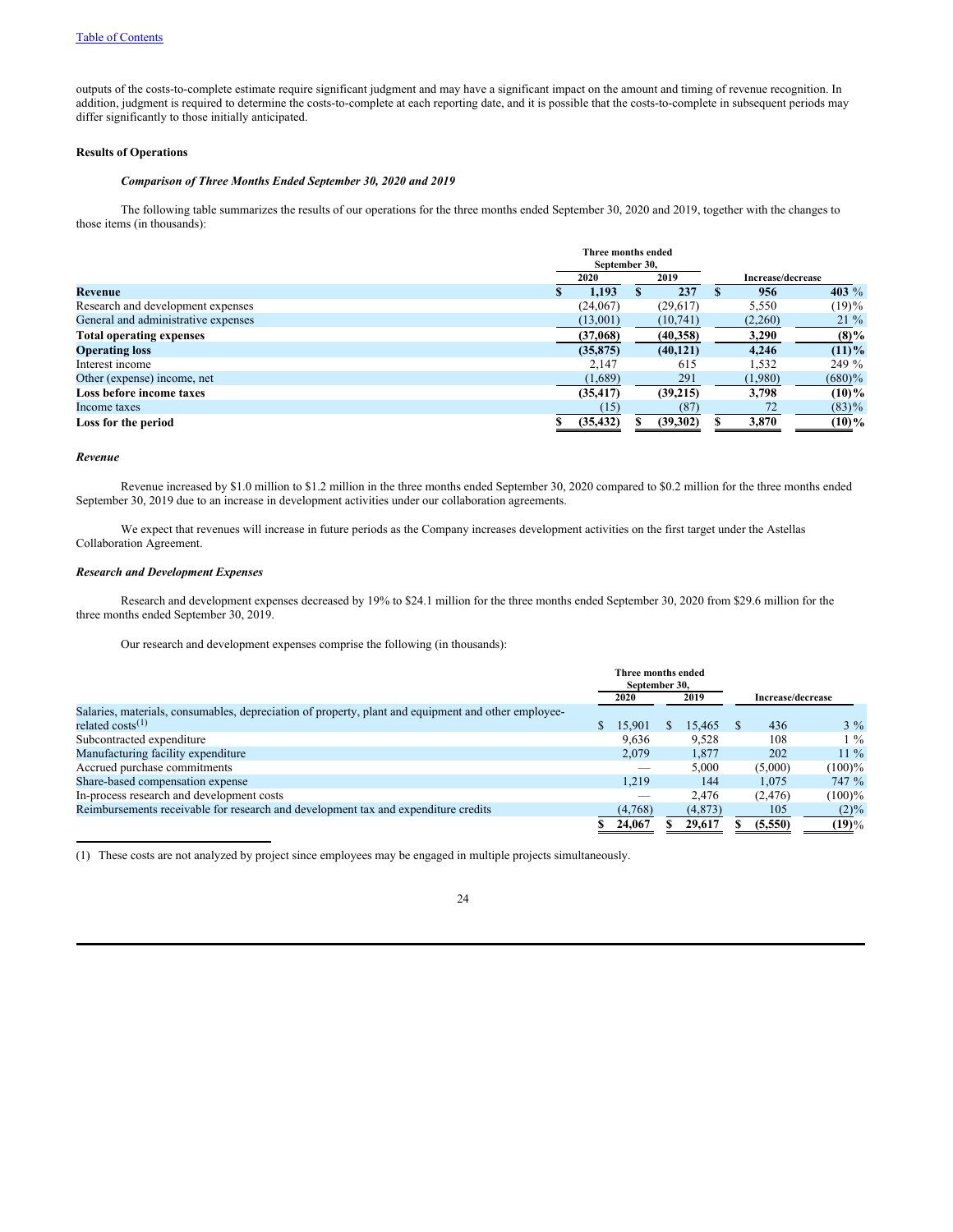outputs of the costs-to-complete estimate require significant judgment and may have a significant impact on the amount and timing of revenue recognition. In addition, judgment is required to determine the costs-to-complete at each reporting date, and it is possible that the costs-to-complete in subsequent periods may differ significantly to those initially anticipated.

### Results of Operations

#### *Comparison of Three Months Ended September 30, 2020 and 2019*

The following table summarizes the results of our operations for the three months ended September 30, 2020 and 2019, together with the changes to those items (in thousands):

| | Three months ended September 30, | | Increase/decrease | |
|---|---|---|---|---|
| | 2020 | 2019 | | |
| **Revenue** | **$ 1,193** | **$ 237** | **$ 956** | **403 %** |
| Research and development expenses | (24,067) | (29,617) | 5,550 | (19)% |
| General and administrative expenses | (13,001) | (10,741) | (2,260) | 21 % |
| **Total operating expenses** | **(37,068)** | **(40,358)** | **3,290** | **(8)%** |
| **Operating loss** | **(35,875)** | **(40,121)** | **4,246** | **(11)%** |
| Interest income | 2,147 | 615 | 1,532 | 249 % |
| Other (expense) income, net | (1,689) | 291 | (1,980) | (680)% |
| **Loss before income taxes** | **(35,417)** | **(39,215)** | **3,798** | **(10)%** |
| Income taxes | (15) | (87) | 72 | (83)% |
| **Loss for the period** | **$ (35,432)** | **$ (39,302)** | **$ 3,870** | **(10)%** |

#### *Revenue*

Revenue increased by $1.0 million to $1.2 million in the three months ended September 30, 2020 compared to $0.2 million for the three months ended September 30, 2019 due to an increase in development activities under our collaboration agreements.

We expect that revenues will increase in future periods as the Company increases development activities on the first target under the Astellas Collaboration Agreement.

#### *Research and Development Expenses*

Research and development expenses decreased by 19% to $24.1 million for the three months ended September 30, 2020 from $29.6 million for the three months ended September 30, 2019.

Our research and development expenses comprise the following (in thousands):

| | Three months ended September 30, | | Increase/decrease | |
|---|---|---|---|---|
| | 2020 | 2019 | | |
| Salaries, materials, consumables, depreciation of property, plant and equipment and other employee-related costs[1] | $ 15,901 | $ 15,465 | $ 436 | 3 % |
| Subcontracted expenditure | 9,636 | 9,528 | 108 | 1 % |
| Manufacturing facility expenditure | 2,079 | 1,877 | 202 | 11 % |
| Accrued purchase commitments | — | 5,000 | (5,000) | (100)% |
| Share-based compensation expense | 1,219 | 144 | 1,075 | 747 % |
| In-process research and development costs | — | 2,476 | (2,476) | (100)% |
| Reimbursements receivable for research and development tax and expenditure credits | (4,768) | (4,873) | 105 | (2)% |
| | **$ 24,067** | **$ 29,617** | **$ (5,550)** | **(19)%** |

(1) These costs are not analyzed by project since employees may be engaged in multiple projects simultaneously.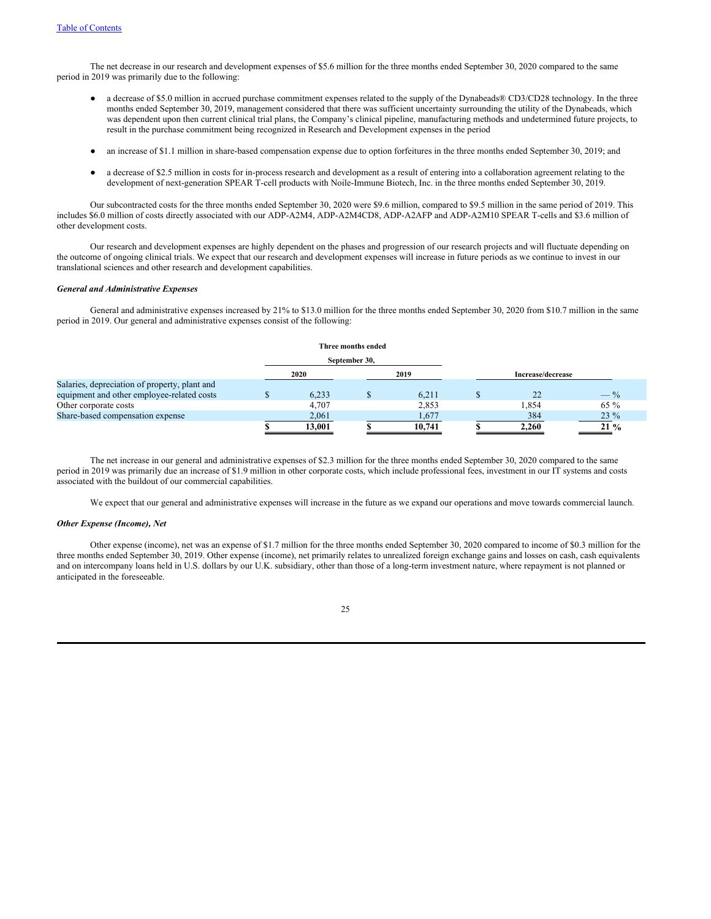The net decrease in our research and development expenses of $5.6 million for the three months ended September 30, 2020 compared to the same period in 2019 was primarily due to the following:

- a decrease of $5.0 million in accrued purchase commitment expenses related to the supply of the Dynabeads® CD3/CD28 technology. In the three months ended September 30, 2019, management considered that there was sufficient uncertainty surrounding the utility of the Dynabeads, which was dependent upon then current clinical trial plans, the Company's clinical pipeline, manufacturing methods and undetermined future projects, to result in the purchase commitment being recognized in Research and Development expenses in the period

- an increase of $1.1 million in share-based compensation expense due to option forfeitures in the three months ended September 30, 2019; and

- a decrease of $2.5 million in costs for in-process research and development as a result of entering into a collaboration agreement relating to the development of next-generation SPEAR T-cell products with Noile-Immune Biotech, Inc. in the three months ended September 30, 2019.

Our subcontracted costs for the three months ended September 30, 2020 were $9.6 million, compared to $9.5 million in the same period of 2019. This includes $6.0 million of costs directly associated with our ADP-A2M4, ADP-A2M4CD8, ADP-A2AFP and ADP-A2M10 SPEAR T-cells and $3.6 million of other development costs.

Our research and development expenses are highly dependent on the phases and progression of our research projects and will fluctuate depending on the outcome of ongoing clinical trials. We expect that our research and development expenses will increase in future periods as we continue to invest in our translational sciences and other research and development capabilities.

### *General and Administrative Expenses*

General and administrative expenses increased by 21% to $13.0 million for the three months ended September 30, 2020 from $10.7 million in the same period in 2019. Our general and administrative expenses consist of the following:

| | Three months ended September 30, | | | |
|---|---|---|---|---|
| | 2020 | 2019 | Increase/decrease | |
| Salaries, depreciation of property, plant and equipment and other employee-related costs | $ 6,233 | $ 6,211 | $ 22 | — % |
| Other corporate costs | 4,707 | 2,853 | 1,854 | 65 % |
| Share-based compensation expense | 2,061 | 1,677 | 384 | 23 % |
| | **$ 13,001** | **$ 10,741** | **$ 2,260** | **21 %** |

The net increase in our general and administrative expenses of $2.3 million for the three months ended September 30, 2020 compared to the same period in 2019 was primarily due an increase of $1.9 million in other corporate costs, which include professional fees, investment in our IT systems and costs associated with the buildout of our commercial capabilities.

We expect that our general and administrative expenses will increase in the future as we expand our operations and move towards commercial launch.

### *Other Expense (Income), Net*

Other expense (income), net was an expense of $1.7 million for the three months ended September 30, 2020 compared to income of $0.3 million for the three months ended September 30, 2019. Other expense (income), net primarily relates to unrealized foreign exchange gains and losses on cash, cash equivalents and on intercompany loans held in U.S. dollars by our U.K. subsidiary, other than those of a long-term investment nature, where repayment is not planned or anticipated in the foreseeable.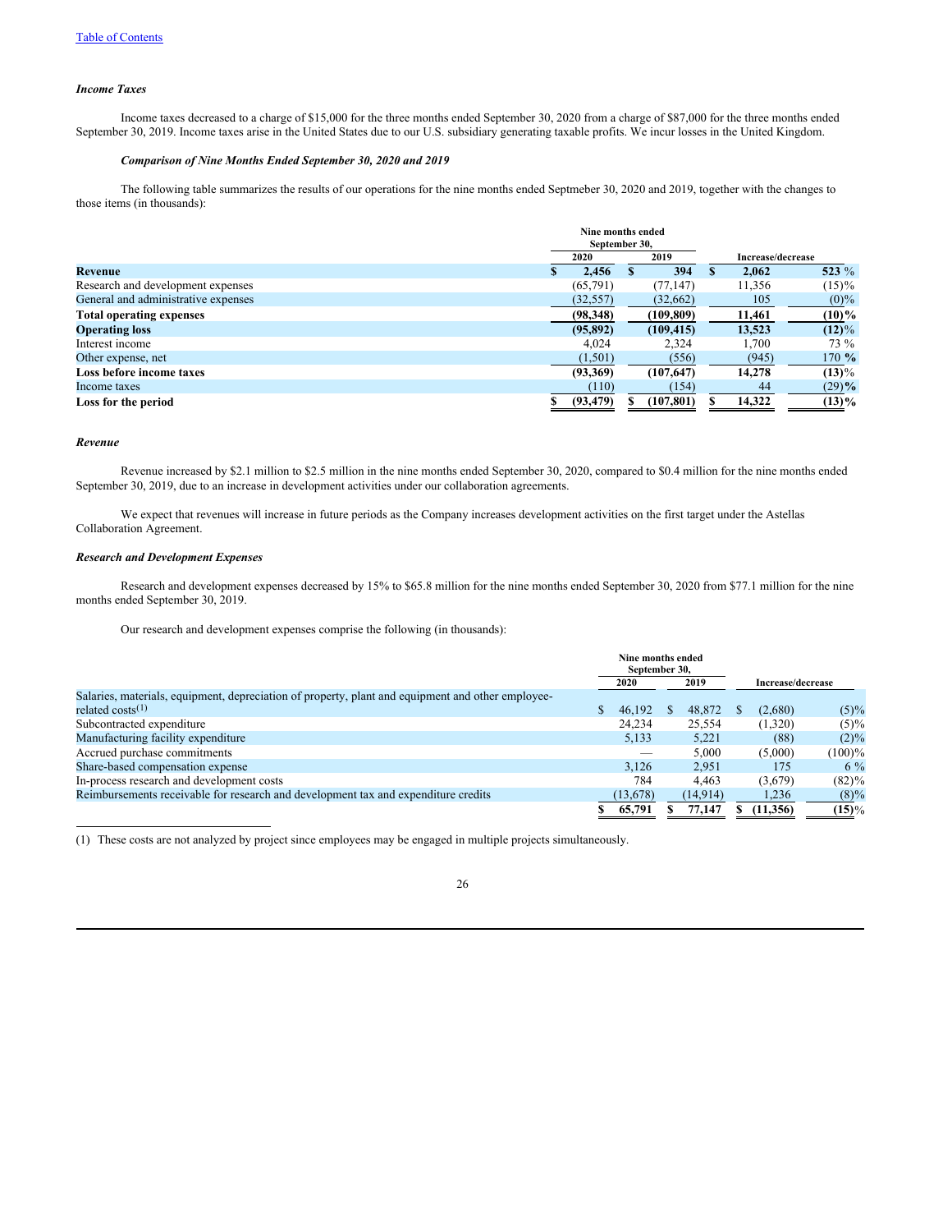[Table of Contents](#)

### *Income Taxes*

Income taxes decreased to a charge of $15,000 for the three months ended September 30, 2020 from a charge of $87,000 for the three months ended September 30, 2019. Income taxes arise in the United States due to our U.S. subsidiary generating taxable profits. We incur losses in the United Kingdom.

### *Comparison of Nine Months Ended September 30, 2020 and 2019*

The following table summarizes the results of our operations for the nine months ended Septmeber 30, 2020 and 2019, together with the changes to those items (in thousands):

| | Nine months ended September 30, | | Increase/decrease | |
|---|---|---|---|---|
| | 2020 | 2019 | | |
| **Revenue** | **$ 2,456** | **$ 394** | **$ 2,062** | **523 %** |
| Research and development expenses | (65,791) | (77,147) | 11,356 | (15)% |
| General and administrative expenses | (32,557) | (32,662) | 105 | (0)% |
| **Total operating expenses** | **(98,348)** | **(109,809)** | **11,461** | **(10)%** |
| **Operating loss** | **(95,892)** | **(109,415)** | **13,523** | **(12)%** |
| Interest income | 4,024 | 2,324 | 1,700 | 73 % |
| Other expense, net | (1,501) | (556) | (945) | 170 % |
| **Loss before income taxes** | **(93,369)** | **(107,647)** | **14,278** | **(13)%** |
| Income taxes | (110) | (154) | 44 | (29)% |
| **Loss for the period** | **$ (93,479)** | **$ (107,801)** | **$ 14,322** | **(13)%** |

### *Revenue*

Revenue increased by $2.1 million to $2.5 million in the nine months ended September 30, 2020, compared to $0.4 million for the nine months ended September 30, 2019, due to an increase in development activities under our collaboration agreements.

We expect that revenues will increase in future periods as the Company increases development activities on the first target under the Astellas Collaboration Agreement.

### *Research and Development Expenses*

Research and development expenses decreased by 15% to $65.8 million for the nine months ended September 30, 2020 from $77.1 million for the nine months ended September 30, 2019.

Our research and development expenses comprise the following (in thousands):

| | Nine months ended September 30, | | Increase/decrease | |
|---|---|---|---|---|
| | 2020 | 2019 | | |
| Salaries, materials, equipment, depreciation of property, plant and equipment and other employee-related costs[(1)] | $ 46,192 | $ 48,872 | $ (2,680) | (5)% |
| Subcontracted expenditure | 24,234 | 25,554 | (1,320) | (5)% |
| Manufacturing facility expenditure | 5,133 | 5,221 | (88) | (2)% |
| Accrued purchase commitments | — | 5,000 | (5,000) | (100)% |
| Share-based compensation expense | 3,126 | 2,951 | 175 | 6 % |
| In-process research and development costs | 784 | 4,463 | (3,679) | (82)% |
| Reimbursements receivable for research and development tax and expenditure credits | (13,678) | (14,914) | 1,236 | (8)% |
| | **$ 65,791** | **$ 77,147** | **$ (11,356)** | **(15)%** |

(1) These costs are not analyzed by project since employees may be engaged in multiple projects simultaneously.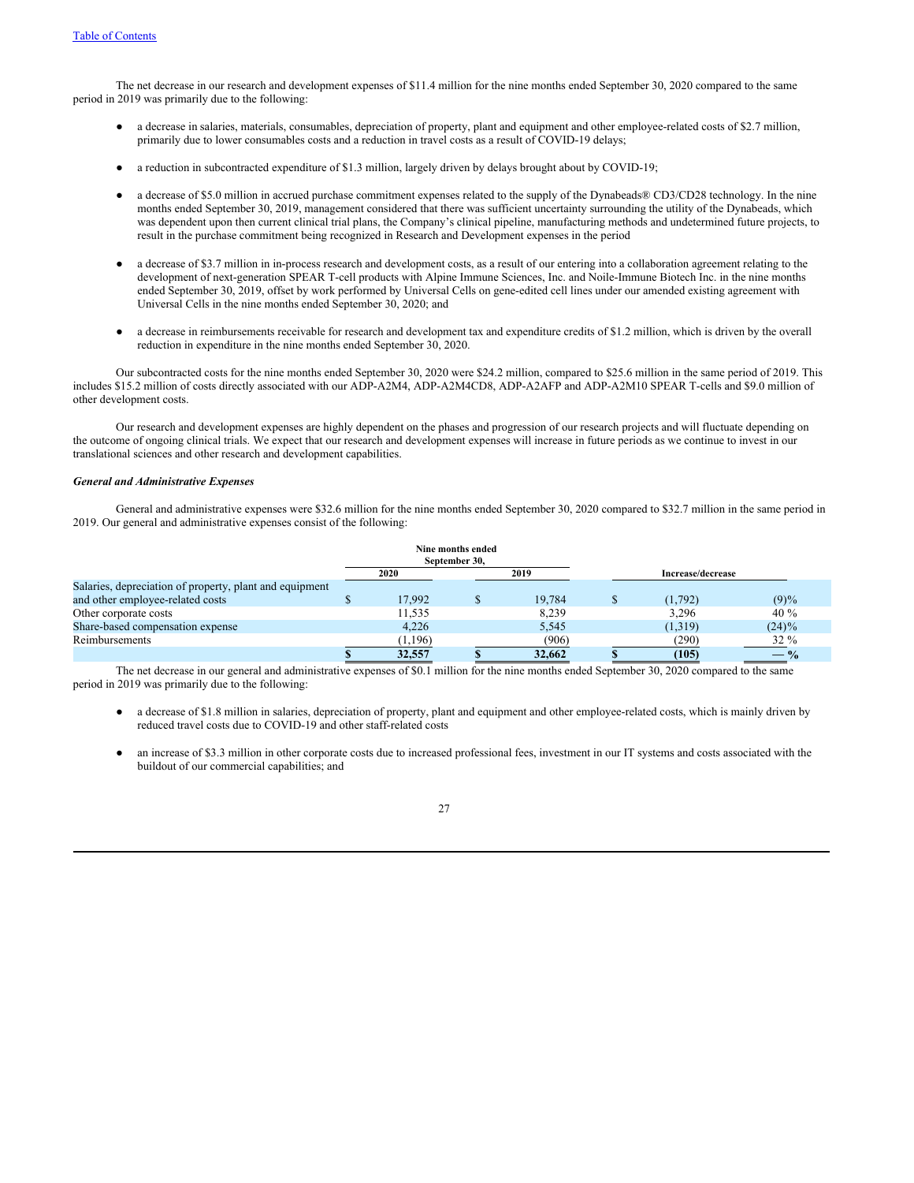The net decrease in our research and development expenses of $11.4 million for the nine months ended September 30, 2020 compared to the same period in 2019 was primarily due to the following:

- a decrease in salaries, materials, consumables, depreciation of property, plant and equipment and other employee-related costs of $2.7 million, primarily due to lower consumables costs and a reduction in travel costs as a result of COVID-19 delays;

- a reduction in subcontracted expenditure of $1.3 million, largely driven by delays brought about by COVID-19;

- a decrease of $5.0 million in accrued purchase commitment expenses related to the supply of the Dynabeads® CD3/CD28 technology. In the nine months ended September 30, 2019, management considered that there was sufficient uncertainty surrounding the utility of the Dynabeads, which was dependent upon then current clinical trial plans, the Company's clinical pipeline, manufacturing methods and undetermined future projects, to result in the purchase commitment being recognized in Research and Development expenses in the period

- a decrease of $3.7 million in in-process research and development costs, as a result of our entering into a collaboration agreement relating to the development of next-generation SPEAR T-cell products with Alpine Immune Sciences, Inc. and Noile-Immune Biotech Inc. in the nine months ended September 30, 2019, offset by work performed by Universal Cells on gene-edited cell lines under our amended existing agreement with Universal Cells in the nine months ended September 30, 2020; and

- a decrease in reimbursements receivable for research and development tax and expenditure credits of $1.2 million, which is driven by the overall reduction in expenditure in the nine months ended September 30, 2020.

Our subcontracted costs for the nine months ended September 30, 2020 were $24.2 million, compared to $25.6 million in the same period of 2019. This includes $15.2 million of costs directly associated with our ADP-A2M4, ADP-A2M4CD8, ADP-A2AFP and ADP-A2M10 SPEAR T-cells and $9.0 million of other development costs.

Our research and development expenses are highly dependent on the phases and progression of our research projects and will fluctuate depending on the outcome of ongoing clinical trials. We expect that our research and development expenses will increase in future periods as we continue to invest in our translational sciences and other research and development capabilities.

***General and Administrative Expenses***

General and administrative expenses were $32.6 million for the nine months ended September 30, 2020 compared to $32.7 million in the same period in 2019. Our general and administrative expenses consist of the following:

| | Nine months ended September 30, | | | |
|---|---|---|---|---|
| | 2020 | 2019 | Increase/decrease | |
| Salaries, depreciation of property, plant and equipment and other employee-related costs | $ 17,992 | $ 19,784 | $ (1,792) | (9)% |
| Other corporate costs | 11,535 | 8,239 | 3,296 | 40 % |
| Share-based compensation expense | 4,226 | 5,545 | (1,319) | (24)% |
| Reimbursements | (1,196) | (906) | (290) | 32 % |
| | **$ 32,557** | **$ 32,662** | **$ (105)** | **— %** |

The net decrease in our general and administrative expenses of $0.1 million for the nine months ended September 30, 2020 compared to the same period in 2019 was primarily due to the following:

- a decrease of $1.8 million in salaries, depreciation of property, plant and equipment and other employee-related costs, which is mainly driven by reduced travel costs due to COVID-19 and other staff-related costs

- an increase of $3.3 million in other corporate costs due to increased professional fees, investment in our IT systems and costs associated with the buildout of our commercial capabilities; and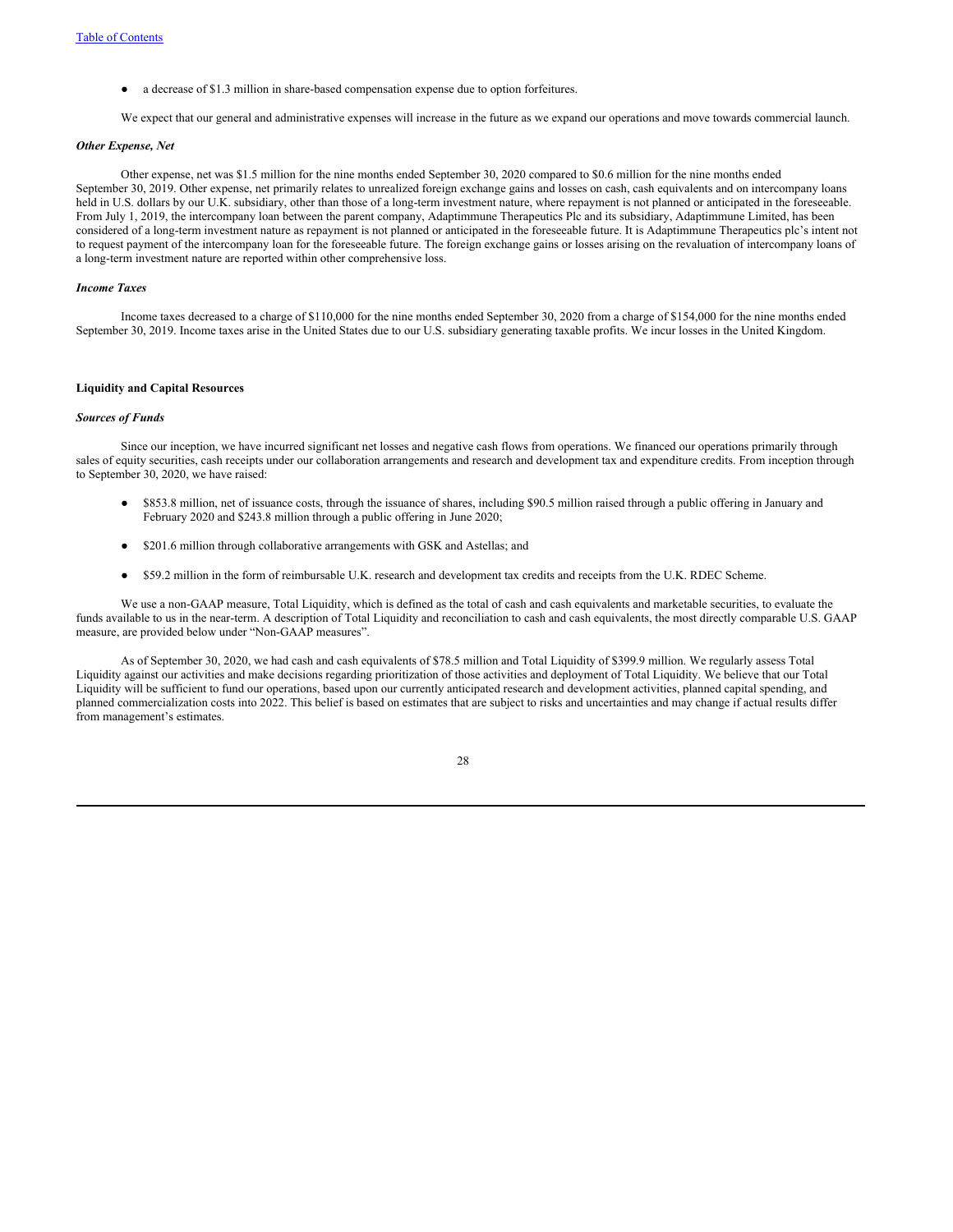- a decrease of $1.3 million in share-based compensation expense due to option forfeitures.

We expect that our general and administrative expenses will increase in the future as we expand our operations and move towards commercial launch.

***Other Expense, Net***

Other expense, net was $1.5 million for the nine months ended September 30, 2020 compared to $0.6 million for the nine months ended September 30, 2019. Other expense, net primarily relates to unrealized foreign exchange gains and losses on cash, cash equivalents and on intercompany loans held in U.S. dollars by our U.K. subsidiary, other than those of a long-term investment nature, where repayment is not planned or anticipated in the foreseeable. From July 1, 2019, the intercompany loan between the parent company, Adaptimmune Therapeutics Plc and its subsidiary, Adaptimmune Limited, has been considered of a long-term investment nature as repayment is not planned or anticipated in the foreseeable future. It is Adaptimmune Therapeutics plc's intent not to request payment of the intercompany loan for the foreseeable future. The foreign exchange gains or losses arising on the revaluation of intercompany loans of a long-term investment nature are reported within other comprehensive loss.

***Income Taxes***

Income taxes decreased to a charge of $110,000 for the nine months ended September 30, 2020 from a charge of $154,000 for the nine months ended September 30, 2019. Income taxes arise in the United States due to our U.S. subsidiary generating taxable profits. We incur losses in the United Kingdom.

**Liquidity and Capital Resources**

***Sources of Funds***

Since our inception, we have incurred significant net losses and negative cash flows from operations. We financed our operations primarily through sales of equity securities, cash receipts under our collaboration arrangements and research and development tax and expenditure credits. From inception through to September 30, 2020, we have raised:

- $853.8 million, net of issuance costs, through the issuance of shares, including $90.5 million raised through a public offering in January and February 2020 and $243.8 million through a public offering in June 2020;

- $201.6 million through collaborative arrangements with GSK and Astellas; and

- $59.2 million in the form of reimbursable U.K. research and development tax credits and receipts from the U.K. RDEC Scheme.

We use a non-GAAP measure, Total Liquidity, which is defined as the total of cash and cash equivalents and marketable securities, to evaluate the funds available to us in the near-term. A description of Total Liquidity and reconciliation to cash and cash equivalents, the most directly comparable U.S. GAAP measure, are provided below under "Non-GAAP measures".

As of September 30, 2020, we had cash and cash equivalents of $78.5 million and Total Liquidity of $399.9 million. We regularly assess Total Liquidity against our activities and make decisions regarding prioritization of those activities and deployment of Total Liquidity. We believe that our Total Liquidity will be sufficient to fund our operations, based upon our currently anticipated research and development activities, planned capital spending, and planned commercialization costs into 2022. This belief is based on estimates that are subject to risks and uncertainties and may change if actual results differ from management's estimates.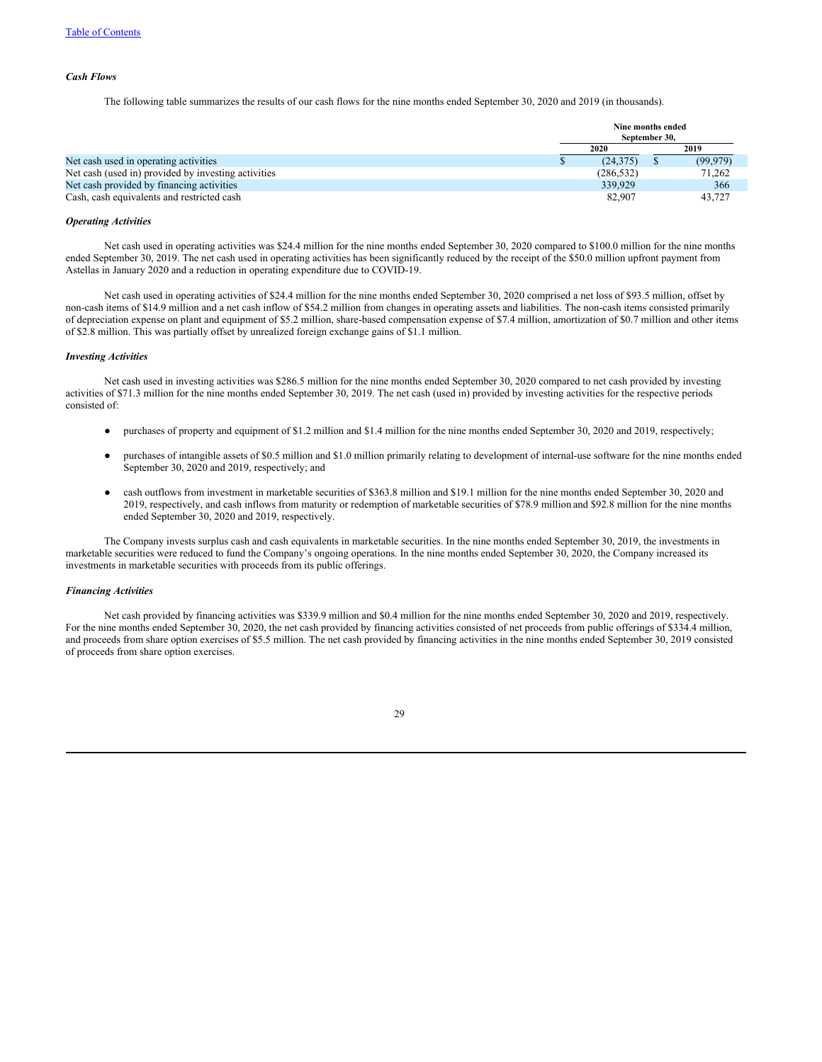*Cash Flows*

The following table summarizes the results of our cash flows for the nine months ended September 30, 2020 and 2019 (in thousands).

| | Nine months ended September 30, | |
|---|---|---|
| | 2020 | 2019 |
| Net cash used in operating activities | $ (24,375) | $ (99,979) |
| Net cash (used in) provided by investing activities | (286,532) | 71,262 |
| Net cash provided by financing activities | 339,929 | 366 |
| Cash, cash equivalents and restricted cash | 82,907 | 43,727 |

*Operating Activities*

Net cash used in operating activities was $24.4 million for the nine months ended September 30, 2020 compared to $100.0 million for the nine months ended September 30, 2019. The net cash used in operating activities has been significantly reduced by the receipt of the $50.0 million upfront payment from Astellas in January 2020 and a reduction in operating expenditure due to COVID-19.

Net cash used in operating activities of $24.4 million for the nine months ended September 30, 2020 comprised a net loss of $93.5 million, offset by non-cash items of $14.9 million and a net cash inflow of $54.2 million from changes in operating assets and liabilities. The non-cash items consisted primarily of depreciation expense on plant and equipment of $5.2 million, share-based compensation expense of $7.4 million, amortization of $0.7 million and other items of $2.8 million. This was partially offset by unrealized foreign exchange gains of $1.1 million.

*Investing Activities*

Net cash used in investing activities was $286.5 million for the nine months ended September 30, 2020 compared to net cash provided by investing activities of $71.3 million for the nine months ended September 30, 2019. The net cash (used in) provided by investing activities for the respective periods consisted of:

- purchases of property and equipment of $1.2 million and $1.4 million for the nine months ended September 30, 2020 and 2019, respectively;
- purchases of intangible assets of $0.5 million and $1.0 million primarily relating to development of internal-use software for the nine months ended September 30, 2020 and 2019, respectively; and
- cash outflows from investment in marketable securities of $363.8 million and $19.1 million for the nine months ended September 30, 2020 and 2019, respectively, and cash inflows from maturity or redemption of marketable securities of $78.9 million and $92.8 million for the nine months ended September 30, 2020 and 2019, respectively.

The Company invests surplus cash and cash equivalents in marketable securities. In the nine months ended September 30, 2019, the investments in marketable securities were reduced to fund the Company's ongoing operations. In the nine months ended September 30, 2020, the Company increased its investments in marketable securities with proceeds from its public offerings.

*Financing Activities*

Net cash provided by financing activities was $339.9 million and $0.4 million for the nine months ended September 30, 2020 and 2019, respectively. For the nine months ended September 30, 2020, the net cash provided by financing activities consisted of net proceeds from public offerings of $334.4 million, and proceeds from share option exercises of $5.5 million. The net cash provided by financing activities in the nine months ended September 30, 2019 consisted of proceeds from share option exercises.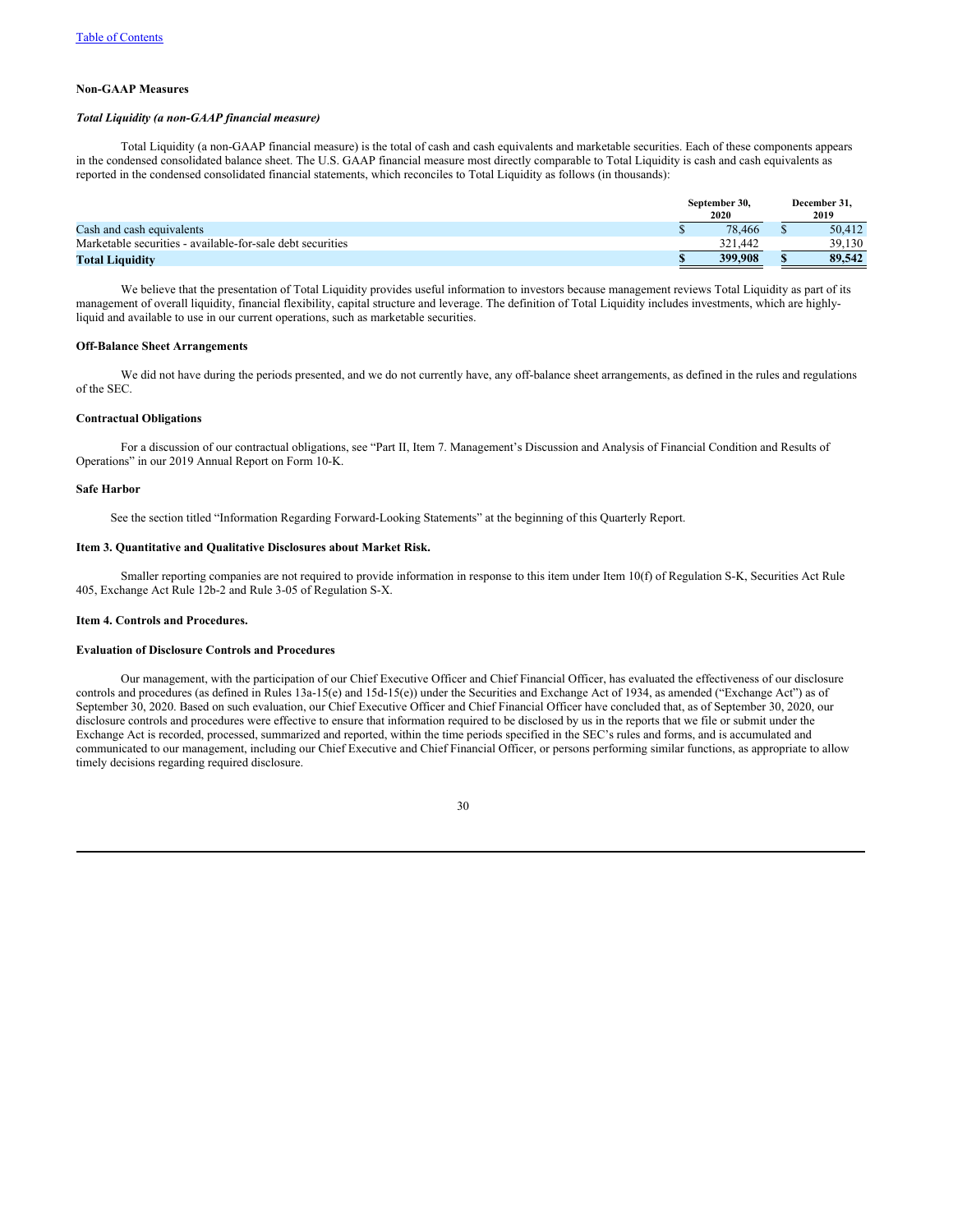### Non-GAAP Measures

***Total Liquidity (a non-GAAP financial measure)***

Total Liquidity (a non-GAAP financial measure) is the total of cash and cash equivalents and marketable securities. Each of these components appears in the condensed consolidated balance sheet. The U.S. GAAP financial measure most directly comparable to Total Liquidity is cash and cash equivalents as reported in the condensed consolidated financial statements, which reconciles to Total Liquidity as follows (in thousands):

| | September 30, 2020 | December 31, 2019 |
|---|---|---|
| Cash and cash equivalents | $ 78,466 | $ 50,412 |
| Marketable securities - available-for-sale debt securities | 321,442 | 39,130 |
| **Total Liquidity** | **$ 399,908** | **$ 89,542** |

We believe that the presentation of Total Liquidity provides useful information to investors because management reviews Total Liquidity as part of its management of overall liquidity, financial flexibility, capital structure and leverage. The definition of Total Liquidity includes investments, which are highly-liquid and available to use in our current operations, such as marketable securities.

### Off-Balance Sheet Arrangements

We did not have during the periods presented, and we do not currently have, any off-balance sheet arrangements, as defined in the rules and regulations of the SEC.

### Contractual Obligations

For a discussion of our contractual obligations, see "Part II, Item 7. Management's Discussion and Analysis of Financial Condition and Results of Operations" in our 2019 Annual Report on Form 10-K.

### Safe Harbor

See the section titled "Information Regarding Forward-Looking Statements" at the beginning of this Quarterly Report.

## Item 3. Quantitative and Qualitative Disclosures about Market Risk.

Smaller reporting companies are not required to provide information in response to this item under Item 10(f) of Regulation S-K, Securities Act Rule 405, Exchange Act Rule 12b-2 and Rule 3-05 of Regulation S-X.

## Item 4. Controls and Procedures.

### Evaluation of Disclosure Controls and Procedures

Our management, with the participation of our Chief Executive Officer and Chief Financial Officer, has evaluated the effectiveness of our disclosure controls and procedures (as defined in Rules 13a-15(e) and 15d-15(e)) under the Securities and Exchange Act of 1934, as amended ("Exchange Act") as of September 30, 2020. Based on such evaluation, our Chief Executive Officer and Chief Financial Officer have concluded that, as of September 30, 2020, our disclosure controls and procedures were effective to ensure that information required to be disclosed by us in the reports that we file or submit under the Exchange Act is recorded, processed, summarized and reported, within the time periods specified in the SEC's rules and forms, and is accumulated and communicated to our management, including our Chief Executive and Chief Financial Officer, or persons performing similar functions, as appropriate to allow timely decisions regarding required disclosure.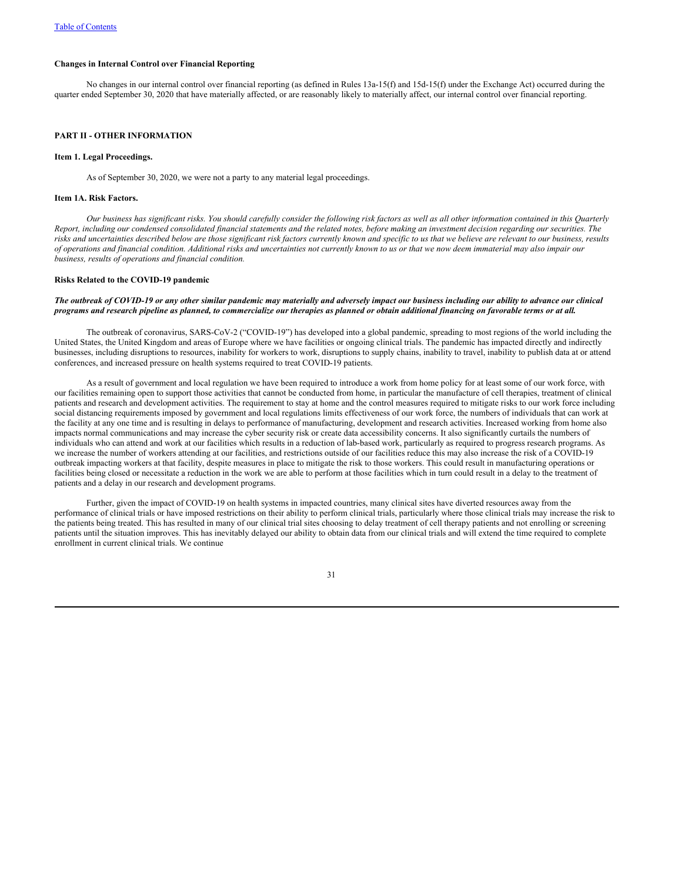#### Changes in Internal Control over Financial Reporting

No changes in our internal control over financial reporting (as defined in Rules 13a-15(f) and 15d-15(f) under the Exchange Act) occurred during the quarter ended September 30, 2020 that have materially affected, or are reasonably likely to materially affect, our internal control over financial reporting.

## PART II - OTHER INFORMATION

### Item 1. Legal Proceedings.

As of September 30, 2020, we were not a party to any material legal proceedings.

### Item 1A. Risk Factors.

*Our business has significant risks. You should carefully consider the following risk factors as well as all other information contained in this Quarterly Report, including our condensed consolidated financial statements and the related notes, before making an investment decision regarding our securities. The risks and uncertainties described below are those significant risk factors currently known and specific to us that we believe are relevant to our business, results of operations and financial condition. Additional risks and uncertainties not currently known to us or that we now deem immaterial may also impair our business, results of operations and financial condition.*

#### Risks Related to the COVID-19 pandemic

***The outbreak of COVID-19 or any other similar pandemic may materially and adversely impact our business including our ability to advance our clinical programs and research pipeline as planned, to commercialize our therapies as planned or obtain additional financing on favorable terms or at all.***

The outbreak of coronavirus, SARS-CoV-2 ("COVID-19") has developed into a global pandemic, spreading to most regions of the world including the United States, the United Kingdom and areas of Europe where we have facilities or ongoing clinical trials. The pandemic has impacted directly and indirectly businesses, including disruptions to resources, inability for workers to work, disruptions to supply chains, inability to travel, inability to publish data at or attend conferences, and increased pressure on health systems required to treat COVID-19 patients.

As a result of government and local regulation we have been required to introduce a work from home policy for at least some of our work force, with our facilities remaining open to support those activities that cannot be conducted from home, in particular the manufacture of cell therapies, treatment of clinical patients and research and development activities. The requirement to stay at home and the control measures required to mitigate risks to our work force including social distancing requirements imposed by government and local regulations limits effectiveness of our work force, the numbers of individuals that can work at the facility at any one time and is resulting in delays to performance of manufacturing, development and research activities. Increased working from home also impacts normal communications and may increase the cyber security risk or create data accessibility concerns. It also significantly curtails the numbers of individuals who can attend and work at our facilities which results in a reduction of lab-based work, particularly as required to progress research programs. As we increase the number of workers attending at our facilities, and restrictions outside of our facilities reduce this may also increase the risk of a COVID-19 outbreak impacting workers at that facility, despite measures in place to mitigate the risk to those workers. This could result in manufacturing operations or facilities being closed or necessitate a reduction in the work we are able to perform at those facilities which in turn could result in a delay to the treatment of patients and a delay in our research and development programs.

Further, given the impact of COVID-19 on health systems in impacted countries, many clinical sites have diverted resources away from the performance of clinical trials or have imposed restrictions on their ability to perform clinical trials, particularly where those clinical trials may increase the risk to the patients being treated. This has resulted in many of our clinical trial sites choosing to delay treatment of cell therapy patients and not enrolling or screening patients until the situation improves. This has inevitably delayed our ability to obtain data from our clinical trials and will extend the time required to complete enrollment in current clinical trials. We continue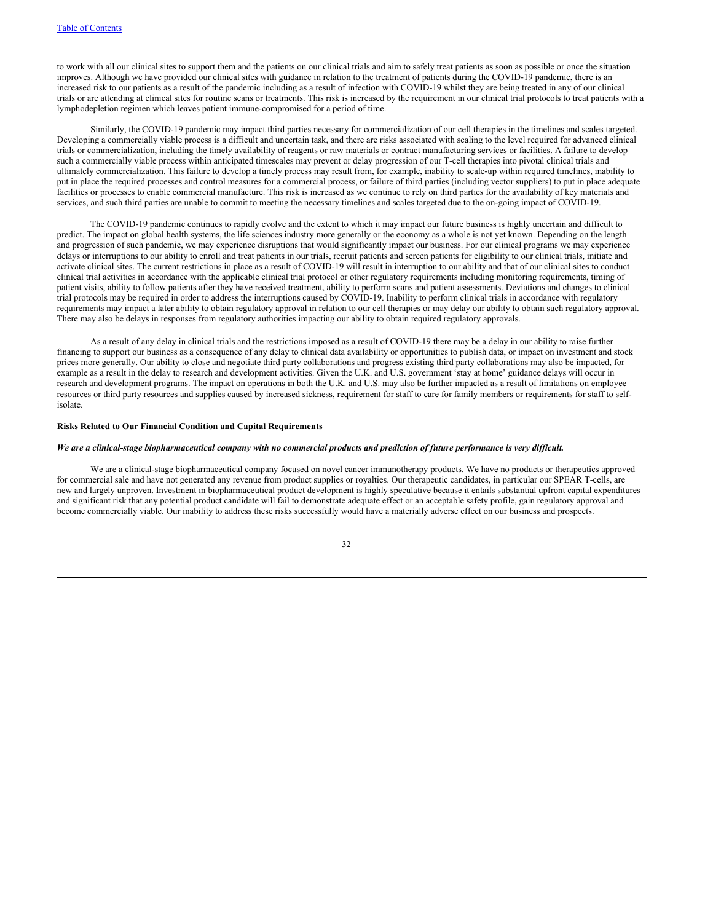to work with all our clinical sites to support them and the patients on our clinical trials and aim to safely treat patients as soon as possible or once the situation improves. Although we have provided our clinical sites with guidance in relation to the treatment of patients during the COVID-19 pandemic, there is an increased risk to our patients as a result of the pandemic including as a result of infection with COVID-19 whilst they are being treated in any of our clinical trials or are attending at clinical sites for routine scans or treatments. This risk is increased by the requirement in our clinical trial protocols to treat patients with a lymphodepletion regimen which leaves patient immune-compromised for a period of time.

Similarly, the COVID-19 pandemic may impact third parties necessary for commercialization of our cell therapies in the timelines and scales targeted. Developing a commercially viable process is a difficult and uncertain task, and there are risks associated with scaling to the level required for advanced clinical trials or commercialization, including the timely availability of reagents or raw materials or contract manufacturing services or facilities. A failure to develop such a commercially viable process within anticipated timescales may prevent or delay progression of our T-cell therapies into pivotal clinical trials and ultimately commercialization. This failure to develop a timely process may result from, for example, inability to scale-up within required timelines, inability to put in place the required processes and control measures for a commercial process, or failure of third parties (including vector suppliers) to put in place adequate facilities or processes to enable commercial manufacture. This risk is increased as we continue to rely on third parties for the availability of key materials and services, and such third parties are unable to commit to meeting the necessary timelines and scales targeted due to the on-going impact of COVID-19.

The COVID-19 pandemic continues to rapidly evolve and the extent to which it may impact our future business is highly uncertain and difficult to predict. The impact on global health systems, the life sciences industry more generally or the economy as a whole is not yet known. Depending on the length and progression of such pandemic, we may experience disruptions that would significantly impact our business. For our clinical programs we may experience delays or interruptions to our ability to enroll and treat patients in our trials, recruit patients and screen patients for eligibility to our clinical trials, initiate and activate clinical sites. The current restrictions in place as a result of COVID-19 will result in interruption to our ability and that of our clinical sites to conduct clinical trial activities in accordance with the applicable clinical trial protocol or other regulatory requirements including monitoring requirements, timing of patient visits, ability to follow patients after they have received treatment, ability to perform scans and patient assessments. Deviations and changes to clinical trial protocols may be required in order to address the interruptions caused by COVID-19. Inability to perform clinical trials in accordance with regulatory requirements may impact a later ability to obtain regulatory approval in relation to our cell therapies or may delay our ability to obtain such regulatory approval. There may also be delays in responses from regulatory authorities impacting our ability to obtain required regulatory approvals.

As a result of any delay in clinical trials and the restrictions imposed as a result of COVID-19 there may be a delay in our ability to raise further financing to support our business as a consequence of any delay to clinical data availability or opportunities to publish data, or impact on investment and stock prices more generally. Our ability to close and negotiate third party collaborations and progress existing third party collaborations may also be impacted, for example as a result in the delay to research and development activities. Given the U.K. and U.S. government 'stay at home' guidance delays will occur in research and development programs. The impact on operations in both the U.K. and U.S. may also be further impacted as a result of limitations on employee resources or third party resources and supplies caused by increased sickness, requirement for staff to care for family members or requirements for staff to self-isolate.

### Risks Related to Our Financial Condition and Capital Requirements

***We are a clinical-stage biopharmaceutical company with no commercial products and prediction of future performance is very difficult.***

We are a clinical-stage biopharmaceutical company focused on novel cancer immunotherapy products. We have no products or therapeutics approved for commercial sale and have not generated any revenue from product supplies or royalties. Our therapeutic candidates, in particular our SPEAR T-cells, are new and largely unproven. Investment in biopharmaceutical product development is highly speculative because it entails substantial upfront capital expenditures and significant risk that any potential product candidate will fail to demonstrate adequate effect or an acceptable safety profile, gain regulatory approval and become commercially viable. Our inability to address these risks successfully would have a materially adverse effect on our business and prospects.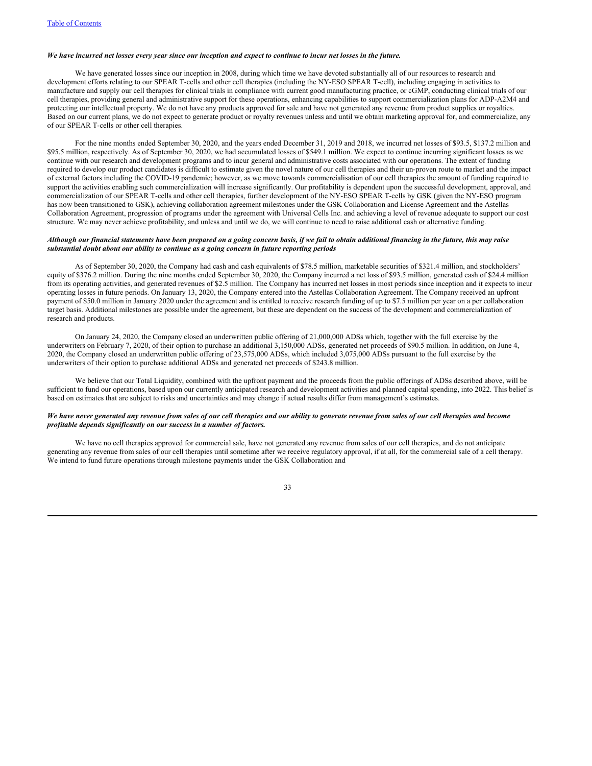*We have incurred net losses every year since our inception and expect to continue to incur net losses in the future.*

We have generated losses since our inception in 2008, during which time we have devoted substantially all of our resources to research and development efforts relating to our SPEAR T-cells and other cell therapies (including the NY-ESO SPEAR T-cell), including engaging in activities to manufacture and supply our cell therapies for clinical trials in compliance with current good manufacturing practice, or cGMP, conducting clinical trials of our cell therapies, providing general and administrative support for these operations, enhancing capabilities to support commercialization plans for ADP-A2M4 and protecting our intellectual property. We do not have any products approved for sale and have not generated any revenue from product supplies or royalties. Based on our current plans, we do not expect to generate product or royalty revenues unless and until we obtain marketing approval for, and commercialize, any of our SPEAR T-cells or other cell therapies.

For the nine months ended September 30, 2020, and the years ended December 31, 2019 and 2018, we incurred net losses of $93.5, $137.2 million and $95.5 million, respectively. As of September 30, 2020, we had accumulated losses of $549.1 million. We expect to continue incurring significant losses as we continue with our research and development programs and to incur general and administrative costs associated with our operations. The extent of funding required to develop our product candidates is difficult to estimate given the novel nature of our cell therapies and their un-proven route to market and the impact of external factors including the COVID-19 pandemic; however, as we move towards commercialisation of our cell therapies the amount of funding required to support the activities enabling such commercialization will increase significantly. Our profitability is dependent upon the successful development, approval, and commercialization of our SPEAR T-cells and other cell therapies, further development of the NY-ESO SPEAR T-cells by GSK (given the NY-ESO program has now been transitioned to GSK), achieving collaboration agreement milestones under the GSK Collaboration and License Agreement and the Astellas Collaboration Agreement, progression of programs under the agreement with Universal Cells Inc. and achieving a level of revenue adequate to support our cost structure. We may never achieve profitability, and unless and until we do, we will continue to need to raise additional cash or alternative funding.

*Although our financial statements have been prepared on a going concern basis, if we fail to obtain additional financing in the future, this may raise substantial doubt about our ability to continue as a going concern in future reporting periods*

As of September 30, 2020, the Company had cash and cash equivalents of $78.5 million, marketable securities of $321.4 million, and stockholders' equity of $376.2 million. During the nine months ended September 30, 2020, the Company incurred a net loss of $93.5 million, generated cash of $24.4 million from its operating activities, and generated revenues of $2.5 million. The Company has incurred net losses in most periods since inception and it expects to incur operating losses in future periods. On January 13, 2020, the Company entered into the Astellas Collaboration Agreement. The Company received an upfront payment of $50.0 million in January 2020 under the agreement and is entitled to receive research funding of up to $7.5 million per year on a per collaboration target basis. Additional milestones are possible under the agreement, but these are dependent on the success of the development and commercialization of research and products.

On January 24, 2020, the Company closed an underwritten public offering of 21,000,000 ADSs which, together with the full exercise by the underwriters on February 7, 2020, of their option to purchase an additional 3,150,000 ADSs, generated net proceeds of $90.5 million. In addition, on June 4, 2020, the Company closed an underwritten public offering of 23,575,000 ADSs, which included 3,075,000 ADSs pursuant to the full exercise by the underwriters of their option to purchase additional ADSs and generated net proceeds of $243.8 million.

We believe that our Total Liquidity, combined with the upfront payment and the proceeds from the public offerings of ADSs described above, will be sufficient to fund our operations, based upon our currently anticipated research and development activities and planned capital spending, into 2022. This belief is based on estimates that are subject to risks and uncertainties and may change if actual results differ from management's estimates.

*We have never generated any revenue from sales of our cell therapies and our ability to generate revenue from sales of our cell therapies and become profitable depends significantly on our success in a number of factors.*

We have no cell therapies approved for commercial sale, have not generated any revenue from sales of our cell therapies, and do not anticipate generating any revenue from sales of our cell therapies until sometime after we receive regulatory approval, if at all, for the commercial sale of a cell therapy. We intend to fund future operations through milestone payments under the GSK Collaboration and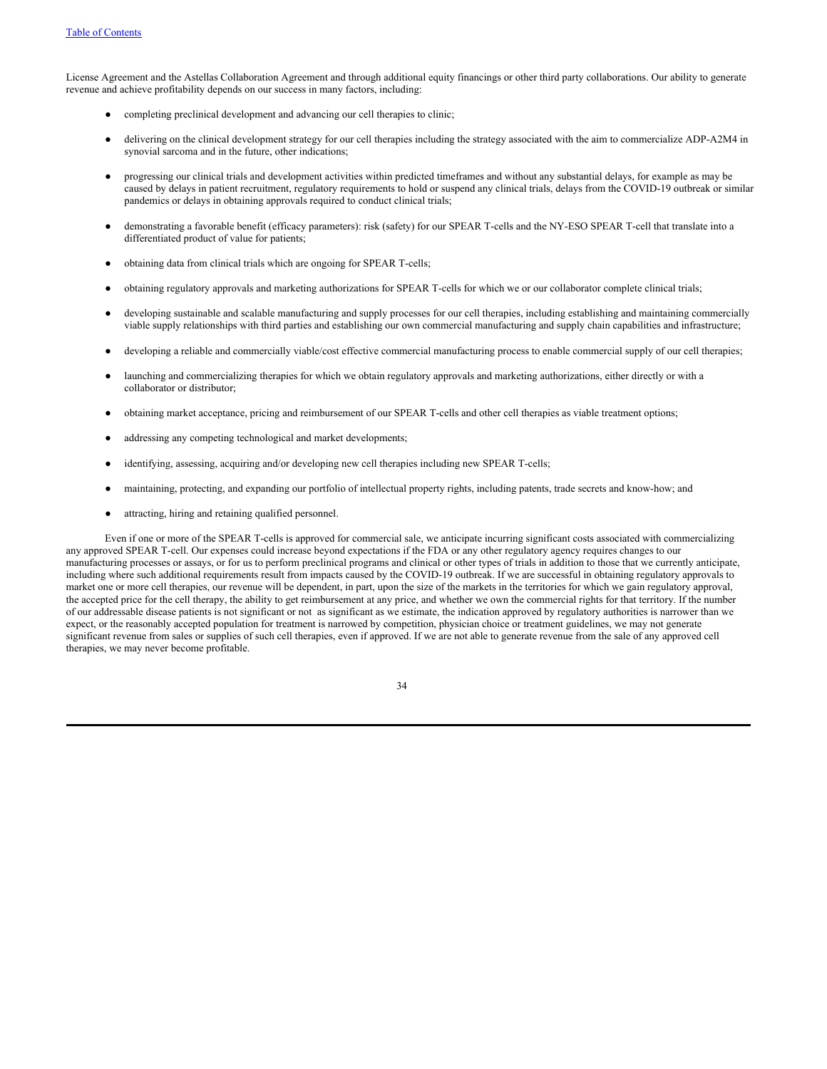License Agreement and the Astellas Collaboration Agreement and through additional equity financings or other third party collaborations. Our ability to generate revenue and achieve profitability depends on our success in many factors, including:

- completing preclinical development and advancing our cell therapies to clinic;
- delivering on the clinical development strategy for our cell therapies including the strategy associated with the aim to commercialize ADP-A2M4 in synovial sarcoma and in the future, other indications;
- progressing our clinical trials and development activities within predicted timeframes and without any substantial delays, for example as may be caused by delays in patient recruitment, regulatory requirements to hold or suspend any clinical trials, delays from the COVID-19 outbreak or similar pandemics or delays in obtaining approvals required to conduct clinical trials;
- demonstrating a favorable benefit (efficacy parameters): risk (safety) for our SPEAR T-cells and the NY-ESO SPEAR T-cell that translate into a differentiated product of value for patients;
- obtaining data from clinical trials which are ongoing for SPEAR T-cells;
- obtaining regulatory approvals and marketing authorizations for SPEAR T-cells for which we or our collaborator complete clinical trials;
- developing sustainable and scalable manufacturing and supply processes for our cell therapies, including establishing and maintaining commercially viable supply relationships with third parties and establishing our own commercial manufacturing and supply chain capabilities and infrastructure;
- developing a reliable and commercially viable/cost effective commercial manufacturing process to enable commercial supply of our cell therapies;
- launching and commercializing therapies for which we obtain regulatory approvals and marketing authorizations, either directly or with a collaborator or distributor;
- obtaining market acceptance, pricing and reimbursement of our SPEAR T-cells and other cell therapies as viable treatment options;
- addressing any competing technological and market developments;
- identifying, assessing, acquiring and/or developing new cell therapies including new SPEAR T-cells;
- maintaining, protecting, and expanding our portfolio of intellectual property rights, including patents, trade secrets and know-how; and
- attracting, hiring and retaining qualified personnel.

Even if one or more of the SPEAR T-cells is approved for commercial sale, we anticipate incurring significant costs associated with commercializing any approved SPEAR T-cell. Our expenses could increase beyond expectations if the FDA or any other regulatory agency requires changes to our manufacturing processes or assays, or for us to perform preclinical programs and clinical or other types of trials in addition to those that we currently anticipate, including where such additional requirements result from impacts caused by the COVID-19 outbreak. If we are successful in obtaining regulatory approvals to market one or more cell therapies, our revenue will be dependent, in part, upon the size of the markets in the territories for which we gain regulatory approval, the accepted price for the cell therapy, the ability to get reimbursement at any price, and whether we own the commercial rights for that territory. If the number of our addressable disease patients is not significant or not as significant as we estimate, the indication approved by regulatory authorities is narrower than we expect, or the reasonably accepted population for treatment is narrowed by competition, physician choice or treatment guidelines, we may not generate significant revenue from sales or supplies of such cell therapies, even if approved. If we are not able to generate revenue from the sale of any approved cell therapies, we may never become profitable.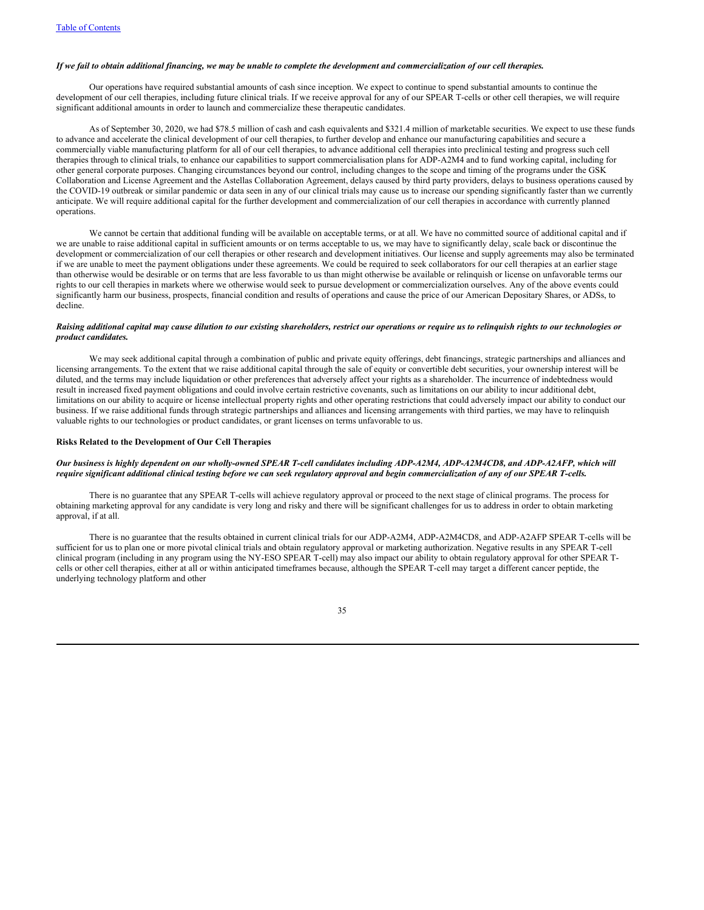*If we fail to obtain additional financing, we may be unable to complete the development and commercialization of our cell therapies.*

Our operations have required substantial amounts of cash since inception. We expect to continue to spend substantial amounts to continue the development of our cell therapies, including future clinical trials. If we receive approval for any of our SPEAR T-cells or other cell therapies, we will require significant additional amounts in order to launch and commercialize these therapeutic candidates.

As of September 30, 2020, we had $78.5 million of cash and cash equivalents and $321.4 million of marketable securities. We expect to use these funds to advance and accelerate the clinical development of our cell therapies, to further develop and enhance our manufacturing capabilities and secure a commercially viable manufacturing platform for all of our cell therapies, to advance additional cell therapies into preclinical testing and progress such cell therapies through to clinical trials, to enhance our capabilities to support commercialisation plans for ADP-A2M4 and to fund working capital, including for other general corporate purposes. Changing circumstances beyond our control, including changes to the scope and timing of the programs under the GSK Collaboration and License Agreement and the Astellas Collaboration Agreement, delays caused by third party providers, delays to business operations caused by the COVID-19 outbreak or similar pandemic or data seen in any of our clinical trials may cause us to increase our spending significantly faster than we currently anticipate. We will require additional capital for the further development and commercialization of our cell therapies in accordance with currently planned operations.

We cannot be certain that additional funding will be available on acceptable terms, or at all. We have no committed source of additional capital and if we are unable to raise additional capital in sufficient amounts or on terms acceptable to us, we may have to significantly delay, scale back or discontinue the development or commercialization of our cell therapies or other research and development initiatives. Our license and supply agreements may also be terminated if we are unable to meet the payment obligations under these agreements. We could be required to seek collaborators for our cell therapies at an earlier stage than otherwise would be desirable or on terms that are less favorable to us than might otherwise be available or relinquish or license on unfavorable terms our rights to our cell therapies in markets where we otherwise would seek to pursue development or commercialization ourselves. Any of the above events could significantly harm our business, prospects, financial condition and results of operations and cause the price of our American Depositary Shares, or ADSs, to decline.

***Raising additional capital may cause dilution to our existing shareholders, restrict our operations or require us to relinquish rights to our technologies or product candidates.***

We may seek additional capital through a combination of public and private equity offerings, debt financings, strategic partnerships and alliances and licensing arrangements. To the extent that we raise additional capital through the sale of equity or convertible debt securities, your ownership interest will be diluted, and the terms may include liquidation or other preferences that adversely affect your rights as a shareholder. The incurrence of indebtedness would result in increased fixed payment obligations and could involve certain restrictive covenants, such as limitations on our ability to incur additional debt, limitations on our ability to acquire or license intellectual property rights and other operating restrictions that could adversely impact our ability to conduct our business. If we raise additional funds through strategic partnerships and alliances and licensing arrangements with third parties, we may have to relinquish valuable rights to our technologies or product candidates, or grant licenses on terms unfavorable to us.

**Risks Related to the Development of Our Cell Therapies**

***Our business is highly dependent on our wholly-owned SPEAR T-cell candidates including ADP-A2M4, ADP-A2M4CD8, and ADP-A2AFP, which will require significant additional clinical testing before we can seek regulatory approval and begin commercialization of any of our SPEAR T-cells.***

There is no guarantee that any SPEAR T-cells will achieve regulatory approval or proceed to the next stage of clinical programs. The process for obtaining marketing approval for any candidate is very long and risky and there will be significant challenges for us to address in order to obtain marketing approval, if at all.

There is no guarantee that the results obtained in current clinical trials for our ADP-A2M4, ADP-A2M4CD8, and ADP-A2AFP SPEAR T-cells will be sufficient for us to plan one or more pivotal clinical trials and obtain regulatory approval or marketing authorization. Negative results in any SPEAR T-cell clinical program (including in any program using the NY-ESO SPEAR T-cell) may also impact our ability to obtain regulatory approval for other SPEAR T-cells or other cell therapies, either at all or within anticipated timeframes because, although the SPEAR T-cell may target a different cancer peptide, the underlying technology platform and other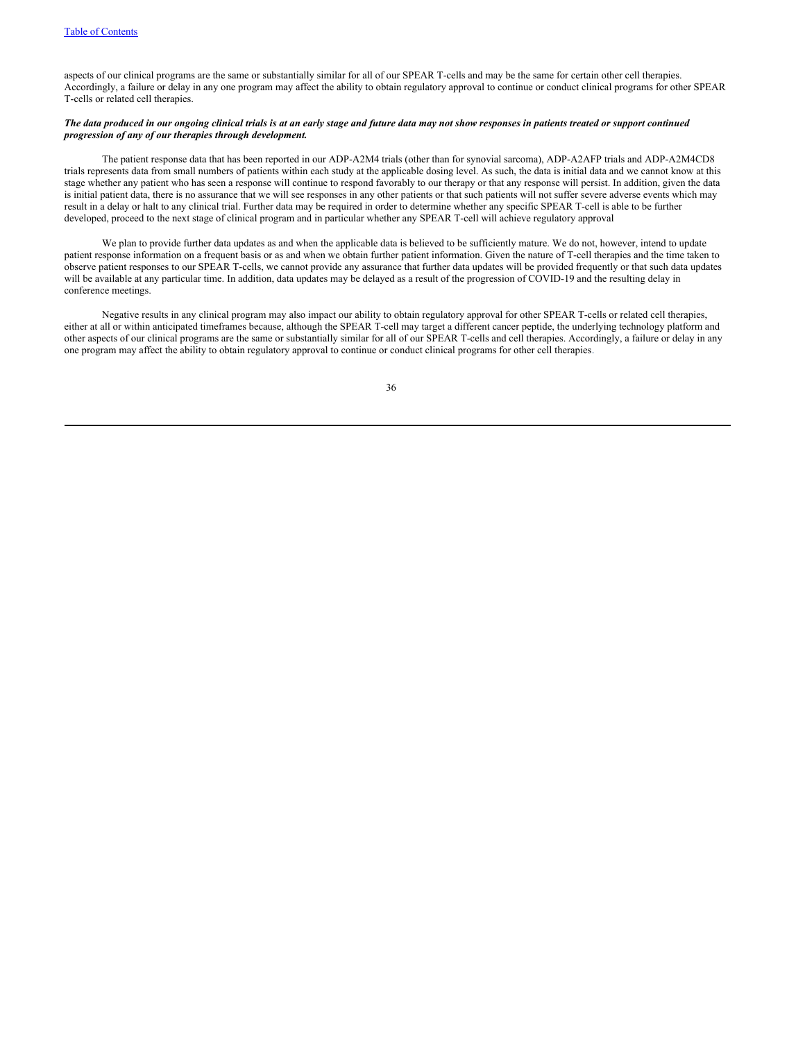aspects of our clinical programs are the same or substantially similar for all of our SPEAR T-cells and may be the same for certain other cell therapies. Accordingly, a failure or delay in any one program may affect the ability to obtain regulatory approval to continue or conduct clinical programs for other SPEAR T-cells or related cell therapies.

***The data produced in our ongoing clinical trials is at an early stage and future data may not show responses in patients treated or support continued progression of any of our therapies through development.***

The patient response data that has been reported in our ADP-A2M4 trials (other than for synovial sarcoma), ADP-A2AFP trials and ADP-A2M4CD8 trials represents data from small numbers of patients within each study at the applicable dosing level. As such, the data is initial data and we cannot know at this stage whether any patient who has seen a response will continue to respond favorably to our therapy or that any response will persist. In addition, given the data is initial patient data, there is no assurance that we will see responses in any other patients or that such patients will not suffer severe adverse events which may result in a delay or halt to any clinical trial. Further data may be required in order to determine whether any specific SPEAR T-cell is able to be further developed, proceed to the next stage of clinical program and in particular whether any SPEAR T-cell will achieve regulatory approval

We plan to provide further data updates as and when the applicable data is believed to be sufficiently mature. We do not, however, intend to update patient response information on a frequent basis or as and when we obtain further patient information. Given the nature of T-cell therapies and the time taken to observe patient responses to our SPEAR T-cells, we cannot provide any assurance that further data updates will be provided frequently or that such data updates will be available at any particular time. In addition, data updates may be delayed as a result of the progression of COVID-19 and the resulting delay in conference meetings.

Negative results in any clinical program may also impact our ability to obtain regulatory approval for other SPEAR T-cells or related cell therapies, either at all or within anticipated timeframes because, although the SPEAR T-cell may target a different cancer peptide, the underlying technology platform and other aspects of our clinical programs are the same or substantially similar for all of our SPEAR T-cells and cell therapies. Accordingly, a failure or delay in any one program may affect the ability to obtain regulatory approval to continue or conduct clinical programs for other cell therapies.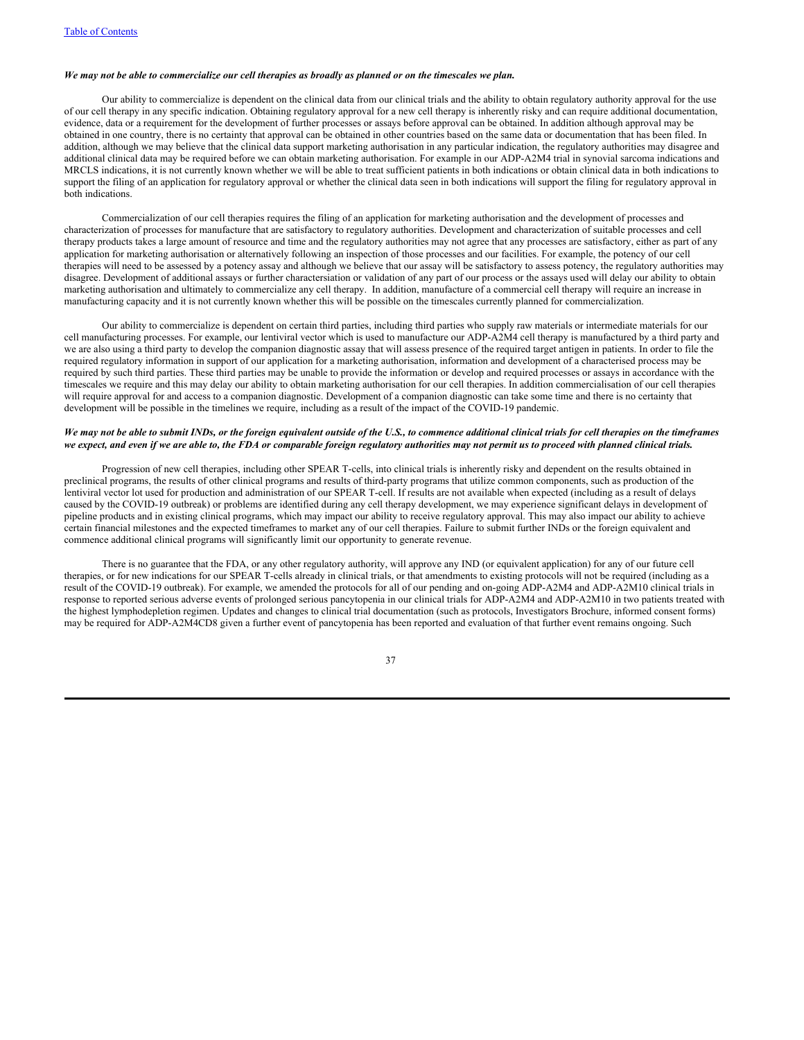*We may not be able to commercialize our cell therapies as broadly as planned or on the timescales we plan.*

Our ability to commercialize is dependent on the clinical data from our clinical trials and the ability to obtain regulatory authority approval for the use of our cell therapy in any specific indication. Obtaining regulatory approval for a new cell therapy is inherently risky and can require additional documentation, evidence, data or a requirement for the development of further processes or assays before approval can be obtained. In addition although approval may be obtained in one country, there is no certainty that approval can be obtained in other countries based on the same data or documentation that has been filed. In addition, although we may believe that the clinical data support marketing authorisation in any particular indication, the regulatory authorities may disagree and additional clinical data may be required before we can obtain marketing authorisation. For example in our ADP-A2M4 trial in synovial sarcoma indications and MRCLS indications, it is not currently known whether we will be able to treat sufficient patients in both indications or obtain clinical data in both indications to support the filing of an application for regulatory approval or whether the clinical data seen in both indications will support the filing for regulatory approval in both indications.

Commercialization of our cell therapies requires the filing of an application for marketing authorisation and the development of processes and characterization of processes for manufacture that are satisfactory to regulatory authorities. Development and characterization of suitable processes and cell therapy products takes a large amount of resource and time and the regulatory authorities may not agree that any processes are satisfactory, either as part of any application for marketing authorisation or alternatively following an inspection of those processes and our facilities. For example, the potency of our cell therapies will need to be assessed by a potency assay and although we believe that our assay will be satisfactory to assess potency, the regulatory authorities may disagree. Development of additional assays or further charactersiation or validation of any part of our process or the assays used will delay our ability to obtain marketing authorisation and ultimately to commercialize any cell therapy. In addition, manufacture of a commercial cell therapy will require an increase in manufacturing capacity and it is not currently known whether this will be possible on the timescales currently planned for commercialization.

Our ability to commercialize is dependent on certain third parties, including third parties who supply raw materials or intermediate materials for our cell manufacturing processes. For example, our lentiviral vector which is used to manufacture our ADP-A2M4 cell therapy is manufactured by a third party and we are also using a third party to develop the companion diagnostic assay that will assess presence of the required target antigen in patients. In order to file the required regulatory information in support of our application for a marketing authorisation, information and development of a characterised process may be required by such third parties. These third parties may be unable to provide the information or develop and required processes or assays in accordance with the timescales we require and this may delay our ability to obtain marketing authorisation for our cell therapies. In addition commercialisation of our cell therapies will require approval for and access to a companion diagnostic. Development of a companion diagnostic can take some time and there is no certainty that development will be possible in the timelines we require, including as a result of the impact of the COVID-19 pandemic.

*We may not be able to submit INDs, or the foreign equivalent outside of the U.S., to commence additional clinical trials for cell therapies on the timeframes we expect, and even if we are able to, the FDA or comparable foreign regulatory authorities may not permit us to proceed with planned clinical trials.*

Progression of new cell therapies, including other SPEAR T-cells, into clinical trials is inherently risky and dependent on the results obtained in preclinical programs, the results of other clinical programs and results of third-party programs that utilize common components, such as production of the lentiviral vector lot used for production and administration of our SPEAR T-cell. If results are not available when expected (including as a result of delays caused by the COVID-19 outbreak) or problems are identified during any cell therapy development, we may experience significant delays in development of pipeline products and in existing clinical programs, which may impact our ability to receive regulatory approval. This may also impact our ability to achieve certain financial milestones and the expected timeframes to market any of our cell therapies. Failure to submit further INDs or the foreign equivalent and commence additional clinical programs will significantly limit our opportunity to generate revenue.

There is no guarantee that the FDA, or any other regulatory authority, will approve any IND (or equivalent application) for any of our future cell therapies, or for new indications for our SPEAR T-cells already in clinical trials, or that amendments to existing protocols will not be required (including as a result of the COVID-19 outbreak). For example, we amended the protocols for all of our pending and on-going ADP-A2M4 and ADP-A2M10 clinical trials in response to reported serious adverse events of prolonged serious pancytopenia in our clinical trials for ADP-A2M4 and ADP-A2M10 in two patients treated with the highest lymphodepletion regimen. Updates and changes to clinical trial documentation (such as protocols, Investigators Brochure, informed consent forms) may be required for ADP-A2M4CD8 given a further event of pancytopenia has been reported and evaluation of that further event remains ongoing. Such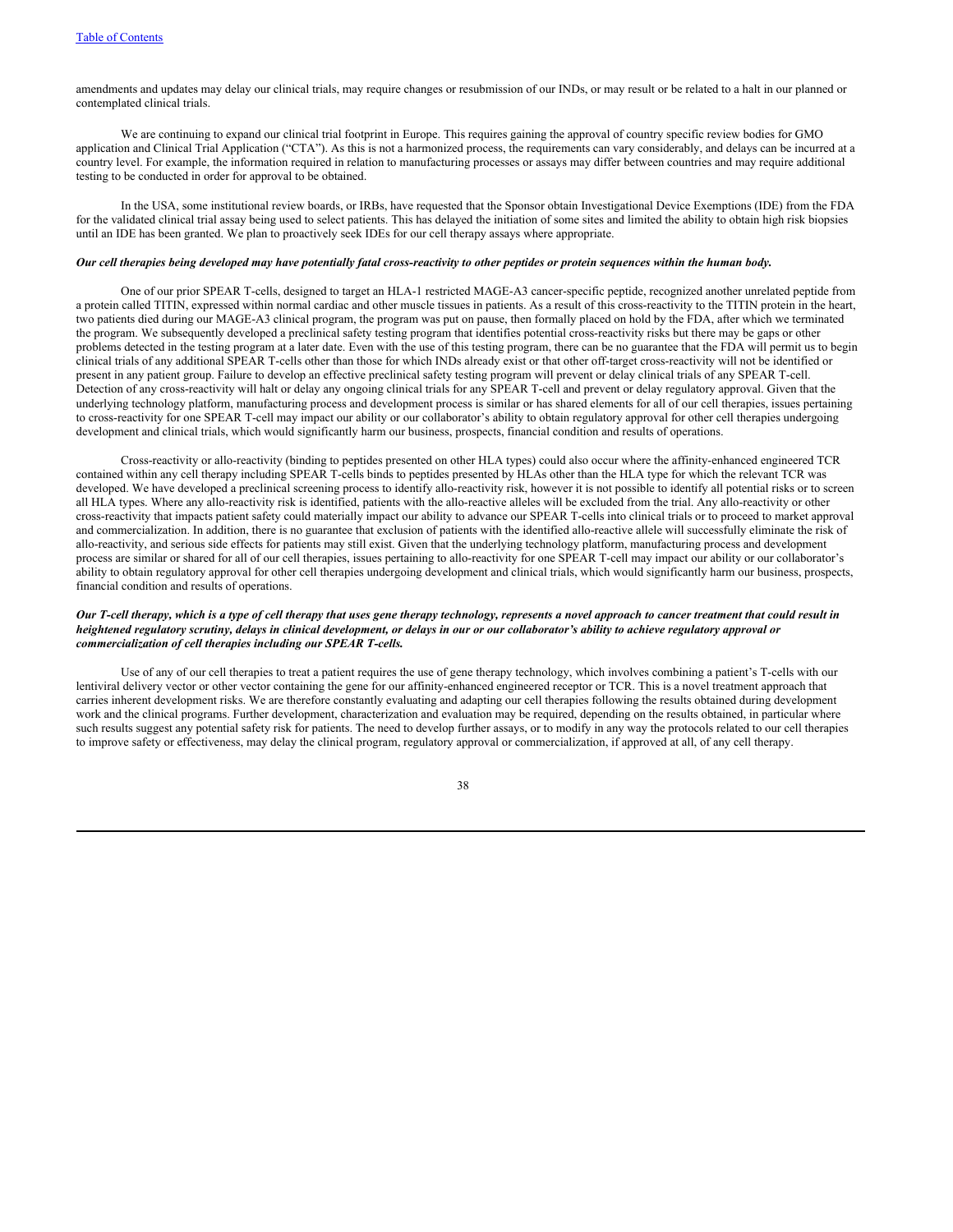amendments and updates may delay our clinical trials, may require changes or resubmission of our INDs, or may result or be related to a halt in our planned or contemplated clinical trials.

We are continuing to expand our clinical trial footprint in Europe. This requires gaining the approval of country specific review bodies for GMO application and Clinical Trial Application ("CTA"). As this is not a harmonized process, the requirements can vary considerably, and delays can be incurred at a country level. For example, the information required in relation to manufacturing processes or assays may differ between countries and may require additional testing to be conducted in order for approval to be obtained.

In the USA, some institutional review boards, or IRBs, have requested that the Sponsor obtain Investigational Device Exemptions (IDE) from the FDA for the validated clinical trial assay being used to select patients. This has delayed the initiation of some sites and limited the ability to obtain high risk biopsies until an IDE has been granted. We plan to proactively seek IDEs for our cell therapy assays where appropriate.

***Our cell therapies being developed may have potentially fatal cross-reactivity to other peptides or protein sequences within the human body.***

One of our prior SPEAR T-cells, designed to target an HLA-1 restricted MAGE-A3 cancer-specific peptide, recognized another unrelated peptide from a protein called TITIN, expressed within normal cardiac and other muscle tissues in patients. As a result of this cross-reactivity to the TITIN protein in the heart, two patients died during our MAGE-A3 clinical program, the program was put on pause, then formally placed on hold by the FDA, after which we terminated the program. We subsequently developed a preclinical safety testing program that identifies potential cross-reactivity risks but there may be gaps or other problems detected in the testing program at a later date. Even with the use of this testing program, there can be no guarantee that the FDA will permit us to begin clinical trials of any additional SPEAR T-cells other than those for which INDs already exist or that other off-target cross-reactivity will not be identified or present in any patient group. Failure to develop an effective preclinical safety testing program will prevent or delay clinical trials of any SPEAR T-cell. Detection of any cross-reactivity will halt or delay any ongoing clinical trials for any SPEAR T-cell and prevent or delay regulatory approval. Given that the underlying technology platform, manufacturing process and development process is similar or has shared elements for all of our cell therapies, issues pertaining to cross-reactivity for one SPEAR T-cell may impact our ability or our collaborator's ability to obtain regulatory approval for other cell therapies undergoing development and clinical trials, which would significantly harm our business, prospects, financial condition and results of operations.

Cross-reactivity or allo-reactivity (binding to peptides presented on other HLA types) could also occur where the affinity-enhanced engineered TCR contained within any cell therapy including SPEAR T-cells binds to peptides presented by HLAs other than the HLA type for which the relevant TCR was developed. We have developed a preclinical screening process to identify allo-reactivity risk, however it is not possible to identify all potential risks or to screen all HLA types. Where any allo-reactivity risk is identified, patients with the allo-reactive alleles will be excluded from the trial. Any allo-reactivity or other cross-reactivity that impacts patient safety could materially impact our ability to advance our SPEAR T-cells into clinical trials or to proceed to market approval and commercialization. In addition, there is no guarantee that exclusion of patients with the identified allo-reactive allele will successfully eliminate the risk of allo-reactivity, and serious side effects for patients may still exist. Given that the underlying technology platform, manufacturing process and development process are similar or shared for all of our cell therapies, issues pertaining to allo-reactivity for one SPEAR T-cell may impact our ability or our collaborator's ability to obtain regulatory approval for other cell therapies undergoing development and clinical trials, which would significantly harm our business, prospects, financial condition and results of operations.

***Our T-cell therapy, which is a type of cell therapy that uses gene therapy technology, represents a novel approach to cancer treatment that could result in heightened regulatory scrutiny, delays in clinical development, or delays in our or our collaborator's ability to achieve regulatory approval or commercialization of cell therapies including our SPEAR T-cells.***

Use of any of our cell therapies to treat a patient requires the use of gene therapy technology, which involves combining a patient's T-cells with our lentiviral delivery vector or other vector containing the gene for our affinity-enhanced engineered receptor or TCR. This is a novel treatment approach that carries inherent development risks. We are therefore constantly evaluating and adapting our cell therapies following the results obtained during development work and the clinical programs. Further development, characterization and evaluation may be required, depending on the results obtained, in particular where such results suggest any potential safety risk for patients. The need to develop further assays, or to modify in any way the protocols related to our cell therapies to improve safety or effectiveness, may delay the clinical program, regulatory approval or commercialization, if approved at all, of any cell therapy.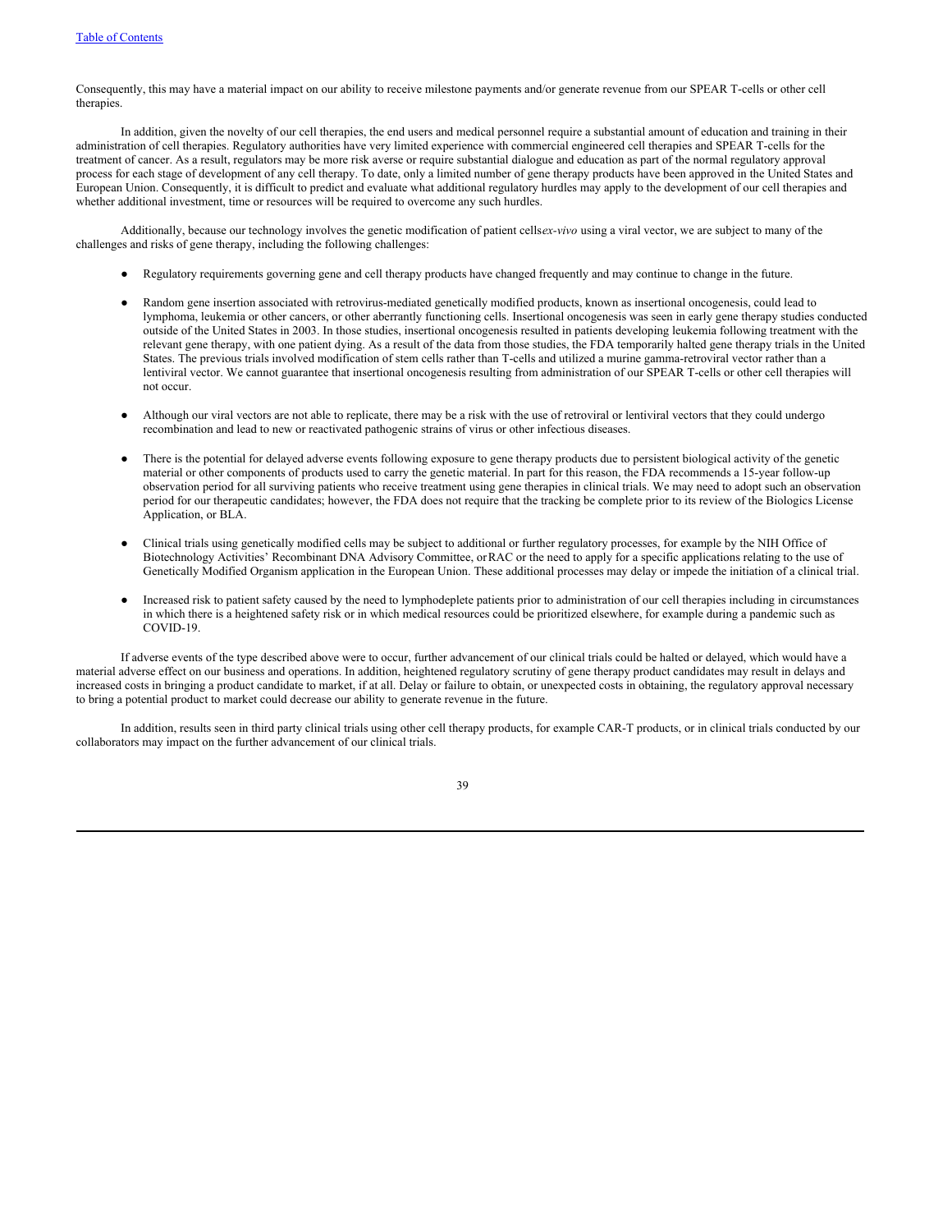Consequently, this may have a material impact on our ability to receive milestone payments and/or generate revenue from our SPEAR T-cells or other cell therapies.

In addition, given the novelty of our cell therapies, the end users and medical personnel require a substantial amount of education and training in their administration of cell therapies. Regulatory authorities have very limited experience with commercial engineered cell therapies and SPEAR T-cells for the treatment of cancer. As a result, regulators may be more risk averse or require substantial dialogue and education as part of the normal regulatory approval process for each stage of development of any cell therapy. To date, only a limited number of gene therapy products have been approved in the United States and European Union. Consequently, it is difficult to predict and evaluate what additional regulatory hurdles may apply to the development of our cell therapies and whether additional investment, time or resources will be required to overcome any such hurdles.

Additionally, because our technology involves the genetic modification of patient cells *ex-vivo* using a viral vector, we are subject to many of the challenges and risks of gene therapy, including the following challenges:

- Regulatory requirements governing gene and cell therapy products have changed frequently and may continue to change in the future.
- Random gene insertion associated with retrovirus-mediated genetically modified products, known as insertional oncogenesis, could lead to lymphoma, leukemia or other cancers, or other aberrantly functioning cells. Insertional oncogenesis was seen in early gene therapy studies conducted outside of the United States in 2003. In those studies, insertional oncogenesis resulted in patients developing leukemia following treatment with the relevant gene therapy, with one patient dying. As a result of the data from those studies, the FDA temporarily halted gene therapy trials in the United States. The previous trials involved modification of stem cells rather than T-cells and utilized a murine gamma-retroviral vector rather than a lentiviral vector. We cannot guarantee that insertional oncogenesis resulting from administration of our SPEAR T-cells or other cell therapies will not occur.
- Although our viral vectors are not able to replicate, there may be a risk with the use of retroviral or lentiviral vectors that they could undergo recombination and lead to new or reactivated pathogenic strains of virus or other infectious diseases.
- There is the potential for delayed adverse events following exposure to gene therapy products due to persistent biological activity of the genetic material or other components of products used to carry the genetic material. In part for this reason, the FDA recommends a 15-year follow-up observation period for all surviving patients who receive treatment using gene therapies in clinical trials. We may need to adopt such an observation period for our therapeutic candidates; however, the FDA does not require that the tracking be complete prior to its review of the Biologics License Application, or BLA.
- Clinical trials using genetically modified cells may be subject to additional or further regulatory processes, for example by the NIH Office of Biotechnology Activities' Recombinant DNA Advisory Committee, or RAC or the need to apply for a specific applications relating to the use of Genetically Modified Organism application in the European Union. These additional processes may delay or impede the initiation of a clinical trial.
- Increased risk to patient safety caused by the need to lymphodeplete patients prior to administration of our cell therapies including in circumstances in which there is a heightened safety risk or in which medical resources could be prioritized elsewhere, for example during a pandemic such as COVID-19.

If adverse events of the type described above were to occur, further advancement of our clinical trials could be halted or delayed, which would have a material adverse effect on our business and operations. In addition, heightened regulatory scrutiny of gene therapy product candidates may result in delays and increased costs in bringing a product candidate to market, if at all. Delay or failure to obtain, or unexpected costs in obtaining, the regulatory approval necessary to bring a potential product to market could decrease our ability to generate revenue in the future.

In addition, results seen in third party clinical trials using other cell therapy products, for example CAR-T products, or in clinical trials conducted by our collaborators may impact on the further advancement of our clinical trials.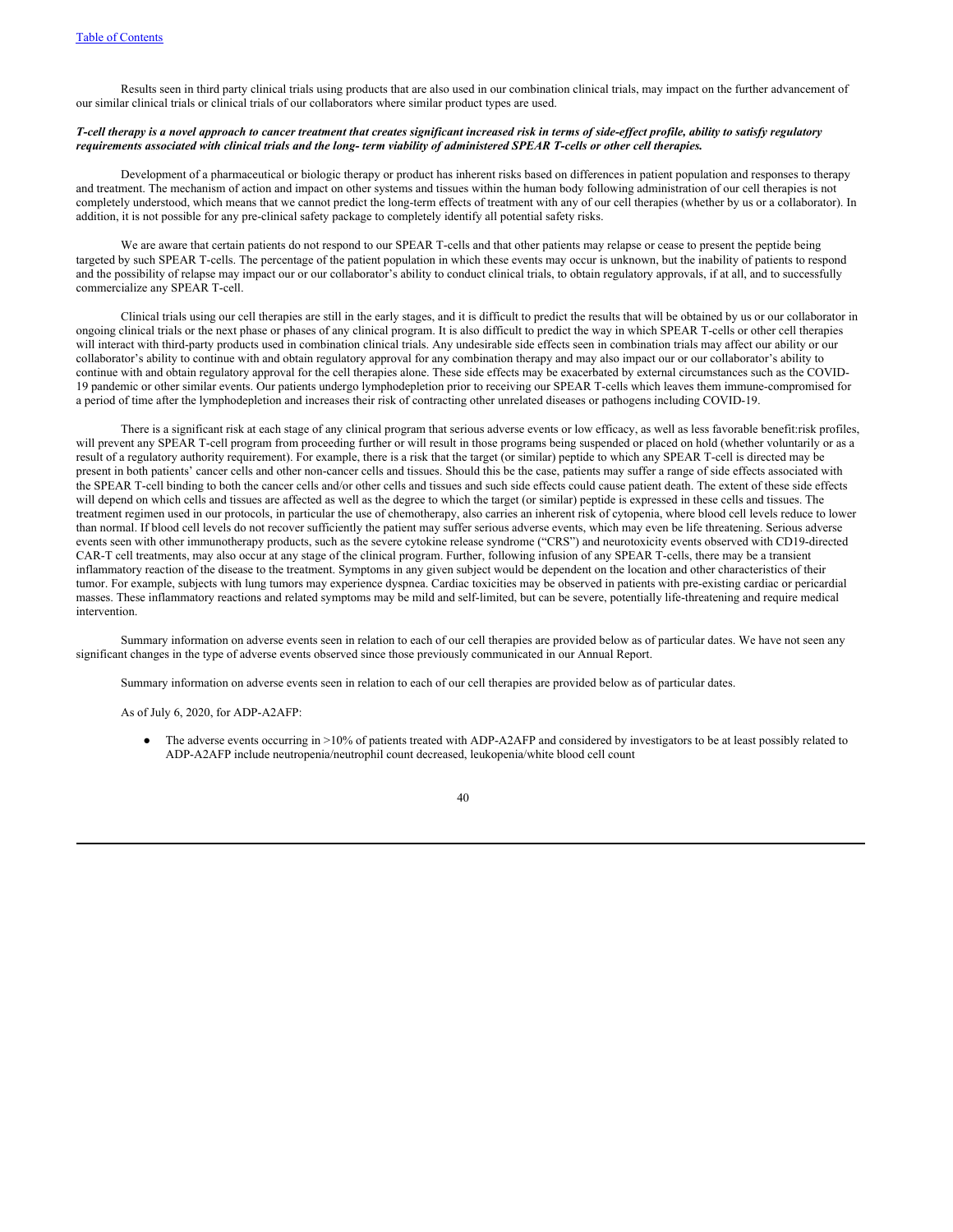Results seen in third party clinical trials using products that are also used in our combination clinical trials, may impact on the further advancement of our similar clinical trials or clinical trials of our collaborators where similar product types are used.

***T-cell therapy is a novel approach to cancer treatment that creates significant increased risk in terms of side-effect profile, ability to satisfy regulatory requirements associated with clinical trials and the long- term viability of administered SPEAR T-cells or other cell therapies.***

Development of a pharmaceutical or biologic therapy or product has inherent risks based on differences in patient population and responses to therapy and treatment. The mechanism of action and impact on other systems and tissues within the human body following administration of our cell therapies is not completely understood, which means that we cannot predict the long-term effects of treatment with any of our cell therapies (whether by us or a collaborator). In addition, it is not possible for any pre-clinical safety package to completely identify all potential safety risks.

We are aware that certain patients do not respond to our SPEAR T-cells and that other patients may relapse or cease to present the peptide being targeted by such SPEAR T-cells. The percentage of the patient population in which these events may occur is unknown, but the inability of patients to respond and the possibility of relapse may impact our or our collaborator's ability to conduct clinical trials, to obtain regulatory approvals, if at all, and to successfully commercialize any SPEAR T-cell.

Clinical trials using our cell therapies are still in the early stages, and it is difficult to predict the results that will be obtained by us or our collaborator in ongoing clinical trials or the next phase or phases of any clinical program. It is also difficult to predict the way in which SPEAR T-cells or other cell therapies will interact with third-party products used in combination clinical trials. Any undesirable side effects seen in combination trials may affect our ability or our collaborator's ability to continue with and obtain regulatory approval for any combination therapy and may also impact our or our collaborator's ability to continue with and obtain regulatory approval for the cell therapies alone. These side effects may be exacerbated by external circumstances such as the COVID-19 pandemic or other similar events. Our patients undergo lymphodepletion prior to receiving our SPEAR T-cells which leaves them immune-compromised for a period of time after the lymphodepletion and increases their risk of contracting other unrelated diseases or pathogens including COVID-19.

There is a significant risk at each stage of any clinical program that serious adverse events or low efficacy, as well as less favorable benefit:risk profiles, will prevent any SPEAR T-cell program from proceeding further or will result in those programs being suspended or placed on hold (whether voluntarily or as a result of a regulatory authority requirement). For example, there is a risk that the target (or similar) peptide to which any SPEAR T-cell is directed may be present in both patients' cancer cells and other non-cancer cells and tissues. Should this be the case, patients may suffer a range of side effects associated with the SPEAR T-cell binding to both the cancer cells and/or other cells and tissues and such side effects could cause patient death. The extent of these side effects will depend on which cells and tissues are affected as well as the degree to which the target (or similar) peptide is expressed in these cells and tissues. The treatment regimen used in our protocols, in particular the use of chemotherapy, also carries an inherent risk of cytopenia, where blood cell levels reduce to lower than normal. If blood cell levels do not recover sufficiently the patient may suffer serious adverse events, which may even be life threatening. Serious adverse events seen with other immunotherapy products, such as the severe cytokine release syndrome ("CRS") and neurotoxicity events observed with CD19-directed CAR-T cell treatments, may also occur at any stage of the clinical program. Further, following infusion of any SPEAR T-cells, there may be a transient inflammatory reaction of the disease to the treatment. Symptoms in any given subject would be dependent on the location and other characteristics of their tumor. For example, subjects with lung tumors may experience dyspnea. Cardiac toxicities may be observed in patients with pre-existing cardiac or pericardial masses. These inflammatory reactions and related symptoms may be mild and self-limited, but can be severe, potentially life-threatening and require medical intervention.

Summary information on adverse events seen in relation to each of our cell therapies are provided below as of particular dates. We have not seen any significant changes in the type of adverse events observed since those previously communicated in our Annual Report.

Summary information on adverse events seen in relation to each of our cell therapies are provided below as of particular dates.

As of July 6, 2020, for ADP-A2AFP:

- The adverse events occurring in >10% of patients treated with ADP-A2AFP and considered by investigators to be at least possibly related to ADP-A2AFP include neutropenia/neutrophil count decreased, leukopenia/white blood cell count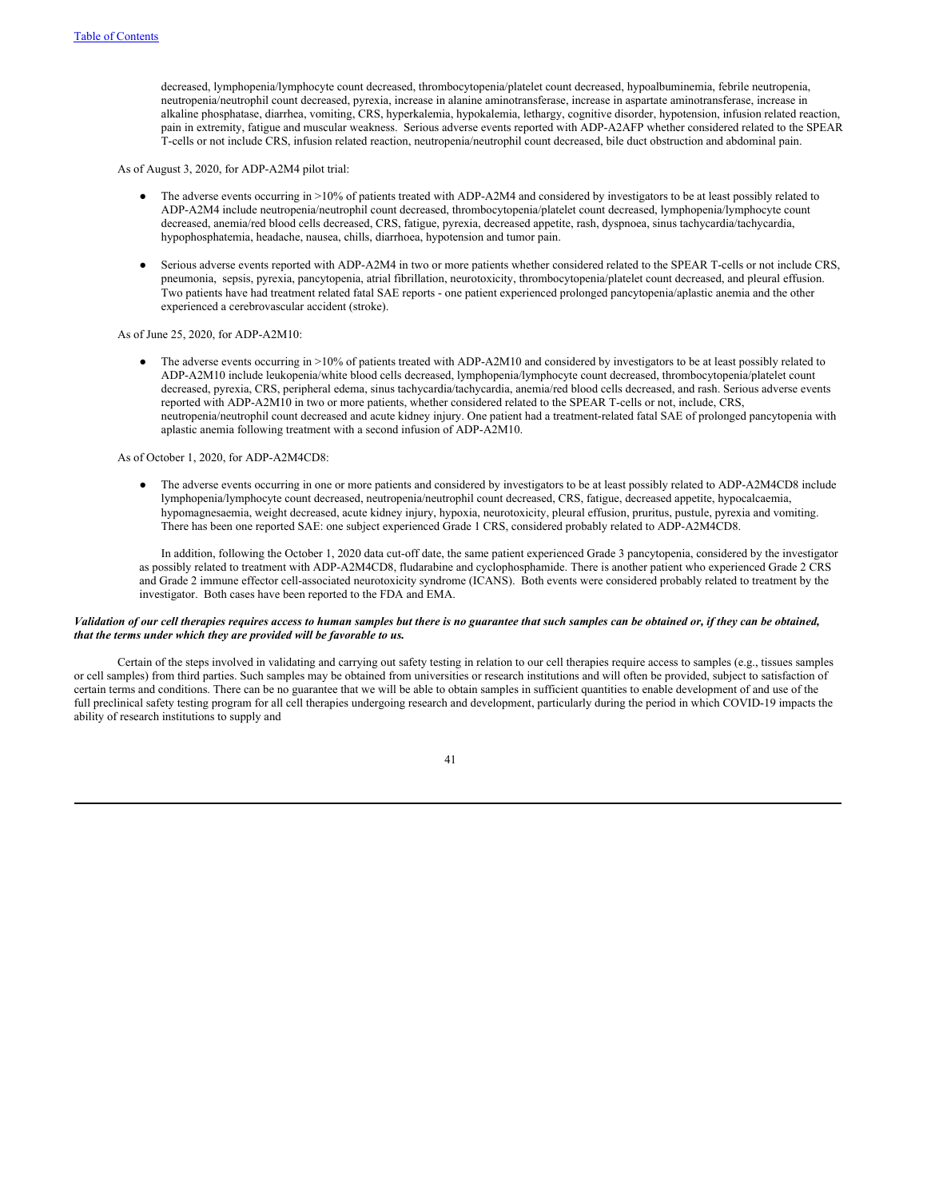decreased, lymphopenia/lymphocyte count decreased, thrombocytopenia/platelet count decreased, hypoalbuminemia, febrile neutropenia, neutropenia/neutrophil count decreased, pyrexia, increase in alanine aminotransferase, increase in aspartate aminotransferase, increase in alkaline phosphatase, diarrhea, vomiting, CRS, hyperkalemia, hypokalemia, lethargy, cognitive disorder, hypotension, infusion related reaction, pain in extremity, fatigue and muscular weakness. Serious adverse events reported with ADP-A2AFP whether considered related to the SPEAR T-cells or not include CRS, infusion related reaction, neutropenia/neutrophil count decreased, bile duct obstruction and abdominal pain.

As of August 3, 2020, for ADP-A2M4 pilot trial:

- The adverse events occurring in >10% of patients treated with ADP-A2M4 and considered by investigators to be at least possibly related to ADP-A2M4 include neutropenia/neutrophil count decreased, thrombocytopenia/platelet count decreased, lymphopenia/lymphocyte count decreased, anemia/red blood cells decreased, CRS, fatigue, pyrexia, decreased appetite, rash, dyspnoea, sinus tachycardia/tachycardia, hypophosphatemia, headache, nausea, chills, diarrhoea, hypotension and tumor pain.

- Serious adverse events reported with ADP-A2M4 in two or more patients whether considered related to the SPEAR T-cells or not include CRS, pneumonia, sepsis, pyrexia, pancytopenia, atrial fibrillation, neurotoxicity, thrombocytopenia/platelet count decreased, and pleural effusion. Two patients have had treatment related fatal SAE reports - one patient experienced prolonged pancytopenia/aplastic anemia and the other experienced a cerebrovascular accident (stroke).

As of June 25, 2020, for ADP-A2M10:

- The adverse events occurring in >10% of patients treated with ADP-A2M10 and considered by investigators to be at least possibly related to ADP-A2M10 include leukopenia/white blood cells decreased, lymphopenia/lymphocyte count decreased, thrombocytopenia/platelet count decreased, pyrexia, CRS, peripheral edema, sinus tachycardia/tachycardia, anemia/red blood cells decreased, and rash. Serious adverse events reported with ADP-A2M10 in two or more patients, whether considered related to the SPEAR T-cells or not, include, CRS, neutropenia/neutrophil count decreased and acute kidney injury. One patient had a treatment-related fatal SAE of prolonged pancytopenia with aplastic anemia following treatment with a second infusion of ADP-A2M10.

As of October 1, 2020, for ADP-A2M4CD8:

- The adverse events occurring in one or more patients and considered by investigators to be at least possibly related to ADP-A2M4CD8 include lymphopenia/lymphocyte count decreased, neutropenia/neutrophil count decreased, CRS, fatigue, decreased appetite, hypocalcaemia, hypomagnesaemia, weight decreased, acute kidney injury, hypoxia, neurotoxicity, pleural effusion, pruritus, pustule, pyrexia and vomiting. There has been one reported SAE: one subject experienced Grade 1 CRS, considered probably related to ADP-A2M4CD8.

  In addition, following the October 1, 2020 data cut-off date, the same patient experienced Grade 3 pancytopenia, considered by the investigator as possibly related to treatment with ADP-A2M4CD8, fludarabine and cyclophosphamide. There is another patient who experienced Grade 2 CRS and Grade 2 immune effector cell-associated neurotoxicity syndrome (ICANS). Both events were considered probably related to treatment by the investigator. Both cases have been reported to the FDA and EMA.

***Validation of our cell therapies requires access to human samples but there is no guarantee that such samples can be obtained or, if they can be obtained, that the terms under which they are provided will be favorable to us.***

Certain of the steps involved in validating and carrying out safety testing in relation to our cell therapies require access to samples (e.g., tissues samples or cell samples) from third parties. Such samples may be obtained from universities or research institutions and will often be provided, subject to satisfaction of certain terms and conditions. There can be no guarantee that we will be able to obtain samples in sufficient quantities to enable development of and use of the full preclinical safety testing program for all cell therapies undergoing research and development, particularly during the period in which COVID-19 impacts the ability of research institutions to supply and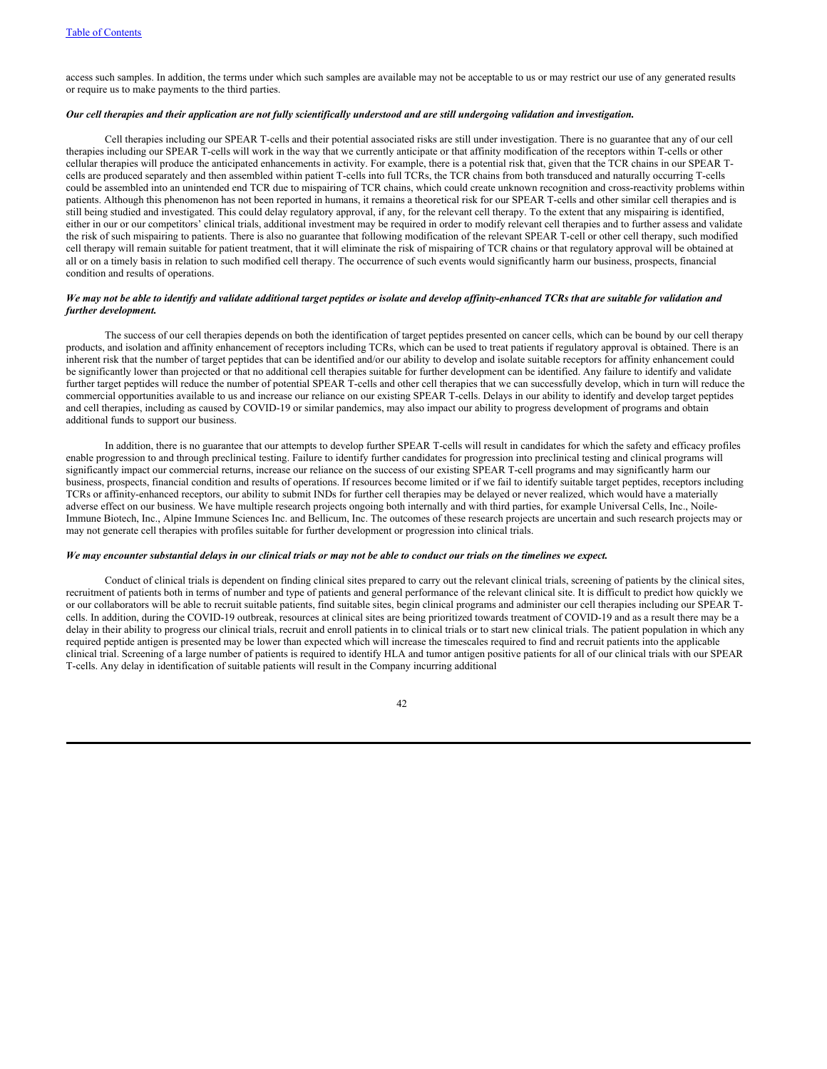access such samples. In addition, the terms under which such samples are available may not be acceptable to us or may restrict our use of any generated results or require us to make payments to the third parties.

***Our cell therapies and their application are not fully scientifically understood and are still undergoing validation and investigation.***

Cell therapies including our SPEAR T-cells and their potential associated risks are still under investigation. There is no guarantee that any of our cell therapies including our SPEAR T-cells will work in the way that we currently anticipate or that affinity modification of the receptors within T-cells or other cellular therapies will produce the anticipated enhancements in activity. For example, there is a potential risk that, given that the TCR chains in our SPEAR T-cells are produced separately and then assembled within patient T-cells into full TCRs, the TCR chains from both transduced and naturally occurring T-cells could be assembled into an unintended end TCR due to mispairing of TCR chains, which could create unknown recognition and cross-reactivity problems within patients. Although this phenomenon has not been reported in humans, it remains a theoretical risk for our SPEAR T-cells and other similar cell therapies and is still being studied and investigated. This could delay regulatory approval, if any, for the relevant cell therapy. To the extent that any mispairing is identified, either in our or our competitors' clinical trials, additional investment may be required in order to modify relevant cell therapies and to further assess and validate the risk of such mispairing to patients. There is also no guarantee that following modification of the relevant SPEAR T-cell or other cell therapy, such modified cell therapy will remain suitable for patient treatment, that it will eliminate the risk of mispairing of TCR chains or that regulatory approval will be obtained at all or on a timely basis in relation to such modified cell therapy. The occurrence of such events would significantly harm our business, prospects, financial condition and results of operations.

***We may not be able to identify and validate additional target peptides or isolate and develop affinity-enhanced TCRs that are suitable for validation and further development.***

The success of our cell therapies depends on both the identification of target peptides presented on cancer cells, which can be bound by our cell therapy products, and isolation and affinity enhancement of receptors including TCRs, which can be used to treat patients if regulatory approval is obtained. There is an inherent risk that the number of target peptides that can be identified and/or our ability to develop and isolate suitable receptors for affinity enhancement could be significantly lower than projected or that no additional cell therapies suitable for further development can be identified. Any failure to identify and validate further target peptides will reduce the number of potential SPEAR T-cells and other cell therapies that we can successfully develop, which in turn will reduce the commercial opportunities available to us and increase our reliance on our existing SPEAR T-cells. Delays in our ability to identify and develop target peptides and cell therapies, including as caused by COVID-19 or similar pandemics, may also impact our ability to progress development of programs and obtain additional funds to support our business.

In addition, there is no guarantee that our attempts to develop further SPEAR T-cells will result in candidates for which the safety and efficacy profiles enable progression to and through preclinical testing. Failure to identify further candidates for progression into preclinical testing and clinical programs will significantly impact our commercial returns, increase our reliance on the success of our existing SPEAR T-cell programs and may significantly harm our business, prospects, financial condition and results of operations. If resources become limited or if we fail to identify suitable target peptides, receptors including TCRs or affinity-enhanced receptors, our ability to submit INDs for further cell therapies may be delayed or never realized, which would have a materially adverse effect on our business. We have multiple research projects ongoing both internally and with third parties, for example Universal Cells, Inc., Noile-Immune Biotech, Inc., Alpine Immune Sciences Inc. and Bellicum, Inc. The outcomes of these research projects are uncertain and such research projects may or may not generate cell therapies with profiles suitable for further development or progression into clinical trials.

***We may encounter substantial delays in our clinical trials or may not be able to conduct our trials on the timelines we expect.***

Conduct of clinical trials is dependent on finding clinical sites prepared to carry out the relevant clinical trials, screening of patients by the clinical sites, recruitment of patients both in terms of number and type of patients and general performance of the relevant clinical site. It is difficult to predict how quickly we or our collaborators will be able to recruit suitable patients, find suitable sites, begin clinical programs and administer our cell therapies including our SPEAR T-cells. In addition, during the COVID-19 outbreak, resources at clinical sites are being prioritized towards treatment of COVID-19 and as a result there may be a delay in their ability to progress our clinical trials, recruit and enroll patients in to clinical trials or to start new clinical trials. The patient population in which any required peptide antigen is presented may be lower than expected which will increase the timescales required to find and recruit patients into the applicable clinical trial. Screening of a large number of patients is required to identify HLA and tumor antigen positive patients for all of our clinical trials with our SPEAR T-cells. Any delay in identification of suitable patients will result in the Company incurring additional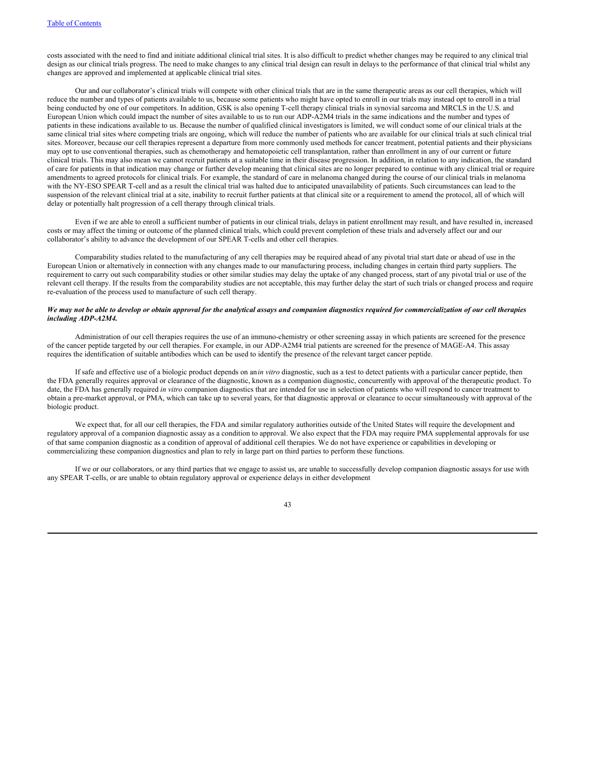costs associated with the need to find and initiate additional clinical trial sites. It is also difficult to predict whether changes may be required to any clinical trial design as our clinical trials progress. The need to make changes to any clinical trial design can result in delays to the performance of that clinical trial whilst any changes are approved and implemented at applicable clinical trial sites.

Our and our collaborator's clinical trials will compete with other clinical trials that are in the same therapeutic areas as our cell therapies, which will reduce the number and types of patients available to us, because some patients who might have opted to enroll in our trials may instead opt to enroll in a trial being conducted by one of our competitors. In addition, GSK is also opening T-cell therapy clinical trials in synovial sarcoma and MRCLS in the U.S. and European Union which could impact the number of sites available to us to run our ADP-A2M4 trials in the same indications and the number and types of patients in these indications available to us. Because the number of qualified clinical investigators is limited, we will conduct some of our clinical trials at the same clinical trial sites where competing trials are ongoing, which will reduce the number of patients who are available for our clinical trials at such clinical trial sites. Moreover, because our cell therapies represent a departure from more commonly used methods for cancer treatment, potential patients and their physicians may opt to use conventional therapies, such as chemotherapy and hematopoietic cell transplantation, rather than enrollment in any of our current or future clinical trials. This may also mean we cannot recruit patients at a suitable time in their disease progression. In addition, in relation to any indication, the standard of care for patients in that indication may change or further develop meaning that clinical sites are no longer prepared to continue with any clinical trial or require amendments to agreed protocols for clinical trials. For example, the standard of care in melanoma changed during the course of our clinical trials in melanoma with the NY-ESO SPEAR T-cell and as a result the clinical trial was halted due to anticipated unavailability of patients. Such circumstances can lead to the suspension of the relevant clinical trial at a site, inability to recruit further patients at that clinical site or a requirement to amend the protocol, all of which will delay or potentially halt progression of a cell therapy through clinical trials.

Even if we are able to enroll a sufficient number of patients in our clinical trials, delays in patient enrollment may result, and have resulted in, increased costs or may affect the timing or outcome of the planned clinical trials, which could prevent completion of these trials and adversely affect our and our collaborator's ability to advance the development of our SPEAR T-cells and other cell therapies.

Comparability studies related to the manufacturing of any cell therapies may be required ahead of any pivotal trial start date or ahead of use in the European Union or alternatively in connection with any changes made to our manufacturing process, including changes in certain third party suppliers. The requirement to carry out such comparability studies or other similar studies may delay the uptake of any changed process, start of any pivotal trial or use of the relevant cell therapy. If the results from the comparability studies are not acceptable, this may further delay the start of such trials or changed process and require re-evaluation of the process used to manufacture of such cell therapy.

***We may not be able to develop or obtain approval for the analytical assays and companion diagnostics required for commercialization of our cell therapies including ADP-A2M4.***

Administration of our cell therapies requires the use of an immuno-chemistry or other screening assay in which patients are screened for the presence of the cancer peptide targeted by our cell therapies. For example, in our ADP-A2M4 trial patients are screened for the presence of MAGE-A4. This assay requires the identification of suitable antibodies which can be used to identify the presence of the relevant target cancer peptide.

If safe and effective use of a biologic product depends on an *in vitro* diagnostic, such as a test to detect patients with a particular cancer peptide, then the FDA generally requires approval or clearance of the diagnostic, known as a companion diagnostic, concurrently with approval of the therapeutic product. To date, the FDA has generally required *in vitro* companion diagnostics that are intended for use in selection of patients who will respond to cancer treatment to obtain a pre-market approval, or PMA, which can take up to several years, for that diagnostic approval or clearance to occur simultaneously with approval of the biologic product.

We expect that, for all our cell therapies, the FDA and similar regulatory authorities outside of the United States will require the development and regulatory approval of a companion diagnostic assay as a condition to approval. We also expect that the FDA may require PMA supplemental approvals for use of that same companion diagnostic as a condition of approval of additional cell therapies. We do not have experience or capabilities in developing or commercializing these companion diagnostics and plan to rely in large part on third parties to perform these functions.

If we or our collaborators, or any third parties that we engage to assist us, are unable to successfully develop companion diagnostic assays for use with any SPEAR T-cells, or are unable to obtain regulatory approval or experience delays in either development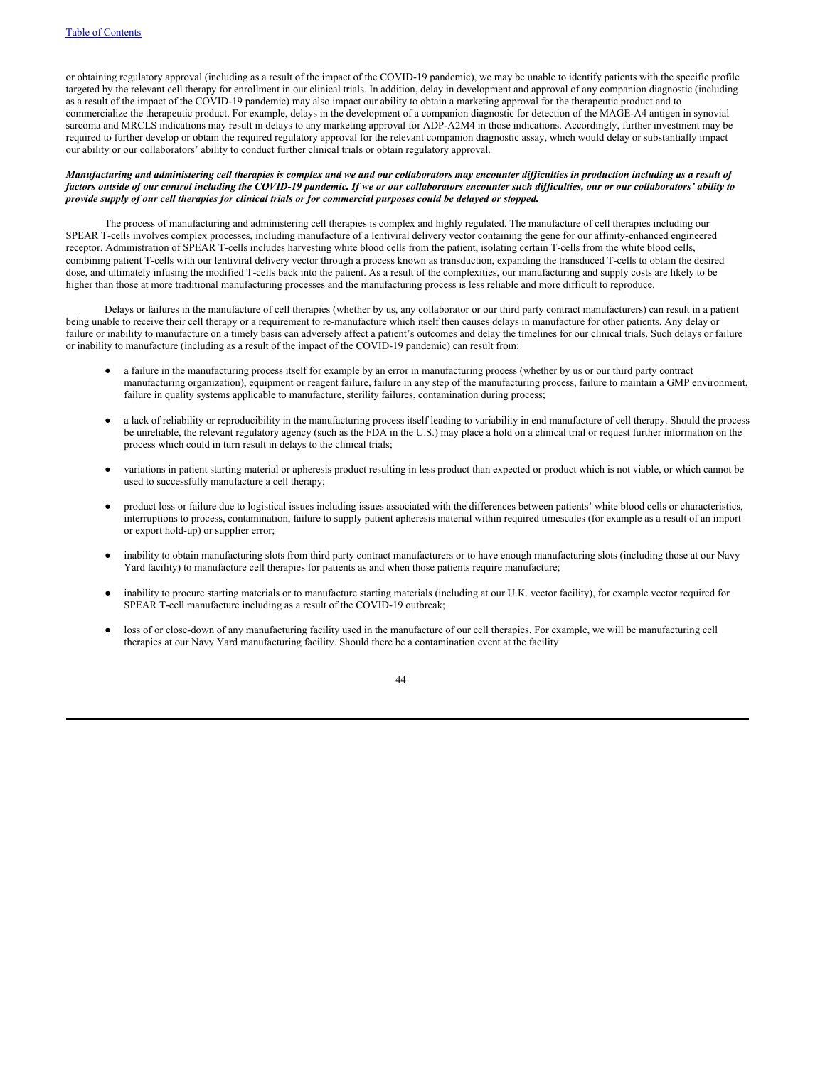or obtaining regulatory approval (including as a result of the impact of the COVID-19 pandemic), we may be unable to identify patients with the specific profile targeted by the relevant cell therapy for enrollment in our clinical trials. In addition, delay in development and approval of any companion diagnostic (including as a result of the impact of the COVID-19 pandemic) may also impact our ability to obtain a marketing approval for the therapeutic product and to commercialize the therapeutic product. For example, delays in the development of a companion diagnostic for detection of the MAGE-A4 antigen in synovial sarcoma and MRCLS indications may result in delays to any marketing approval for ADP-A2M4 in those indications. Accordingly, further investment may be required to further develop or obtain the required regulatory approval for the relevant companion diagnostic assay, which would delay or substantially impact our ability or our collaborators' ability to conduct further clinical trials or obtain regulatory approval.

***Manufacturing and administering cell therapies is complex and we and our collaborators may encounter difficulties in production including as a result of factors outside of our control including the COVID-19 pandemic. If we or our collaborators encounter such difficulties, our or our collaborators' ability to provide supply of our cell therapies for clinical trials or for commercial purposes could be delayed or stopped.***

The process of manufacturing and administering cell therapies is complex and highly regulated. The manufacture of cell therapies including our SPEAR T-cells involves complex processes, including manufacture of a lentiviral delivery vector containing the gene for our affinity-enhanced engineered receptor. Administration of SPEAR T-cells includes harvesting white blood cells from the patient, isolating certain T-cells from the white blood cells, combining patient T-cells with our lentiviral delivery vector through a process known as transduction, expanding the transduced T-cells to obtain the desired dose, and ultimately infusing the modified T-cells back into the patient. As a result of the complexities, our manufacturing and supply costs are likely to be higher than those at more traditional manufacturing processes and the manufacturing process is less reliable and more difficult to reproduce.

Delays or failures in the manufacture of cell therapies (whether by us, any collaborator or our third party contract manufacturers) can result in a patient being unable to receive their cell therapy or a requirement to re-manufacture which itself then causes delays in manufacture for other patients. Any delay or failure or inability to manufacture on a timely basis can adversely affect a patient's outcomes and delay the timelines for our clinical trials. Such delays or failure or inability to manufacture (including as a result of the impact of the COVID-19 pandemic) can result from:

- a failure in the manufacturing process itself for example by an error in manufacturing process (whether by us or our third party contract manufacturing organization), equipment or reagent failure, failure in any step of the manufacturing process, failure to maintain a GMP environment, failure in quality systems applicable to manufacture, sterility failures, contamination during process;

- a lack of reliability or reproducibility in the manufacturing process itself leading to variability in end manufacture of cell therapy. Should the process be unreliable, the relevant regulatory agency (such as the FDA in the U.S.) may place a hold on a clinical trial or request further information on the process which could in turn result in delays to the clinical trials;

- variations in patient starting material or apheresis product resulting in less product than expected or product which is not viable, or which cannot be used to successfully manufacture a cell therapy;

- product loss or failure due to logistical issues including issues associated with the differences between patients' white blood cells or characteristics, interruptions to process, contamination, failure to supply patient apheresis material within required timescales (for example as a result of an import or export hold-up) or supplier error;

- inability to obtain manufacturing slots from third party contract manufacturers or to have enough manufacturing slots (including those at our Navy Yard facility) to manufacture cell therapies for patients as and when those patients require manufacture;

- inability to procure starting materials or to manufacture starting materials (including at our U.K. vector facility), for example vector required for SPEAR T-cell manufacture including as a result of the COVID-19 outbreak;

- loss of or close-down of any manufacturing facility used in the manufacture of our cell therapies. For example, we will be manufacturing cell therapies at our Navy Yard manufacturing facility. Should there be a contamination event at the facility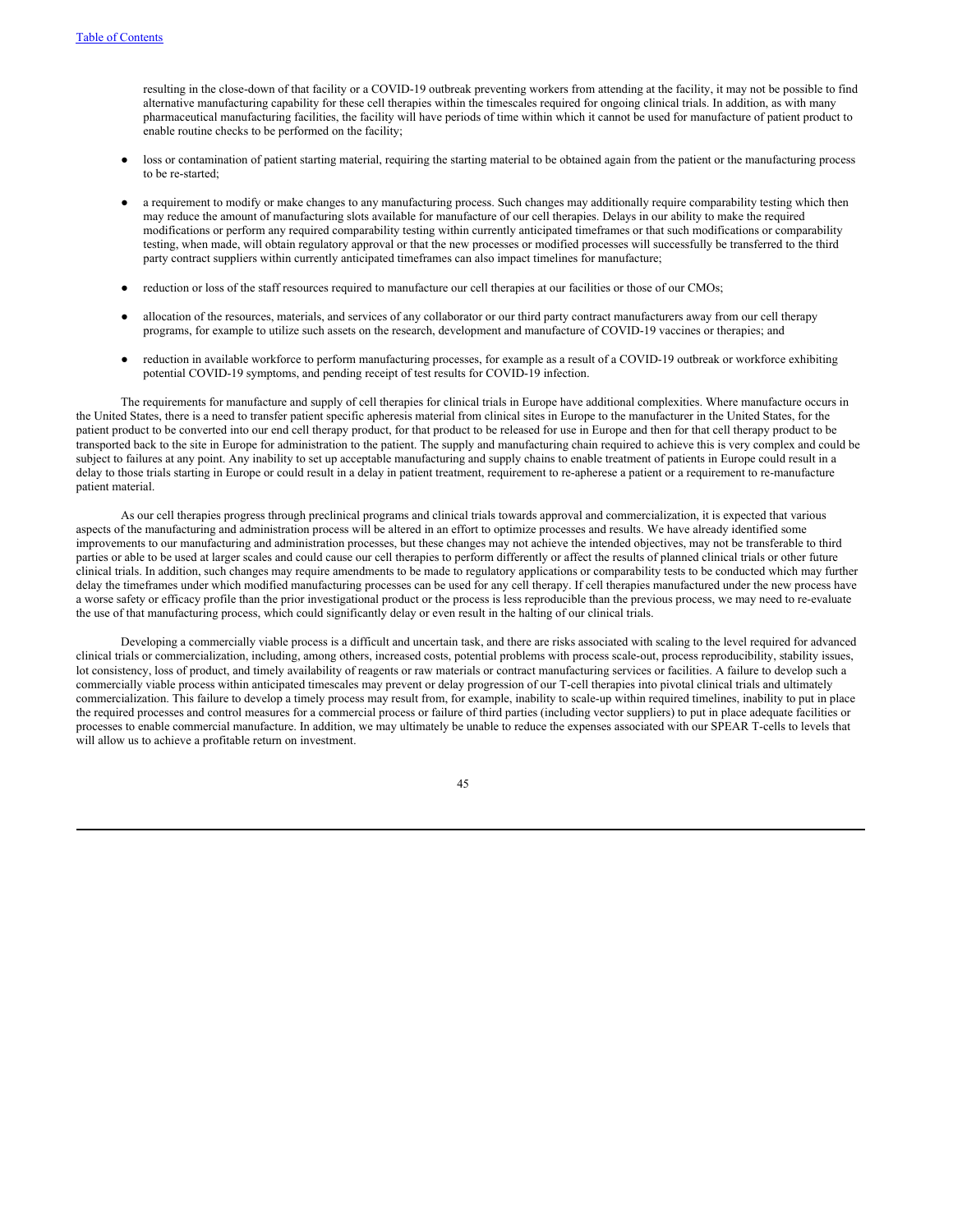resulting in the close-down of that facility or a COVID-19 outbreak preventing workers from attending at the facility, it may not be possible to find alternative manufacturing capability for these cell therapies within the timescales required for ongoing clinical trials. In addition, as with many pharmaceutical manufacturing facilities, the facility will have periods of time within which it cannot be used for manufacture of patient product to enable routine checks to be performed on the facility;

- loss or contamination of patient starting material, requiring the starting material to be obtained again from the patient or the manufacturing process to be re-started;
- a requirement to modify or make changes to any manufacturing process. Such changes may additionally require comparability testing which then may reduce the amount of manufacturing slots available for manufacture of our cell therapies. Delays in our ability to make the required modifications or perform any required comparability testing within currently anticipated timeframes or that such modifications or comparability testing, when made, will obtain regulatory approval or that the new processes or modified processes will successfully be transferred to the third party contract suppliers within currently anticipated timeframes can also impact timelines for manufacture;
- reduction or loss of the staff resources required to manufacture our cell therapies at our facilities or those of our CMOs;
- allocation of the resources, materials, and services of any collaborator or our third party contract manufacturers away from our cell therapy programs, for example to utilize such assets on the research, development and manufacture of COVID-19 vaccines or therapies; and
- reduction in available workforce to perform manufacturing processes, for example as a result of a COVID-19 outbreak or workforce exhibiting potential COVID-19 symptoms, and pending receipt of test results for COVID-19 infection.

The requirements for manufacture and supply of cell therapies for clinical trials in Europe have additional complexities. Where manufacture occurs in the United States, there is a need to transfer patient specific apheresis material from clinical sites in Europe to the manufacturer in the United States, for the patient product to be converted into our end cell therapy product, for that product to be released for use in Europe and then for that cell therapy product to be transported back to the site in Europe for administration to the patient. The supply and manufacturing chain required to achieve this is very complex and could be subject to failures at any point. Any inability to set up acceptable manufacturing and supply chains to enable treatment of patients in Europe could result in a delay to those trials starting in Europe or could result in a delay in patient treatment, requirement to re-apherese a patient or a requirement to re-manufacture patient material.

As our cell therapies progress through preclinical programs and clinical trials towards approval and commercialization, it is expected that various aspects of the manufacturing and administration process will be altered in an effort to optimize processes and results. We have already identified some improvements to our manufacturing and administration processes, but these changes may not achieve the intended objectives, may not be transferable to third parties or able to be used at larger scales and could cause our cell therapies to perform differently or affect the results of planned clinical trials or other future clinical trials. In addition, such changes may require amendments to be made to regulatory applications or comparability tests to be conducted which may further delay the timeframes under which modified manufacturing processes can be used for any cell therapy. If cell therapies manufactured under the new process have a worse safety or efficacy profile than the prior investigational product or the process is less reproducible than the previous process, we may need to re-evaluate the use of that manufacturing process, which could significantly delay or even result in the halting of our clinical trials.

Developing a commercially viable process is a difficult and uncertain task, and there are risks associated with scaling to the level required for advanced clinical trials or commercialization, including, among others, increased costs, potential problems with process scale-out, process reproducibility, stability issues, lot consistency, loss of product, and timely availability of reagents or raw materials or contract manufacturing services or facilities. A failure to develop such a commercially viable process within anticipated timescales may prevent or delay progression of our T-cell therapies into pivotal clinical trials and ultimately commercialization. This failure to develop a timely process may result from, for example, inability to scale-up within required timelines, inability to put in place the required processes and control measures for a commercial process or failure of third parties (including vector suppliers) to put in place adequate facilities or processes to enable commercial manufacture. In addition, we may ultimately be unable to reduce the expenses associated with our SPEAR T-cells to levels that will allow us to achieve a profitable return on investment.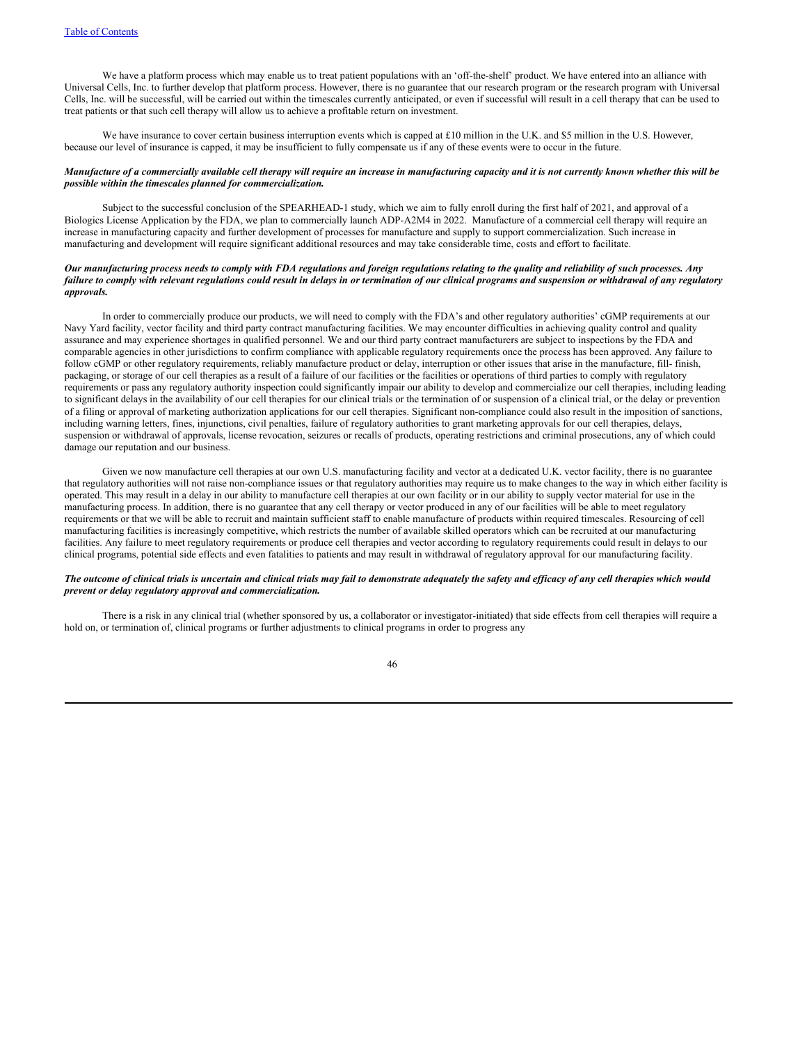We have a platform process which may enable us to treat patient populations with an 'off-the-shelf' product. We have entered into an alliance with Universal Cells, Inc. to further develop that platform process. However, there is no guarantee that our research program or the research program with Universal Cells, Inc. will be successful, will be carried out within the timescales currently anticipated, or even if successful will result in a cell therapy that can be used to treat patients or that such cell therapy will allow us to achieve a profitable return on investment.

We have insurance to cover certain business interruption events which is capped at £10 million in the U.K. and $5 million in the U.S. However, because our level of insurance is capped, it may be insufficient to fully compensate us if any of these events were to occur in the future.

***Manufacture of a commercially available cell therapy will require an increase in manufacturing capacity and it is not currently known whether this will be possible within the timescales planned for commercialization.***

Subject to the successful conclusion of the SPEARHEAD-1 study, which we aim to fully enroll during the first half of 2021, and approval of a Biologics License Application by the FDA, we plan to commercially launch ADP-A2M4 in 2022. Manufacture of a commercial cell therapy will require an increase in manufacturing capacity and further development of processes for manufacture and supply to support commercialization. Such increase in manufacturing and development will require significant additional resources and may take considerable time, costs and effort to facilitate.

***Our manufacturing process needs to comply with FDA regulations and foreign regulations relating to the quality and reliability of such processes. Any failure to comply with relevant regulations could result in delays in or termination of our clinical programs and suspension or withdrawal of any regulatory approvals.***

In order to commercially produce our products, we will need to comply with the FDA's and other regulatory authorities' cGMP requirements at our Navy Yard facility, vector facility and third party contract manufacturing facilities. We may encounter difficulties in achieving quality control and quality assurance and may experience shortages in qualified personnel. We and our third party contract manufacturers are subject to inspections by the FDA and comparable agencies in other jurisdictions to confirm compliance with applicable regulatory requirements once the process has been approved. Any failure to follow cGMP or other regulatory requirements, reliably manufacture product or delay, interruption or other issues that arise in the manufacture, fill- finish, packaging, or storage of our cell therapies as a result of a failure of our facilities or the facilities or operations of third parties to comply with regulatory requirements or pass any regulatory authority inspection could significantly impair our ability to develop and commercialize our cell therapies, including leading to significant delays in the availability of our cell therapies for our clinical trials or the termination of or suspension of a clinical trial, or the delay or prevention of a filing or approval of marketing authorization applications for our cell therapies. Significant non-compliance could also result in the imposition of sanctions, including warning letters, fines, injunctions, civil penalties, failure of regulatory authorities to grant marketing approvals for our cell therapies, delays, suspension or withdrawal of approvals, license revocation, seizures or recalls of products, operating restrictions and criminal prosecutions, any of which could damage our reputation and our business.

Given we now manufacture cell therapies at our own U.S. manufacturing facility and vector at a dedicated U.K. vector facility, there is no guarantee that regulatory authorities will not raise non-compliance issues or that regulatory authorities may require us to make changes to the way in which either facility is operated. This may result in a delay in our ability to manufacture cell therapies at our own facility or in our ability to supply vector material for use in the manufacturing process. In addition, there is no guarantee that any cell therapy or vector produced in any of our facilities will be able to meet regulatory requirements or that we will be able to recruit and maintain sufficient staff to enable manufacture of products within required timescales. Resourcing of cell manufacturing facilities is increasingly competitive, which restricts the number of available skilled operators which can be recruited at our manufacturing facilities. Any failure to meet regulatory requirements or produce cell therapies and vector according to regulatory requirements could result in delays to our clinical programs, potential side effects and even fatalities to patients and may result in withdrawal of regulatory approval for our manufacturing facility.

***The outcome of clinical trials is uncertain and clinical trials may fail to demonstrate adequately the safety and efficacy of any cell therapies which would prevent or delay regulatory approval and commercialization.***

There is a risk in any clinical trial (whether sponsored by us, a collaborator or investigator-initiated) that side effects from cell therapies will require a hold on, or termination of, clinical programs or further adjustments to clinical programs in order to progress any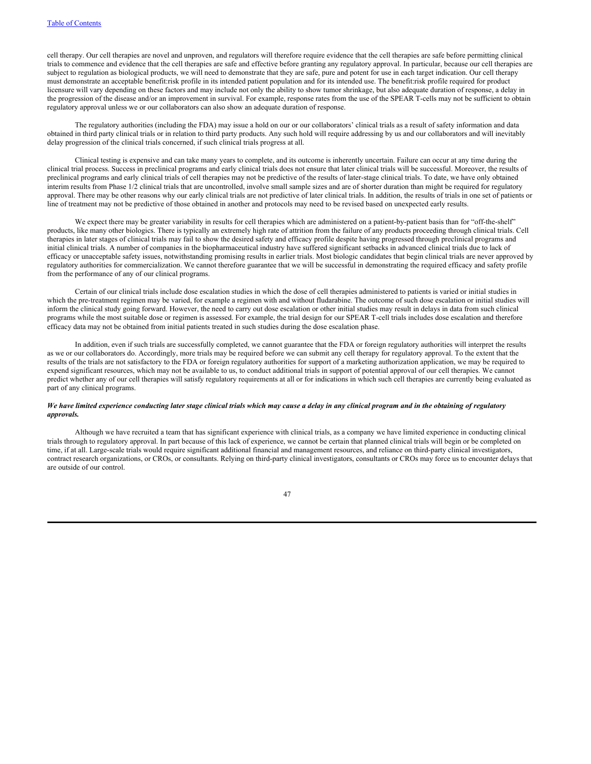cell therapy. Our cell therapies are novel and unproven, and regulators will therefore require evidence that the cell therapies are safe before permitting clinical trials to commence and evidence that the cell therapies are safe and effective before granting any regulatory approval. In particular, because our cell therapies are subject to regulation as biological products, we will need to demonstrate that they are safe, pure and potent for use in each target indication. Our cell therapy must demonstrate an acceptable benefit:risk profile in its intended patient population and for its intended use. The benefit:risk profile required for product licensure will vary depending on these factors and may include not only the ability to show tumor shrinkage, but also adequate duration of response, a delay in the progression of the disease and/or an improvement in survival. For example, response rates from the use of the SPEAR T-cells may not be sufficient to obtain regulatory approval unless we or our collaborators can also show an adequate duration of response.

The regulatory authorities (including the FDA) may issue a hold on our or our collaborators' clinical trials as a result of safety information and data obtained in third party clinical trials or in relation to third party products. Any such hold will require addressing by us and our collaborators and will inevitably delay progression of the clinical trials concerned, if such clinical trials progress at all.

Clinical testing is expensive and can take many years to complete, and its outcome is inherently uncertain. Failure can occur at any time during the clinical trial process. Success in preclinical programs and early clinical trials does not ensure that later clinical trials will be successful. Moreover, the results of preclinical programs and early clinical trials of cell therapies may not be predictive of the results of later-stage clinical trials. To date, we have only obtained interim results from Phase 1/2 clinical trials that are uncontrolled, involve small sample sizes and are of shorter duration than might be required for regulatory approval. There may be other reasons why our early clinical trials are not predictive of later clinical trials. In addition, the results of trials in one set of patients or line of treatment may not be predictive of those obtained in another and protocols may need to be revised based on unexpected early results.

We expect there may be greater variability in results for cell therapies which are administered on a patient-by-patient basis than for "off-the-shelf" products, like many other biologics. There is typically an extremely high rate of attrition from the failure of any products proceeding through clinical trials. Cell therapies in later stages of clinical trials may fail to show the desired safety and efficacy profile despite having progressed through preclinical programs and initial clinical trials. A number of companies in the biopharmaceutical industry have suffered significant setbacks in advanced clinical trials due to lack of efficacy or unacceptable safety issues, notwithstanding promising results in earlier trials. Most biologic candidates that begin clinical trials are never approved by regulatory authorities for commercialization. We cannot therefore guarantee that we will be successful in demonstrating the required efficacy and safety profile from the performance of any of our clinical programs.

Certain of our clinical trials include dose escalation studies in which the dose of cell therapies administered to patients is varied or initial studies in which the pre-treatment regimen may be varied, for example a regimen with and without fludarabine. The outcome of such dose escalation or initial studies will inform the clinical study going forward. However, the need to carry out dose escalation or other initial studies may result in delays in data from such clinical programs while the most suitable dose or regimen is assessed. For example, the trial design for our SPEAR T-cell trials includes dose escalation and therefore efficacy data may not be obtained from initial patients treated in such studies during the dose escalation phase.

In addition, even if such trials are successfully completed, we cannot guarantee that the FDA or foreign regulatory authorities will interpret the results as we or our collaborators do. Accordingly, more trials may be required before we can submit any cell therapy for regulatory approval. To the extent that the results of the trials are not satisfactory to the FDA or foreign regulatory authorities for support of a marketing authorization application, we may be required to expend significant resources, which may not be available to us, to conduct additional trials in support of potential approval of our cell therapies. We cannot predict whether any of our cell therapies will satisfy regulatory requirements at all or for indications in which such cell therapies are currently being evaluated as part of any clinical programs.

***We have limited experience conducting later stage clinical trials which may cause a delay in any clinical program and in the obtaining of regulatory approvals.***

Although we have recruited a team that has significant experience with clinical trials, as a company we have limited experience in conducting clinical trials through to regulatory approval. In part because of this lack of experience, we cannot be certain that planned clinical trials will begin or be completed on time, if at all. Large-scale trials would require significant additional financial and management resources, and reliance on third-party clinical investigators, contract research organizations, or CROs, or consultants. Relying on third-party clinical investigators, consultants or CROs may force us to encounter delays that are outside of our control.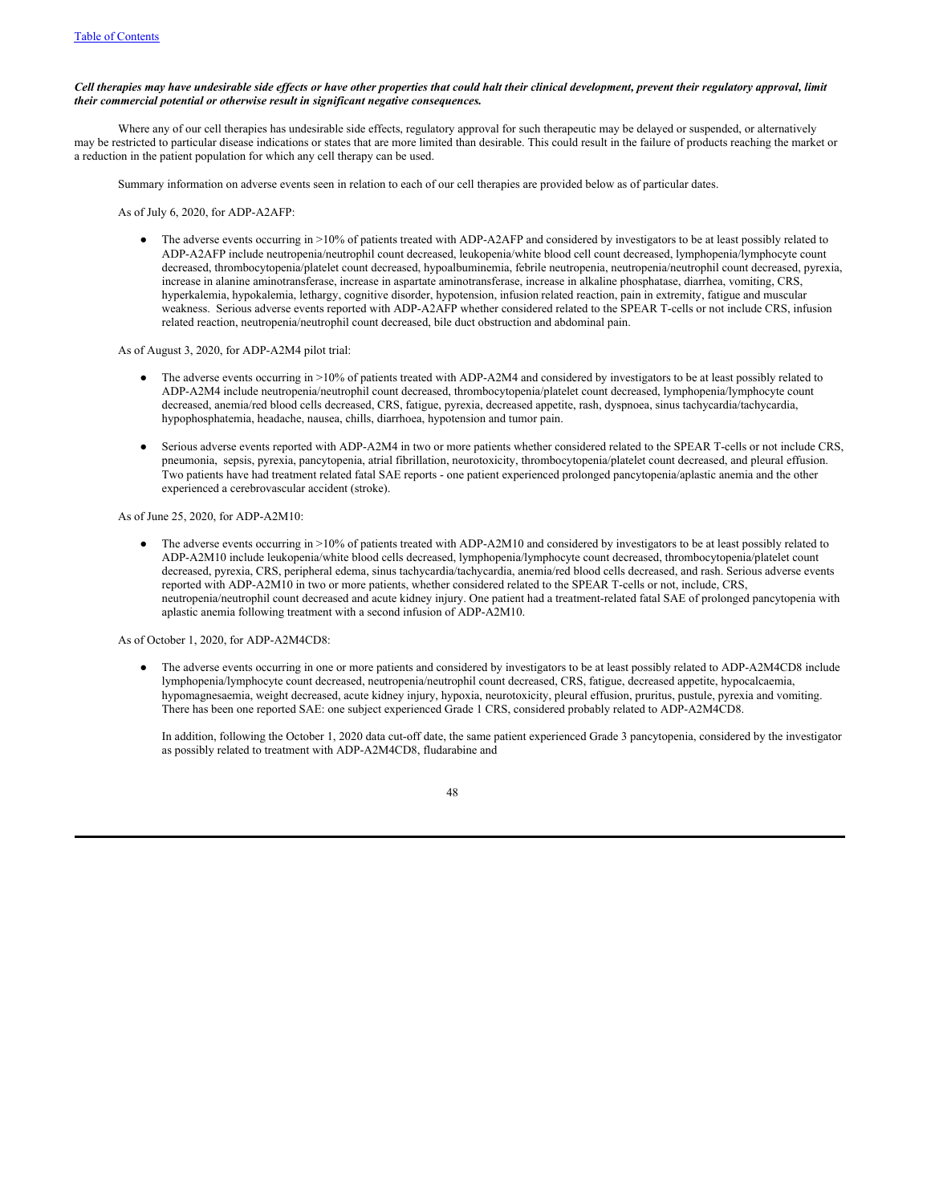***Cell therapies may have undesirable side effects or have other properties that could halt their clinical development, prevent their regulatory approval, limit their commercial potential or otherwise result in significant negative consequences.***

Where any of our cell therapies has undesirable side effects, regulatory approval for such therapeutic may be delayed or suspended, or alternatively may be restricted to particular disease indications or states that are more limited than desirable. This could result in the failure of products reaching the market or a reduction in the patient population for which any cell therapy can be used.

Summary information on adverse events seen in relation to each of our cell therapies are provided below as of particular dates.

As of July 6, 2020, for ADP-A2AFP:

- The adverse events occurring in >10% of patients treated with ADP-A2AFP and considered by investigators to be at least possibly related to ADP-A2AFP include neutropenia/neutrophil count decreased, leukopenia/white blood cell count decreased, lymphopenia/lymphocyte count decreased, thrombocytopenia/platelet count decreased, hypoalbuminemia, febrile neutropenia, neutropenia/neutrophil count decreased, pyrexia, increase in alanine aminotransferase, increase in aspartate aminotransferase, increase in alkaline phosphatase, diarrhea, vomiting, CRS, hyperkalemia, hypokalemia, lethargy, cognitive disorder, hypotension, infusion related reaction, pain in extremity, fatigue and muscular weakness. Serious adverse events reported with ADP-A2AFP whether considered related to the SPEAR T-cells or not include CRS, infusion related reaction, neutropenia/neutrophil count decreased, bile duct obstruction and abdominal pain.

As of August 3, 2020, for ADP-A2M4 pilot trial:

- The adverse events occurring in >10% of patients treated with ADP-A2M4 and considered by investigators to be at least possibly related to ADP-A2M4 include neutropenia/neutrophil count decreased, thrombocytopenia/platelet count decreased, lymphopenia/lymphocyte count decreased, anemia/red blood cells decreased, CRS, fatigue, pyrexia, decreased appetite, rash, dyspnoea, sinus tachycardia/tachycardia, hypophosphatemia, headache, nausea, chills, diarrhoea, hypotension and tumor pain.
- Serious adverse events reported with ADP-A2M4 in two or more patients whether considered related to the SPEAR T-cells or not include CRS, pneumonia, sepsis, pyrexia, pancytopenia, atrial fibrillation, neurotoxicity, thrombocytopenia/platelet count decreased, and pleural effusion. Two patients have had treatment related fatal SAE reports - one patient experienced prolonged pancytopenia/aplastic anemia and the other experienced a cerebrovascular accident (stroke).

As of June 25, 2020, for ADP-A2M10:

- The adverse events occurring in >10% of patients treated with ADP-A2M10 and considered by investigators to be at least possibly related to ADP-A2M10 include leukopenia/white blood cells decreased, lymphopenia/lymphocyte count decreased, thrombocytopenia/platelet count decreased, pyrexia, CRS, peripheral edema, sinus tachycardia/tachycardia, anemia/red blood cells decreased, and rash. Serious adverse events reported with ADP-A2M10 in two or more patients, whether considered related to the SPEAR T-cells or not, include, CRS, neutropenia/neutrophil count decreased and acute kidney injury. One patient had a treatment-related fatal SAE of prolonged pancytopenia with aplastic anemia following treatment with a second infusion of ADP-A2M10.

As of October 1, 2020, for ADP-A2M4CD8:

- The adverse events occurring in one or more patients and considered by investigators to be at least possibly related to ADP-A2M4CD8 include lymphopenia/lymphocyte count decreased, neutropenia/neutrophil count decreased, CRS, fatigue, decreased appetite, hypocalcaemia, hypomagnesaemia, weight decreased, acute kidney injury, hypoxia, neurotoxicity, pleural effusion, pruritus, pustule, pyrexia and vomiting. There has been one reported SAE: one subject experienced Grade 1 CRS, considered probably related to ADP-A2M4CD8.

  In addition, following the October 1, 2020 data cut-off date, the same patient experienced Grade 3 pancytopenia, considered by the investigator as possibly related to treatment with ADP-A2M4CD8, fludarabine and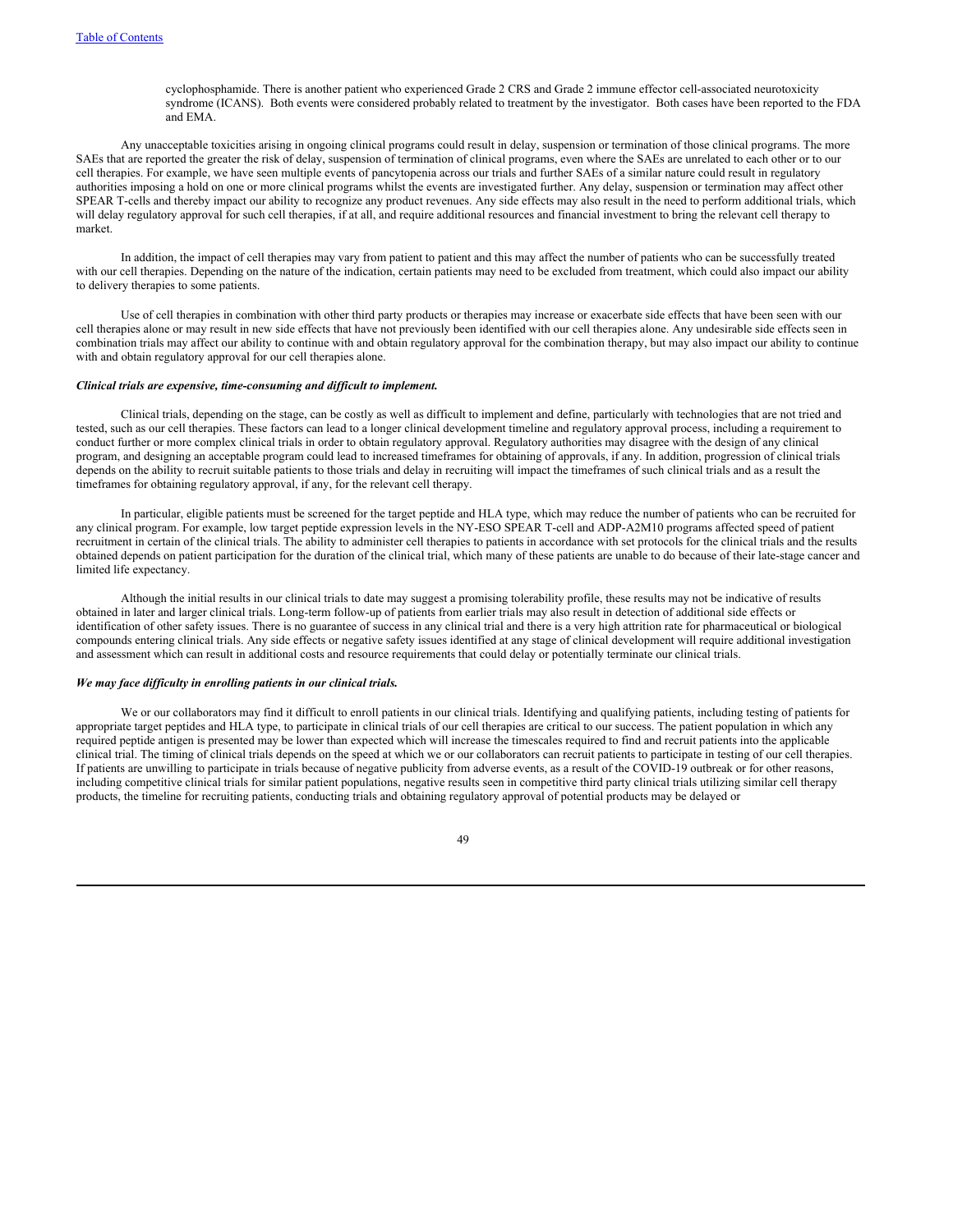cyclophosphamide. There is another patient who experienced Grade 2 CRS and Grade 2 immune effector cell-associated neurotoxicity syndrome (ICANS). Both events were considered probably related to treatment by the investigator. Both cases have been reported to the FDA and EMA.

Any unacceptable toxicities arising in ongoing clinical programs could result in delay, suspension or termination of those clinical programs. The more SAEs that are reported the greater the risk of delay, suspension of termination of clinical programs, even where the SAEs are unrelated to each other or to our cell therapies. For example, we have seen multiple events of pancytopenia across our trials and further SAEs of a similar nature could result in regulatory authorities imposing a hold on one or more clinical programs whilst the events are investigated further. Any delay, suspension or termination may affect other SPEAR T-cells and thereby impact our ability to recognize any product revenues. Any side effects may also result in the need to perform additional trials, which will delay regulatory approval for such cell therapies, if at all, and require additional resources and financial investment to bring the relevant cell therapy to market.

In addition, the impact of cell therapies may vary from patient to patient and this may affect the number of patients who can be successfully treated with our cell therapies. Depending on the nature of the indication, certain patients may need to be excluded from treatment, which could also impact our ability to delivery therapies to some patients.

Use of cell therapies in combination with other third party products or therapies may increase or exacerbate side effects that have been seen with our cell therapies alone or may result in new side effects that have not previously been identified with our cell therapies alone. Any undesirable side effects seen in combination trials may affect our ability to continue with and obtain regulatory approval for the combination therapy, but may also impact our ability to continue with and obtain regulatory approval for our cell therapies alone.

***Clinical trials are expensive, time-consuming and difficult to implement.***

Clinical trials, depending on the stage, can be costly as well as difficult to implement and define, particularly with technologies that are not tried and tested, such as our cell therapies. These factors can lead to a longer clinical development timeline and regulatory approval process, including a requirement to conduct further or more complex clinical trials in order to obtain regulatory approval. Regulatory authorities may disagree with the design of any clinical program, and designing an acceptable program could lead to increased timeframes for obtaining of approvals, if any. In addition, progression of clinical trials depends on the ability to recruit suitable patients to those trials and delay in recruiting will impact the timeframes of such clinical trials and as a result the timeframes for obtaining regulatory approval, if any, for the relevant cell therapy.

In particular, eligible patients must be screened for the target peptide and HLA type, which may reduce the number of patients who can be recruited for any clinical program. For example, low target peptide expression levels in the NY-ESO SPEAR T-cell and ADP-A2M10 programs affected speed of patient recruitment in certain of the clinical trials. The ability to administer cell therapies to patients in accordance with set protocols for the clinical trials and the results obtained depends on patient participation for the duration of the clinical trial, which many of these patients are unable to do because of their late-stage cancer and limited life expectancy.

Although the initial results in our clinical trials to date may suggest a promising tolerability profile, these results may not be indicative of results obtained in later and larger clinical trials. Long-term follow-up of patients from earlier trials may also result in detection of additional side effects or identification of other safety issues. There is no guarantee of success in any clinical trial and there is a very high attrition rate for pharmaceutical or biological compounds entering clinical trials. Any side effects or negative safety issues identified at any stage of clinical development will require additional investigation and assessment which can result in additional costs and resource requirements that could delay or potentially terminate our clinical trials.

***We may face difficulty in enrolling patients in our clinical trials.***

We or our collaborators may find it difficult to enroll patients in our clinical trials. Identifying and qualifying patients, including testing of patients for appropriate target peptides and HLA type, to participate in clinical trials of our cell therapies are critical to our success. The patient population in which any required peptide antigen is presented may be lower than expected which will increase the timescales required to find and recruit patients into the applicable clinical trial. The timing of clinical trials depends on the speed at which we or our collaborators can recruit patients to participate in testing of our cell therapies. If patients are unwilling to participate in trials because of negative publicity from adverse events, as a result of the COVID-19 outbreak or for other reasons, including competitive clinical trials for similar patient populations, negative results seen in competitive third party clinical trials utilizing similar cell therapy products, the timeline for recruiting patients, conducting trials and obtaining regulatory approval of potential products may be delayed or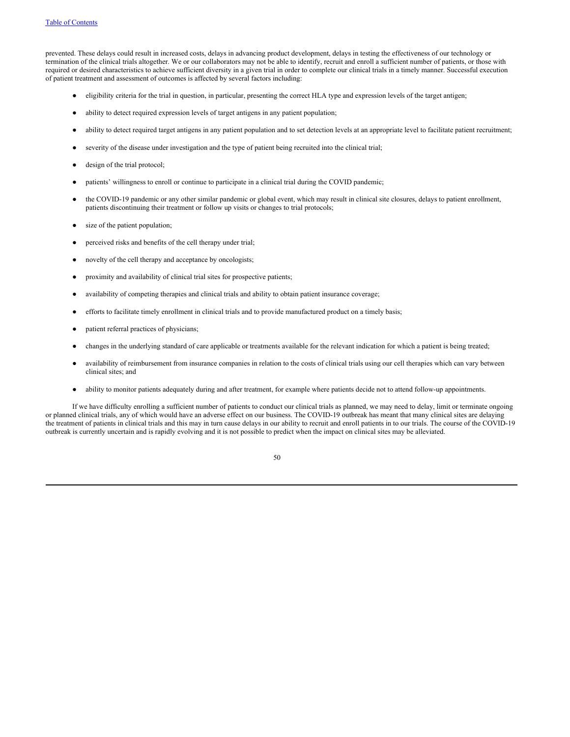prevented. These delays could result in increased costs, delays in advancing product development, delays in testing the effectiveness of our technology or termination of the clinical trials altogether. We or our collaborators may not be able to identify, recruit and enroll a sufficient number of patients, or those with required or desired characteristics to achieve sufficient diversity in a given trial in order to complete our clinical trials in a timely manner. Successful execution of patient treatment and assessment of outcomes is affected by several factors including:

- eligibility criteria for the trial in question, in particular, presenting the correct HLA type and expression levels of the target antigen;
- ability to detect required expression levels of target antigens in any patient population;
- ability to detect required target antigens in any patient population and to set detection levels at an appropriate level to facilitate patient recruitment;
- severity of the disease under investigation and the type of patient being recruited into the clinical trial;
- design of the trial protocol;
- patients' willingness to enroll or continue to participate in a clinical trial during the COVID pandemic;
- the COVID-19 pandemic or any other similar pandemic or global event, which may result in clinical site closures, delays to patient enrollment, patients discontinuing their treatment or follow up visits or changes to trial protocols;
- size of the patient population;
- perceived risks and benefits of the cell therapy under trial;
- novelty of the cell therapy and acceptance by oncologists;
- proximity and availability of clinical trial sites for prospective patients;
- availability of competing therapies and clinical trials and ability to obtain patient insurance coverage;
- efforts to facilitate timely enrollment in clinical trials and to provide manufactured product on a timely basis;
- patient referral practices of physicians;
- changes in the underlying standard of care applicable or treatments available for the relevant indication for which a patient is being treated;
- availability of reimbursement from insurance companies in relation to the costs of clinical trials using our cell therapies which can vary between clinical sites; and
- ability to monitor patients adequately during and after treatment, for example where patients decide not to attend follow-up appointments.

If we have difficulty enrolling a sufficient number of patients to conduct our clinical trials as planned, we may need to delay, limit or terminate ongoing or planned clinical trials, any of which would have an adverse effect on our business. The COVID-19 outbreak has meant that many clinical sites are delaying the treatment of patients in clinical trials and this may in turn cause delays in our ability to recruit and enroll patients in to our trials. The course of the COVID-19 outbreak is currently uncertain and is rapidly evolving and it is not possible to predict when the impact on clinical sites may be alleviated.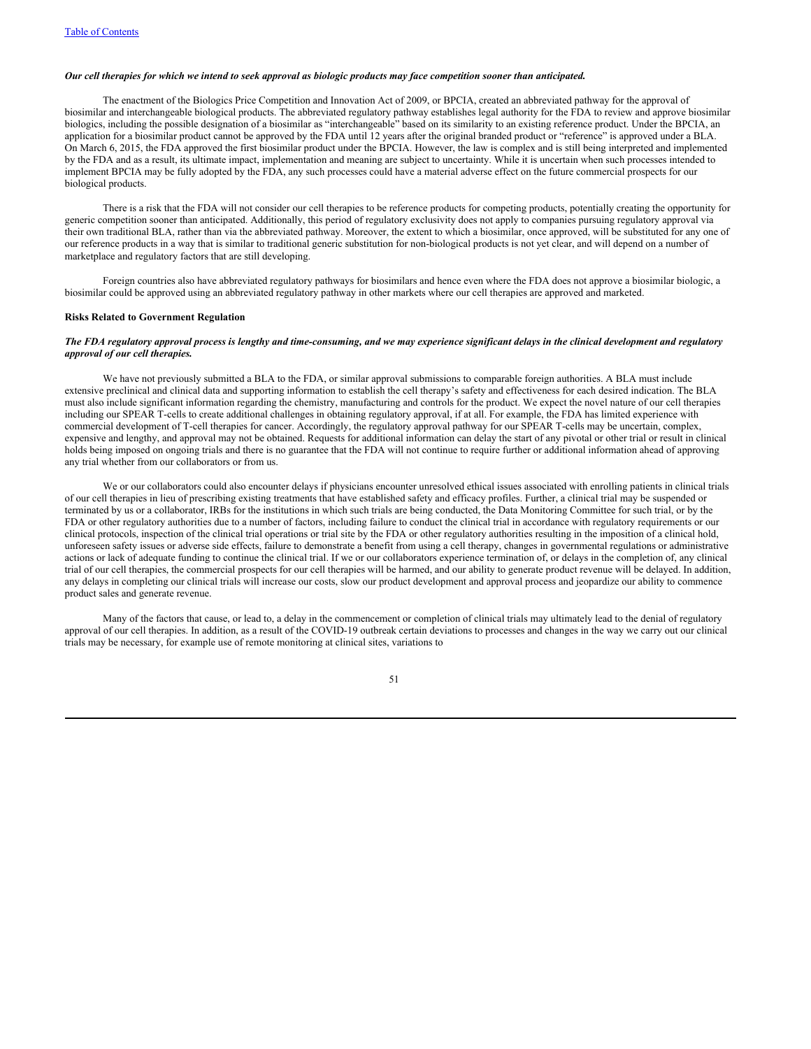*Our cell therapies for which we intend to seek approval as biologic products may face competition sooner than anticipated.*

The enactment of the Biologics Price Competition and Innovation Act of 2009, or BPCIA, created an abbreviated pathway for the approval of biosimilar and interchangeable biological products. The abbreviated regulatory pathway establishes legal authority for the FDA to review and approve biosimilar biologics, including the possible designation of a biosimilar as "interchangeable" based on its similarity to an existing reference product. Under the BPCIA, an application for a biosimilar product cannot be approved by the FDA until 12 years after the original branded product or "reference" is approved under a BLA. On March 6, 2015, the FDA approved the first biosimilar product under the BPCIA. However, the law is complex and is still being interpreted and implemented by the FDA and as a result, its ultimate impact, implementation and meaning are subject to uncertainty. While it is uncertain when such processes intended to implement BPCIA may be fully adopted by the FDA, any such processes could have a material adverse effect on the future commercial prospects for our biological products.

There is a risk that the FDA will not consider our cell therapies to be reference products for competing products, potentially creating the opportunity for generic competition sooner than anticipated. Additionally, this period of regulatory exclusivity does not apply to companies pursuing regulatory approval via their own traditional BLA, rather than via the abbreviated pathway. Moreover, the extent to which a biosimilar, once approved, will be substituted for any one of our reference products in a way that is similar to traditional generic substitution for non-biological products is not yet clear, and will depend on a number of marketplace and regulatory factors that are still developing.

Foreign countries also have abbreviated regulatory pathways for biosimilars and hence even where the FDA does not approve a biosimilar biologic, a biosimilar could be approved using an abbreviated regulatory pathway in other markets where our cell therapies are approved and marketed.

**Risks Related to Government Regulation**

***The FDA regulatory approval process is lengthy and time-consuming, and we may experience significant delays in the clinical development and regulatory approval of our cell therapies.***

We have not previously submitted a BLA to the FDA, or similar approval submissions to comparable foreign authorities. A BLA must include extensive preclinical and clinical data and supporting information to establish the cell therapy's safety and effectiveness for each desired indication. The BLA must also include significant information regarding the chemistry, manufacturing and controls for the product. We expect the novel nature of our cell therapies including our SPEAR T-cells to create additional challenges in obtaining regulatory approval, if at all. For example, the FDA has limited experience with commercial development of T-cell therapies for cancer. Accordingly, the regulatory approval pathway for our SPEAR T-cells may be uncertain, complex, expensive and lengthy, and approval may not be obtained. Requests for additional information can delay the start of any pivotal or other trial or result in clinical holds being imposed on ongoing trials and there is no guarantee that the FDA will not continue to require further or additional information ahead of approving any trial whether from our collaborators or from us.

We or our collaborators could also encounter delays if physicians encounter unresolved ethical issues associated with enrolling patients in clinical trials of our cell therapies in lieu of prescribing existing treatments that have established safety and efficacy profiles. Further, a clinical trial may be suspended or terminated by us or a collaborator, IRBs for the institutions in which such trials are being conducted, the Data Monitoring Committee for such trial, or by the FDA or other regulatory authorities due to a number of factors, including failure to conduct the clinical trial in accordance with regulatory requirements or our clinical protocols, inspection of the clinical trial operations or trial site by the FDA or other regulatory authorities resulting in the imposition of a clinical hold, unforeseen safety issues or adverse side effects, failure to demonstrate a benefit from using a cell therapy, changes in governmental regulations or administrative actions or lack of adequate funding to continue the clinical trial. If we or our collaborators experience termination of, or delays in the completion of, any clinical trial of our cell therapies, the commercial prospects for our cell therapies will be harmed, and our ability to generate product revenue will be delayed. In addition, any delays in completing our clinical trials will increase our costs, slow our product development and approval process and jeopardize our ability to commence product sales and generate revenue.

Many of the factors that cause, or lead to, a delay in the commencement or completion of clinical trials may ultimately lead to the denial of regulatory approval of our cell therapies. In addition, as a result of the COVID-19 outbreak certain deviations to processes and changes in the way we carry out our clinical trials may be necessary, for example use of remote monitoring at clinical sites, variations to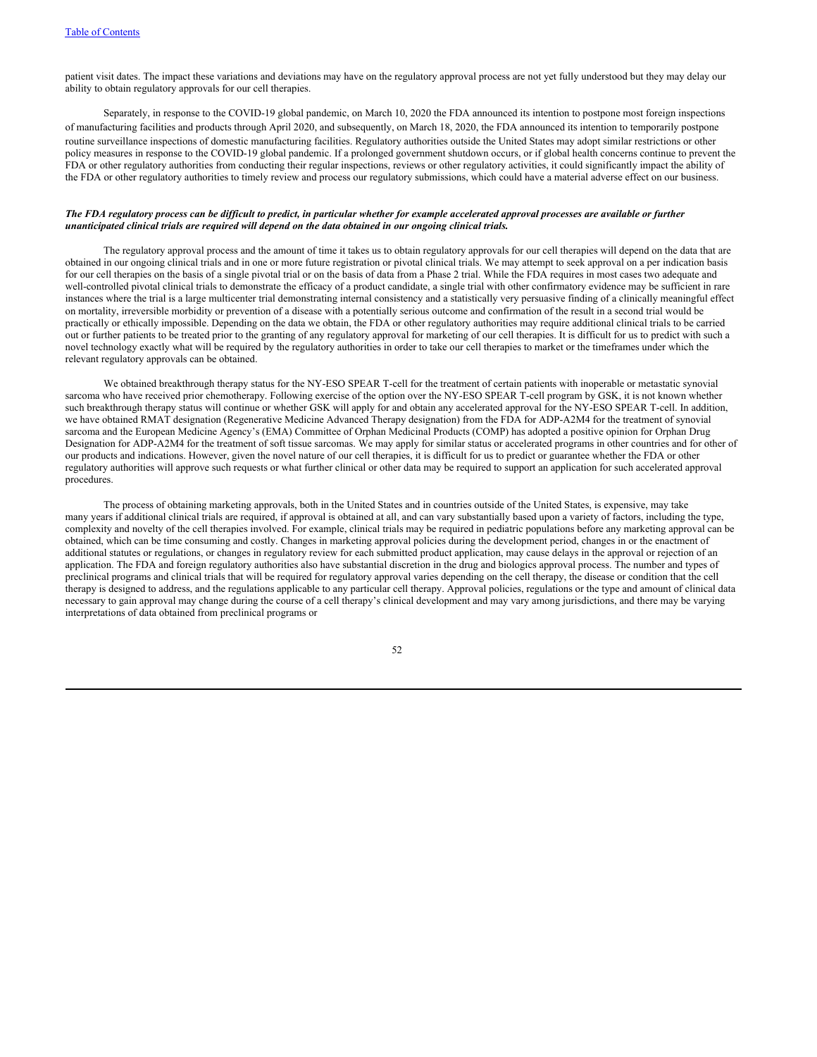patient visit dates. The impact these variations and deviations may have on the regulatory approval process are not yet fully understood but they may delay our ability to obtain regulatory approvals for our cell therapies.

Separately, in response to the COVID-19 global pandemic, on March 10, 2020 the FDA announced its intention to postpone most foreign inspections of manufacturing facilities and products through April 2020, and subsequently, on March 18, 2020, the FDA announced its intention to temporarily postpone routine surveillance inspections of domestic manufacturing facilities. Regulatory authorities outside the United States may adopt similar restrictions or other policy measures in response to the COVID-19 global pandemic. If a prolonged government shutdown occurs, or if global health concerns continue to prevent the FDA or other regulatory authorities from conducting their regular inspections, reviews or other regulatory activities, it could significantly impact the ability of the FDA or other regulatory authorities to timely review and process our regulatory submissions, which could have a material adverse effect on our business.

***The FDA regulatory process can be difficult to predict, in particular whether for example accelerated approval processes are available or further unanticipated clinical trials are required will depend on the data obtained in our ongoing clinical trials.***

The regulatory approval process and the amount of time it takes us to obtain regulatory approvals for our cell therapies will depend on the data that are obtained in our ongoing clinical trials and in one or more future registration or pivotal clinical trials. We may attempt to seek approval on a per indication basis for our cell therapies on the basis of a single pivotal trial or on the basis of data from a Phase 2 trial. While the FDA requires in most cases two adequate and well-controlled pivotal clinical trials to demonstrate the efficacy of a product candidate, a single trial with other confirmatory evidence may be sufficient in rare instances where the trial is a large multicenter trial demonstrating internal consistency and a statistically very persuasive finding of a clinically meaningful effect on mortality, irreversible morbidity or prevention of a disease with a potentially serious outcome and confirmation of the result in a second trial would be practically or ethically impossible. Depending on the data we obtain, the FDA or other regulatory authorities may require additional clinical trials to be carried out or further patients to be treated prior to the granting of any regulatory approval for marketing of our cell therapies. It is difficult for us to predict with such a novel technology exactly what will be required by the regulatory authorities in order to take our cell therapies to market or the timeframes under which the relevant regulatory approvals can be obtained.

We obtained breakthrough therapy status for the NY-ESO SPEAR T-cell for the treatment of certain patients with inoperable or metastatic synovial sarcoma who have received prior chemotherapy. Following exercise of the option over the NY-ESO SPEAR T-cell program by GSK, it is not known whether such breakthrough therapy status will continue or whether GSK will apply for and obtain any accelerated approval for the NY-ESO SPEAR T-cell. In addition, we have obtained RMAT designation (Regenerative Medicine Advanced Therapy designation) from the FDA for ADP-A2M4 for the treatment of synovial sarcoma and the European Medicine Agency's (EMA) Committee of Orphan Medicinal Products (COMP) has adopted a positive opinion for Orphan Drug Designation for ADP-A2M4 for the treatment of soft tissue sarcomas. We may apply for similar status or accelerated programs in other countries and for other of our products and indications. However, given the novel nature of our cell therapies, it is difficult for us to predict or guarantee whether the FDA or other regulatory authorities will approve such requests or what further clinical or other data may be required to support an application for such accelerated approval procedures.

The process of obtaining marketing approvals, both in the United States and in countries outside of the United States, is expensive, may take many years if additional clinical trials are required, if approval is obtained at all, and can vary substantially based upon a variety of factors, including the type, complexity and novelty of the cell therapies involved. For example, clinical trials may be required in pediatric populations before any marketing approval can be obtained, which can be time consuming and costly. Changes in marketing approval policies during the development period, changes in or the enactment of additional statutes or regulations, or changes in regulatory review for each submitted product application, may cause delays in the approval or rejection of an application. The FDA and foreign regulatory authorities also have substantial discretion in the drug and biologics approval process. The number and types of preclinical programs and clinical trials that will be required for regulatory approval varies depending on the cell therapy, the disease or condition that the cell therapy is designed to address, and the regulations applicable to any particular cell therapy. Approval policies, regulations or the type and amount of clinical data necessary to gain approval may change during the course of a cell therapy's clinical development and may vary among jurisdictions, and there may be varying interpretations of data obtained from preclinical programs or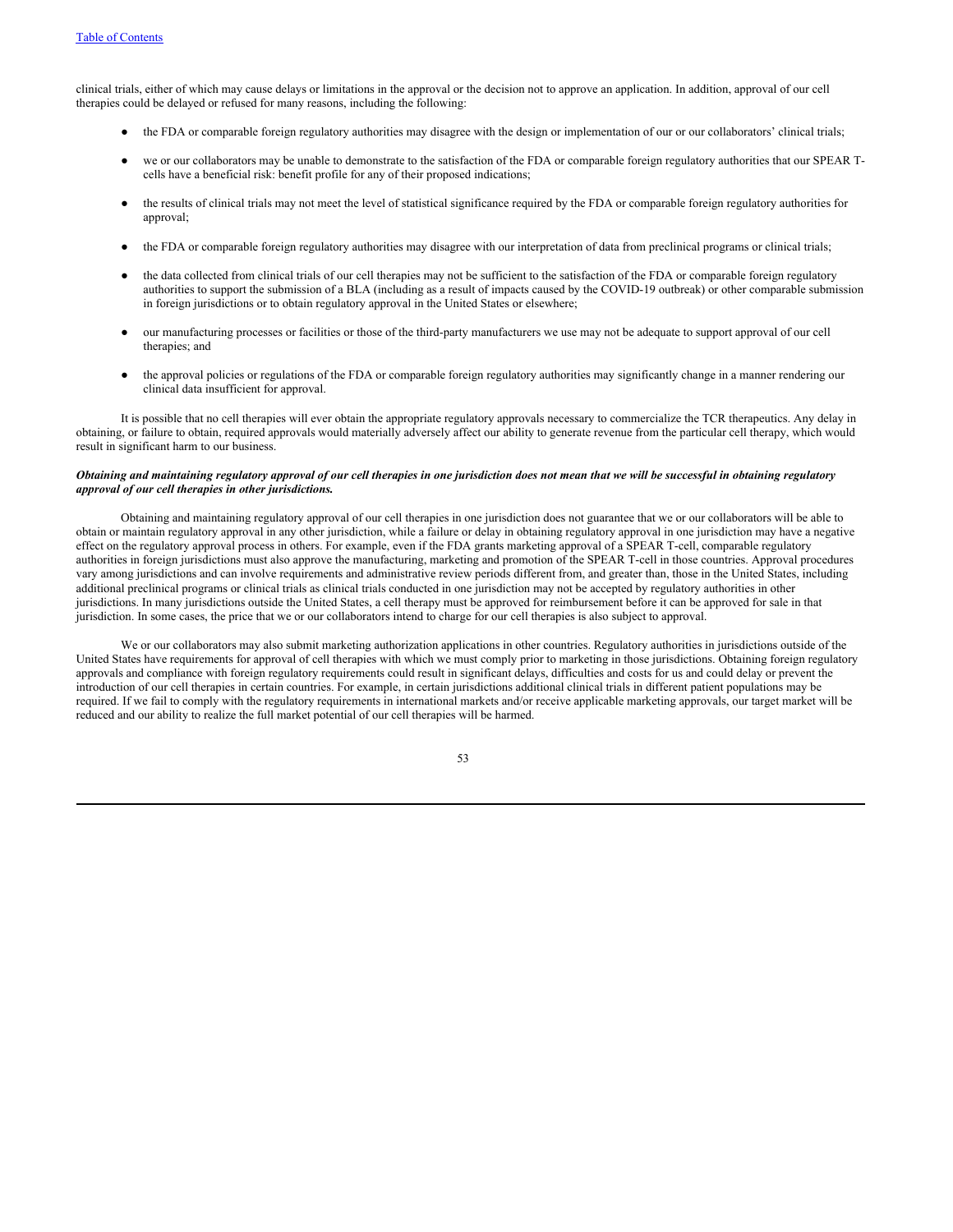clinical trials, either of which may cause delays or limitations in the approval or the decision not to approve an application. In addition, approval of our cell therapies could be delayed or refused for many reasons, including the following:

- the FDA or comparable foreign regulatory authorities may disagree with the design or implementation of our or our collaborators' clinical trials;
- we or our collaborators may be unable to demonstrate to the satisfaction of the FDA or comparable foreign regulatory authorities that our SPEAR T-cells have a beneficial risk: benefit profile for any of their proposed indications;
- the results of clinical trials may not meet the level of statistical significance required by the FDA or comparable foreign regulatory authorities for approval;
- the FDA or comparable foreign regulatory authorities may disagree with our interpretation of data from preclinical programs or clinical trials;
- the data collected from clinical trials of our cell therapies may not be sufficient to the satisfaction of the FDA or comparable foreign regulatory authorities to support the submission of a BLA (including as a result of impacts caused by the COVID-19 outbreak) or other comparable submission in foreign jurisdictions or to obtain regulatory approval in the United States or elsewhere;
- our manufacturing processes or facilities or those of the third-party manufacturers we use may not be adequate to support approval of our cell therapies; and
- the approval policies or regulations of the FDA or comparable foreign regulatory authorities may significantly change in a manner rendering our clinical data insufficient for approval.

It is possible that no cell therapies will ever obtain the appropriate regulatory approvals necessary to commercialize the TCR therapeutics. Any delay in obtaining, or failure to obtain, required approvals would materially adversely affect our ability to generate revenue from the particular cell therapy, which would result in significant harm to our business.

***Obtaining and maintaining regulatory approval of our cell therapies in one jurisdiction does not mean that we will be successful in obtaining regulatory approval of our cell therapies in other jurisdictions.***

Obtaining and maintaining regulatory approval of our cell therapies in one jurisdiction does not guarantee that we or our collaborators will be able to obtain or maintain regulatory approval in any other jurisdiction, while a failure or delay in obtaining regulatory approval in one jurisdiction may have a negative effect on the regulatory approval process in others. For example, even if the FDA grants marketing approval of a SPEAR T-cell, comparable regulatory authorities in foreign jurisdictions must also approve the manufacturing, marketing and promotion of the SPEAR T-cell in those countries. Approval procedures vary among jurisdictions and can involve requirements and administrative review periods different from, and greater than, those in the United States, including additional preclinical programs or clinical trials as clinical trials conducted in one jurisdiction may not be accepted by regulatory authorities in other jurisdictions. In many jurisdictions outside the United States, a cell therapy must be approved for reimbursement before it can be approved for sale in that jurisdiction. In some cases, the price that we or our collaborators intend to charge for our cell therapies is also subject to approval.

We or our collaborators may also submit marketing authorization applications in other countries. Regulatory authorities in jurisdictions outside of the United States have requirements for approval of cell therapies with which we must comply prior to marketing in those jurisdictions. Obtaining foreign regulatory approvals and compliance with foreign regulatory requirements could result in significant delays, difficulties and costs for us and could delay or prevent the introduction of our cell therapies in certain countries. For example, in certain jurisdictions additional clinical trials in different patient populations may be required. If we fail to comply with the regulatory requirements in international markets and/or receive applicable marketing approvals, our target market will be reduced and our ability to realize the full market potential of our cell therapies will be harmed.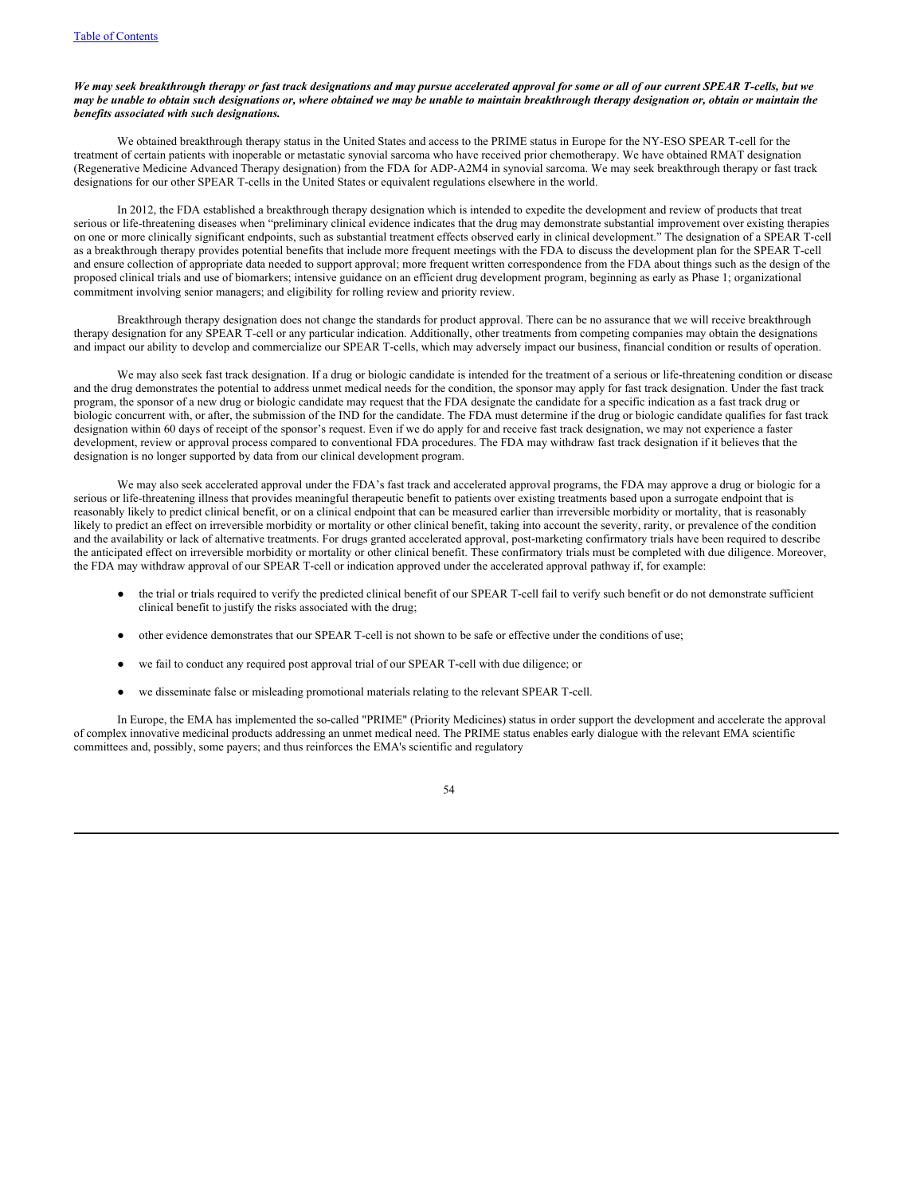***We may seek breakthrough therapy or fast track designations and may pursue accelerated approval for some or all of our current SPEAR T-cells, but we may be unable to obtain such designations or, where obtained we may be unable to maintain breakthrough therapy designation or, obtain or maintain the benefits associated with such designations.***

We obtained breakthrough therapy status in the United States and access to the PRIME status in Europe for the NY-ESO SPEAR T-cell for the treatment of certain patients with inoperable or metastatic synovial sarcoma who have received prior chemotherapy. We have obtained RMAT designation (Regenerative Medicine Advanced Therapy designation) from the FDA for ADP-A2M4 in synovial sarcoma. We may seek breakthrough therapy or fast track designations for our other SPEAR T-cells in the United States or equivalent regulations elsewhere in the world.

In 2012, the FDA established a breakthrough therapy designation which is intended to expedite the development and review of products that treat serious or life-threatening diseases when "preliminary clinical evidence indicates that the drug may demonstrate substantial improvement over existing therapies on one or more clinically significant endpoints, such as substantial treatment effects observed early in clinical development." The designation of a SPEAR T-cell as a breakthrough therapy provides potential benefits that include more frequent meetings with the FDA to discuss the development plan for the SPEAR T-cell and ensure collection of appropriate data needed to support approval; more frequent written correspondence from the FDA about things such as the design of the proposed clinical trials and use of biomarkers; intensive guidance on an efficient drug development program, beginning as early as Phase 1; organizational commitment involving senior managers; and eligibility for rolling review and priority review.

Breakthrough therapy designation does not change the standards for product approval. There can be no assurance that we will receive breakthrough therapy designation for any SPEAR T-cell or any particular indication. Additionally, other treatments from competing companies may obtain the designations and impact our ability to develop and commercialize our SPEAR T-cells, which may adversely impact our business, financial condition or results of operation.

We may also seek fast track designation. If a drug or biologic candidate is intended for the treatment of a serious or life-threatening condition or disease and the drug demonstrates the potential to address unmet medical needs for the condition, the sponsor may apply for fast track designation. Under the fast track program, the sponsor of a new drug or biologic candidate may request that the FDA designate the candidate for a specific indication as a fast track drug or biologic concurrent with, or after, the submission of the IND for the candidate. The FDA must determine if the drug or biologic candidate qualifies for fast track designation within 60 days of receipt of the sponsor's request. Even if we do apply for and receive fast track designation, we may not experience a faster development, review or approval process compared to conventional FDA procedures. The FDA may withdraw fast track designation if it believes that the designation is no longer supported by data from our clinical development program.

We may also seek accelerated approval under the FDA's fast track and accelerated approval programs, the FDA may approve a drug or biologic for a serious or life-threatening illness that provides meaningful therapeutic benefit to patients over existing treatments based upon a surrogate endpoint that is reasonably likely to predict clinical benefit, or on a clinical endpoint that can be measured earlier than irreversible morbidity or mortality, that is reasonably likely to predict an effect on irreversible morbidity or mortality or other clinical benefit, taking into account the severity, rarity, or prevalence of the condition and the availability or lack of alternative treatments. For drugs granted accelerated approval, post-marketing confirmatory trials have been required to describe the anticipated effect on irreversible morbidity or mortality or other clinical benefit. These confirmatory trials must be completed with due diligence. Moreover, the FDA may withdraw approval of our SPEAR T-cell or indication approved under the accelerated approval pathway if, for example:

- the trial or trials required to verify the predicted clinical benefit of our SPEAR T-cell fail to verify such benefit or do not demonstrate sufficient clinical benefit to justify the risks associated with the drug;
- other evidence demonstrates that our SPEAR T-cell is not shown to be safe or effective under the conditions of use;
- we fail to conduct any required post approval trial of our SPEAR T-cell with due diligence; or
- we disseminate false or misleading promotional materials relating to the relevant SPEAR T-cell.

In Europe, the EMA has implemented the so-called "PRIME" (Priority Medicines) status in order support the development and accelerate the approval of complex innovative medicinal products addressing an unmet medical need. The PRIME status enables early dialogue with the relevant EMA scientific committees and, possibly, some payers; and thus reinforces the EMA's scientific and regulatory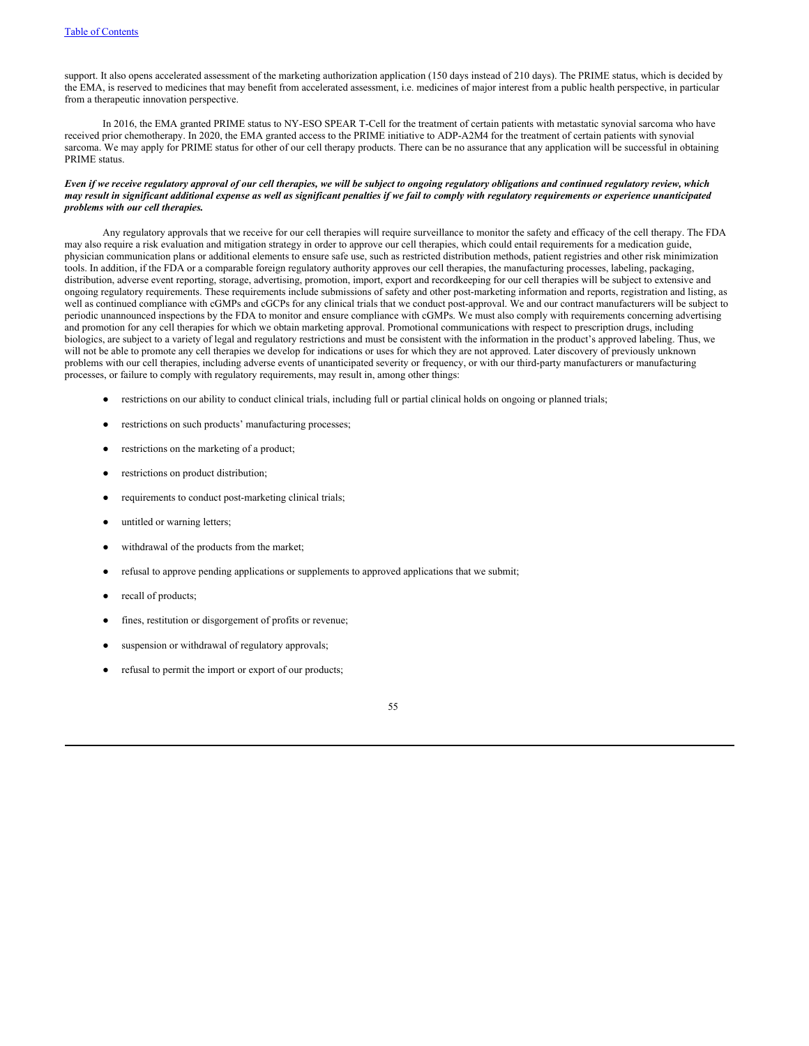support. It also opens accelerated assessment of the marketing authorization application (150 days instead of 210 days). The PRIME status, which is decided by the EMA, is reserved to medicines that may benefit from accelerated assessment, i.e. medicines of major interest from a public health perspective, in particular from a therapeutic innovation perspective.

In 2016, the EMA granted PRIME status to NY-ESO SPEAR T-Cell for the treatment of certain patients with metastatic synovial sarcoma who have received prior chemotherapy. In 2020, the EMA granted access to the PRIME initiative to ADP-A2M4 for the treatment of certain patients with synovial sarcoma. We may apply for PRIME status for other of our cell therapy products. There can be no assurance that any application will be successful in obtaining PRIME status.

***Even if we receive regulatory approval of our cell therapies, we will be subject to ongoing regulatory obligations and continued regulatory review, which may result in significant additional expense as well as significant penalties if we fail to comply with regulatory requirements or experience unanticipated problems with our cell therapies.***

Any regulatory approvals that we receive for our cell therapies will require surveillance to monitor the safety and efficacy of the cell therapy. The FDA may also require a risk evaluation and mitigation strategy in order to approve our cell therapies, which could entail requirements for a medication guide, physician communication plans or additional elements to ensure safe use, such as restricted distribution methods, patient registries and other risk minimization tools. In addition, if the FDA or a comparable foreign regulatory authority approves our cell therapies, the manufacturing processes, labeling, packaging, distribution, adverse event reporting, storage, advertising, promotion, import, export and recordkeeping for our cell therapies will be subject to extensive and ongoing regulatory requirements. These requirements include submissions of safety and other post-marketing information and reports, registration and listing, as well as continued compliance with cGMPs and cGCPs for any clinical trials that we conduct post-approval. We and our contract manufacturers will be subject to periodic unannounced inspections by the FDA to monitor and ensure compliance with cGMPs. We must also comply with requirements concerning advertising and promotion for any cell therapies for which we obtain marketing approval. Promotional communications with respect to prescription drugs, including biologics, are subject to a variety of legal and regulatory restrictions and must be consistent with the information in the product's approved labeling. Thus, we will not be able to promote any cell therapies we develop for indications or uses for which they are not approved. Later discovery of previously unknown problems with our cell therapies, including adverse events of unanticipated severity or frequency, or with our third-party manufacturers or manufacturing processes, or failure to comply with regulatory requirements, may result in, among other things:

- restrictions on our ability to conduct clinical trials, including full or partial clinical holds on ongoing or planned trials;
- restrictions on such products' manufacturing processes;
- restrictions on the marketing of a product;
- restrictions on product distribution;
- requirements to conduct post-marketing clinical trials;
- untitled or warning letters;
- withdrawal of the products from the market;
- refusal to approve pending applications or supplements to approved applications that we submit;
- recall of products;
- fines, restitution or disgorgement of profits or revenue;
- suspension or withdrawal of regulatory approvals;
- refusal to permit the import or export of our products;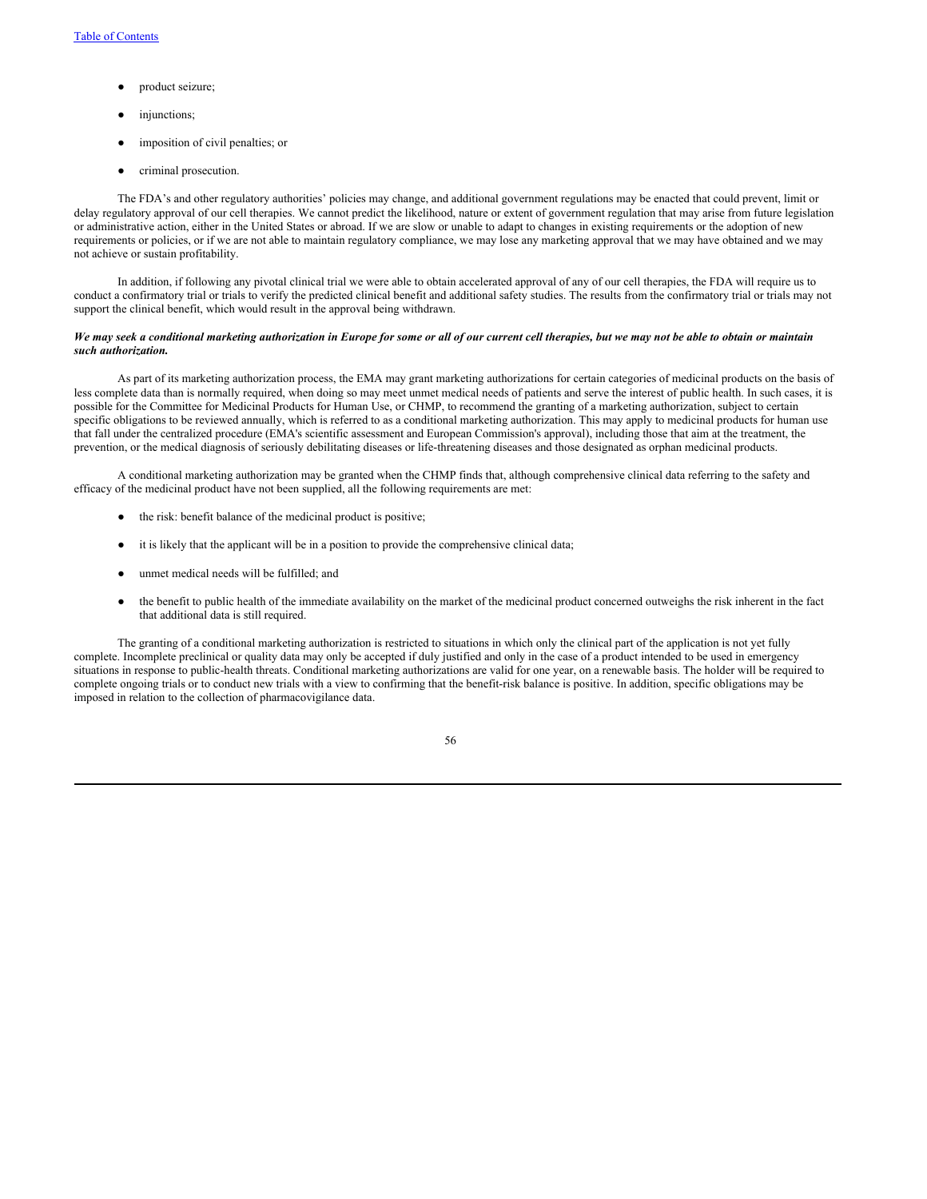- product seizure;
- injunctions;
- imposition of civil penalties; or
- criminal prosecution.

The FDA's and other regulatory authorities' policies may change, and additional government regulations may be enacted that could prevent, limit or delay regulatory approval of our cell therapies. We cannot predict the likelihood, nature or extent of government regulation that may arise from future legislation or administrative action, either in the United States or abroad. If we are slow or unable to adapt to changes in existing requirements or the adoption of new requirements or policies, or if we are not able to maintain regulatory compliance, we may lose any marketing approval that we may have obtained and we may not achieve or sustain profitability.

In addition, if following any pivotal clinical trial we were able to obtain accelerated approval of any of our cell therapies, the FDA will require us to conduct a confirmatory trial or trials to verify the predicted clinical benefit and additional safety studies. The results from the confirmatory trial or trials may not support the clinical benefit, which would result in the approval being withdrawn.

***We may seek a conditional marketing authorization in Europe for some or all of our current cell therapies, but we may not be able to obtain or maintain such authorization.***

As part of its marketing authorization process, the EMA may grant marketing authorizations for certain categories of medicinal products on the basis of less complete data than is normally required, when doing so may meet unmet medical needs of patients and serve the interest of public health. In such cases, it is possible for the Committee for Medicinal Products for Human Use, or CHMP, to recommend the granting of a marketing authorization, subject to certain specific obligations to be reviewed annually, which is referred to as a conditional marketing authorization. This may apply to medicinal products for human use that fall under the centralized procedure (EMA's scientific assessment and European Commission's approval), including those that aim at the treatment, the prevention, or the medical diagnosis of seriously debilitating diseases or life-threatening diseases and those designated as orphan medicinal products.

A conditional marketing authorization may be granted when the CHMP finds that, although comprehensive clinical data referring to the safety and efficacy of the medicinal product have not been supplied, all the following requirements are met:

- the risk: benefit balance of the medicinal product is positive;
- it is likely that the applicant will be in a position to provide the comprehensive clinical data;
- unmet medical needs will be fulfilled; and
- the benefit to public health of the immediate availability on the market of the medicinal product concerned outweighs the risk inherent in the fact that additional data is still required.

The granting of a conditional marketing authorization is restricted to situations in which only the clinical part of the application is not yet fully complete. Incomplete preclinical or quality data may only be accepted if duly justified and only in the case of a product intended to be used in emergency situations in response to public-health threats. Conditional marketing authorizations are valid for one year, on a renewable basis. The holder will be required to complete ongoing trials or to conduct new trials with a view to confirming that the benefit-risk balance is positive. In addition, specific obligations may be imposed in relation to the collection of pharmacovigilance data.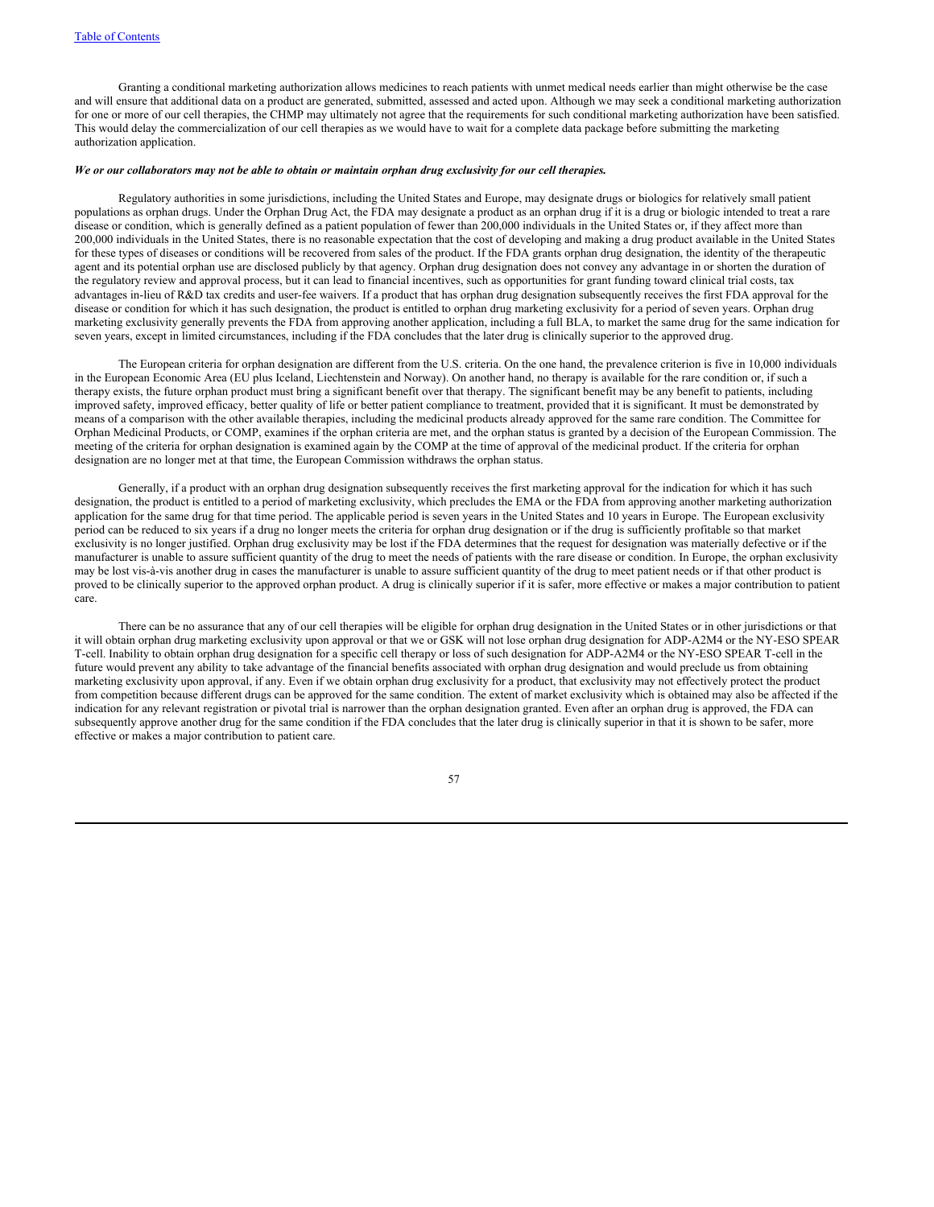Granting a conditional marketing authorization allows medicines to reach patients with unmet medical needs earlier than might otherwise be the case and will ensure that additional data on a product are generated, submitted, assessed and acted upon. Although we may seek a conditional marketing authorization for one or more of our cell therapies, the CHMP may ultimately not agree that the requirements for such conditional marketing authorization have been satisfied. This would delay the commercialization of our cell therapies as we would have to wait for a complete data package before submitting the marketing authorization application.

***We or our collaborators may not be able to obtain or maintain orphan drug exclusivity for our cell therapies.***

Regulatory authorities in some jurisdictions, including the United States and Europe, may designate drugs or biologics for relatively small patient populations as orphan drugs. Under the Orphan Drug Act, the FDA may designate a product as an orphan drug if it is a drug or biologic intended to treat a rare disease or condition, which is generally defined as a patient population of fewer than 200,000 individuals in the United States or, if they affect more than 200,000 individuals in the United States, there is no reasonable expectation that the cost of developing and making a drug product available in the United States for these types of diseases or conditions will be recovered from sales of the product. If the FDA grants orphan drug designation, the identity of the therapeutic agent and its potential orphan use are disclosed publicly by that agency. Orphan drug designation does not convey any advantage in or shorten the duration of the regulatory review and approval process, but it can lead to financial incentives, such as opportunities for grant funding toward clinical trial costs, tax advantages in-lieu of R&D tax credits and user-fee waivers. If a product that has orphan drug designation subsequently receives the first FDA approval for the disease or condition for which it has such designation, the product is entitled to orphan drug marketing exclusivity for a period of seven years. Orphan drug marketing exclusivity generally prevents the FDA from approving another application, including a full BLA, to market the same drug for the same indication for seven years, except in limited circumstances, including if the FDA concludes that the later drug is clinically superior to the approved drug.

The European criteria for orphan designation are different from the U.S. criteria. On the one hand, the prevalence criterion is five in 10,000 individuals in the European Economic Area (EU plus Iceland, Liechtenstein and Norway). On another hand, no therapy is available for the rare condition or, if such a therapy exists, the future orphan product must bring a significant benefit over that therapy. The significant benefit may be any benefit to patients, including improved safety, improved efficacy, better quality of life or better patient compliance to treatment, provided that it is significant. It must be demonstrated by means of a comparison with the other available therapies, including the medicinal products already approved for the same rare condition. The Committee for Orphan Medicinal Products, or COMP, examines if the orphan criteria are met, and the orphan status is granted by a decision of the European Commission. The meeting of the criteria for orphan designation is examined again by the COMP at the time of approval of the medicinal product. If the criteria for orphan designation are no longer met at that time, the European Commission withdraws the orphan status.

Generally, if a product with an orphan drug designation subsequently receives the first marketing approval for the indication for which it has such designation, the product is entitled to a period of marketing exclusivity, which precludes the EMA or the FDA from approving another marketing authorization application for the same drug for that time period. The applicable period is seven years in the United States and 10 years in Europe. The European exclusivity period can be reduced to six years if a drug no longer meets the criteria for orphan drug designation or if the drug is sufficiently profitable so that market exclusivity is no longer justified. Orphan drug exclusivity may be lost if the FDA determines that the request for designation was materially defective or if the manufacturer is unable to assure sufficient quantity of the drug to meet the needs of patients with the rare disease or condition. In Europe, the orphan exclusivity may be lost vis-à-vis another drug in cases the manufacturer is unable to assure sufficient quantity of the drug to meet patient needs or if that other product is proved to be clinically superior to the approved orphan product. A drug is clinically superior if it is safer, more effective or makes a major contribution to patient care.

There can be no assurance that any of our cell therapies will be eligible for orphan drug designation in the United States or in other jurisdictions or that it will obtain orphan drug marketing exclusivity upon approval or that we or GSK will not lose orphan drug designation for ADP-A2M4 or the NY-ESO SPEAR T-cell. Inability to obtain orphan drug designation for a specific cell therapy or loss of such designation for ADP-A2M4 or the NY-ESO SPEAR T-cell in the future would prevent any ability to take advantage of the financial benefits associated with orphan drug designation and would preclude us from obtaining marketing exclusivity upon approval, if any. Even if we obtain orphan drug exclusivity for a product, that exclusivity may not effectively protect the product from competition because different drugs can be approved for the same condition. The extent of market exclusivity which is obtained may also be affected if the indication for any relevant registration or pivotal trial is narrower than the orphan designation granted. Even after an orphan drug is approved, the FDA can subsequently approve another drug for the same condition if the FDA concludes that the later drug is clinically superior in that it is shown to be safer, more effective or makes a major contribution to patient care.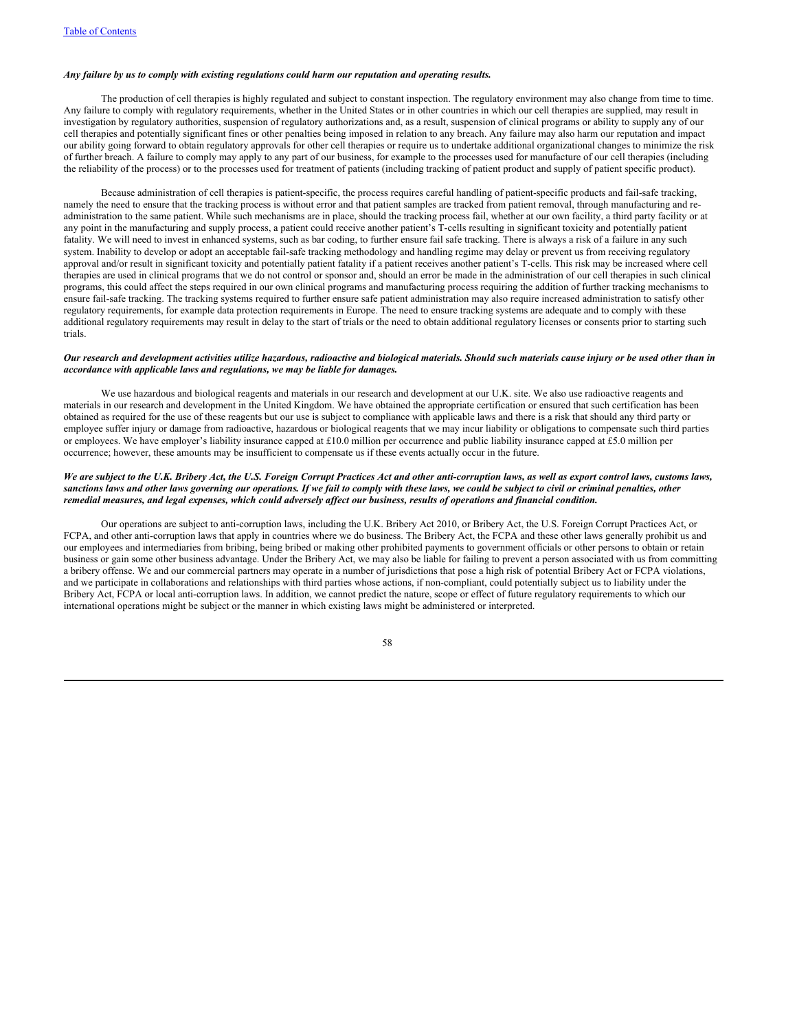***Any failure by us to comply with existing regulations could harm our reputation and operating results.***

The production of cell therapies is highly regulated and subject to constant inspection. The regulatory environment may also change from time to time. Any failure to comply with regulatory requirements, whether in the United States or in other countries in which our cell therapies are supplied, may result in investigation by regulatory authorities, suspension of regulatory authorizations and, as a result, suspension of clinical programs or ability to supply any of our cell therapies and potentially significant fines or other penalties being imposed in relation to any breach. Any failure may also harm our reputation and impact our ability going forward to obtain regulatory approvals for other cell therapies or require us to undertake additional organizational changes to minimize the risk of further breach. A failure to comply may apply to any part of our business, for example to the processes used for manufacture of our cell therapies (including the reliability of the process) or to the processes used for treatment of patients (including tracking of patient product and supply of patient specific product).

Because administration of cell therapies is patient-specific, the process requires careful handling of patient-specific products and fail-safe tracking, namely the need to ensure that the tracking process is without error and that patient samples are tracked from patient removal, through manufacturing and re-administration to the same patient. While such mechanisms are in place, should the tracking process fail, whether at our own facility, a third party facility or at any point in the manufacturing and supply process, a patient could receive another patient's T-cells resulting in significant toxicity and potentially patient fatality. We will need to invest in enhanced systems, such as bar coding, to further ensure fail safe tracking. There is always a risk of a failure in any such system. Inability to develop or adopt an acceptable fail-safe tracking methodology and handling regime may delay or prevent us from receiving regulatory approval and/or result in significant toxicity and potentially patient fatality if a patient receives another patient's T-cells. This risk may be increased where cell therapies are used in clinical programs that we do not control or sponsor and, should an error be made in the administration of our cell therapies in such clinical programs, this could affect the steps required in our own clinical programs and manufacturing process requiring the addition of further tracking mechanisms to ensure fail-safe tracking. The tracking systems required to further ensure safe patient administration may also require increased administration to satisfy other regulatory requirements, for example data protection requirements in Europe. The need to ensure tracking systems are adequate and to comply with these additional regulatory requirements may result in delay to the start of trials or the need to obtain additional regulatory licenses or consents prior to starting such trials.

***Our research and development activities utilize hazardous, radioactive and biological materials. Should such materials cause injury or be used other than in accordance with applicable laws and regulations, we may be liable for damages.***

We use hazardous and biological reagents and materials in our research and development at our U.K. site. We also use radioactive reagents and materials in our research and development in the United Kingdom. We have obtained the appropriate certification or ensured that such certification has been obtained as required for the use of these reagents but our use is subject to compliance with applicable laws and there is a risk that should any third party or employee suffer injury or damage from radioactive, hazardous or biological reagents that we may incur liability or obligations to compensate such third parties or employees. We have employer's liability insurance capped at £10.0 million per occurrence and public liability insurance capped at £5.0 million per occurrence; however, these amounts may be insufficient to compensate us if these events actually occur in the future.

***We are subject to the U.K. Bribery Act, the U.S. Foreign Corrupt Practices Act and other anti-corruption laws, as well as export control laws, customs laws, sanctions laws and other laws governing our operations. If we fail to comply with these laws, we could be subject to civil or criminal penalties, other remedial measures, and legal expenses, which could adversely affect our business, results of operations and financial condition.***

Our operations are subject to anti-corruption laws, including the U.K. Bribery Act 2010, or Bribery Act, the U.S. Foreign Corrupt Practices Act, or FCPA, and other anti-corruption laws that apply in countries where we do business. The Bribery Act, the FCPA and these other laws generally prohibit us and our employees and intermediaries from bribing, being bribed or making other prohibited payments to government officials or other persons to obtain or retain business or gain some other business advantage. Under the Bribery Act, we may also be liable for failing to prevent a person associated with us from committing a bribery offense. We and our commercial partners may operate in a number of jurisdictions that pose a high risk of potential Bribery Act or FCPA violations, and we participate in collaborations and relationships with third parties whose actions, if non-compliant, could potentially subject us to liability under the Bribery Act, FCPA or local anti-corruption laws. In addition, we cannot predict the nature, scope or effect of future regulatory requirements to which our international operations might be subject or the manner in which existing laws might be administered or interpreted.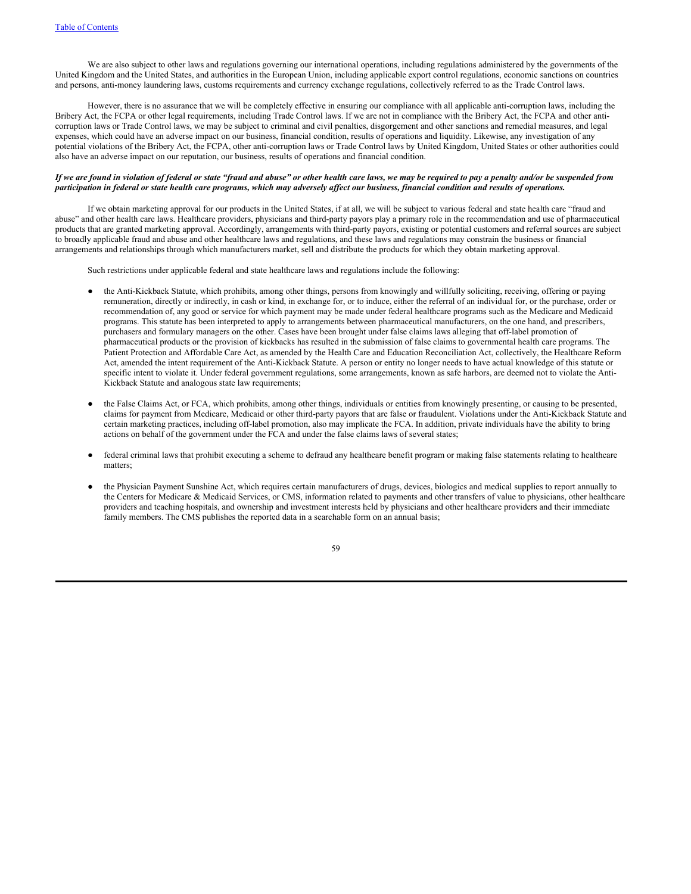We are also subject to other laws and regulations governing our international operations, including regulations administered by the governments of the United Kingdom and the United States, and authorities in the European Union, including applicable export control regulations, economic sanctions on countries and persons, anti-money laundering laws, customs requirements and currency exchange regulations, collectively referred to as the Trade Control laws.

However, there is no assurance that we will be completely effective in ensuring our compliance with all applicable anti-corruption laws, including the Bribery Act, the FCPA or other legal requirements, including Trade Control laws. If we are not in compliance with the Bribery Act, the FCPA and other anti-corruption laws or Trade Control laws, we may be subject to criminal and civil penalties, disgorgement and other sanctions and remedial measures, and legal expenses, which could have an adverse impact on our business, financial condition, results of operations and liquidity. Likewise, any investigation of any potential violations of the Bribery Act, the FCPA, other anti-corruption laws or Trade Control laws by United Kingdom, United States or other authorities could also have an adverse impact on our reputation, our business, results of operations and financial condition.

***If we are found in violation of federal or state "fraud and abuse" or other health care laws, we may be required to pay a penalty and/or be suspended from participation in federal or state health care programs, which may adversely affect our business, financial condition and results of operations.***

If we obtain marketing approval for our products in the United States, if at all, we will be subject to various federal and state health care "fraud and abuse" and other health care laws. Healthcare providers, physicians and third-party payors play a primary role in the recommendation and use of pharmaceutical products that are granted marketing approval. Accordingly, arrangements with third-party payors, existing or potential customers and referral sources are subject to broadly applicable fraud and abuse and other healthcare laws and regulations, and these laws and regulations may constrain the business or financial arrangements and relationships through which manufacturers market, sell and distribute the products for which they obtain marketing approval.

Such restrictions under applicable federal and state healthcare laws and regulations include the following:

- the Anti-Kickback Statute, which prohibits, among other things, persons from knowingly and willfully soliciting, receiving, offering or paying remuneration, directly or indirectly, in cash or kind, in exchange for, or to induce, either the referral of an individual for, or the purchase, order or recommendation of, any good or service for which payment may be made under federal healthcare programs such as the Medicare and Medicaid programs. This statute has been interpreted to apply to arrangements between pharmaceutical manufacturers, on the one hand, and prescribers, purchasers and formulary managers on the other. Cases have been brought under false claims laws alleging that off-label promotion of pharmaceutical products or the provision of kickbacks has resulted in the submission of false claims to governmental health care programs. The Patient Protection and Affordable Care Act, as amended by the Health Care and Education Reconciliation Act, collectively, the Healthcare Reform Act, amended the intent requirement of the Anti-Kickback Statute. A person or entity no longer needs to have actual knowledge of this statute or specific intent to violate it. Under federal government regulations, some arrangements, known as safe harbors, are deemed not to violate the Anti-Kickback Statute and analogous state law requirements;

- the False Claims Act, or FCA, which prohibits, among other things, individuals or entities from knowingly presenting, or causing to be presented, claims for payment from Medicare, Medicaid or other third-party payors that are false or fraudulent. Violations under the Anti-Kickback Statute and certain marketing practices, including off-label promotion, also may implicate the FCA. In addition, private individuals have the ability to bring actions on behalf of the government under the FCA and under the false claims laws of several states;

- federal criminal laws that prohibit executing a scheme to defraud any healthcare benefit program or making false statements relating to healthcare matters;

- the Physician Payment Sunshine Act, which requires certain manufacturers of drugs, devices, biologics and medical supplies to report annually to the Centers for Medicare & Medicaid Services, or CMS, information related to payments and other transfers of value to physicians, other healthcare providers and teaching hospitals, and ownership and investment interests held by physicians and other healthcare providers and their immediate family members. The CMS publishes the reported data in a searchable form on an annual basis;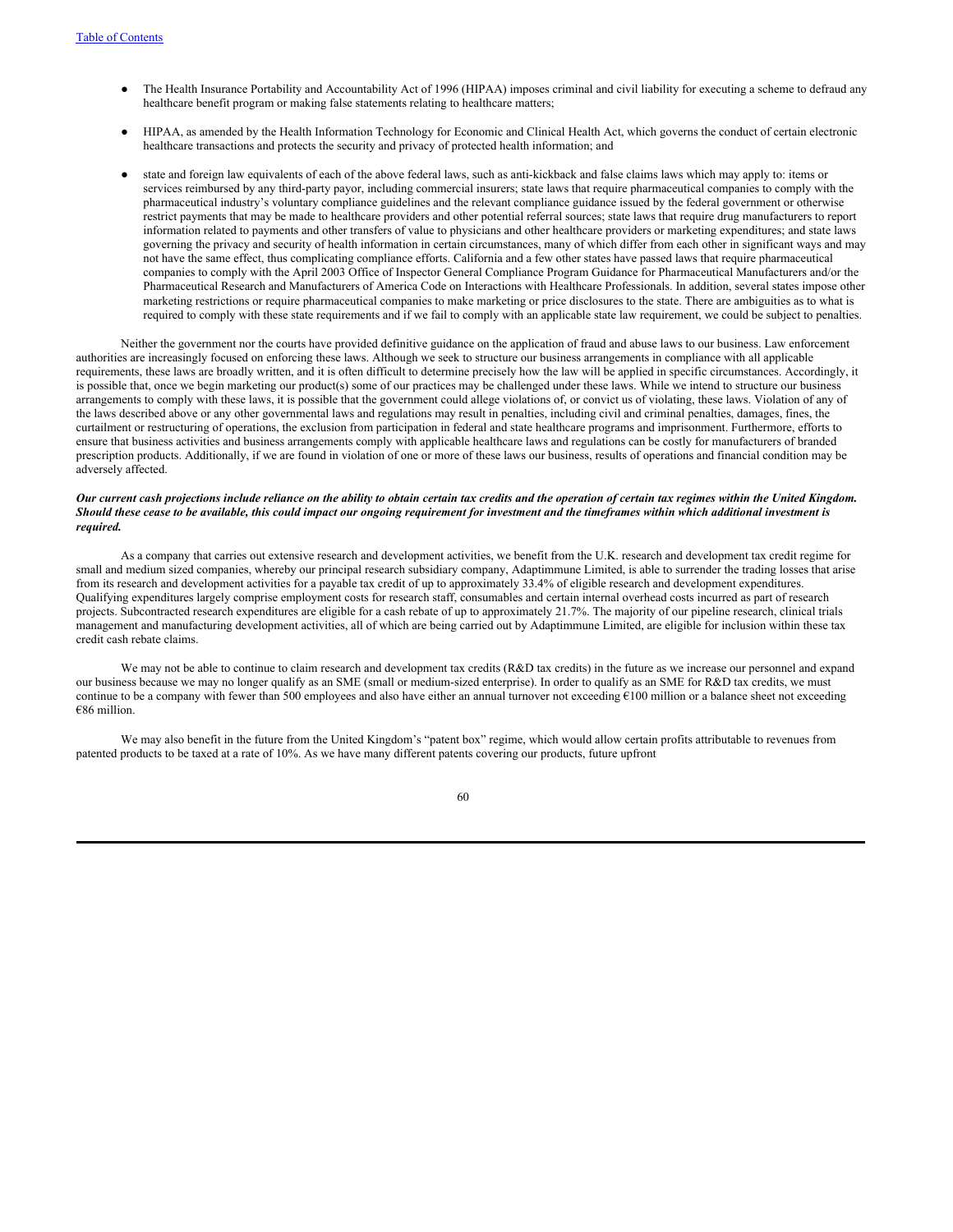- The Health Insurance Portability and Accountability Act of 1996 (HIPAA) imposes criminal and civil liability for executing a scheme to defraud any healthcare benefit program or making false statements relating to healthcare matters;

- HIPAA, as amended by the Health Information Technology for Economic and Clinical Health Act, which governs the conduct of certain electronic healthcare transactions and protects the security and privacy of protected health information; and

- state and foreign law equivalents of each of the above federal laws, such as anti-kickback and false claims laws which may apply to: items or services reimbursed by any third-party payor, including commercial insurers; state laws that require pharmaceutical companies to comply with the pharmaceutical industry's voluntary compliance guidelines and the relevant compliance guidance issued by the federal government or otherwise restrict payments that may be made to healthcare providers and other potential referral sources; state laws that require drug manufacturers to report information related to payments and other transfers of value to physicians and other healthcare providers or marketing expenditures; and state laws governing the privacy and security of health information in certain circumstances, many of which differ from each other in significant ways and may not have the same effect, thus complicating compliance efforts. California and a few other states have passed laws that require pharmaceutical companies to comply with the April 2003 Office of Inspector General Compliance Program Guidance for Pharmaceutical Manufacturers and/or the Pharmaceutical Research and Manufacturers of America Code on Interactions with Healthcare Professionals. In addition, several states impose other marketing restrictions or require pharmaceutical companies to make marketing or price disclosures to the state. There are ambiguities as to what is required to comply with these state requirements and if we fail to comply with an applicable state law requirement, we could be subject to penalties.

Neither the government nor the courts have provided definitive guidance on the application of fraud and abuse laws to our business. Law enforcement authorities are increasingly focused on enforcing these laws. Although we seek to structure our business arrangements in compliance with all applicable requirements, these laws are broadly written, and it is often difficult to determine precisely how the law will be applied in specific circumstances. Accordingly, it is possible that, once we begin marketing our product(s) some of our practices may be challenged under these laws. While we intend to structure our business arrangements to comply with these laws, it is possible that the government could allege violations of, or convict us of violating, these laws. Violation of any of the laws described above or any other governmental laws and regulations may result in penalties, including civil and criminal penalties, damages, fines, the curtailment or restructuring of operations, the exclusion from participation in federal and state healthcare programs and imprisonment. Furthermore, efforts to ensure that business activities and business arrangements comply with applicable healthcare laws and regulations can be costly for manufacturers of branded prescription products. Additionally, if we are found in violation of one or more of these laws our business, results of operations and financial condition may be adversely affected.

***Our current cash projections include reliance on the ability to obtain certain tax credits and the operation of certain tax regimes within the United Kingdom. Should these cease to be available, this could impact our ongoing requirement for investment and the timeframes within which additional investment is required.***

As a company that carries out extensive research and development activities, we benefit from the U.K. research and development tax credit regime for small and medium sized companies, whereby our principal research subsidiary company, Adaptimmune Limited, is able to surrender the trading losses that arise from its research and development activities for a payable tax credit of up to approximately 33.4% of eligible research and development expenditures. Qualifying expenditures largely comprise employment costs for research staff, consumables and certain internal overhead costs incurred as part of research projects. Subcontracted research expenditures are eligible for a cash rebate of up to approximately 21.7%. The majority of our pipeline research, clinical trials management and manufacturing development activities, all of which are being carried out by Adaptimmune Limited, are eligible for inclusion within these tax credit cash rebate claims.

We may not be able to continue to claim research and development tax credits (R&D tax credits) in the future as we increase our personnel and expand our business because we may no longer qualify as an SME (small or medium-sized enterprise). In order to qualify as an SME for R&D tax credits, we must continue to be a company with fewer than 500 employees and also have either an annual turnover not exceeding €100 million or a balance sheet not exceeding €86 million.

We may also benefit in the future from the United Kingdom's "patent box" regime, which would allow certain profits attributable to revenues from patented products to be taxed at a rate of 10%. As we have many different patents covering our products, future upfront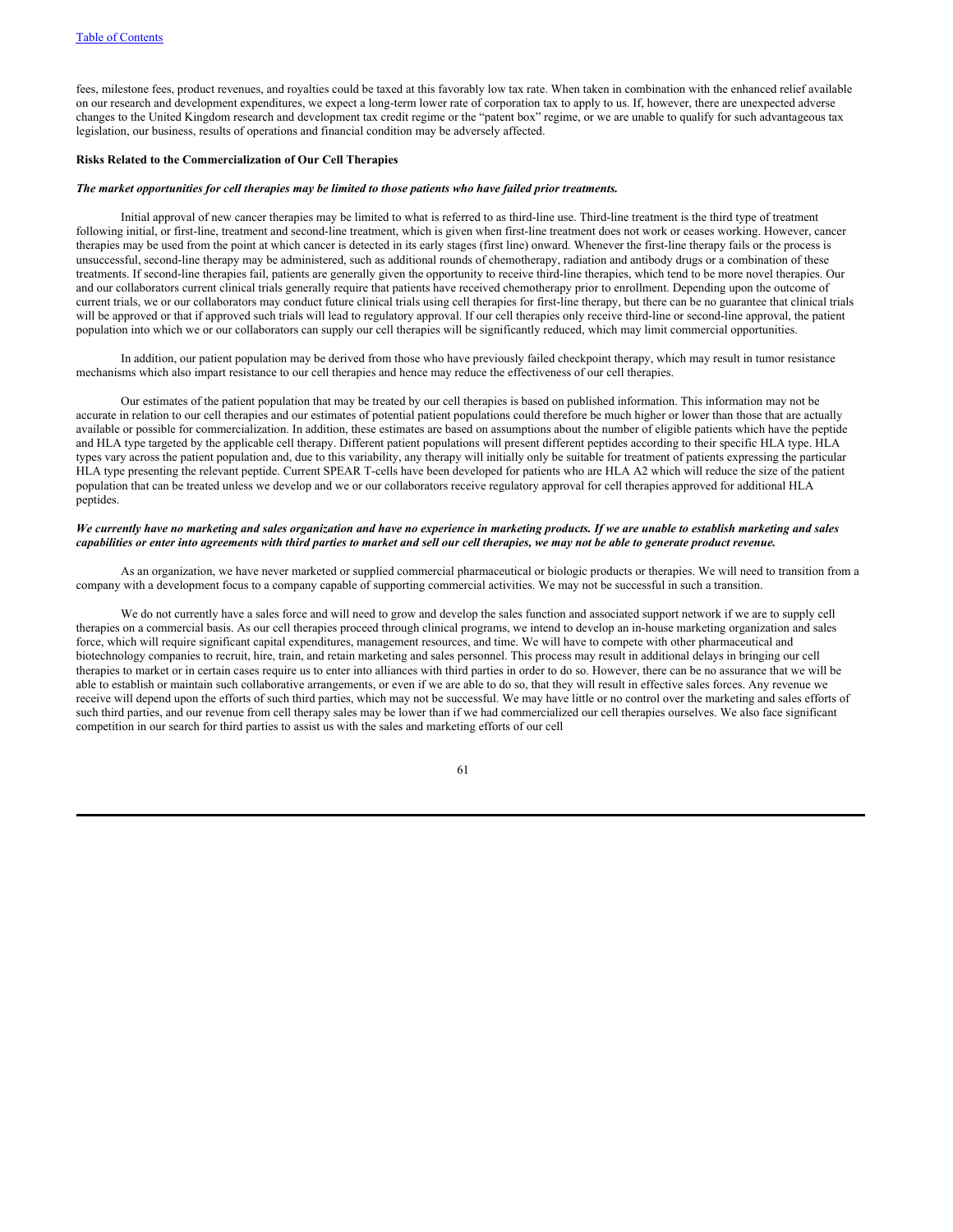fees, milestone fees, product revenues, and royalties could be taxed at this favorably low tax rate. When taken in combination with the enhanced relief available on our research and development expenditures, we expect a long-term lower rate of corporation tax to apply to us. If, however, there are unexpected adverse changes to the United Kingdom research and development tax credit regime or the "patent box" regime, or we are unable to qualify for such advantageous tax legislation, our business, results of operations and financial condition may be adversely affected.

**Risks Related to the Commercialization of Our Cell Therapies**

***The market opportunities for cell therapies may be limited to those patients who have failed prior treatments.***

Initial approval of new cancer therapies may be limited to what is referred to as third-line use. Third-line treatment is the third type of treatment following initial, or first-line, treatment and second-line treatment, which is given when first-line treatment does not work or ceases working. However, cancer therapies may be used from the point at which cancer is detected in its early stages (first line) onward. Whenever the first-line therapy fails or the process is unsuccessful, second-line therapy may be administered, such as additional rounds of chemotherapy, radiation and antibody drugs or a combination of these treatments. If second-line therapies fail, patients are generally given the opportunity to receive third-line therapies, which tend to be more novel therapies. Our and our collaborators current clinical trials generally require that patients have received chemotherapy prior to enrollment. Depending upon the outcome of current trials, we or our collaborators may conduct future clinical trials using cell therapies for first-line therapy, but there can be no guarantee that clinical trials will be approved or that if approved such trials will lead to regulatory approval. If our cell therapies only receive third-line or second-line approval, the patient population into which we or our collaborators can supply our cell therapies will be significantly reduced, which may limit commercial opportunities.

In addition, our patient population may be derived from those who have previously failed checkpoint therapy, which may result in tumor resistance mechanisms which also impart resistance to our cell therapies and hence may reduce the effectiveness of our cell therapies.

Our estimates of the patient population that may be treated by our cell therapies is based on published information. This information may not be accurate in relation to our cell therapies and our estimates of potential patient populations could therefore be much higher or lower than those that are actually available or possible for commercialization. In addition, these estimates are based on assumptions about the number of eligible patients which have the peptide and HLA type targeted by the applicable cell therapy. Different patient populations will present different peptides according to their specific HLA type. HLA types vary across the patient population and, due to this variability, any therapy will initially only be suitable for treatment of patients expressing the particular HLA type presenting the relevant peptide. Current SPEAR T-cells have been developed for patients who are HLA A2 which will reduce the size of the patient population that can be treated unless we develop and we or our collaborators receive regulatory approval for cell therapies approved for additional HLA peptides.

***We currently have no marketing and sales organization and have no experience in marketing products. If we are unable to establish marketing and sales capabilities or enter into agreements with third parties to market and sell our cell therapies, we may not be able to generate product revenue.***

As an organization, we have never marketed or supplied commercial pharmaceutical or biologic products or therapies. We will need to transition from a company with a development focus to a company capable of supporting commercial activities. We may not be successful in such a transition.

We do not currently have a sales force and will need to grow and develop the sales function and associated support network if we are to supply cell therapies on a commercial basis. As our cell therapies proceed through clinical programs, we intend to develop an in-house marketing organization and sales force, which will require significant capital expenditures, management resources, and time. We will have to compete with other pharmaceutical and biotechnology companies to recruit, hire, train, and retain marketing and sales personnel. This process may result in additional delays in bringing our cell therapies to market or in certain cases require us to enter into alliances with third parties in order to do so. However, there can be no assurance that we will be able to establish or maintain such collaborative arrangements, or even if we are able to do so, that they will result in effective sales forces. Any revenue we receive will depend upon the efforts of such third parties, which may not be successful. We may have little or no control over the marketing and sales efforts of such third parties, and our revenue from cell therapy sales may be lower than if we had commercialized our cell therapies ourselves. We also face significant competition in our search for third parties to assist us with the sales and marketing efforts of our cell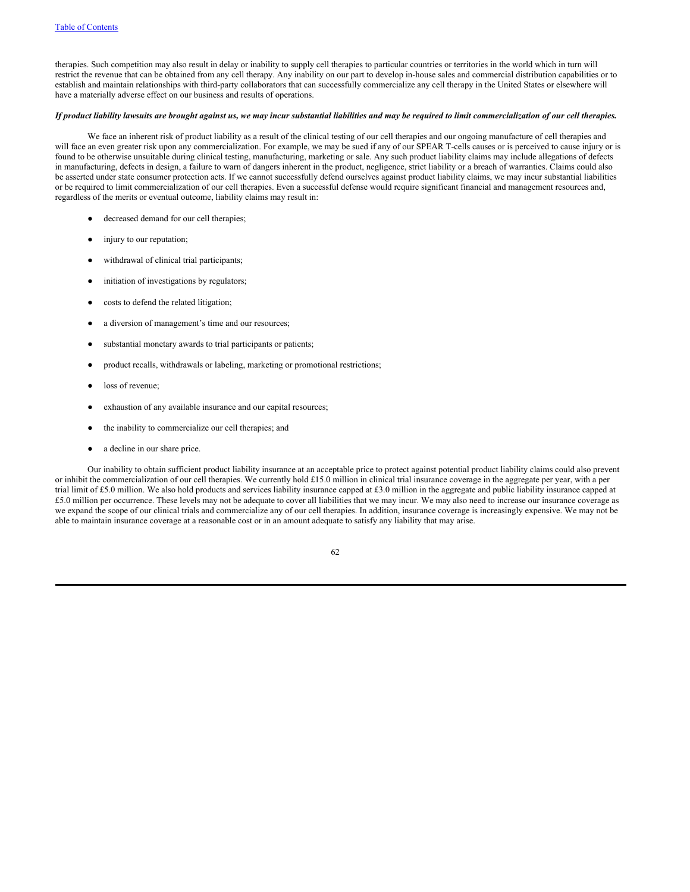therapies. Such competition may also result in delay or inability to supply cell therapies to particular countries or territories in the world which in turn will restrict the revenue that can be obtained from any cell therapy. Any inability on our part to develop in-house sales and commercial distribution capabilities or to establish and maintain relationships with third-party collaborators that can successfully commercialize any cell therapy in the United States or elsewhere will have a materially adverse effect on our business and results of operations.

***If product liability lawsuits are brought against us, we may incur substantial liabilities and may be required to limit commercialization of our cell therapies.***

We face an inherent risk of product liability as a result of the clinical testing of our cell therapies and our ongoing manufacture of cell therapies and will face an even greater risk upon any commercialization. For example, we may be sued if any of our SPEAR T-cells causes or is perceived to cause injury or is found to be otherwise unsuitable during clinical testing, manufacturing, marketing or sale. Any such product liability claims may include allegations of defects in manufacturing, defects in design, a failure to warn of dangers inherent in the product, negligence, strict liability or a breach of warranties. Claims could also be asserted under state consumer protection acts. If we cannot successfully defend ourselves against product liability claims, we may incur substantial liabilities or be required to limit commercialization of our cell therapies. Even a successful defense would require significant financial and management resources and, regardless of the merits or eventual outcome, liability claims may result in:

- decreased demand for our cell therapies;
- injury to our reputation;
- withdrawal of clinical trial participants;
- initiation of investigations by regulators;
- costs to defend the related litigation;
- a diversion of management's time and our resources;
- substantial monetary awards to trial participants or patients;
- product recalls, withdrawals or labeling, marketing or promotional restrictions;
- loss of revenue;
- exhaustion of any available insurance and our capital resources;
- the inability to commercialize our cell therapies; and
- a decline in our share price.

Our inability to obtain sufficient product liability insurance at an acceptable price to protect against potential product liability claims could also prevent or inhibit the commercialization of our cell therapies. We currently hold £15.0 million in clinical trial insurance coverage in the aggregate per year, with a per trial limit of £5.0 million. We also hold products and services liability insurance capped at £3.0 million in the aggregate and public liability insurance capped at £5.0 million per occurrence. These levels may not be adequate to cover all liabilities that we may incur. We may also need to increase our insurance coverage as we expand the scope of our clinical trials and commercialize any of our cell therapies. In addition, insurance coverage is increasingly expensive. We may not be able to maintain insurance coverage at a reasonable cost or in an amount adequate to satisfy any liability that may arise.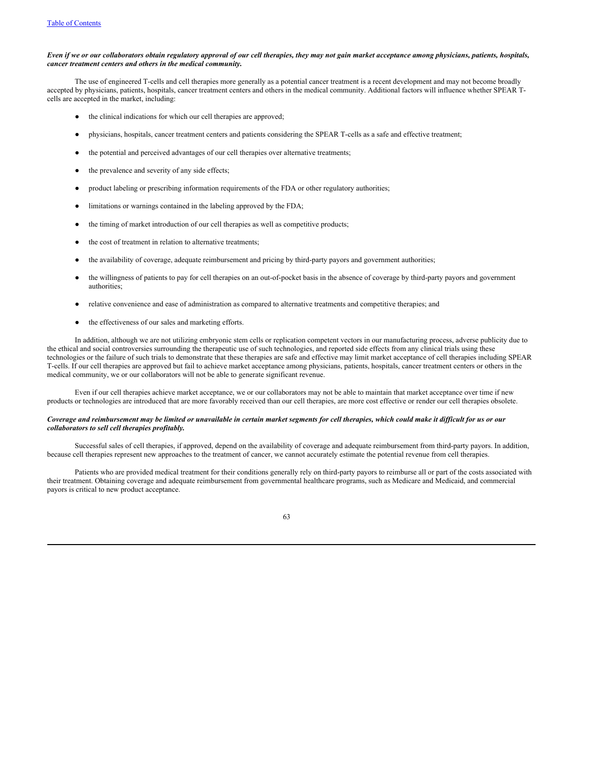***Even if we or our collaborators obtain regulatory approval of our cell therapies, they may not gain market acceptance among physicians, patients, hospitals, cancer treatment centers and others in the medical community.***

The use of engineered T-cells and cell therapies more generally as a potential cancer treatment is a recent development and may not become broadly accepted by physicians, patients, hospitals, cancer treatment centers and others in the medical community. Additional factors will influence whether SPEAR T-cells are accepted in the market, including:

- the clinical indications for which our cell therapies are approved;
- physicians, hospitals, cancer treatment centers and patients considering the SPEAR T-cells as a safe and effective treatment;
- the potential and perceived advantages of our cell therapies over alternative treatments;
- the prevalence and severity of any side effects;
- product labeling or prescribing information requirements of the FDA or other regulatory authorities;
- limitations or warnings contained in the labeling approved by the FDA;
- the timing of market introduction of our cell therapies as well as competitive products;
- the cost of treatment in relation to alternative treatments;
- the availability of coverage, adequate reimbursement and pricing by third-party payors and government authorities;
- the willingness of patients to pay for cell therapies on an out-of-pocket basis in the absence of coverage by third-party payors and government authorities;
- relative convenience and ease of administration as compared to alternative treatments and competitive therapies; and
- the effectiveness of our sales and marketing efforts.

In addition, although we are not utilizing embryonic stem cells or replication competent vectors in our manufacturing process, adverse publicity due to the ethical and social controversies surrounding the therapeutic use of such technologies, and reported side effects from any clinical trials using these technologies or the failure of such trials to demonstrate that these therapies are safe and effective may limit market acceptance of cell therapies including SPEAR T-cells. If our cell therapies are approved but fail to achieve market acceptance among physicians, patients, hospitals, cancer treatment centers or others in the medical community, we or our collaborators will not be able to generate significant revenue.

Even if our cell therapies achieve market acceptance, we or our collaborators may not be able to maintain that market acceptance over time if new products or technologies are introduced that are more favorably received than our cell therapies, are more cost effective or render our cell therapies obsolete.

***Coverage and reimbursement may be limited or unavailable in certain market segments for cell therapies, which could make it difficult for us or our collaborators to sell cell therapies profitably.***

Successful sales of cell therapies, if approved, depend on the availability of coverage and adequate reimbursement from third-party payors. In addition, because cell therapies represent new approaches to the treatment of cancer, we cannot accurately estimate the potential revenue from cell therapies.

Patients who are provided medical treatment for their conditions generally rely on third-party payors to reimburse all or part of the costs associated with their treatment. Obtaining coverage and adequate reimbursement from governmental healthcare programs, such as Medicare and Medicaid, and commercial payors is critical to new product acceptance.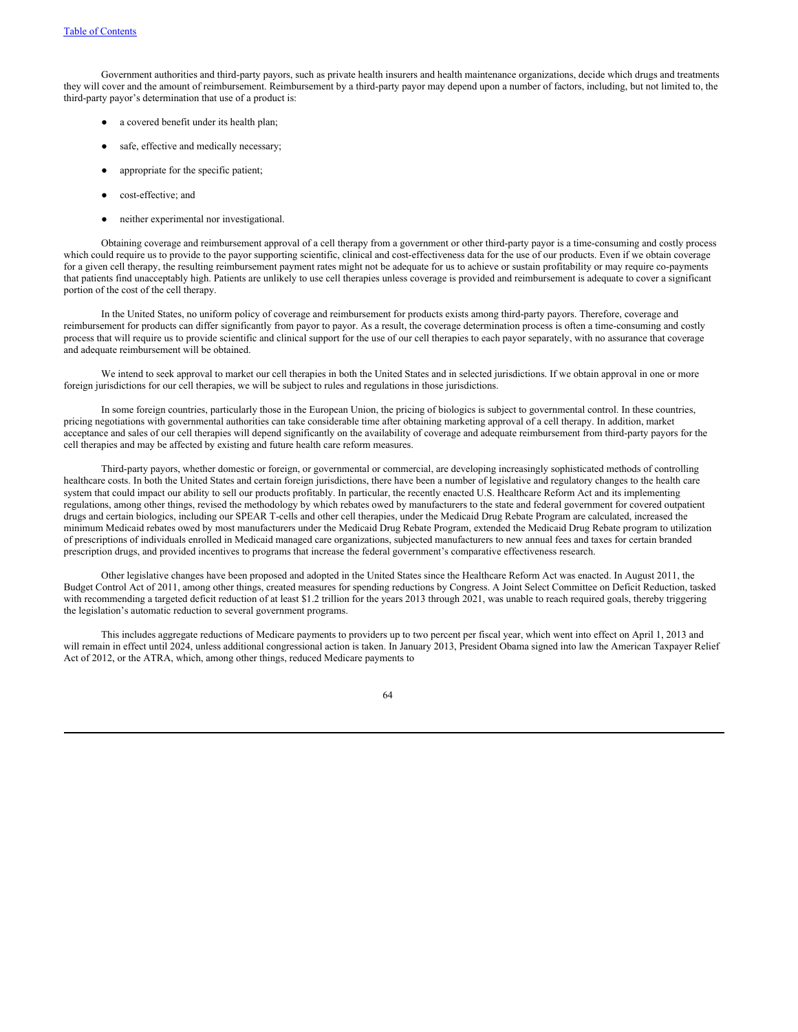Government authorities and third-party payors, such as private health insurers and health maintenance organizations, decide which drugs and treatments they will cover and the amount of reimbursement. Reimbursement by a third-party payor may depend upon a number of factors, including, but not limited to, the third-party payor's determination that use of a product is:

- a covered benefit under its health plan;
- safe, effective and medically necessary;
- appropriate for the specific patient;
- cost-effective; and
- neither experimental nor investigational.

Obtaining coverage and reimbursement approval of a cell therapy from a government or other third-party payor is a time-consuming and costly process which could require us to provide to the payor supporting scientific, clinical and cost-effectiveness data for the use of our products. Even if we obtain coverage for a given cell therapy, the resulting reimbursement payment rates might not be adequate for us to achieve or sustain profitability or may require co-payments that patients find unacceptably high. Patients are unlikely to use cell therapies unless coverage is provided and reimbursement is adequate to cover a significant portion of the cost of the cell therapy.

In the United States, no uniform policy of coverage and reimbursement for products exists among third-party payors. Therefore, coverage and reimbursement for products can differ significantly from payor to payor. As a result, the coverage determination process is often a time-consuming and costly process that will require us to provide scientific and clinical support for the use of our cell therapies to each payor separately, with no assurance that coverage and adequate reimbursement will be obtained.

We intend to seek approval to market our cell therapies in both the United States and in selected jurisdictions. If we obtain approval in one or more foreign jurisdictions for our cell therapies, we will be subject to rules and regulations in those jurisdictions.

In some foreign countries, particularly those in the European Union, the pricing of biologics is subject to governmental control. In these countries, pricing negotiations with governmental authorities can take considerable time after obtaining marketing approval of a cell therapy. In addition, market acceptance and sales of our cell therapies will depend significantly on the availability of coverage and adequate reimbursement from third-party payors for the cell therapies and may be affected by existing and future health care reform measures.

Third-party payors, whether domestic or foreign, or governmental or commercial, are developing increasingly sophisticated methods of controlling healthcare costs. In both the United States and certain foreign jurisdictions, there have been a number of legislative and regulatory changes to the health care system that could impact our ability to sell our products profitably. In particular, the recently enacted U.S. Healthcare Reform Act and its implementing regulations, among other things, revised the methodology by which rebates owed by manufacturers to the state and federal government for covered outpatient drugs and certain biologics, including our SPEAR T-cells and other cell therapies, under the Medicaid Drug Rebate Program are calculated, increased the minimum Medicaid rebates owed by most manufacturers under the Medicaid Drug Rebate Program, extended the Medicaid Drug Rebate program to utilization of prescriptions of individuals enrolled in Medicaid managed care organizations, subjected manufacturers to new annual fees and taxes for certain branded prescription drugs, and provided incentives to programs that increase the federal government's comparative effectiveness research.

Other legislative changes have been proposed and adopted in the United States since the Healthcare Reform Act was enacted. In August 2011, the Budget Control Act of 2011, among other things, created measures for spending reductions by Congress. A Joint Select Committee on Deficit Reduction, tasked with recommending a targeted deficit reduction of at least $1.2 trillion for the years 2013 through 2021, was unable to reach required goals, thereby triggering the legislation's automatic reduction to several government programs.

This includes aggregate reductions of Medicare payments to providers up to two percent per fiscal year, which went into effect on April 1, 2013 and will remain in effect until 2024, unless additional congressional action is taken. In January 2013, President Obama signed into law the American Taxpayer Relief Act of 2012, or the ATRA, which, among other things, reduced Medicare payments to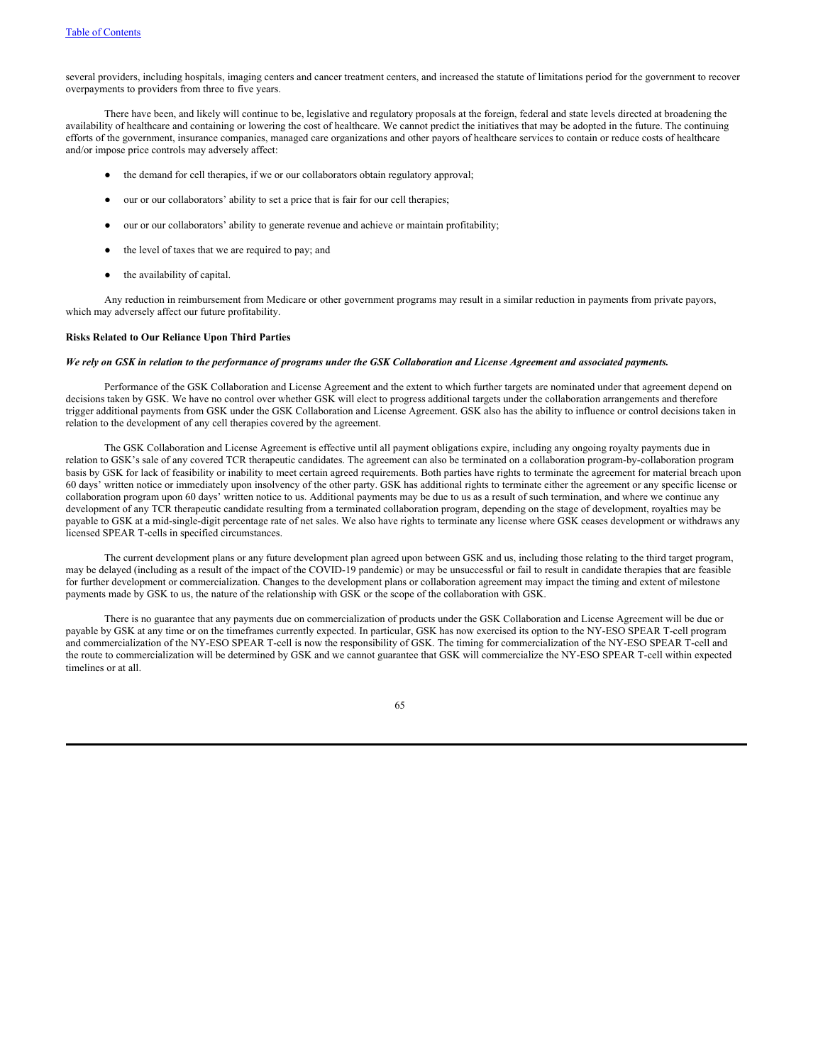several providers, including hospitals, imaging centers and cancer treatment centers, and increased the statute of limitations period for the government to recover overpayments to providers from three to five years.

There have been, and likely will continue to be, legislative and regulatory proposals at the foreign, federal and state levels directed at broadening the availability of healthcare and containing or lowering the cost of healthcare. We cannot predict the initiatives that may be adopted in the future. The continuing efforts of the government, insurance companies, managed care organizations and other payors of healthcare services to contain or reduce costs of healthcare and/or impose price controls may adversely affect:

- the demand for cell therapies, if we or our collaborators obtain regulatory approval;
- our or our collaborators' ability to set a price that is fair for our cell therapies;
- our or our collaborators' ability to generate revenue and achieve or maintain profitability;
- the level of taxes that we are required to pay; and
- the availability of capital.

Any reduction in reimbursement from Medicare or other government programs may result in a similar reduction in payments from private payors, which may adversely affect our future profitability.

**Risks Related to Our Reliance Upon Third Parties**

***We rely on GSK in relation to the performance of programs under the GSK Collaboration and License Agreement and associated payments.***

Performance of the GSK Collaboration and License Agreement and the extent to which further targets are nominated under that agreement depend on decisions taken by GSK. We have no control over whether GSK will elect to progress additional targets under the collaboration arrangements and therefore trigger additional payments from GSK under the GSK Collaboration and License Agreement. GSK also has the ability to influence or control decisions taken in relation to the development of any cell therapies covered by the agreement.

The GSK Collaboration and License Agreement is effective until all payment obligations expire, including any ongoing royalty payments due in relation to GSK's sale of any covered TCR therapeutic candidates. The agreement can also be terminated on a collaboration program-by-collaboration program basis by GSK for lack of feasibility or inability to meet certain agreed requirements. Both parties have rights to terminate the agreement for material breach upon 60 days' written notice or immediately upon insolvency of the other party. GSK has additional rights to terminate either the agreement or any specific license or collaboration program upon 60 days' written notice to us. Additional payments may be due to us as a result of such termination, and where we continue any development of any TCR therapeutic candidate resulting from a terminated collaboration program, depending on the stage of development, royalties may be payable to GSK at a mid-single-digit percentage rate of net sales. We also have rights to terminate any license where GSK ceases development or withdraws any licensed SPEAR T-cells in specified circumstances.

The current development plans or any future development plan agreed upon between GSK and us, including those relating to the third target program, may be delayed (including as a result of the impact of the COVID-19 pandemic) or may be unsuccessful or fail to result in candidate therapies that are feasible for further development or commercialization. Changes to the development plans or collaboration agreement may impact the timing and extent of milestone payments made by GSK to us, the nature of the relationship with GSK or the scope of the collaboration with GSK.

There is no guarantee that any payments due on commercialization of products under the GSK Collaboration and License Agreement will be due or payable by GSK at any time or on the timeframes currently expected. In particular, GSK has now exercised its option to the NY-ESO SPEAR T-cell program and commercialization of the NY-ESO SPEAR T-cell is now the responsibility of GSK. The timing for commercialization of the NY-ESO SPEAR T-cell and the route to commercialization will be determined by GSK and we cannot guarantee that GSK will commercialize the NY-ESO SPEAR T-cell within expected timelines or at all.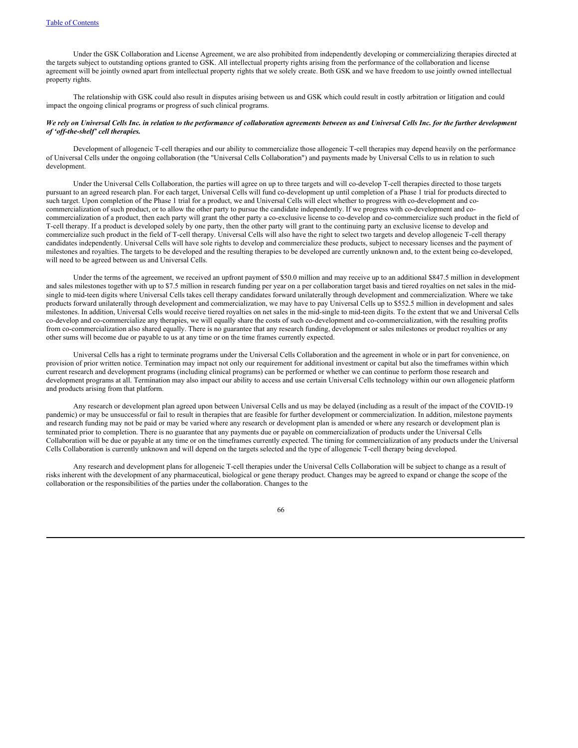Under the GSK Collaboration and License Agreement, we are also prohibited from independently developing or commercializing therapies directed at the targets subject to outstanding options granted to GSK. All intellectual property rights arising from the performance of the collaboration and license agreement will be jointly owned apart from intellectual property rights that we solely create. Both GSK and we have freedom to use jointly owned intellectual property rights.

The relationship with GSK could also result in disputes arising between us and GSK which could result in costly arbitration or litigation and could impact the ongoing clinical programs or progress of such clinical programs.

***We rely on Universal Cells Inc. in relation to the performance of collaboration agreements between us and Universal Cells Inc. for the further development of 'off-the-shelf' cell therapies.***

Development of allogeneic T-cell therapies and our ability to commercialize those allogeneic T-cell therapies may depend heavily on the performance of Universal Cells under the ongoing collaboration (the "Universal Cells Collaboration") and payments made by Universal Cells to us in relation to such development.

Under the Universal Cells Collaboration, the parties will agree on up to three targets and will co-develop T-cell therapies directed to those targets pursuant to an agreed research plan. For each target, Universal Cells will fund co-development up until completion of a Phase 1 trial for products directed to such target. Upon completion of the Phase 1 trial for a product, we and Universal Cells will elect whether to progress with co-development and co-commercialization of such product, or to allow the other party to pursue the candidate independently. If we progress with co-development and co-commercialization of a product, then each party will grant the other party a co-exclusive license to co-develop and co-commercialize such product in the field of T-cell therapy. If a product is developed solely by one party, then the other party will grant to the continuing party an exclusive license to develop and commercialize such product in the field of T-cell therapy. Universal Cells will also have the right to select two targets and develop allogeneic T-cell therapy candidates independently. Universal Cells will have sole rights to develop and commercialize these products, subject to necessary licenses and the payment of milestones and royalties. The targets to be developed and the resulting therapies to be developed are currently unknown and, to the extent being co-developed, will need to be agreed between us and Universal Cells.

Under the terms of the agreement, we received an upfront payment of $50.0 million and may receive up to an additional $847.5 million in development and sales milestones together with up to $7.5 million in research funding per year on a per collaboration target basis and tiered royalties on net sales in the mid-single to mid-teen digits where Universal Cells takes cell therapy candidates forward unilaterally through development and commercialization. Where we take products forward unilaterally through development and commercialization, we may have to pay Universal Cells up to $552.5 million in development and sales milestones. In addition, Universal Cells would receive tiered royalties on net sales in the mid-single to mid-teen digits. To the extent that we and Universal Cells co-develop and co-commercialize any therapies, we will equally share the costs of such co-development and co-commercialization, with the resulting profits from co-commercialization also shared equally. There is no guarantee that any research funding, development or sales milestones or product royalties or any other sums will become due or payable to us at any time or on the time frames currently expected.

Universal Cells has a right to terminate programs under the Universal Cells Collaboration and the agreement in whole or in part for convenience, on provision of prior written notice. Termination may impact not only our requirement for additional investment or capital but also the timeframes within which current research and development programs (including clinical programs) can be performed or whether we can continue to perform those research and development programs at all. Termination may also impact our ability to access and use certain Universal Cells technology within our own allogeneic platform and products arising from that platform.

Any research or development plan agreed upon between Universal Cells and us may be delayed (including as a result of the impact of the COVID-19 pandemic) or may be unsuccessful or fail to result in therapies that are feasible for further development or commercialization. In addition, milestone payments and research funding may not be paid or may be varied where any research or development plan is amended or where any research or development plan is terminated prior to completion. There is no guarantee that any payments due or payable on commercialization of products under the Universal Cells Collaboration will be due or payable at any time or on the timeframes currently expected. The timing for commercialization of any products under the Universal Cells Collaboration is currently unknown and will depend on the targets selected and the type of allogeneic T-cell therapy being developed.

Any research and development plans for allogeneic T-cell therapies under the Universal Cells Collaboration will be subject to change as a result of risks inherent with the development of any pharmaceutical, biological or gene therapy product. Changes may be agreed to expand or change the scope of the collaboration or the responsibilities of the parties under the collaboration. Changes to the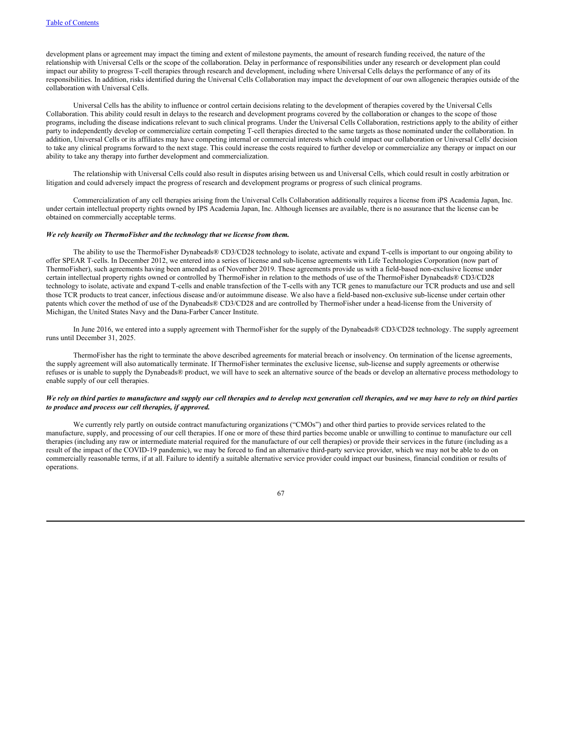development plans or agreement may impact the timing and extent of milestone payments, the amount of research funding received, the nature of the relationship with Universal Cells or the scope of the collaboration. Delay in performance of responsibilities under any research or development plan could impact our ability to progress T-cell therapies through research and development, including where Universal Cells delays the performance of any of its responsibilities. In addition, risks identified during the Universal Cells Collaboration may impact the development of our own allogeneic therapies outside of the collaboration with Universal Cells.

Universal Cells has the ability to influence or control certain decisions relating to the development of therapies covered by the Universal Cells Collaboration. This ability could result in delays to the research and development programs covered by the collaboration or changes to the scope of those programs, including the disease indications relevant to such clinical programs. Under the Universal Cells Collaboration, restrictions apply to the ability of either party to independently develop or commercialize certain competing T-cell therapies directed to the same targets as those nominated under the collaboration. In addition, Universal Cells or its affiliates may have competing internal or commercial interests which could impact our collaboration or Universal Cells' decision to take any clinical programs forward to the next stage. This could increase the costs required to further develop or commercialize any therapy or impact on our ability to take any therapy into further development and commercialization.

The relationship with Universal Cells could also result in disputes arising between us and Universal Cells, which could result in costly arbitration or litigation and could adversely impact the progress of research and development programs or progress of such clinical programs.

Commercialization of any cell therapies arising from the Universal Cells Collaboration additionally requires a license from iPS Academia Japan, Inc. under certain intellectual property rights owned by IPS Academia Japan, Inc. Although licenses are available, there is no assurance that the license can be obtained on commercially acceptable terms.

***We rely heavily on ThermoFisher and the technology that we license from them.***

The ability to use the ThermoFisher Dynabeads® CD3/CD28 technology to isolate, activate and expand T-cells is important to our ongoing ability to offer SPEAR T-cells. In December 2012, we entered into a series of license and sub-license agreements with Life Technologies Corporation (now part of ThermoFisher), such agreements having been amended as of November 2019. These agreements provide us with a field-based non-exclusive license under certain intellectual property rights owned or controlled by ThermoFisher in relation to the methods of use of the ThermoFisher Dynabeads® CD3/CD28 technology to isolate, activate and expand T-cells and enable transfection of the T-cells with any TCR genes to manufacture our TCR products and use and sell those TCR products to treat cancer, infectious disease and/or autoimmune disease. We also have a field-based non-exclusive sub-license under certain other patents which cover the method of use of the Dynabeads® CD3/CD28 and are controlled by ThermoFisher under a head-license from the University of Michigan, the United States Navy and the Dana-Farber Cancer Institute.

In June 2016, we entered into a supply agreement with ThermoFisher for the supply of the Dynabeads® CD3/CD28 technology. The supply agreement runs until December 31, 2025.

ThermoFisher has the right to terminate the above described agreements for material breach or insolvency. On termination of the license agreements, the supply agreement will also automatically terminate. If ThermoFisher terminates the exclusive license, sub-license and supply agreements or otherwise refuses or is unable to supply the Dynabeads® product, we will have to seek an alternative source of the beads or develop an alternative process methodology to enable supply of our cell therapies.

***We rely on third parties to manufacture and supply our cell therapies and to develop next generation cell therapies, and we may have to rely on third parties to produce and process our cell therapies, if approved.***

We currently rely partly on outside contract manufacturing organizations ("CMOs") and other third parties to provide services related to the manufacture, supply, and processing of our cell therapies. If one or more of these third parties become unable or unwilling to continue to manufacture our cell therapies (including any raw or intermediate material required for the manufacture of our cell therapies) or provide their services in the future (including as a result of the impact of the COVID-19 pandemic), we may be forced to find an alternative third-party service provider, which we may not be able to do on commercially reasonable terms, if at all. Failure to identify a suitable alternative service provider could impact our business, financial condition or results of operations.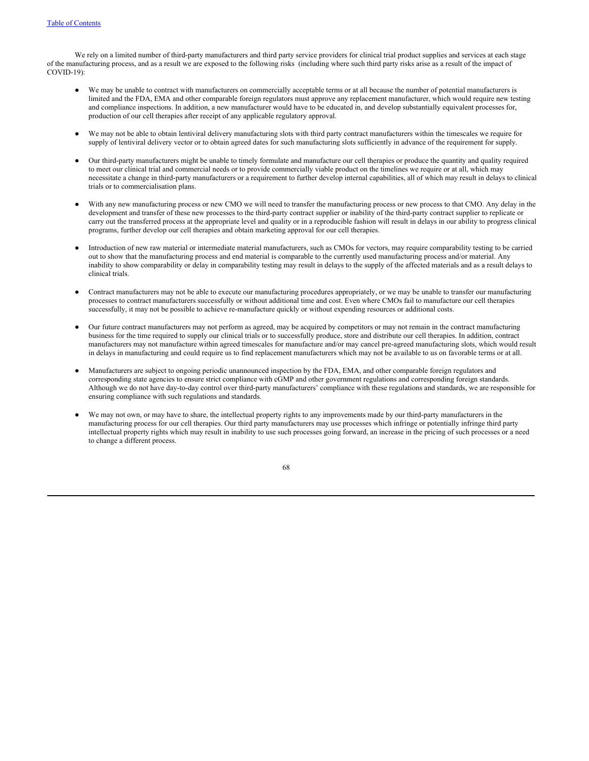We rely on a limited number of third-party manufacturers and third party service providers for clinical trial product supplies and services at each stage of the manufacturing process, and as a result we are exposed to the following risks (including where such third party risks arise as a result of the impact of COVID-19):

- We may be unable to contract with manufacturers on commercially acceptable terms or at all because the number of potential manufacturers is limited and the FDA, EMA and other comparable foreign regulators must approve any replacement manufacturer, which would require new testing and compliance inspections. In addition, a new manufacturer would have to be educated in, and develop substantially equivalent processes for, production of our cell therapies after receipt of any applicable regulatory approval.

- We may not be able to obtain lentiviral delivery manufacturing slots with third party contract manufacturers within the timescales we require for supply of lentiviral delivery vector or to obtain agreed dates for such manufacturing slots sufficiently in advance of the requirement for supply.

- Our third-party manufacturers might be unable to timely formulate and manufacture our cell therapies or produce the quantity and quality required to meet our clinical trial and commercial needs or to provide commercially viable product on the timelines we require or at all, which may necessitate a change in third-party manufacturers or a requirement to further develop internal capabilities, all of which may result in delays to clinical trials or to commercialisation plans.

- With any new manufacturing process or new CMO we will need to transfer the manufacturing process or new process to that CMO. Any delay in the development and transfer of these new processes to the third-party contract supplier or inability of the third-party contract supplier to replicate or carry out the transferred process at the appropriate level and quality or in a reproducible fashion will result in delays in our ability to progress clinical programs, further develop our cell therapies and obtain marketing approval for our cell therapies.

- Introduction of new raw material or intermediate material manufacturers, such as CMOs for vectors, may require comparability testing to be carried out to show that the manufacturing process and end material is comparable to the currently used manufacturing process and/or material. Any inability to show comparability or delay in comparability testing may result in delays to the supply of the affected materials and as a result delays to clinical trials.

- Contract manufacturers may not be able to execute our manufacturing procedures appropriately, or we may be unable to transfer our manufacturing processes to contract manufacturers successfully or without additional time and cost. Even where CMOs fail to manufacture our cell therapies successfully, it may not be possible to achieve re-manufacture quickly or without expending resources or additional costs.

- Our future contract manufacturers may not perform as agreed, may be acquired by competitors or may not remain in the contract manufacturing business for the time required to supply our clinical trials or to successfully produce, store and distribute our cell therapies. In addition, contract manufacturers may not manufacture within agreed timescales for manufacture and/or may cancel pre-agreed manufacturing slots, which would result in delays in manufacturing and could require us to find replacement manufacturers which may not be available to us on favorable terms or at all.

- Manufacturers are subject to ongoing periodic unannounced inspection by the FDA, EMA, and other comparable foreign regulators and corresponding state agencies to ensure strict compliance with cGMP and other government regulations and corresponding foreign standards. Although we do not have day-to-day control over third-party manufacturers' compliance with these regulations and standards, we are responsible for ensuring compliance with such regulations and standards.

- We may not own, or may have to share, the intellectual property rights to any improvements made by our third-party manufacturers in the manufacturing process for our cell therapies. Our third party manufacturers may use processes which infringe or potentially infringe third party intellectual property rights which may result in inability to use such processes going forward, an increase in the pricing of such processes or a need to change a different process.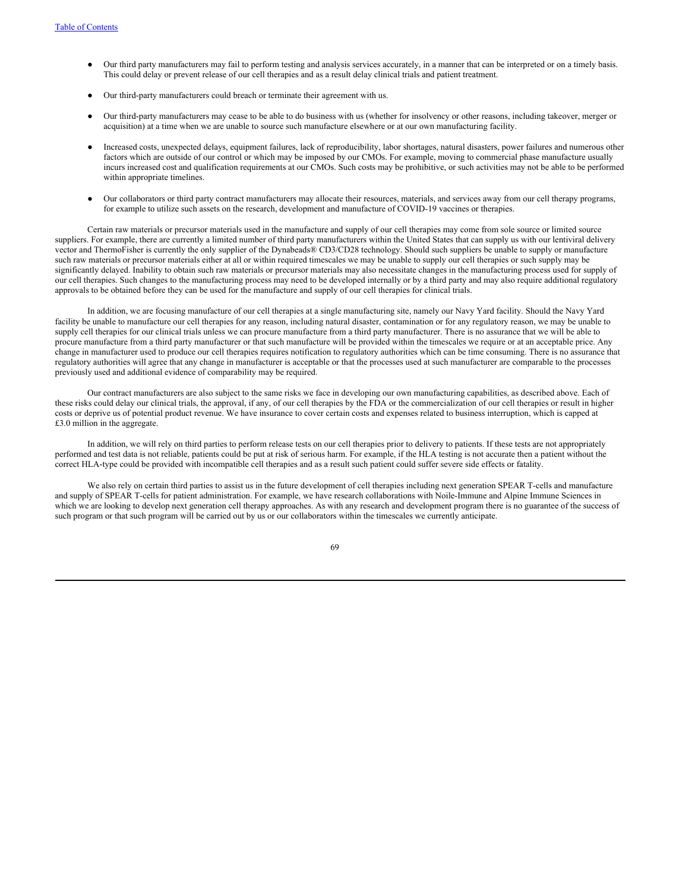- Our third party manufacturers may fail to perform testing and analysis services accurately, in a manner that can be interpreted or on a timely basis. This could delay or prevent release of our cell therapies and as a result delay clinical trials and patient treatment.

- Our third-party manufacturers could breach or terminate their agreement with us.

- Our third-party manufacturers may cease to be able to do business with us (whether for insolvency or other reasons, including takeover, merger or acquisition) at a time when we are unable to source such manufacture elsewhere or at our own manufacturing facility.

- Increased costs, unexpected delays, equipment failures, lack of reproducibility, labor shortages, natural disasters, power failures and numerous other factors which are outside of our control or which may be imposed by our CMOs. For example, moving to commercial phase manufacture usually incurs increased cost and qualification requirements at our CMOs. Such costs may be prohibitive, or such activities may not be able to be performed within appropriate timelines.

- Our collaborators or third party contract manufacturers may allocate their resources, materials, and services away from our cell therapy programs, for example to utilize such assets on the research, development and manufacture of COVID-19 vaccines or therapies.

Certain raw materials or precursor materials used in the manufacture and supply of our cell therapies may come from sole source or limited source suppliers. For example, there are currently a limited number of third party manufacturers within the United States that can supply us with our lentiviral delivery vector and ThermoFisher is currently the only supplier of the Dynabeads® CD3/CD28 technology. Should such suppliers be unable to supply or manufacture such raw materials or precursor materials either at all or within required timescales we may be unable to supply our cell therapies or such supply may be significantly delayed. Inability to obtain such raw materials or precursor materials may also necessitate changes in the manufacturing process used for supply of our cell therapies. Such changes to the manufacturing process may need to be developed internally or by a third party and may also require additional regulatory approvals to be obtained before they can be used for the manufacture and supply of our cell therapies for clinical trials.

In addition, we are focusing manufacture of our cell therapies at a single manufacturing site, namely our Navy Yard facility. Should the Navy Yard facility be unable to manufacture our cell therapies for any reason, including natural disaster, contamination or for any regulatory reason, we may be unable to supply cell therapies for our clinical trials unless we can procure manufacture from a third party manufacturer. There is no assurance that we will be able to procure manufacture from a third party manufacturer or that such manufacture will be provided within the timescales we require or at an acceptable price. Any change in manufacturer used to produce our cell therapies requires notification to regulatory authorities which can be time consuming. There is no assurance that regulatory authorities will agree that any change in manufacturer is acceptable or that the processes used at such manufacturer are comparable to the processes previously used and additional evidence of comparability may be required.

Our contract manufacturers are also subject to the same risks we face in developing our own manufacturing capabilities, as described above. Each of these risks could delay our clinical trials, the approval, if any, of our cell therapies by the FDA or the commercialization of our cell therapies or result in higher costs or deprive us of potential product revenue. We have insurance to cover certain costs and expenses related to business interruption, which is capped at £3.0 million in the aggregate.

In addition, we will rely on third parties to perform release tests on our cell therapies prior to delivery to patients. If these tests are not appropriately performed and test data is not reliable, patients could be put at risk of serious harm. For example, if the HLA testing is not accurate then a patient without the correct HLA-type could be provided with incompatible cell therapies and as a result such patient could suffer severe side effects or fatality.

We also rely on certain third parties to assist us in the future development of cell therapies including next generation SPEAR T-cells and manufacture and supply of SPEAR T-cells for patient administration. For example, we have research collaborations with Noile-Immune and Alpine Immune Sciences in which we are looking to develop next generation cell therapy approaches. As with any research and development program there is no guarantee of the success of such program or that such program will be carried out by us or our collaborators within the timescales we currently anticipate.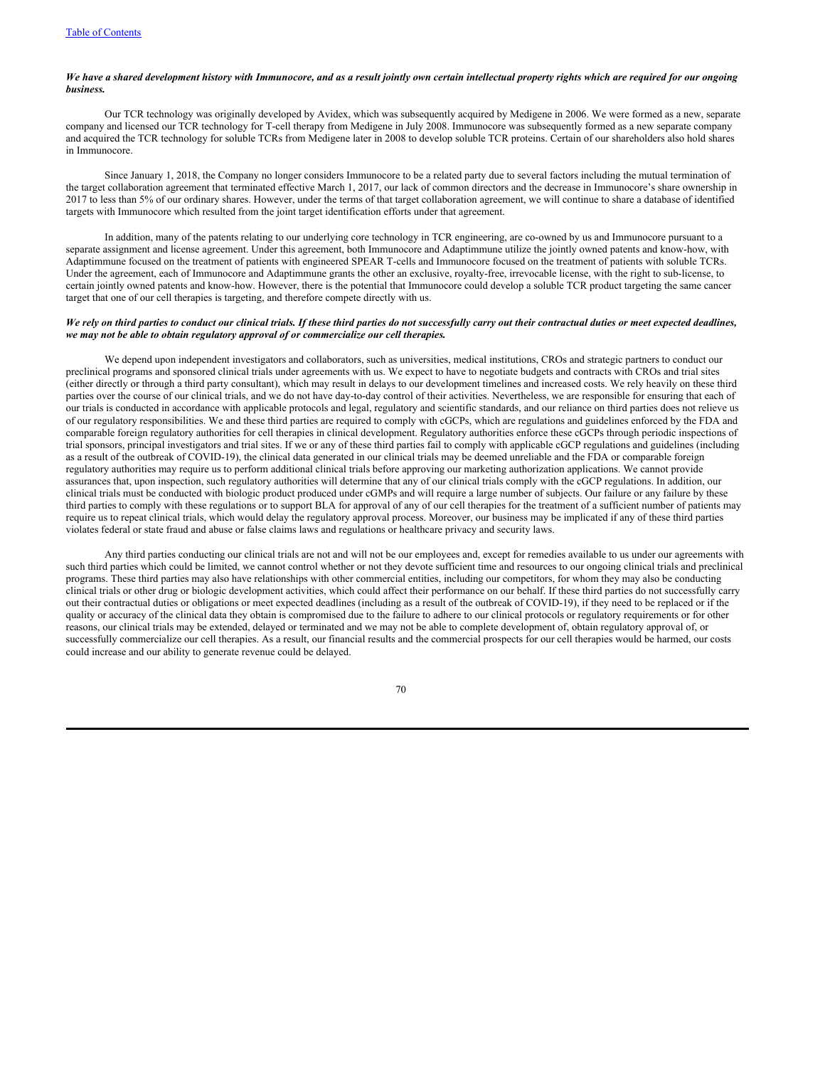***We have a shared development history with Immunocore, and as a result jointly own certain intellectual property rights which are required for our ongoing business.***

Our TCR technology was originally developed by Avidex, which was subsequently acquired by Medigene in 2006. We were formed as a new, separate company and licensed our TCR technology for T-cell therapy from Medigene in July 2008. Immunocore was subsequently formed as a new separate company and acquired the TCR technology for soluble TCRs from Medigene later in 2008 to develop soluble TCR proteins. Certain of our shareholders also hold shares in Immunocore.

Since January 1, 2018, the Company no longer considers Immunocore to be a related party due to several factors including the mutual termination of the target collaboration agreement that terminated effective March 1, 2017, our lack of common directors and the decrease in Immunocore's share ownership in 2017 to less than 5% of our ordinary shares. However, under the terms of that target collaboration agreement, we will continue to share a database of identified targets with Immunocore which resulted from the joint target identification efforts under that agreement.

In addition, many of the patents relating to our underlying core technology in TCR engineering, are co-owned by us and Immunocore pursuant to a separate assignment and license agreement. Under this agreement, both Immunocore and Adaptimmune utilize the jointly owned patents and know-how, with Adaptimmune focused on the treatment of patients with engineered SPEAR T-cells and Immunocore focused on the treatment of patients with soluble TCRs. Under the agreement, each of Immunocore and Adaptimmune grants the other an exclusive, royalty-free, irrevocable license, with the right to sub-license, to certain jointly owned patents and know-how. However, there is the potential that Immunocore could develop a soluble TCR product targeting the same cancer target that one of our cell therapies is targeting, and therefore compete directly with us.

***We rely on third parties to conduct our clinical trials. If these third parties do not successfully carry out their contractual duties or meet expected deadlines, we may not be able to obtain regulatory approval of or commercialize our cell therapies.***

We depend upon independent investigators and collaborators, such as universities, medical institutions, CROs and strategic partners to conduct our preclinical programs and sponsored clinical trials under agreements with us. We expect to have to negotiate budgets and contracts with CROs and trial sites (either directly or through a third party consultant), which may result in delays to our development timelines and increased costs. We rely heavily on these third parties over the course of our clinical trials, and we do not have day-to-day control of their activities. Nevertheless, we are responsible for ensuring that each of our trials is conducted in accordance with applicable protocols and legal, regulatory and scientific standards, and our reliance on third parties does not relieve us of our regulatory responsibilities. We and these third parties are required to comply with cGCPs, which are regulations and guidelines enforced by the FDA and comparable foreign regulatory authorities for cell therapies in clinical development. Regulatory authorities enforce these cGCPs through periodic inspections of trial sponsors, principal investigators and trial sites. If we or any of these third parties fail to comply with applicable cGCP regulations and guidelines (including as a result of the outbreak of COVID-19), the clinical data generated in our clinical trials may be deemed unreliable and the FDA or comparable foreign regulatory authorities may require us to perform additional clinical trials before approving our marketing authorization applications. We cannot provide assurances that, upon inspection, such regulatory authorities will determine that any of our clinical trials comply with the cGCP regulations. In addition, our clinical trials must be conducted with biologic product produced under cGMPs and will require a large number of subjects. Our failure or any failure by these third parties to comply with these regulations or to support BLA for approval of any of our cell therapies for the treatment of a sufficient number of patients may require us to repeat clinical trials, which would delay the regulatory approval process. Moreover, our business may be implicated if any of these third parties violates federal or state fraud and abuse or false claims laws and regulations or healthcare privacy and security laws.

Any third parties conducting our clinical trials are not and will not be our employees and, except for remedies available to us under our agreements with such third parties which could be limited, we cannot control whether or not they devote sufficient time and resources to our ongoing clinical trials and preclinical programs. These third parties may also have relationships with other commercial entities, including our competitors, for whom they may also be conducting clinical trials or other drug or biologic development activities, which could affect their performance on our behalf. If these third parties do not successfully carry out their contractual duties or obligations or meet expected deadlines (including as a result of the outbreak of COVID-19), if they need to be replaced or if the quality or accuracy of the clinical data they obtain is compromised due to the failure to adhere to our clinical protocols or regulatory requirements or for other reasons, our clinical trials may be extended, delayed or terminated and we may not be able to complete development of, obtain regulatory approval of, or successfully commercialize our cell therapies. As a result, our financial results and the commercial prospects for our cell therapies would be harmed, our costs could increase and our ability to generate revenue could be delayed.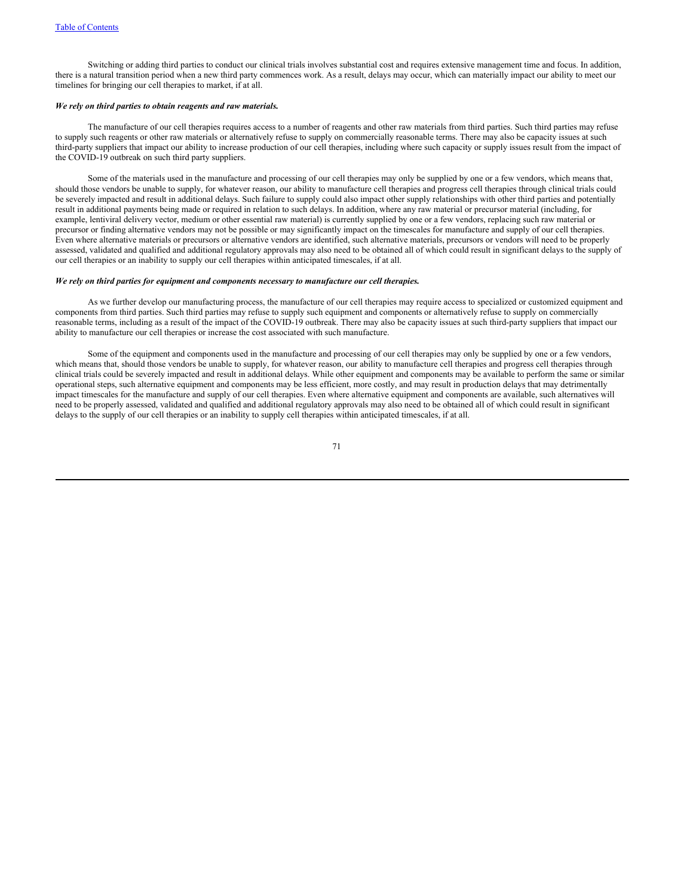Switching or adding third parties to conduct our clinical trials involves substantial cost and requires extensive management time and focus. In addition, there is a natural transition period when a new third party commences work. As a result, delays may occur, which can materially impact our ability to meet our timelines for bringing our cell therapies to market, if at all.

***We rely on third parties to obtain reagents and raw materials.***

The manufacture of our cell therapies requires access to a number of reagents and other raw materials from third parties. Such third parties may refuse to supply such reagents or other raw materials or alternatively refuse to supply on commercially reasonable terms. There may also be capacity issues at such third-party suppliers that impact our ability to increase production of our cell therapies, including where such capacity or supply issues result from the impact of the COVID-19 outbreak on such third party suppliers.

Some of the materials used in the manufacture and processing of our cell therapies may only be supplied by one or a few vendors, which means that, should those vendors be unable to supply, for whatever reason, our ability to manufacture cell therapies and progress cell therapies through clinical trials could be severely impacted and result in additional delays. Such failure to supply could also impact other supply relationships with other third parties and potentially result in additional payments being made or required in relation to such delays. In addition, where any raw material or precursor material (including, for example, lentiviral delivery vector, medium or other essential raw material) is currently supplied by one or a few vendors, replacing such raw material or precursor or finding alternative vendors may not be possible or may significantly impact on the timescales for manufacture and supply of our cell therapies. Even where alternative materials or precursors or alternative vendors are identified, such alternative materials, precursors or vendors will need to be properly assessed, validated and qualified and additional regulatory approvals may also need to be obtained all of which could result in significant delays to the supply of our cell therapies or an inability to supply our cell therapies within anticipated timescales, if at all.

***We rely on third parties for equipment and components necessary to manufacture our cell therapies.***

As we further develop our manufacturing process, the manufacture of our cell therapies may require access to specialized or customized equipment and components from third parties. Such third parties may refuse to supply such equipment and components or alternatively refuse to supply on commercially reasonable terms, including as a result of the impact of the COVID-19 outbreak. There may also be capacity issues at such third-party suppliers that impact our ability to manufacture our cell therapies or increase the cost associated with such manufacture.

Some of the equipment and components used in the manufacture and processing of our cell therapies may only be supplied by one or a few vendors, which means that, should those vendors be unable to supply, for whatever reason, our ability to manufacture cell therapies and progress cell therapies through clinical trials could be severely impacted and result in additional delays. While other equipment and components may be available to perform the same or similar operational steps, such alternative equipment and components may be less efficient, more costly, and may result in production delays that may detrimentally impact timescales for the manufacture and supply of our cell therapies. Even where alternative equipment and components are available, such alternatives will need to be properly assessed, validated and qualified and additional regulatory approvals may also need to be obtained all of which could result in significant delays to the supply of our cell therapies or an inability to supply cell therapies within anticipated timescales, if at all.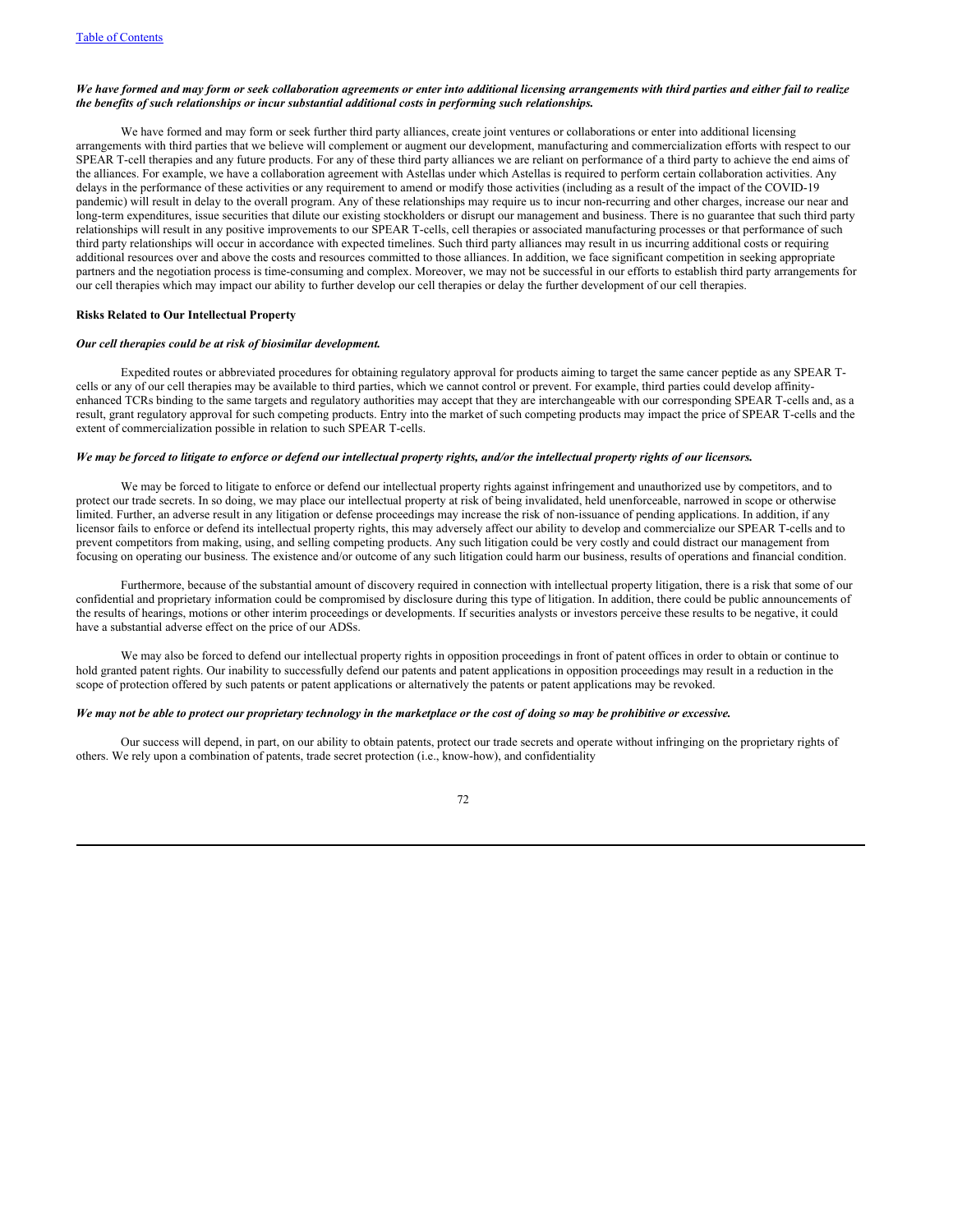***We have formed and may form or seek collaboration agreements or enter into additional licensing arrangements with third parties and either fail to realize the benefits of such relationships or incur substantial additional costs in performing such relationships.***

We have formed and may form or seek further third party alliances, create joint ventures or collaborations or enter into additional licensing arrangements with third parties that we believe will complement or augment our development, manufacturing and commercialization efforts with respect to our SPEAR T-cell therapies and any future products. For any of these third party alliances we are reliant on performance of a third party to achieve the end aims of the alliances. For example, we have a collaboration agreement with Astellas under which Astellas is required to perform certain collaboration activities. Any delays in the performance of these activities or any requirement to amend or modify those activities (including as a result of the impact of the COVID-19 pandemic) will result in delay to the overall program. Any of these relationships may require us to incur non-recurring and other charges, increase our near and long-term expenditures, issue securities that dilute our existing stockholders or disrupt our management and business. There is no guarantee that such third party relationships will result in any positive improvements to our SPEAR T-cells, cell therapies or associated manufacturing processes or that performance of such third party relationships will occur in accordance with expected timelines. Such third party alliances may result in us incurring additional costs or requiring additional resources over and above the costs and resources committed to those alliances. In addition, we face significant competition in seeking appropriate partners and the negotiation process is time-consuming and complex. Moreover, we may not be successful in our efforts to establish third party arrangements for our cell therapies which may impact our ability to further develop our cell therapies or delay the further development of our cell therapies.

**Risks Related to Our Intellectual Property**

***Our cell therapies could be at risk of biosimilar development.***

Expedited routes or abbreviated procedures for obtaining regulatory approval for products aiming to target the same cancer peptide as any SPEAR T-cells or any of our cell therapies may be available to third parties, which we cannot control or prevent. For example, third parties could develop affinity-enhanced TCRs binding to the same targets and regulatory authorities may accept that they are interchangeable with our corresponding SPEAR T-cells and, as a result, grant regulatory approval for such competing products. Entry into the market of such competing products may impact the price of SPEAR T-cells and the extent of commercialization possible in relation to such SPEAR T-cells.

***We may be forced to litigate to enforce or defend our intellectual property rights, and/or the intellectual property rights of our licensors.***

We may be forced to litigate to enforce or defend our intellectual property rights against infringement and unauthorized use by competitors, and to protect our trade secrets. In so doing, we may place our intellectual property at risk of being invalidated, held unenforceable, narrowed in scope or otherwise limited. Further, an adverse result in any litigation or defense proceedings may increase the risk of non-issuance of pending applications. In addition, if any licensor fails to enforce or defend its intellectual property rights, this may adversely affect our ability to develop and commercialize our SPEAR T-cells and to prevent competitors from making, using, and selling competing products. Any such litigation could be very costly and could distract our management from focusing on operating our business. The existence and/or outcome of any such litigation could harm our business, results of operations and financial condition.

Furthermore, because of the substantial amount of discovery required in connection with intellectual property litigation, there is a risk that some of our confidential and proprietary information could be compromised by disclosure during this type of litigation. In addition, there could be public announcements of the results of hearings, motions or other interim proceedings or developments. If securities analysts or investors perceive these results to be negative, it could have a substantial adverse effect on the price of our ADSs.

We may also be forced to defend our intellectual property rights in opposition proceedings in front of patent offices in order to obtain or continue to hold granted patent rights. Our inability to successfully defend our patents and patent applications in opposition proceedings may result in a reduction in the scope of protection offered by such patents or patent applications or alternatively the patents or patent applications may be revoked.

***We may not be able to protect our proprietary technology in the marketplace or the cost of doing so may be prohibitive or excessive.***

Our success will depend, in part, on our ability to obtain patents, protect our trade secrets and operate without infringing on the proprietary rights of others. We rely upon a combination of patents, trade secret protection (i.e., know-how), and confidentiality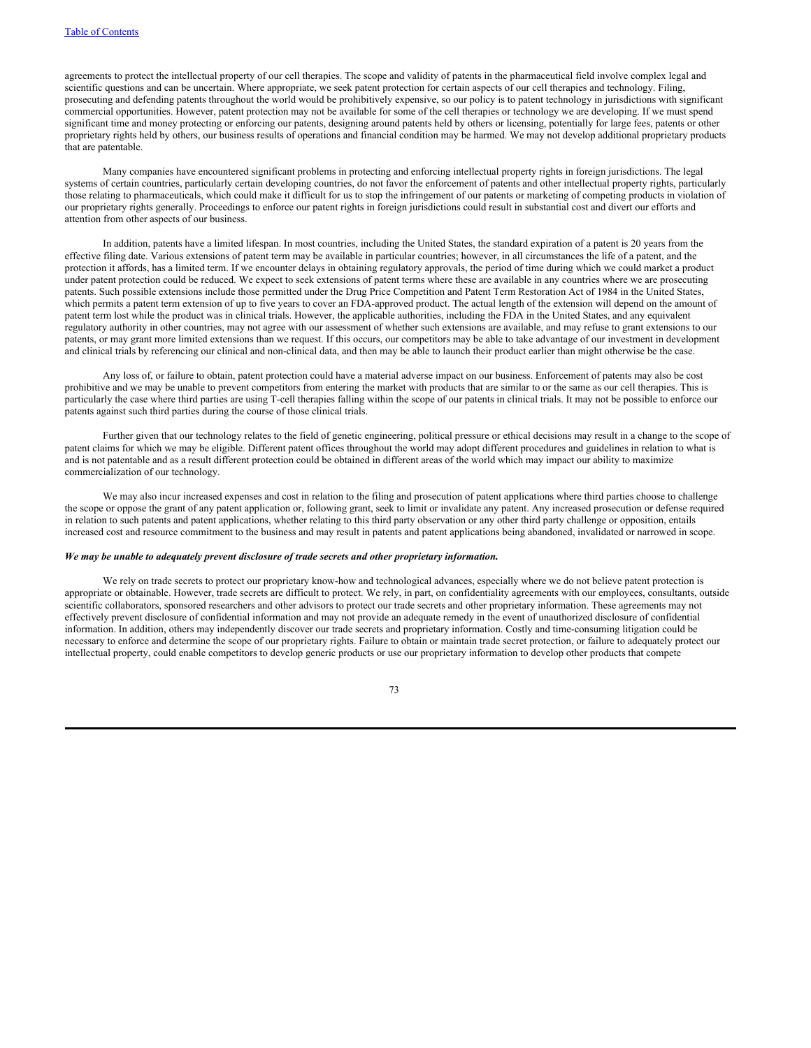agreements to protect the intellectual property of our cell therapies. The scope and validity of patents in the pharmaceutical field involve complex legal and scientific questions and can be uncertain. Where appropriate, we seek patent protection for certain aspects of our cell therapies and technology. Filing, prosecuting and defending patents throughout the world would be prohibitively expensive, so our policy is to patent technology in jurisdictions with significant commercial opportunities. However, patent protection may not be available for some of the cell therapies or technology we are developing. If we must spend significant time and money protecting or enforcing our patents, designing around patents held by others or licensing, potentially for large fees, patents or other proprietary rights held by others, our business results of operations and financial condition may be harmed. We may not develop additional proprietary products that are patentable.

Many companies have encountered significant problems in protecting and enforcing intellectual property rights in foreign jurisdictions. The legal systems of certain countries, particularly certain developing countries, do not favor the enforcement of patents and other intellectual property rights, particularly those relating to pharmaceuticals, which could make it difficult for us to stop the infringement of our patents or marketing of competing products in violation of our proprietary rights generally. Proceedings to enforce our patent rights in foreign jurisdictions could result in substantial cost and divert our efforts and attention from other aspects of our business.

In addition, patents have a limited lifespan. In most countries, including the United States, the standard expiration of a patent is 20 years from the effective filing date. Various extensions of patent term may be available in particular countries; however, in all circumstances the life of a patent, and the protection it affords, has a limited term. If we encounter delays in obtaining regulatory approvals, the period of time during which we could market a product under patent protection could be reduced. We expect to seek extensions of patent terms where these are available in any countries where we are prosecuting patents. Such possible extensions include those permitted under the Drug Price Competition and Patent Term Restoration Act of 1984 in the United States, which permits a patent term extension of up to five years to cover an FDA-approved product. The actual length of the extension will depend on the amount of patent term lost while the product was in clinical trials. However, the applicable authorities, including the FDA in the United States, and any equivalent regulatory authority in other countries, may not agree with our assessment of whether such extensions are available, and may refuse to grant extensions to our patents, or may grant more limited extensions than we request. If this occurs, our competitors may be able to take advantage of our investment in development and clinical trials by referencing our clinical and non-clinical data, and then may be able to launch their product earlier than might otherwise be the case.

Any loss of, or failure to obtain, patent protection could have a material adverse impact on our business. Enforcement of patents may also be cost prohibitive and we may be unable to prevent competitors from entering the market with products that are similar to or the same as our cell therapies. This is particularly the case where third parties are using T-cell therapies falling within the scope of our patents in clinical trials. It may not be possible to enforce our patents against such third parties during the course of those clinical trials.

Further given that our technology relates to the field of genetic engineering, political pressure or ethical decisions may result in a change to the scope of patent claims for which we may be eligible. Different patent offices throughout the world may adopt different procedures and guidelines in relation to what is and is not patentable and as a result different protection could be obtained in different areas of the world which may impact our ability to maximize commercialization of our technology.

We may also incur increased expenses and cost in relation to the filing and prosecution of patent applications where third parties choose to challenge the scope or oppose the grant of any patent application or, following grant, seek to limit or invalidate any patent. Any increased prosecution or defense required in relation to such patents and patent applications, whether relating to this third party observation or any other third party challenge or opposition, entails increased cost and resource commitment to the business and may result in patents and patent applications being abandoned, invalidated or narrowed in scope.

***We may be unable to adequately prevent disclosure of trade secrets and other proprietary information.***

We rely on trade secrets to protect our proprietary know-how and technological advances, especially where we do not believe patent protection is appropriate or obtainable. However, trade secrets are difficult to protect. We rely, in part, on confidentiality agreements with our employees, consultants, outside scientific collaborators, sponsored researchers and other advisors to protect our trade secrets and other proprietary information. These agreements may not effectively prevent disclosure of confidential information and may not provide an adequate remedy in the event of unauthorized disclosure of confidential information. In addition, others may independently discover our trade secrets and proprietary information. Costly and time-consuming litigation could be necessary to enforce and determine the scope of our proprietary rights. Failure to obtain or maintain trade secret protection, or failure to adequately protect our intellectual property, could enable competitors to develop generic products or use our proprietary information to develop other products that compete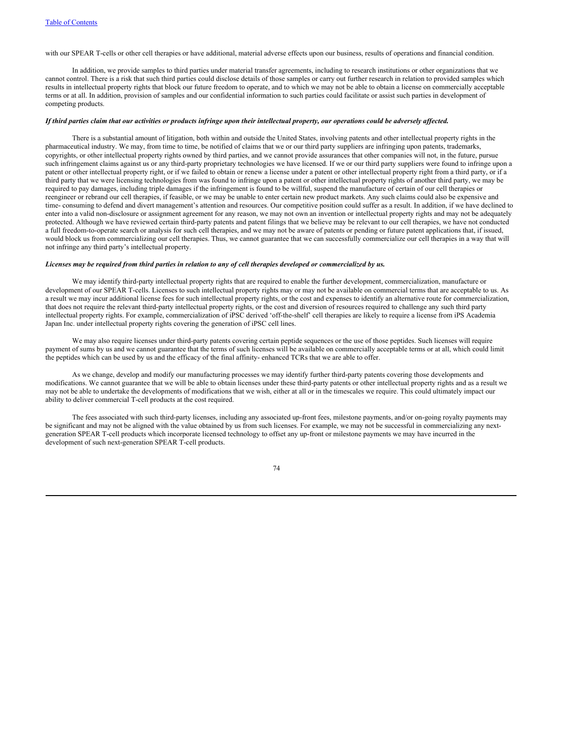with our SPEAR T-cells or other cell therapies or have additional, material adverse effects upon our business, results of operations and financial condition.

In addition, we provide samples to third parties under material transfer agreements, including to research institutions or other organizations that we cannot control. There is a risk that such third parties could disclose details of those samples or carry out further research in relation to provided samples which results in intellectual property rights that block our future freedom to operate, and to which we may not be able to obtain a license on commercially acceptable terms or at all. In addition, provision of samples and our confidential information to such parties could facilitate or assist such parties in development of competing products.

***If third parties claim that our activities or products infringe upon their intellectual property, our operations could be adversely affected.***

There is a substantial amount of litigation, both within and outside the United States, involving patents and other intellectual property rights in the pharmaceutical industry. We may, from time to time, be notified of claims that we or our third party suppliers are infringing upon patents, trademarks, copyrights, or other intellectual property rights owned by third parties, and we cannot provide assurances that other companies will not, in the future, pursue such infringement claims against us or any third-party proprietary technologies we have licensed. If we or our third party suppliers were found to infringe upon a patent or other intellectual property right, or if we failed to obtain or renew a license under a patent or other intellectual property right from a third party, or if a third party that we were licensing technologies from was found to infringe upon a patent or other intellectual property rights of another third party, we may be required to pay damages, including triple damages if the infringement is found to be willful, suspend the manufacture of certain of our cell therapies or reengineer or rebrand our cell therapies, if feasible, or we may be unable to enter certain new product markets. Any such claims could also be expensive and time- consuming to defend and divert management's attention and resources. Our competitive position could suffer as a result. In addition, if we have declined to enter into a valid non-disclosure or assignment agreement for any reason, we may not own an invention or intellectual property rights and may not be adequately protected. Although we have reviewed certain third-party patents and patent filings that we believe may be relevant to our cell therapies, we have not conducted a full freedom-to-operate search or analysis for such cell therapies, and we may not be aware of patents or pending or future patent applications that, if issued, would block us from commercializing our cell therapies. Thus, we cannot guarantee that we can successfully commercialize our cell therapies in a way that will not infringe any third party's intellectual property.

***Licenses may be required from third parties in relation to any of cell therapies developed or commercialized by us.***

We may identify third-party intellectual property rights that are required to enable the further development, commercialization, manufacture or development of our SPEAR T-cells. Licenses to such intellectual property rights may or may not be available on commercial terms that are acceptable to us. As a result we may incur additional license fees for such intellectual property rights, or the cost and expenses to identify an alternative route for commercialization, that does not require the relevant third-party intellectual property rights, or the cost and diversion of resources required to challenge any such third party intellectual property rights. For example, commercialization of iPSC derived 'off-the-shelf' cell therapies are likely to require a license from iPS Academia Japan Inc. under intellectual property rights covering the generation of iPSC cell lines.

We may also require licenses under third-party patents covering certain peptide sequences or the use of those peptides. Such licenses will require payment of sums by us and we cannot guarantee that the terms of such licenses will be available on commercially acceptable terms or at all, which could limit the peptides which can be used by us and the efficacy of the final affinity- enhanced TCRs that we are able to offer.

As we change, develop and modify our manufacturing processes we may identify further third-party patents covering those developments and modifications. We cannot guarantee that we will be able to obtain licenses under these third-party patents or other intellectual property rights and as a result we may not be able to undertake the developments of modifications that we wish, either at all or in the timescales we require. This could ultimately impact our ability to deliver commercial T-cell products at the cost required.

The fees associated with such third-party licenses, including any associated up-front fees, milestone payments, and/or on-going royalty payments may be significant and may not be aligned with the value obtained by us from such licenses. For example, we may not be successful in commercializing any next-generation SPEAR T-cell products which incorporate licensed technology to offset any up-front or milestone payments we may have incurred in the development of such next-generation SPEAR T-cell products.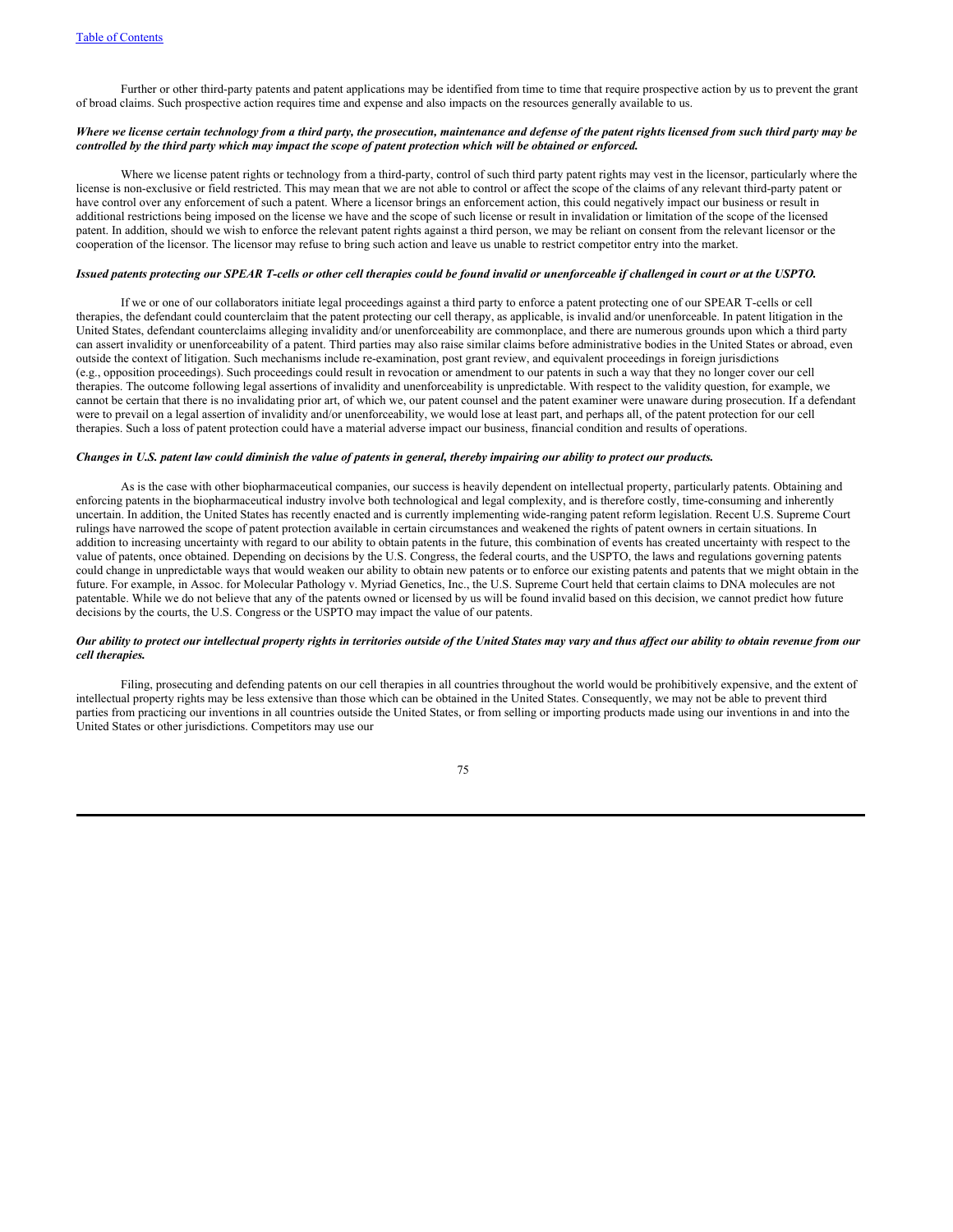Further or other third-party patents and patent applications may be identified from time to time that require prospective action by us to prevent the grant of broad claims. Such prospective action requires time and expense and also impacts on the resources generally available to us.

***Where we license certain technology from a third party, the prosecution, maintenance and defense of the patent rights licensed from such third party may be controlled by the third party which may impact the scope of patent protection which will be obtained or enforced.***

Where we license patent rights or technology from a third-party, control of such third party patent rights may vest in the licensor, particularly where the license is non-exclusive or field restricted. This may mean that we are not able to control or affect the scope of the claims of any relevant third-party patent or have control over any enforcement of such a patent. Where a licensor brings an enforcement action, this could negatively impact our business or result in additional restrictions being imposed on the license we have and the scope of such license or result in invalidation or limitation of the scope of the licensed patent. In addition, should we wish to enforce the relevant patent rights against a third person, we may be reliant on consent from the relevant licensor or the cooperation of the licensor. The licensor may refuse to bring such action and leave us unable to restrict competitor entry into the market.

***Issued patents protecting our SPEAR T-cells or other cell therapies could be found invalid or unenforceable if challenged in court or at the USPTO.***

If we or one of our collaborators initiate legal proceedings against a third party to enforce a patent protecting one of our SPEAR T-cells or cell therapies, the defendant could counterclaim that the patent protecting our cell therapy, as applicable, is invalid and/or unenforceable. In patent litigation in the United States, defendant counterclaims alleging invalidity and/or unenforceability are commonplace, and there are numerous grounds upon which a third party can assert invalidity or unenforceability of a patent. Third parties may also raise similar claims before administrative bodies in the United States or abroad, even outside the context of litigation. Such mechanisms include re-examination, post grant review, and equivalent proceedings in foreign jurisdictions (e.g., opposition proceedings). Such proceedings could result in revocation or amendment to our patents in such a way that they no longer cover our cell therapies. The outcome following legal assertions of invalidity and unenforceability is unpredictable. With respect to the validity question, for example, we cannot be certain that there is no invalidating prior art, of which we, our patent counsel and the patent examiner were unaware during prosecution. If a defendant were to prevail on a legal assertion of invalidity and/or unenforceability, we would lose at least part, and perhaps all, of the patent protection for our cell therapies. Such a loss of patent protection could have a material adverse impact our business, financial condition and results of operations.

***Changes in U.S. patent law could diminish the value of patents in general, thereby impairing our ability to protect our products.***

As is the case with other biopharmaceutical companies, our success is heavily dependent on intellectual property, particularly patents. Obtaining and enforcing patents in the biopharmaceutical industry involve both technological and legal complexity, and is therefore costly, time-consuming and inherently uncertain. In addition, the United States has recently enacted and is currently implementing wide-ranging patent reform legislation. Recent U.S. Supreme Court rulings have narrowed the scope of patent protection available in certain circumstances and weakened the rights of patent owners in certain situations. In addition to increasing uncertainty with regard to our ability to obtain patents in the future, this combination of events has created uncertainty with respect to the value of patents, once obtained. Depending on decisions by the U.S. Congress, the federal courts, and the USPTO, the laws and regulations governing patents could change in unpredictable ways that would weaken our ability to obtain new patents or to enforce our existing patents and patents that we might obtain in the future. For example, in Assoc. for Molecular Pathology v. Myriad Genetics, Inc., the U.S. Supreme Court held that certain claims to DNA molecules are not patentable. While we do not believe that any of the patents owned or licensed by us will be found invalid based on this decision, we cannot predict how future decisions by the courts, the U.S. Congress or the USPTO may impact the value of our patents.

***Our ability to protect our intellectual property rights in territories outside of the United States may vary and thus affect our ability to obtain revenue from our cell therapies.***

Filing, prosecuting and defending patents on our cell therapies in all countries throughout the world would be prohibitively expensive, and the extent of intellectual property rights may be less extensive than those which can be obtained in the United States. Consequently, we may not be able to prevent third parties from practicing our inventions in all countries outside the United States, or from selling or importing products made using our inventions in and into the United States or other jurisdictions. Competitors may use our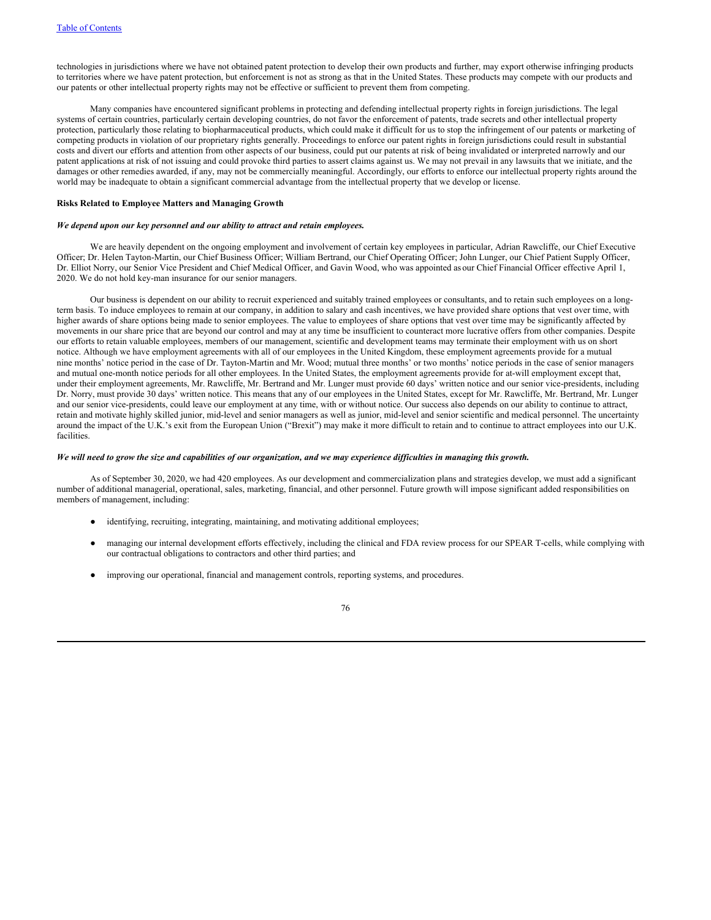technologies in jurisdictions where we have not obtained patent protection to develop their own products and further, may export otherwise infringing products to territories where we have patent protection, but enforcement is not as strong as that in the United States. These products may compete with our products and our patents or other intellectual property rights may not be effective or sufficient to prevent them from competing.

Many companies have encountered significant problems in protecting and defending intellectual property rights in foreign jurisdictions. The legal systems of certain countries, particularly certain developing countries, do not favor the enforcement of patents, trade secrets and other intellectual property protection, particularly those relating to biopharmaceutical products, which could make it difficult for us to stop the infringement of our patents or marketing of competing products in violation of our proprietary rights generally. Proceedings to enforce our patent rights in foreign jurisdictions could result in substantial costs and divert our efforts and attention from other aspects of our business, could put our patents at risk of being invalidated or interpreted narrowly and our patent applications at risk of not issuing and could provoke third parties to assert claims against us. We may not prevail in any lawsuits that we initiate, and the damages or other remedies awarded, if any, may not be commercially meaningful. Accordingly, our efforts to enforce our intellectual property rights around the world may be inadequate to obtain a significant commercial advantage from the intellectual property that we develop or license.

**Risks Related to Employee Matters and Managing Growth**

***We depend upon our key personnel and our ability to attract and retain employees.***

We are heavily dependent on the ongoing employment and involvement of certain key employees in particular, Adrian Rawcliffe, our Chief Executive Officer; Dr. Helen Tayton-Martin, our Chief Business Officer; William Bertrand, our Chief Operating Officer; John Lunger, our Chief Patient Supply Officer, Dr. Elliot Norry, our Senior Vice President and Chief Medical Officer, and Gavin Wood, who was appointed as our Chief Financial Officer effective April 1, 2020. We do not hold key-man insurance for our senior managers.

Our business is dependent on our ability to recruit experienced and suitably trained employees or consultants, and to retain such employees on a long-term basis. To induce employees to remain at our company, in addition to salary and cash incentives, we have provided share options that vest over time, with higher awards of share options being made to senior employees. The value to employees of share options that vest over time may be significantly affected by movements in our share price that are beyond our control and may at any time be insufficient to counteract more lucrative offers from other companies. Despite our efforts to retain valuable employees, members of our management, scientific and development teams may terminate their employment with us on short notice. Although we have employment agreements with all of our employees in the United Kingdom, these employment agreements provide for a mutual nine months' notice period in the case of Dr. Tayton-Martin and Mr. Wood; mutual three months' or two months' notice periods in the case of senior managers and mutual one-month notice periods for all other employees. In the United States, the employment agreements provide for at-will employment except that, under their employment agreements, Mr. Rawcliffe, Mr. Bertrand and Mr. Lunger must provide 60 days' written notice and our senior vice-presidents, including Dr. Norry, must provide 30 days' written notice. This means that any of our employees in the United States, except for Mr. Rawcliffe, Mr. Bertrand, Mr. Lunger and our senior vice-presidents, could leave our employment at any time, with or without notice. Our success also depends on our ability to continue to attract, retain and motivate highly skilled junior, mid-level and senior managers as well as junior, mid-level and senior scientific and medical personnel. The uncertainty around the impact of the U.K.'s exit from the European Union ("Brexit") may make it more difficult to retain and to continue to attract employees into our U.K. facilities.

***We will need to grow the size and capabilities of our organization, and we may experience difficulties in managing this growth.***

As of September 30, 2020, we had 420 employees. As our development and commercialization plans and strategies develop, we must add a significant number of additional managerial, operational, sales, marketing, financial, and other personnel. Future growth will impose significant added responsibilities on members of management, including:

- identifying, recruiting, integrating, maintaining, and motivating additional employees;
- managing our internal development efforts effectively, including the clinical and FDA review process for our SPEAR T-cells, while complying with our contractual obligations to contractors and other third parties; and
- improving our operational, financial and management controls, reporting systems, and procedures.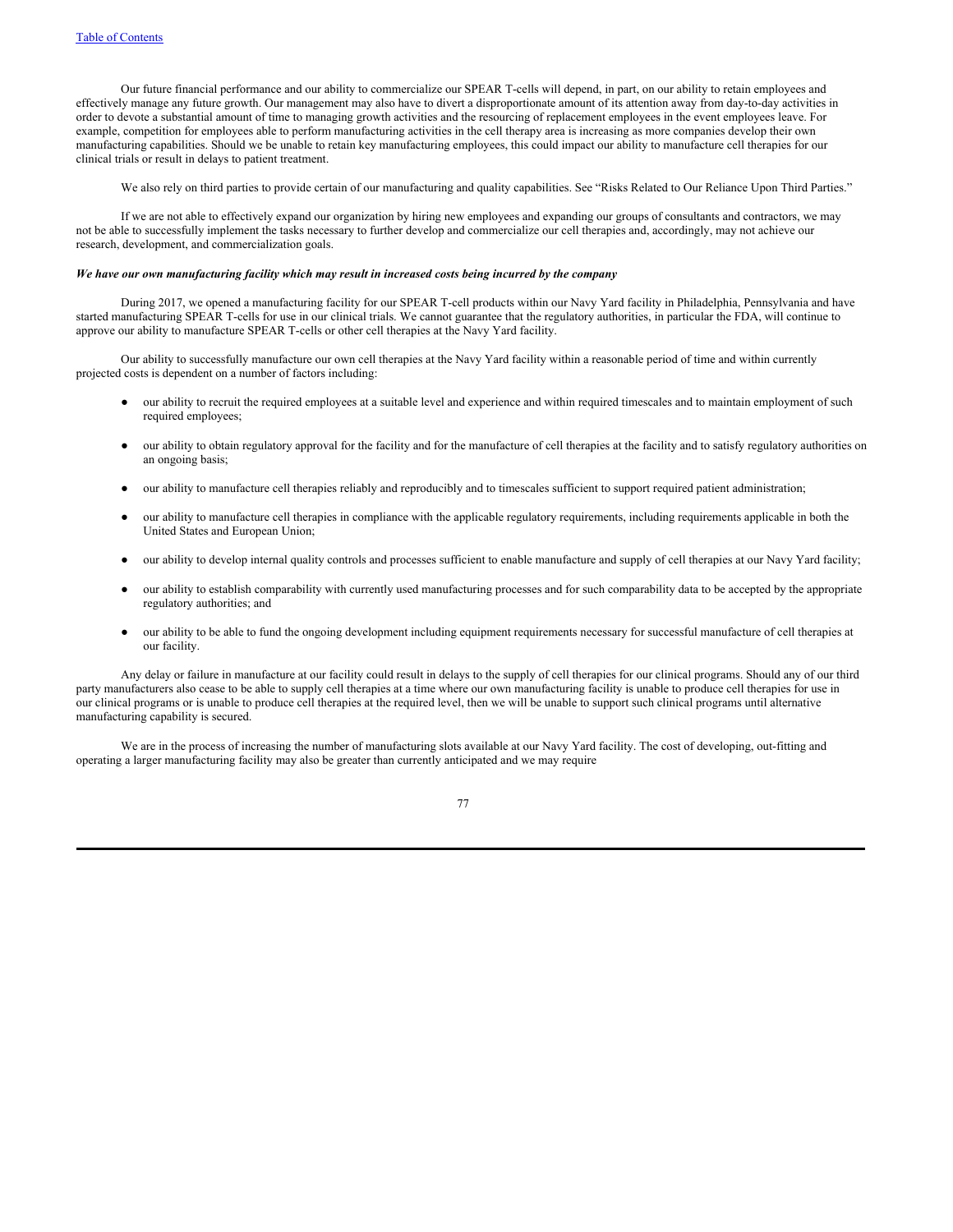Our future financial performance and our ability to commercialize our SPEAR T-cells will depend, in part, on our ability to retain employees and effectively manage any future growth. Our management may also have to divert a disproportionate amount of its attention away from day-to-day activities in order to devote a substantial amount of time to managing growth activities and the resourcing of replacement employees in the event employees leave. For example, competition for employees able to perform manufacturing activities in the cell therapy area is increasing as more companies develop their own manufacturing capabilities. Should we be unable to retain key manufacturing employees, this could impact our ability to manufacture cell therapies for our clinical trials or result in delays to patient treatment.

We also rely on third parties to provide certain of our manufacturing and quality capabilities. See "Risks Related to Our Reliance Upon Third Parties."

If we are not able to effectively expand our organization by hiring new employees and expanding our groups of consultants and contractors, we may not be able to successfully implement the tasks necessary to further develop and commercialize our cell therapies and, accordingly, may not achieve our research, development, and commercialization goals.

***We have our own manufacturing facility which may result in increased costs being incurred by the company***

During 2017, we opened a manufacturing facility for our SPEAR T-cell products within our Navy Yard facility in Philadelphia, Pennsylvania and have started manufacturing SPEAR T-cells for use in our clinical trials. We cannot guarantee that the regulatory authorities, in particular the FDA, will continue to approve our ability to manufacture SPEAR T-cells or other cell therapies at the Navy Yard facility.

Our ability to successfully manufacture our own cell therapies at the Navy Yard facility within a reasonable period of time and within currently projected costs is dependent on a number of factors including:

- our ability to recruit the required employees at a suitable level and experience and within required timescales and to maintain employment of such required employees;
- our ability to obtain regulatory approval for the facility and for the manufacture of cell therapies at the facility and to satisfy regulatory authorities on an ongoing basis;
- our ability to manufacture cell therapies reliably and reproducibly and to timescales sufficient to support required patient administration;
- our ability to manufacture cell therapies in compliance with the applicable regulatory requirements, including requirements applicable in both the United States and European Union;
- our ability to develop internal quality controls and processes sufficient to enable manufacture and supply of cell therapies at our Navy Yard facility;
- our ability to establish comparability with currently used manufacturing processes and for such comparability data to be accepted by the appropriate regulatory authorities; and
- our ability to be able to fund the ongoing development including equipment requirements necessary for successful manufacture of cell therapies at our facility.

Any delay or failure in manufacture at our facility could result in delays to the supply of cell therapies for our clinical programs. Should any of our third party manufacturers also cease to be able to supply cell therapies at a time where our own manufacturing facility is unable to produce cell therapies for use in our clinical programs or is unable to produce cell therapies at the required level, then we will be unable to support such clinical programs until alternative manufacturing capability is secured.

We are in the process of increasing the number of manufacturing slots available at our Navy Yard facility. The cost of developing, out-fitting and operating a larger manufacturing facility may also be greater than currently anticipated and we may require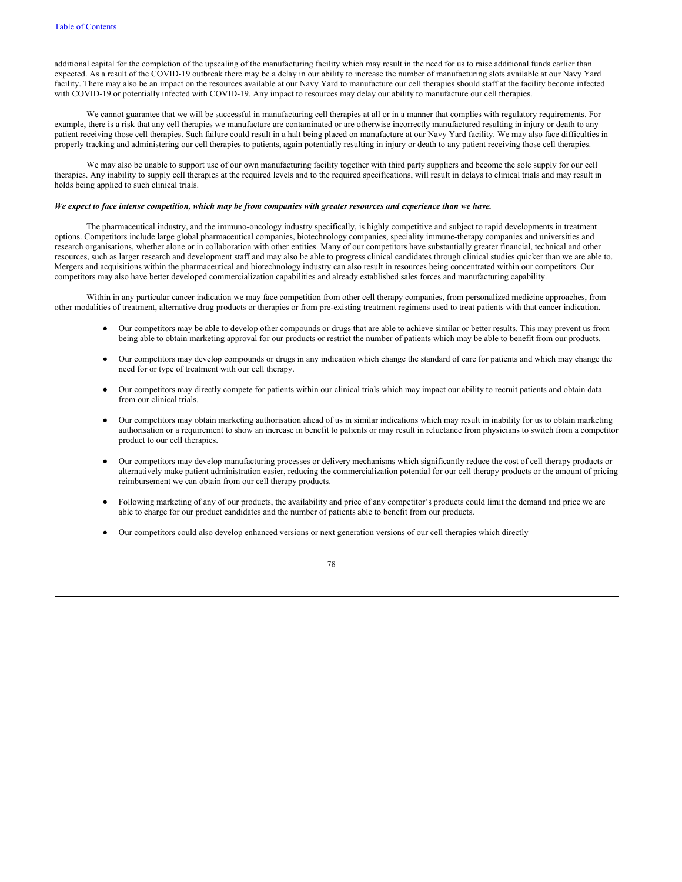additional capital for the completion of the upscaling of the manufacturing facility which may result in the need for us to raise additional funds earlier than expected. As a result of the COVID-19 outbreak there may be a delay in our ability to increase the number of manufacturing slots available at our Navy Yard facility. There may also be an impact on the resources available at our Navy Yard to manufacture our cell therapies should staff at the facility become infected with COVID-19 or potentially infected with COVID-19. Any impact to resources may delay our ability to manufacture our cell therapies.

We cannot guarantee that we will be successful in manufacturing cell therapies at all or in a manner that complies with regulatory requirements. For example, there is a risk that any cell therapies we manufacture are contaminated or are otherwise incorrectly manufactured resulting in injury or death to any patient receiving those cell therapies. Such failure could result in a halt being placed on manufacture at our Navy Yard facility. We may also face difficulties in properly tracking and administering our cell therapies to patients, again potentially resulting in injury or death to any patient receiving those cell therapies.

We may also be unable to support use of our own manufacturing facility together with third party suppliers and become the sole supply for our cell therapies. Any inability to supply cell therapies at the required levels and to the required specifications, will result in delays to clinical trials and may result in holds being applied to such clinical trials.

***We expect to face intense competition, which may be from companies with greater resources and experience than we have.***

The pharmaceutical industry, and the immuno-oncology industry specifically, is highly competitive and subject to rapid developments in treatment options. Competitors include large global pharmaceutical companies, biotechnology companies, speciality immune-therapy companies and universities and research organisations, whether alone or in collaboration with other entities. Many of our competitors have substantially greater financial, technical and other resources, such as larger research and development staff and may also be able to progress clinical candidates through clinical studies quicker than we are able to. Mergers and acquisitions within the pharmaceutical and biotechnology industry can also result in resources being concentrated within our competitors. Our competitors may also have better developed commercialization capabilities and already established sales forces and manufacturing capability.

Within in any particular cancer indication we may face competition from other cell therapy companies, from personalized medicine approaches, from other modalities of treatment, alternative drug products or therapies or from pre-existing treatment regimens used to treat patients with that cancer indication.

- Our competitors may be able to develop other compounds or drugs that are able to achieve similar or better results. This may prevent us from being able to obtain marketing approval for our products or restrict the number of patients which may be able to benefit from our products.
- Our competitors may develop compounds or drugs in any indication which change the standard of care for patients and which may change the need for or type of treatment with our cell therapy.
- Our competitors may directly compete for patients within our clinical trials which may impact our ability to recruit patients and obtain data from our clinical trials.
- Our competitors may obtain marketing authorisation ahead of us in similar indications which may result in inability for us to obtain marketing authorisation or a requirement to show an increase in benefit to patients or may result in reluctance from physicians to switch from a competitor product to our cell therapies.
- Our competitors may develop manufacturing processes or delivery mechanisms which significantly reduce the cost of cell therapy products or alternatively make patient administration easier, reducing the commercialization potential for our cell therapy products or the amount of pricing reimbursement we can obtain from our cell therapy products.
- Following marketing of any of our products, the availability and price of any competitor's products could limit the demand and price we are able to charge for our product candidates and the number of patients able to benefit from our products.
- Our competitors could also develop enhanced versions or next generation versions of our cell therapies which directly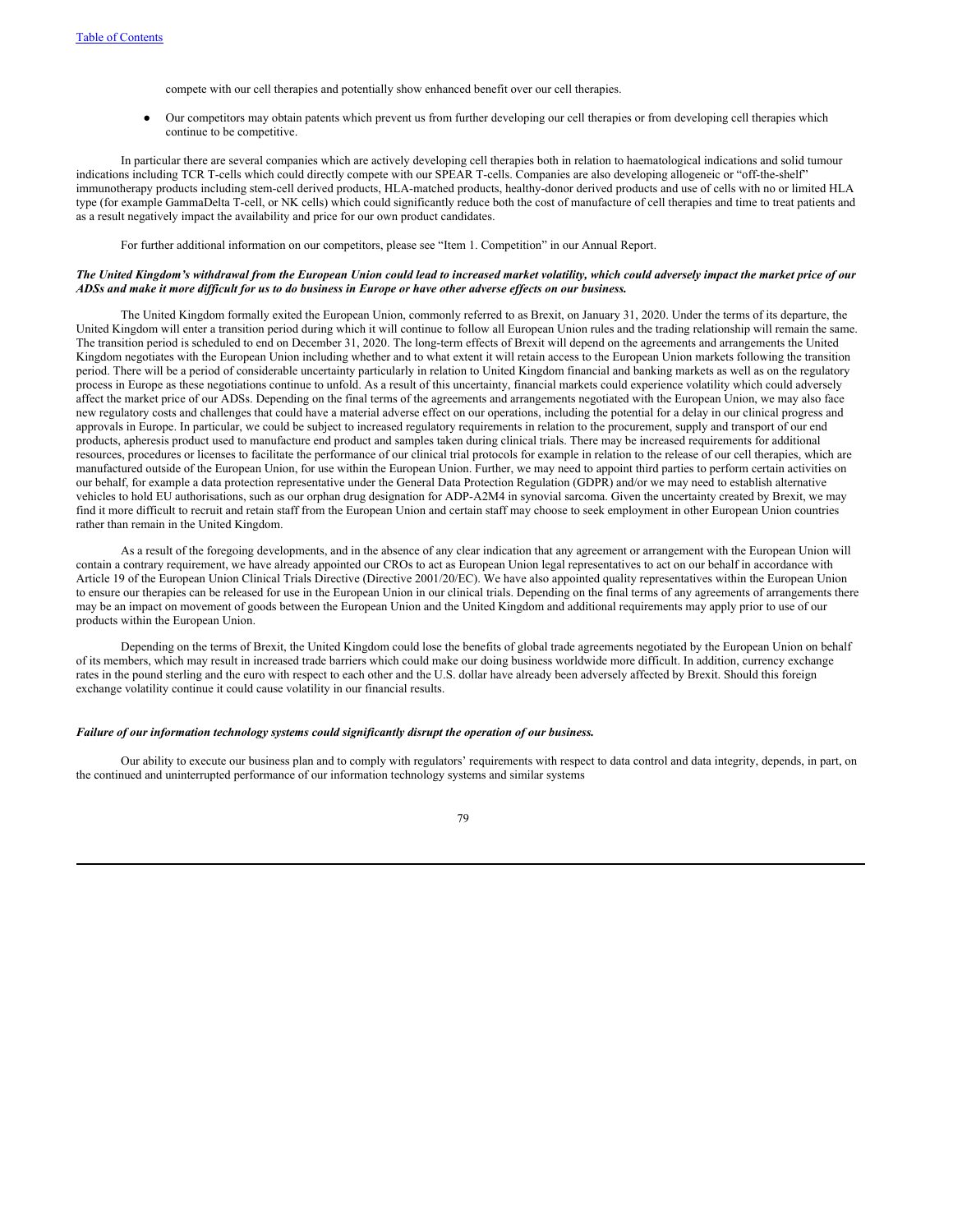compete with our cell therapies and potentially show enhanced benefit over our cell therapies.

- Our competitors may obtain patents which prevent us from further developing our cell therapies or from developing cell therapies which continue to be competitive.

In particular there are several companies which are actively developing cell therapies both in relation to haematological indications and solid tumour indications including TCR T-cells which could directly compete with our SPEAR T-cells. Companies are also developing allogeneic or "off-the-shelf" immunotherapy products including stem-cell derived products, HLA-matched products, healthy-donor derived products and use of cells with no or limited HLA type (for example GammaDelta T-cell, or NK cells) which could significantly reduce both the cost of manufacture of cell therapies and time to treat patients and as a result negatively impact the availability and price for our own product candidates.

For further additional information on our competitors, please see "Item 1. Competition" in our Annual Report.

***The United Kingdom's withdrawal from the European Union could lead to increased market volatility, which could adversely impact the market price of our ADSs and make it more difficult for us to do business in Europe or have other adverse effects on our business.***

The United Kingdom formally exited the European Union, commonly referred to as Brexit, on January 31, 2020. Under the terms of its departure, the United Kingdom will enter a transition period during which it will continue to follow all European Union rules and the trading relationship will remain the same. The transition period is scheduled to end on December 31, 2020. The long-term effects of Brexit will depend on the agreements and arrangements the United Kingdom negotiates with the European Union including whether and to what extent it will retain access to the European Union markets following the transition period. There will be a period of considerable uncertainty particularly in relation to United Kingdom financial and banking markets as well as on the regulatory process in Europe as these negotiations continue to unfold. As a result of this uncertainty, financial markets could experience volatility which could adversely affect the market price of our ADSs. Depending on the final terms of the agreements and arrangements negotiated with the European Union, we may also face new regulatory costs and challenges that could have a material adverse effect on our operations, including the potential for a delay in our clinical progress and approvals in Europe. In particular, we could be subject to increased regulatory requirements in relation to the procurement, supply and transport of our end products, apheresis product used to manufacture end product and samples taken during clinical trials. There may be increased requirements for additional resources, procedures or licenses to facilitate the performance of our clinical trial protocols for example in relation to the release of our cell therapies, which are manufactured outside of the European Union, for use within the European Union. Further, we may need to appoint third parties to perform certain activities on our behalf, for example a data protection representative under the General Data Protection Regulation (GDPR) and/or we may need to establish alternative vehicles to hold EU authorisations, such as our orphan drug designation for ADP-A2M4 in synovial sarcoma. Given the uncertainty created by Brexit, we may find it more difficult to recruit and retain staff from the European Union and certain staff may choose to seek employment in other European Union countries rather than remain in the United Kingdom.

As a result of the foregoing developments, and in the absence of any clear indication that any agreement or arrangement with the European Union will contain a contrary requirement, we have already appointed our CROs to act as European Union legal representatives to act on our behalf in accordance with Article 19 of the European Union Clinical Trials Directive (Directive 2001/20/EC). We have also appointed quality representatives within the European Union to ensure our therapies can be released for use in the European Union in our clinical trials. Depending on the final terms of any agreements of arrangements there may be an impact on movement of goods between the European Union and the United Kingdom and additional requirements may apply prior to use of our products within the European Union.

Depending on the terms of Brexit, the United Kingdom could lose the benefits of global trade agreements negotiated by the European Union on behalf of its members, which may result in increased trade barriers which could make our doing business worldwide more difficult. In addition, currency exchange rates in the pound sterling and the euro with respect to each other and the U.S. dollar have already been adversely affected by Brexit. Should this foreign exchange volatility continue it could cause volatility in our financial results.

***Failure of our information technology systems could significantly disrupt the operation of our business.***

Our ability to execute our business plan and to comply with regulators' requirements with respect to data control and data integrity, depends, in part, on the continued and uninterrupted performance of our information technology systems and similar systems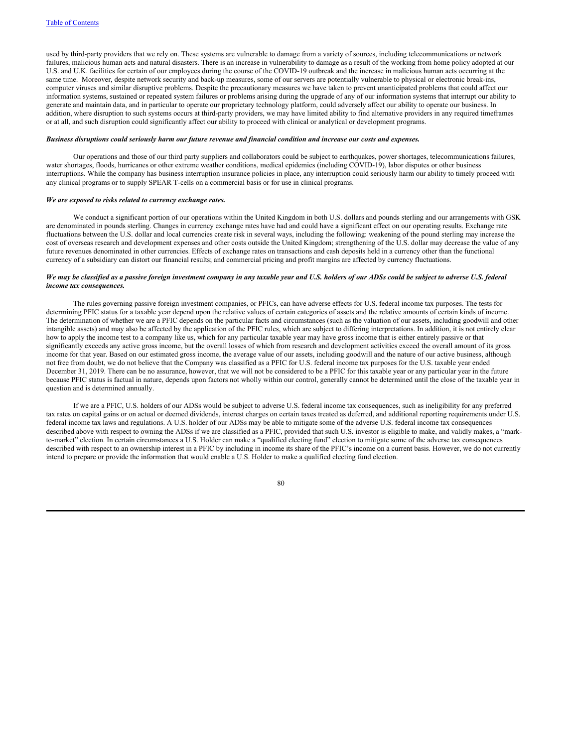used by third-party providers that we rely on. These systems are vulnerable to damage from a variety of sources, including telecommunications or network failures, malicious human acts and natural disasters. There is an increase in vulnerability to damage as a result of the working from home policy adopted at our U.S. and U.K. facilities for certain of our employees during the course of the COVID-19 outbreak and the increase in malicious human acts occurring at the same time. Moreover, despite network security and back-up measures, some of our servers are potentially vulnerable to physical or electronic break-ins, computer viruses and similar disruptive problems. Despite the precautionary measures we have taken to prevent unanticipated problems that could affect our information systems, sustained or repeated system failures or problems arising during the upgrade of any of our information systems that interrupt our ability to generate and maintain data, and in particular to operate our proprietary technology platform, could adversely affect our ability to operate our business. In addition, where disruption to such systems occurs at third-party providers, we may have limited ability to find alternative providers in any required timeframes or at all, and such disruption could significantly affect our ability to proceed with clinical or analytical or development programs.

***Business disruptions could seriously harm our future revenue and financial condition and increase our costs and expenses.***

Our operations and those of our third party suppliers and collaborators could be subject to earthquakes, power shortages, telecommunications failures, water shortages, floods, hurricanes or other extreme weather conditions, medical epidemics (including COVID-19), labor disputes or other business interruptions. While the company has business interruption insurance policies in place, any interruption could seriously harm our ability to timely proceed with any clinical programs or to supply SPEAR T-cells on a commercial basis or for use in clinical programs.

***We are exposed to risks related to currency exchange rates.***

We conduct a significant portion of our operations within the United Kingdom in both U.S. dollars and pounds sterling and our arrangements with GSK are denominated in pounds sterling. Changes in currency exchange rates have had and could have a significant effect on our operating results. Exchange rate fluctuations between the U.S. dollar and local currencies create risk in several ways, including the following: weakening of the pound sterling may increase the cost of overseas research and development expenses and other costs outside the United Kingdom; strengthening of the U.S. dollar may decrease the value of any future revenues denominated in other currencies. Effects of exchange rates on transactions and cash deposits held in a currency other than the functional currency of a subsidiary can distort our financial results; and commercial pricing and profit margins are affected by currency fluctuations.

***We may be classified as a passive foreign investment company in any taxable year and U.S. holders of our ADSs could be subject to adverse U.S. federal income tax consequences.***

The rules governing passive foreign investment companies, or PFICs, can have adverse effects for U.S. federal income tax purposes. The tests for determining PFIC status for a taxable year depend upon the relative values of certain categories of assets and the relative amounts of certain kinds of income. The determination of whether we are a PFIC depends on the particular facts and circumstances (such as the valuation of our assets, including goodwill and other intangible assets) and may also be affected by the application of the PFIC rules, which are subject to differing interpretations. In addition, it is not entirely clear how to apply the income test to a company like us, which for any particular taxable year may have gross income that is either entirely passive or that significantly exceeds any active gross income, but the overall losses of which from research and development activities exceed the overall amount of its gross income for that year. Based on our estimated gross income, the average value of our assets, including goodwill and the nature of our active business, although not free from doubt, we do not believe that the Company was classified as a PFIC for U.S. federal income tax purposes for the U.S. taxable year ended December 31, 2019. There can be no assurance, however, that we will not be considered to be a PFIC for this taxable year or any particular year in the future because PFIC status is factual in nature, depends upon factors not wholly within our control, generally cannot be determined until the close of the taxable year in question and is determined annually.

If we are a PFIC, U.S. holders of our ADSs would be subject to adverse U.S. federal income tax consequences, such as ineligibility for any preferred tax rates on capital gains or on actual or deemed dividends, interest charges on certain taxes treated as deferred, and additional reporting requirements under U.S. federal income tax laws and regulations. A U.S. holder of our ADSs may be able to mitigate some of the adverse U.S. federal income tax consequences described above with respect to owning the ADSs if we are classified as a PFIC, provided that such U.S. investor is eligible to make, and validly makes, a "mark-to-market" election. In certain circumstances a U.S. Holder can make a "qualified electing fund" election to mitigate some of the adverse tax consequences described with respect to an ownership interest in a PFIC by including in income its share of the PFIC's income on a current basis. However, we do not currently intend to prepare or provide the information that would enable a U.S. Holder to make a qualified electing fund election.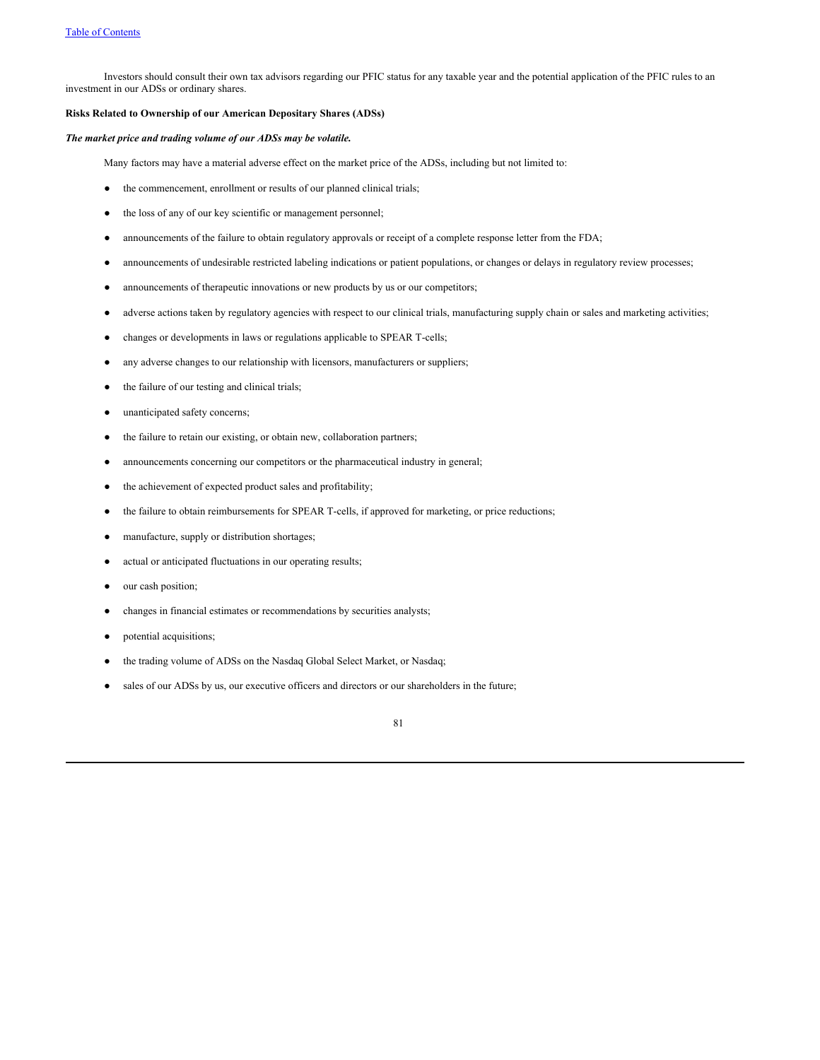Investors should consult their own tax advisors regarding our PFIC status for any taxable year and the potential application of the PFIC rules to an investment in our ADSs or ordinary shares.

**Risks Related to Ownership of our American Depositary Shares (ADSs)**

***The market price and trading volume of our ADSs may be volatile.***

Many factors may have a material adverse effect on the market price of the ADSs, including but not limited to:

- the commencement, enrollment or results of our planned clinical trials;
- the loss of any of our key scientific or management personnel;
- announcements of the failure to obtain regulatory approvals or receipt of a complete response letter from the FDA;
- announcements of undesirable restricted labeling indications or patient populations, or changes or delays in regulatory review processes;
- announcements of therapeutic innovations or new products by us or our competitors;
- adverse actions taken by regulatory agencies with respect to our clinical trials, manufacturing supply chain or sales and marketing activities;
- changes or developments in laws or regulations applicable to SPEAR T-cells;
- any adverse changes to our relationship with licensors, manufacturers or suppliers;
- the failure of our testing and clinical trials;
- unanticipated safety concerns;
- the failure to retain our existing, or obtain new, collaboration partners;
- announcements concerning our competitors or the pharmaceutical industry in general;
- the achievement of expected product sales and profitability;
- the failure to obtain reimbursements for SPEAR T-cells, if approved for marketing, or price reductions;
- manufacture, supply or distribution shortages;
- actual or anticipated fluctuations in our operating results;
- our cash position;
- changes in financial estimates or recommendations by securities analysts;
- potential acquisitions;
- the trading volume of ADSs on the Nasdaq Global Select Market, or Nasdaq;
- sales of our ADSs by us, our executive officers and directors or our shareholders in the future;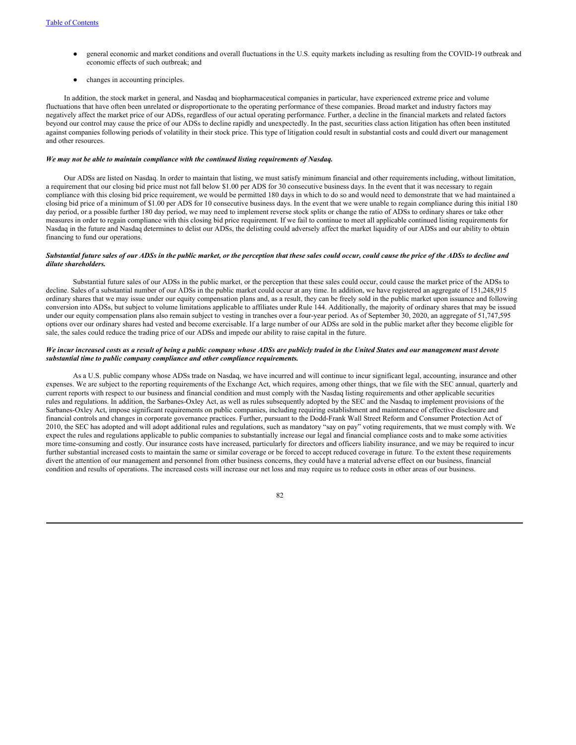- general economic and market conditions and overall fluctuations in the U.S. equity markets including as resulting from the COVID-19 outbreak and economic effects of such outbreak; and
- changes in accounting principles.

In addition, the stock market in general, and Nasdaq and biopharmaceutical companies in particular, have experienced extreme price and volume fluctuations that have often been unrelated or disproportionate to the operating performance of these companies. Broad market and industry factors may negatively affect the market price of our ADSs, regardless of our actual operating performance. Further, a decline in the financial markets and related factors beyond our control may cause the price of our ADSs to decline rapidly and unexpectedly. In the past, securities class action litigation has often been instituted against companies following periods of volatility in their stock price. This type of litigation could result in substantial costs and could divert our management and other resources.

***We may not be able to maintain compliance with the continued listing requirements of Nasdaq.***

Our ADSs are listed on Nasdaq. In order to maintain that listing, we must satisfy minimum financial and other requirements including, without limitation, a requirement that our closing bid price must not fall below $1.00 per ADS for 30 consecutive business days. In the event that it was necessary to regain compliance with this closing bid price requirement, we would be permitted 180 days in which to do so and would need to demonstrate that we had maintained a closing bid price of a minimum of $1.00 per ADS for 10 consecutive business days. In the event that we were unable to regain compliance during this initial 180 day period, or a possible further 180 day period, we may need to implement reverse stock splits or change the ratio of ADSs to ordinary shares or take other measures in order to regain compliance with this closing bid price requirement. If we fail to continue to meet all applicable continued listing requirements for Nasdaq in the future and Nasdaq determines to delist our ADSs, the delisting could adversely affect the market liquidity of our ADSs and our ability to obtain financing to fund our operations.

***Substantial future sales of our ADSs in the public market, or the perception that these sales could occur, could cause the price of the ADSs to decline and dilute shareholders.***

Substantial future sales of our ADSs in the public market, or the perception that these sales could occur, could cause the market price of the ADSs to decline. Sales of a substantial number of our ADSs in the public market could occur at any time. In addition, we have registered an aggregate of 151,248,915 ordinary shares that we may issue under our equity compensation plans and, as a result, they can be freely sold in the public market upon issuance and following conversion into ADSs, but subject to volume limitations applicable to affiliates under Rule 144. Additionally, the majority of ordinary shares that may be issued under our equity compensation plans also remain subject to vesting in tranches over a four-year period. As of September 30, 2020, an aggregate of 51,747,595 options over our ordinary shares had vested and become exercisable. If a large number of our ADSs are sold in the public market after they become eligible for sale, the sales could reduce the trading price of our ADSs and impede our ability to raise capital in the future.

***We incur increased costs as a result of being a public company whose ADSs are publicly traded in the United States and our management must devote substantial time to public company compliance and other compliance requirements.***

As a U.S. public company whose ADSs trade on Nasdaq, we have incurred and will continue to incur significant legal, accounting, insurance and other expenses. We are subject to the reporting requirements of the Exchange Act, which requires, among other things, that we file with the SEC annual, quarterly and current reports with respect to our business and financial condition and must comply with the Nasdaq listing requirements and other applicable securities rules and regulations. In addition, the Sarbanes-Oxley Act, as well as rules subsequently adopted by the SEC and the Nasdaq to implement provisions of the Sarbanes-Oxley Act, impose significant requirements on public companies, including requiring establishment and maintenance of effective disclosure and financial controls and changes in corporate governance practices. Further, pursuant to the Dodd-Frank Wall Street Reform and Consumer Protection Act of 2010, the SEC has adopted and will adopt additional rules and regulations, such as mandatory "say on pay" voting requirements, that we must comply with. We expect the rules and regulations applicable to public companies to substantially increase our legal and financial compliance costs and to make some activities more time-consuming and costly. Our insurance costs have increased, particularly for directors and officers liability insurance, and we may be required to incur further substantial increased costs to maintain the same or similar coverage or be forced to accept reduced coverage in future. To the extent these requirements divert the attention of our management and personnel from other business concerns, they could have a material adverse effect on our business, financial condition and results of operations. The increased costs will increase our net loss and may require us to reduce costs in other areas of our business.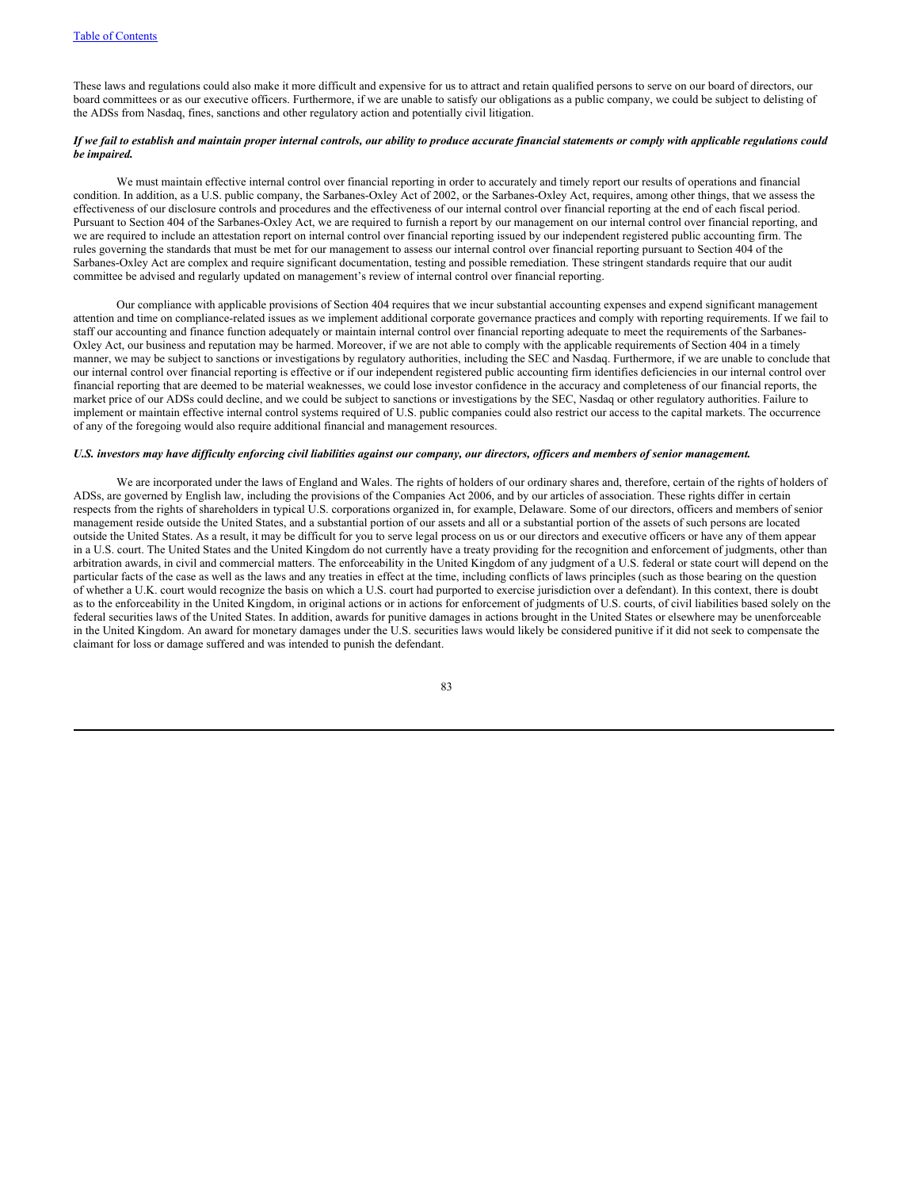These laws and regulations could also make it more difficult and expensive for us to attract and retain qualified persons to serve on our board of directors, our board committees or as our executive officers. Furthermore, if we are unable to satisfy our obligations as a public company, we could be subject to delisting of the ADSs from Nasdaq, fines, sanctions and other regulatory action and potentially civil litigation.

***If we fail to establish and maintain proper internal controls, our ability to produce accurate financial statements or comply with applicable regulations could be impaired.***

We must maintain effective internal control over financial reporting in order to accurately and timely report our results of operations and financial condition. In addition, as a U.S. public company, the Sarbanes-Oxley Act of 2002, or the Sarbanes-Oxley Act, requires, among other things, that we assess the effectiveness of our disclosure controls and procedures and the effectiveness of our internal control over financial reporting at the end of each fiscal period. Pursuant to Section 404 of the Sarbanes-Oxley Act, we are required to furnish a report by our management on our internal control over financial reporting, and we are required to include an attestation report on internal control over financial reporting issued by our independent registered public accounting firm. The rules governing the standards that must be met for our management to assess our internal control over financial reporting pursuant to Section 404 of the Sarbanes-Oxley Act are complex and require significant documentation, testing and possible remediation. These stringent standards require that our audit committee be advised and regularly updated on management's review of internal control over financial reporting.

Our compliance with applicable provisions of Section 404 requires that we incur substantial accounting expenses and expend significant management attention and time on compliance-related issues as we implement additional corporate governance practices and comply with reporting requirements. If we fail to staff our accounting and finance function adequately or maintain internal control over financial reporting adequate to meet the requirements of the Sarbanes-Oxley Act, our business and reputation may be harmed. Moreover, if we are not able to comply with the applicable requirements of Section 404 in a timely manner, we may be subject to sanctions or investigations by regulatory authorities, including the SEC and Nasdaq. Furthermore, if we are unable to conclude that our internal control over financial reporting is effective or if our independent registered public accounting firm identifies deficiencies in our internal control over financial reporting that are deemed to be material weaknesses, we could lose investor confidence in the accuracy and completeness of our financial reports, the market price of our ADSs could decline, and we could be subject to sanctions or investigations by the SEC, Nasdaq or other regulatory authorities. Failure to implement or maintain effective internal control systems required of U.S. public companies could also restrict our access to the capital markets. The occurrence of any of the foregoing would also require additional financial and management resources.

***U.S. investors may have difficulty enforcing civil liabilities against our company, our directors, officers and members of senior management.***

We are incorporated under the laws of England and Wales. The rights of holders of our ordinary shares and, therefore, certain of the rights of holders of ADSs, are governed by English law, including the provisions of the Companies Act 2006, and by our articles of association. These rights differ in certain respects from the rights of shareholders in typical U.S. corporations organized in, for example, Delaware. Some of our directors, officers and members of senior management reside outside the United States, and a substantial portion of our assets and all or a substantial portion of the assets of such persons are located outside the United States. As a result, it may be difficult for you to serve legal process on us or our directors and executive officers or have any of them appear in a U.S. court. The United States and the United Kingdom do not currently have a treaty providing for the recognition and enforcement of judgments, other than arbitration awards, in civil and commercial matters. The enforceability in the United Kingdom of any judgment of a U.S. federal or state court will depend on the particular facts of the case as well as the laws and any treaties in effect at the time, including conflicts of laws principles (such as those bearing on the question of whether a U.K. court would recognize the basis on which a U.S. court had purported to exercise jurisdiction over a defendant). In this context, there is doubt as to the enforceability in the United Kingdom, in original actions or in actions for enforcement of judgments of U.S. courts, of civil liabilities based solely on the federal securities laws of the United States. In addition, awards for punitive damages in actions brought in the United States or elsewhere may be unenforceable in the United Kingdom. An award for monetary damages under the U.S. securities laws would likely be considered punitive if it did not seek to compensate the claimant for loss or damage suffered and was intended to punish the defendant.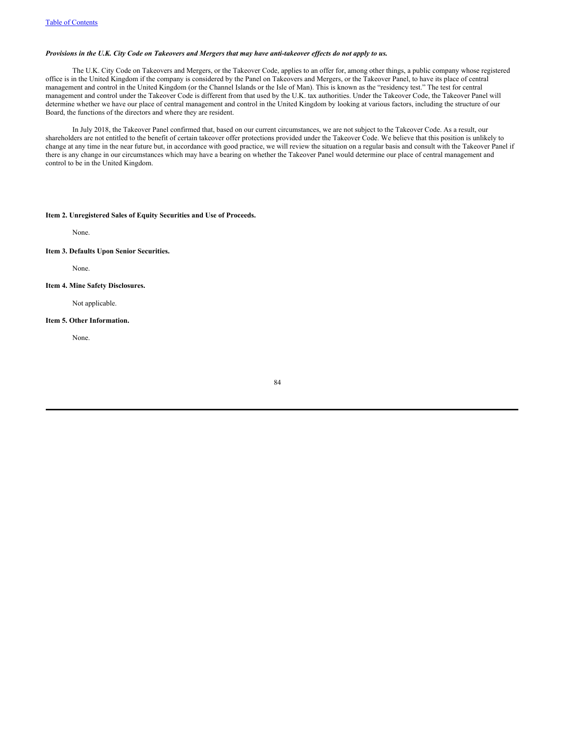***Provisions in the U.K. City Code on Takeovers and Mergers that may have anti-takeover effects do not apply to us.***

The U.K. City Code on Takeovers and Mergers, or the Takeover Code, applies to an offer for, among other things, a public company whose registered office is in the United Kingdom if the company is considered by the Panel on Takeovers and Mergers, or the Takeover Panel, to have its place of central management and control in the United Kingdom (or the Channel Islands or the Isle of Man). This is known as the "residency test." The test for central management and control under the Takeover Code is different from that used by the U.K. tax authorities. Under the Takeover Code, the Takeover Panel will determine whether we have our place of central management and control in the United Kingdom by looking at various factors, including the structure of our Board, the functions of the directors and where they are resident.

In July 2018, the Takeover Panel confirmed that, based on our current circumstances, we are not subject to the Takeover Code. As a result, our shareholders are not entitled to the benefit of certain takeover offer protections provided under the Takeover Code. We believe that this position is unlikely to change at any time in the near future but, in accordance with good practice, we will review the situation on a regular basis and consult with the Takeover Panel if there is any change in our circumstances which may have a bearing on whether the Takeover Panel would determine our place of central management and control to be in the United Kingdom.

**Item 2. Unregistered Sales of Equity Securities and Use of Proceeds.**

None.

**Item 3. Defaults Upon Senior Securities.**

None.

**Item 4. Mine Safety Disclosures.**

Not applicable.

**Item 5. Other Information.**

None.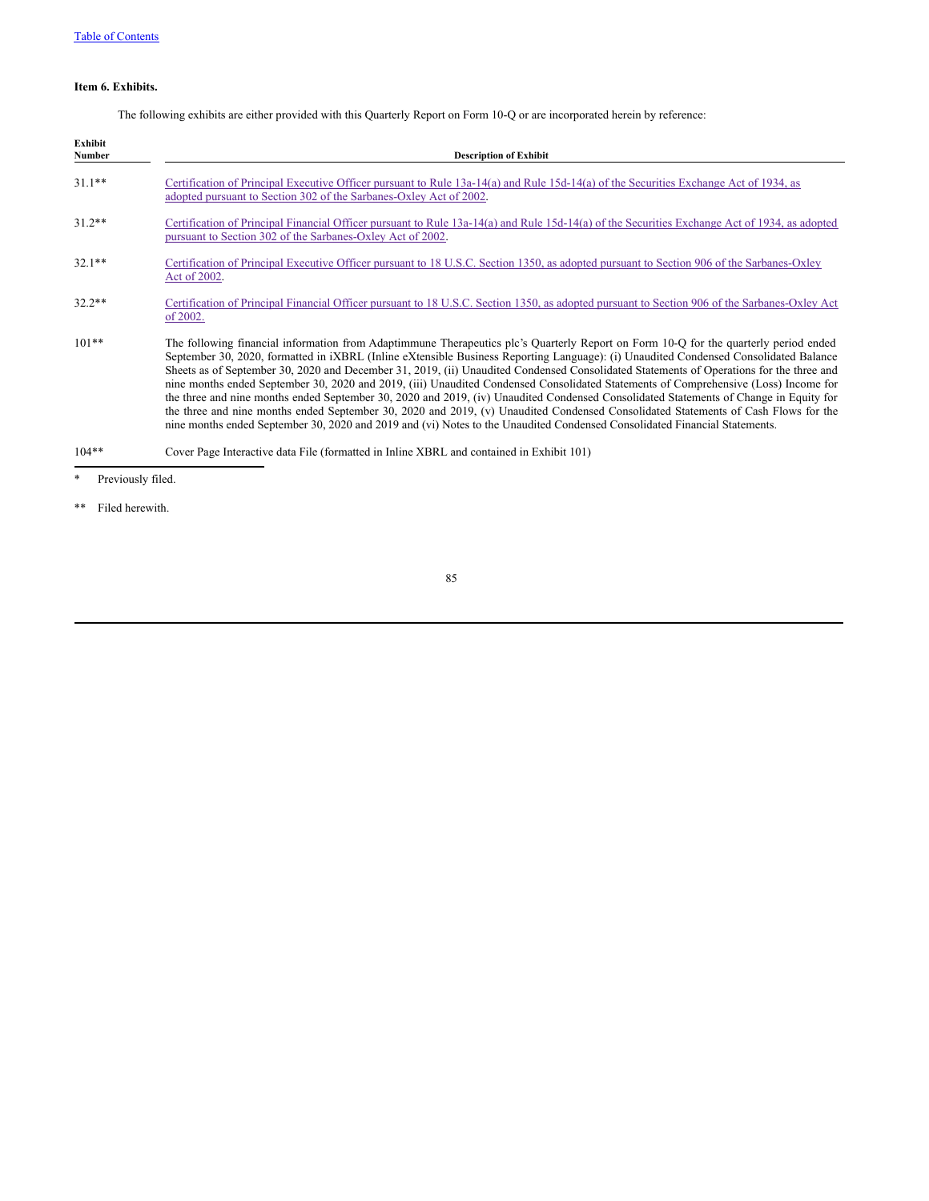**Item 6. Exhibits.**

The following exhibits are either provided with this Quarterly Report on Form 10-Q or are incorporated herein by reference:

| Exhibit Number | Description of Exhibit |
|---|---|
| 31.1** | Certification of Principal Executive Officer pursuant to Rule 13a-14(a) and Rule 15d-14(a) of the Securities Exchange Act of 1934, as adopted pursuant to Section 302 of the Sarbanes-Oxley Act of 2002. |
| 31.2** | Certification of Principal Financial Officer pursuant to Rule 13a-14(a) and Rule 15d-14(a) of the Securities Exchange Act of 1934, as adopted pursuant to Section 302 of the Sarbanes-Oxley Act of 2002. |
| 32.1** | Certification of Principal Executive Officer pursuant to 18 U.S.C. Section 1350, as adopted pursuant to Section 906 of the Sarbanes-Oxley Act of 2002. |
| 32.2** | Certification of Principal Financial Officer pursuant to 18 U.S.C. Section 1350, as adopted pursuant to Section 906 of the Sarbanes-Oxley Act of 2002. |
| 101** | The following financial information from Adaptimmune Therapeutics plc's Quarterly Report on Form 10-Q for the quarterly period ended September 30, 2020, formatted in iXBRL (Inline eXtensible Business Reporting Language): (i) Unaudited Condensed Consolidated Balance Sheets as of September 30, 2020 and December 31, 2019, (ii) Unaudited Condensed Consolidated Statements of Operations for the three and nine months ended September 30, 2020 and 2019, (iii) Unaudited Condensed Consolidated Statements of Comprehensive (Loss) Income for the three and nine months ended September 30, 2020 and 2019, (iv) Unaudited Condensed Consolidated Statements of Change in Equity for the three and nine months ended September 30, 2020 and 2019, (v) Unaudited Condensed Consolidated Statements of Cash Flows for the nine months ended September 30, 2020 and 2019 and (vi) Notes to the Unaudited Condensed Consolidated Financial Statements. |
| 104** | Cover Page Interactive data File (formatted in Inline XBRL and contained in Exhibit 101) |

\* Previously filed.

** Filed herewith.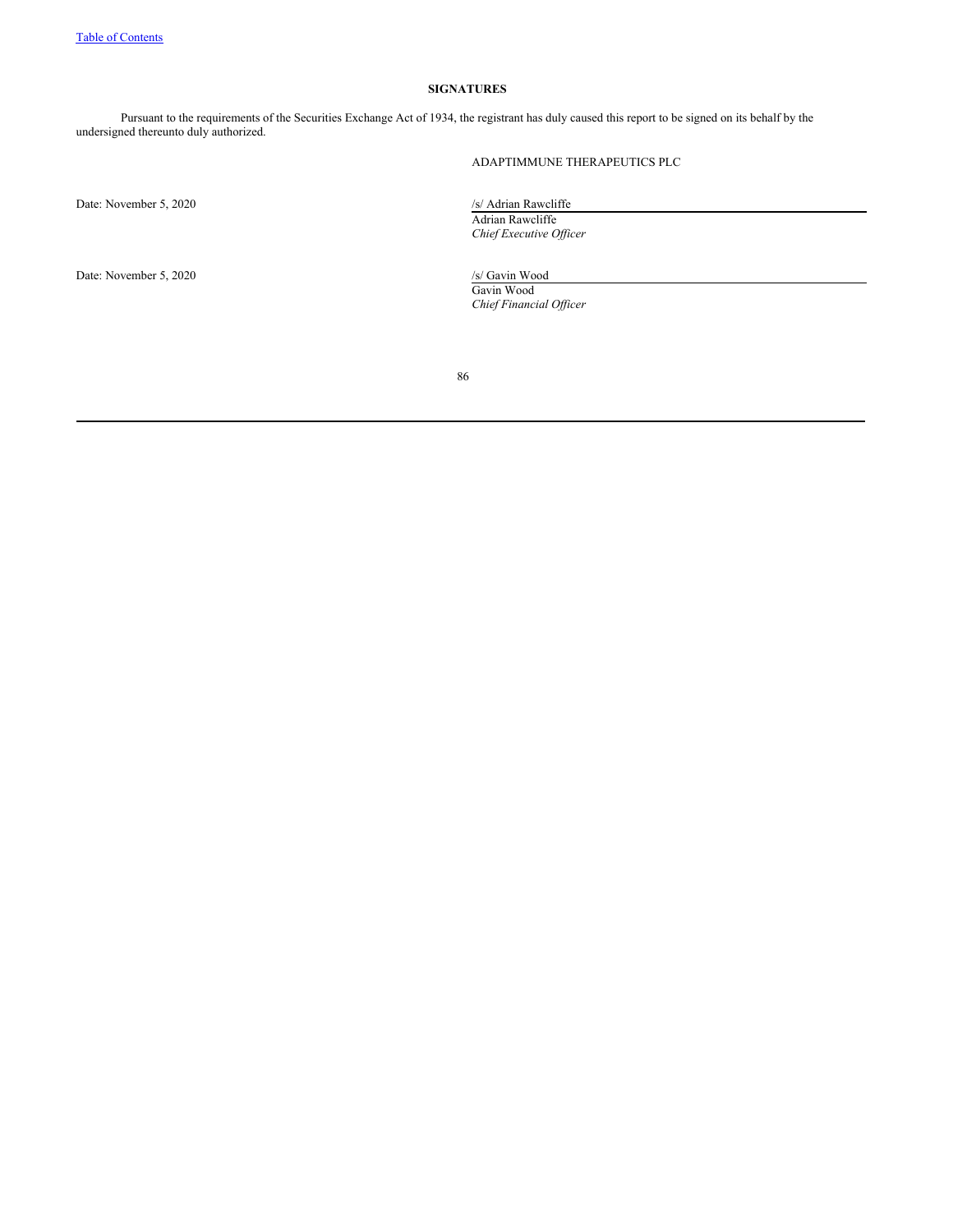## SIGNATURES

Pursuant to the requirements of the Securities Exchange Act of 1934, the registrant has duly caused this report to be signed on its behalf by the undersigned thereunto duly authorized.

ADAPTIMMUNE THERAPEUTICS PLC

Date: November 5, 2020

/s/ Adrian Rawcliffe
Adrian Rawcliffe
*Chief Executive Officer*

Date: November 5, 2020

/s/ Gavin Wood
Gavin Wood
*Chief Financial Officer*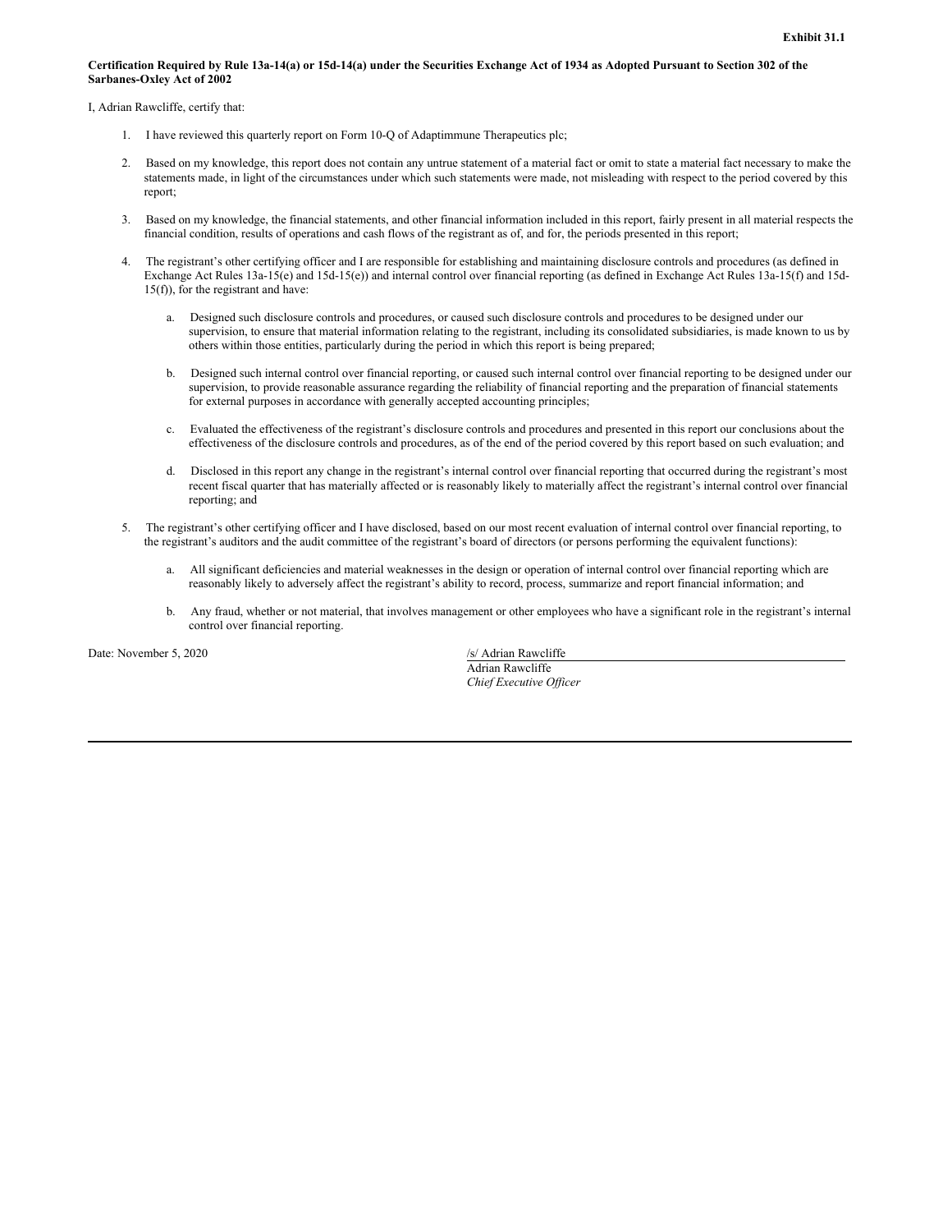**Exhibit 31.1**

**Certification Required by Rule 13a-14(a) or 15d-14(a) under the Securities Exchange Act of 1934 as Adopted Pursuant to Section 302 of the Sarbanes-Oxley Act of 2002**

I, Adrian Rawcliffe, certify that:

1. I have reviewed this quarterly report on Form 10-Q of Adaptimmune Therapeutics plc;

2. Based on my knowledge, this report does not contain any untrue statement of a material fact or omit to state a material fact necessary to make the statements made, in light of the circumstances under which such statements were made, not misleading with respect to the period covered by this report;

3. Based on my knowledge, the financial statements, and other financial information included in this report, fairly present in all material respects the financial condition, results of operations and cash flows of the registrant as of, and for, the periods presented in this report;

4. The registrant's other certifying officer and I are responsible for establishing and maintaining disclosure controls and procedures (as defined in Exchange Act Rules 13a-15(e) and 15d-15(e)) and internal control over financial reporting (as defined in Exchange Act Rules 13a-15(f) and 15d-15(f)), for the registrant and have:

   a. Designed such disclosure controls and procedures, or caused such disclosure controls and procedures to be designed under our supervision, to ensure that material information relating to the registrant, including its consolidated subsidiaries, is made known to us by others within those entities, particularly during the period in which this report is being prepared;

   b. Designed such internal control over financial reporting, or caused such internal control over financial reporting to be designed under our supervision, to provide reasonable assurance regarding the reliability of financial reporting and the preparation of financial statements for external purposes in accordance with generally accepted accounting principles;

   c. Evaluated the effectiveness of the registrant's disclosure controls and procedures and presented in this report our conclusions about the effectiveness of the disclosure controls and procedures, as of the end of the period covered by this report based on such evaluation; and

   d. Disclosed in this report any change in the registrant's internal control over financial reporting that occurred during the registrant's most recent fiscal quarter that has materially affected or is reasonably likely to materially affect the registrant's internal control over financial reporting; and

5. The registrant's other certifying officer and I have disclosed, based on our most recent evaluation of internal control over financial reporting, to the registrant's auditors and the audit committee of the registrant's board of directors (or persons performing the equivalent functions):

   a. All significant deficiencies and material weaknesses in the design or operation of internal control over financial reporting which are reasonably likely to adversely affect the registrant's ability to record, process, summarize and report financial information; and

   b. Any fraud, whether or not material, that involves management or other employees who have a significant role in the registrant's internal control over financial reporting.

Date: November 5, 2020

/s/ Adrian Rawcliffe
Adrian Rawcliffe
*Chief Executive Officer*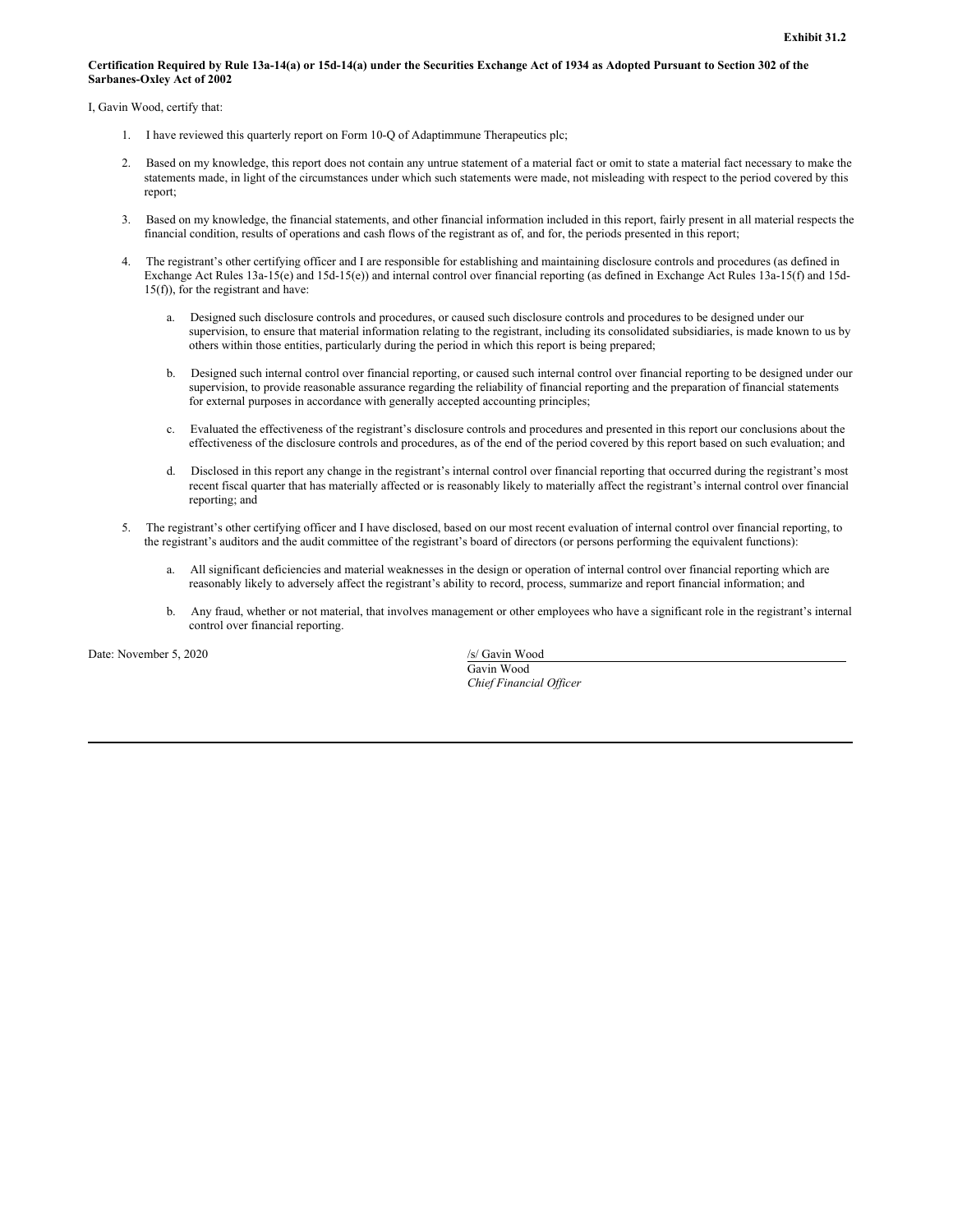**Exhibit 31.2**

**Certification Required by Rule 13a-14(a) or 15d-14(a) under the Securities Exchange Act of 1934 as Adopted Pursuant to Section 302 of the Sarbanes-Oxley Act of 2002**

I, Gavin Wood, certify that:

1. I have reviewed this quarterly report on Form 10-Q of Adaptimmune Therapeutics plc;

2. Based on my knowledge, this report does not contain any untrue statement of a material fact or omit to state a material fact necessary to make the statements made, in light of the circumstances under which such statements were made, not misleading with respect to the period covered by this report;

3. Based on my knowledge, the financial statements, and other financial information included in this report, fairly present in all material respects the financial condition, results of operations and cash flows of the registrant as of, and for, the periods presented in this report;

4. The registrant's other certifying officer and I are responsible for establishing and maintaining disclosure controls and procedures (as defined in Exchange Act Rules 13a-15(e) and 15d-15(e)) and internal control over financial reporting (as defined in Exchange Act Rules 13a-15(f) and 15d-15(f)), for the registrant and have:

   a. Designed such disclosure controls and procedures, or caused such disclosure controls and procedures to be designed under our supervision, to ensure that material information relating to the registrant, including its consolidated subsidiaries, is made known to us by others within those entities, particularly during the period in which this report is being prepared;

   b. Designed such internal control over financial reporting, or caused such internal control over financial reporting to be designed under our supervision, to provide reasonable assurance regarding the reliability of financial reporting and the preparation of financial statements for external purposes in accordance with generally accepted accounting principles;

   c. Evaluated the effectiveness of the registrant's disclosure controls and procedures and presented in this report our conclusions about the effectiveness of the disclosure controls and procedures, as of the end of the period covered by this report based on such evaluation; and

   d. Disclosed in this report any change in the registrant's internal control over financial reporting that occurred during the registrant's most recent fiscal quarter that has materially affected or is reasonably likely to materially affect the registrant's internal control over financial reporting; and

5. The registrant's other certifying officer and I have disclosed, based on our most recent evaluation of internal control over financial reporting, to the registrant's auditors and the audit committee of the registrant's board of directors (or persons performing the equivalent functions):

   a. All significant deficiencies and material weaknesses in the design or operation of internal control over financial reporting which are reasonably likely to adversely affect the registrant's ability to record, process, summarize and report financial information; and

   b. Any fraud, whether or not material, that involves management or other employees who have a significant role in the registrant's internal control over financial reporting.

Date: November 5, 2020

/s/ Gavin Wood
Gavin Wood
*Chief Financial Officer*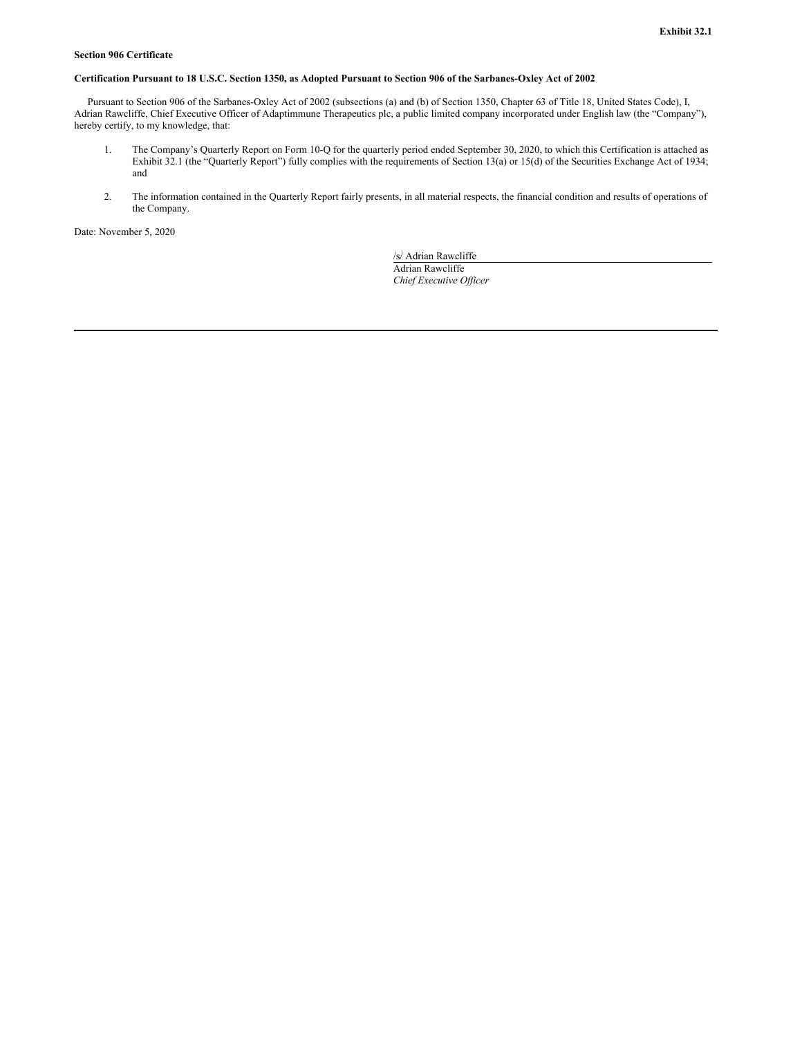**Exhibit 32.1**

**Section 906 Certificate**

**Certification Pursuant to 18 U.S.C. Section 1350, as Adopted Pursuant to Section 906 of the Sarbanes-Oxley Act of 2002**

Pursuant to Section 906 of the Sarbanes-Oxley Act of 2002 (subsections (a) and (b) of Section 1350, Chapter 63 of Title 18, United States Code), I, Adrian Rawcliffe, Chief Executive Officer of Adaptimmune Therapeutics plc, a public limited company incorporated under English law (the "Company"), hereby certify, to my knowledge, that:

1. The Company's Quarterly Report on Form 10-Q for the quarterly period ended September 30, 2020, to which this Certification is attached as Exhibit 32.1 (the "Quarterly Report") fully complies with the requirements of Section 13(a) or 15(d) of the Securities Exchange Act of 1934; and

2. The information contained in the Quarterly Report fairly presents, in all material respects, the financial condition and results of operations of the Company.

Date: November 5, 2020

/s/ Adrian Rawcliffe
Adrian Rawcliffe
*Chief Executive Officer*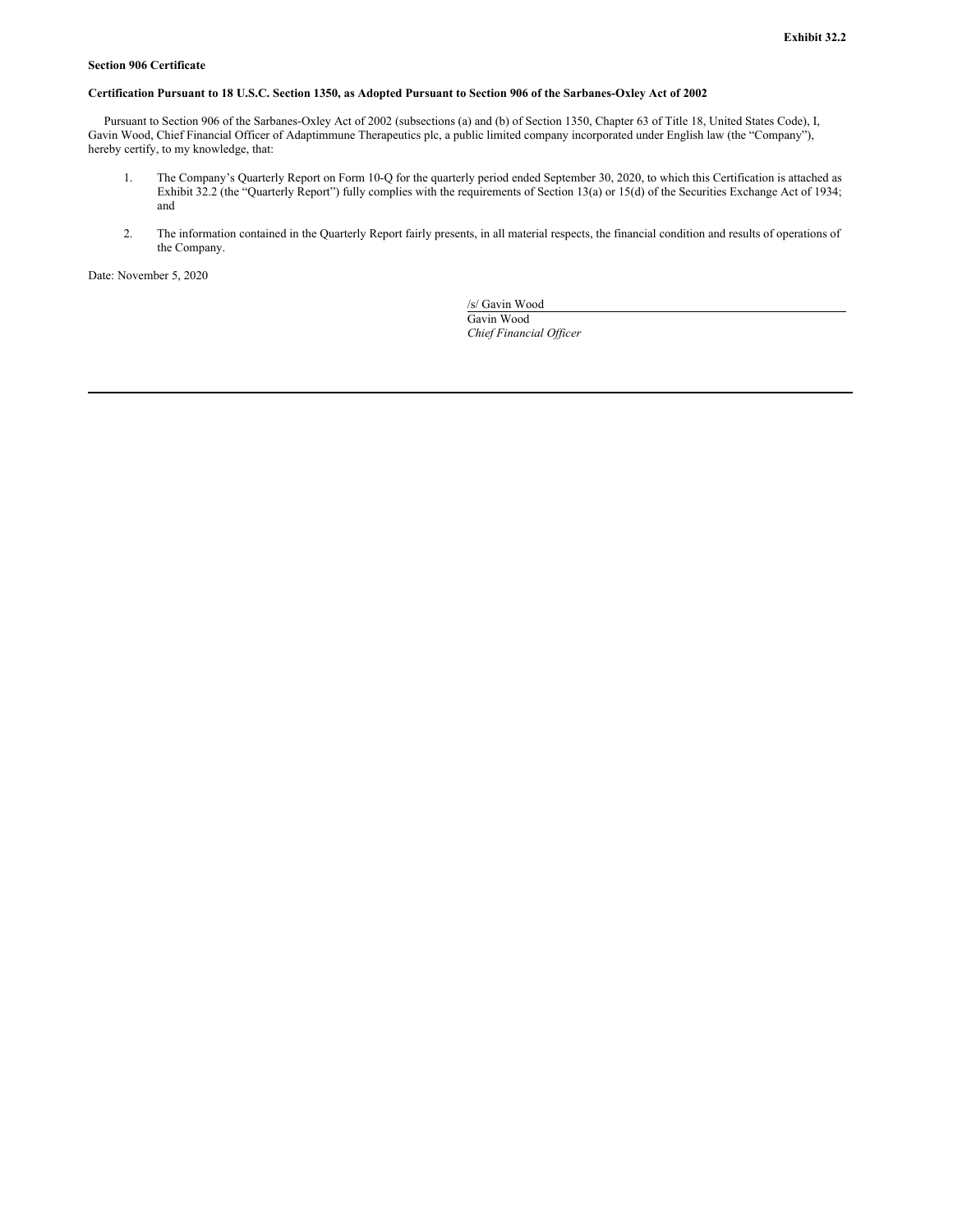**Exhibit 32.2**

**Section 906 Certificate**

**Certification Pursuant to 18 U.S.C. Section 1350, as Adopted Pursuant to Section 906 of the Sarbanes-Oxley Act of 2002**

Pursuant to Section 906 of the Sarbanes-Oxley Act of 2002 (subsections (a) and (b) of Section 1350, Chapter 63 of Title 18, United States Code), I, Gavin Wood, Chief Financial Officer of Adaptimmune Therapeutics plc, a public limited company incorporated under English law (the "Company"), hereby certify, to my knowledge, that:

1. The Company's Quarterly Report on Form 10-Q for the quarterly period ended September 30, 2020, to which this Certification is attached as Exhibit 32.2 (the "Quarterly Report") fully complies with the requirements of Section 13(a) or 15(d) of the Securities Exchange Act of 1934; and

2. The information contained in the Quarterly Report fairly presents, in all material respects, the financial condition and results of operations of the Company.

Date: November 5, 2020

/s/ Gavin Wood
Gavin Wood
*Chief Financial Officer*